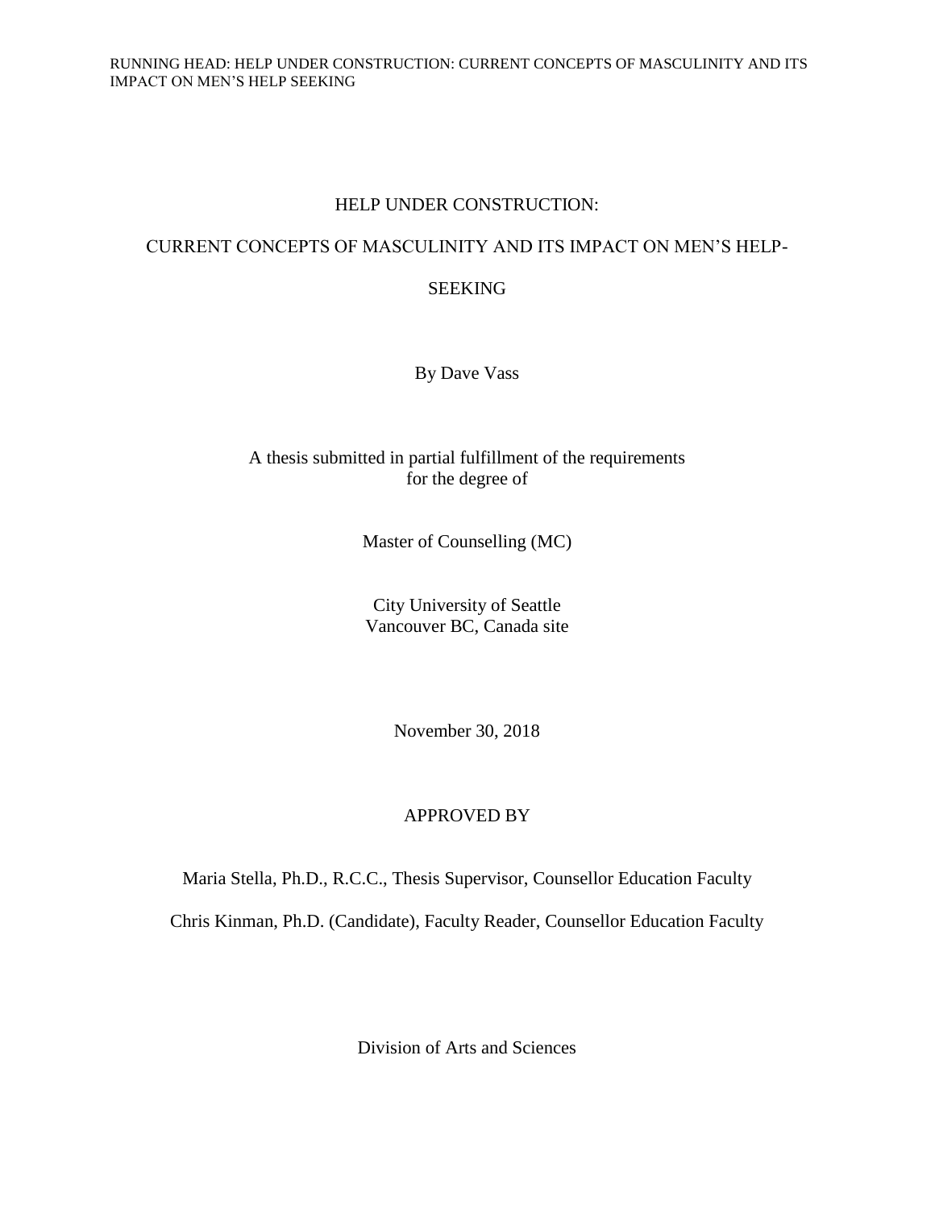# HELP UNDER CONSTRUCTION:

# CURRENT CONCEPTS OF MASCULINITY AND ITS IMPACT ON MEN'S HELP-SEEKING

By Dave Vass

A thesis submitted in partial fulfillment of the requirements
for the degree of

Master of Counselling (MC)

City University of Seattle
Vancouver BC, Canada site

November 30, 2018

APPROVED BY

Maria Stella, Ph.D., R.C.C., Thesis Supervisor, Counsellor Education Faculty

Chris Kinman, Ph.D. (Candidate), Faculty Reader, Counsellor Education Faculty

Division of Arts and Sciences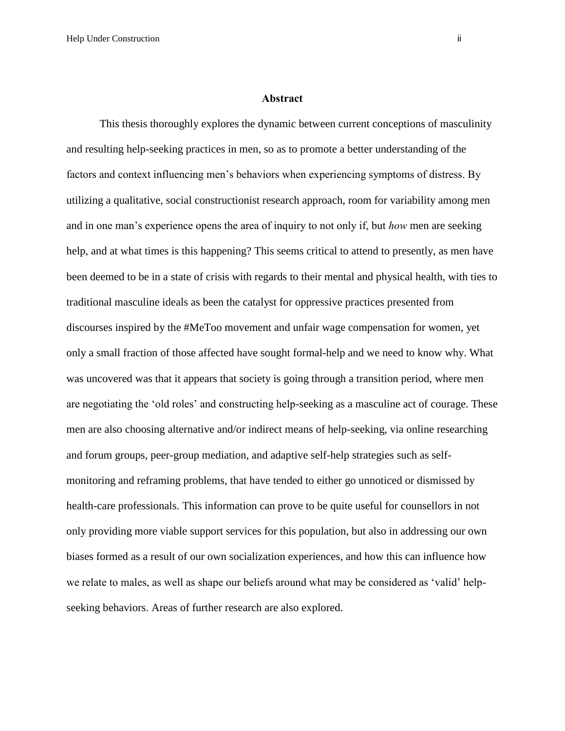## Abstract

This thesis thoroughly explores the dynamic between current conceptions of masculinity and resulting help-seeking practices in men, so as to promote a better understanding of the factors and context influencing men's behaviors when experiencing symptoms of distress. By utilizing a qualitative, social constructionist research approach, room for variability among men and in one man's experience opens the area of inquiry to not only if, but *how* men are seeking help, and at what times is this happening? This seems critical to attend to presently, as men have been deemed to be in a state of crisis with regards to their mental and physical health, with ties to traditional masculine ideals as been the catalyst for oppressive practices presented from discourses inspired by the #MeToo movement and unfair wage compensation for women, yet only a small fraction of those affected have sought formal-help and we need to know why. What was uncovered was that it appears that society is going through a transition period, where men are negotiating the 'old roles' and constructing help-seeking as a masculine act of courage. These men are also choosing alternative and/or indirect means of help-seeking, via online researching and forum groups, peer-group mediation, and adaptive self-help strategies such as self-monitoring and reframing problems, that have tended to either go unnoticed or dismissed by health-care professionals. This information can prove to be quite useful for counsellors in not only providing more viable support services for this population, but also in addressing our own biases formed as a result of our own socialization experiences, and how this can influence how we relate to males, as well as shape our beliefs around what may be considered as 'valid' help-seeking behaviors. Areas of further research are also explored.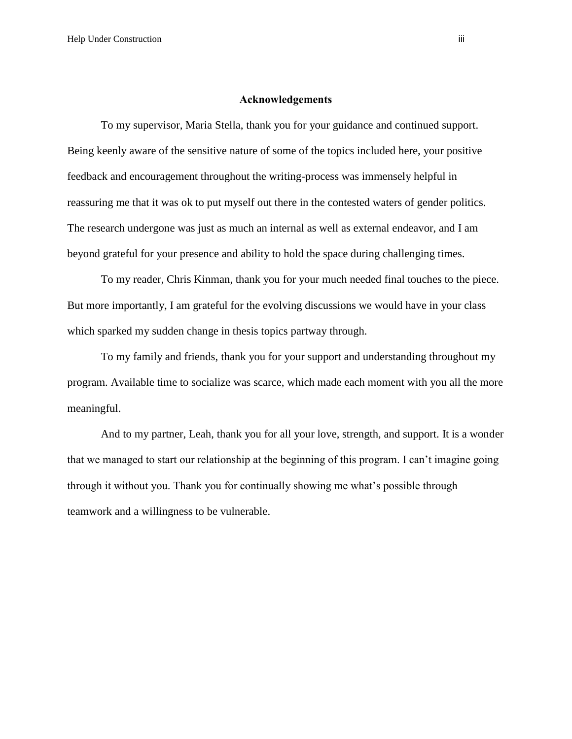## Acknowledgements

To my supervisor, Maria Stella, thank you for your guidance and continued support. Being keenly aware of the sensitive nature of some of the topics included here, your positive feedback and encouragement throughout the writing-process was immensely helpful in reassuring me that it was ok to put myself out there in the contested waters of gender politics. The research undergone was just as much an internal as well as external endeavor, and I am beyond grateful for your presence and ability to hold the space during challenging times.

To my reader, Chris Kinman, thank you for your much needed final touches to the piece. But more importantly, I am grateful for the evolving discussions we would have in your class which sparked my sudden change in thesis topics partway through.

To my family and friends, thank you for your support and understanding throughout my program. Available time to socialize was scarce, which made each moment with you all the more meaningful.

And to my partner, Leah, thank you for all your love, strength, and support. It is a wonder that we managed to start our relationship at the beginning of this program. I can’t imagine going through it without you. Thank you for continually showing me what’s possible through teamwork and a willingness to be vulnerable.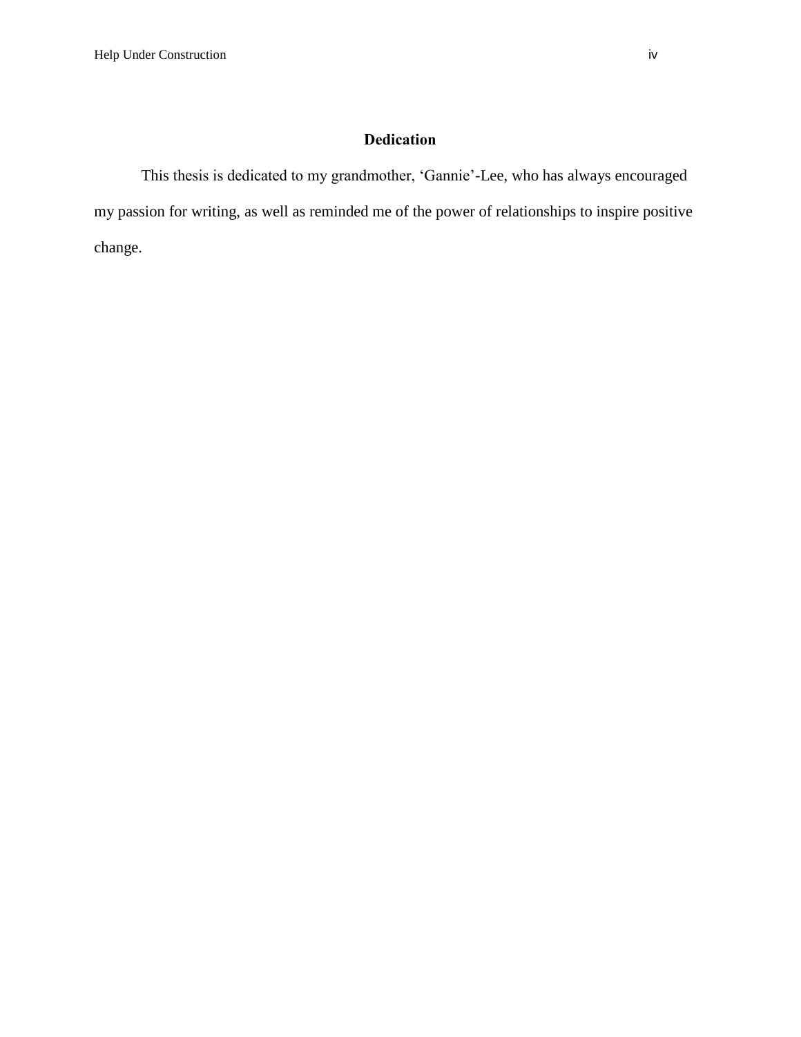## Dedication

This thesis is dedicated to my grandmother, 'Gannie'-Lee, who has always encouraged my passion for writing, as well as reminded me of the power of relationships to inspire positive change.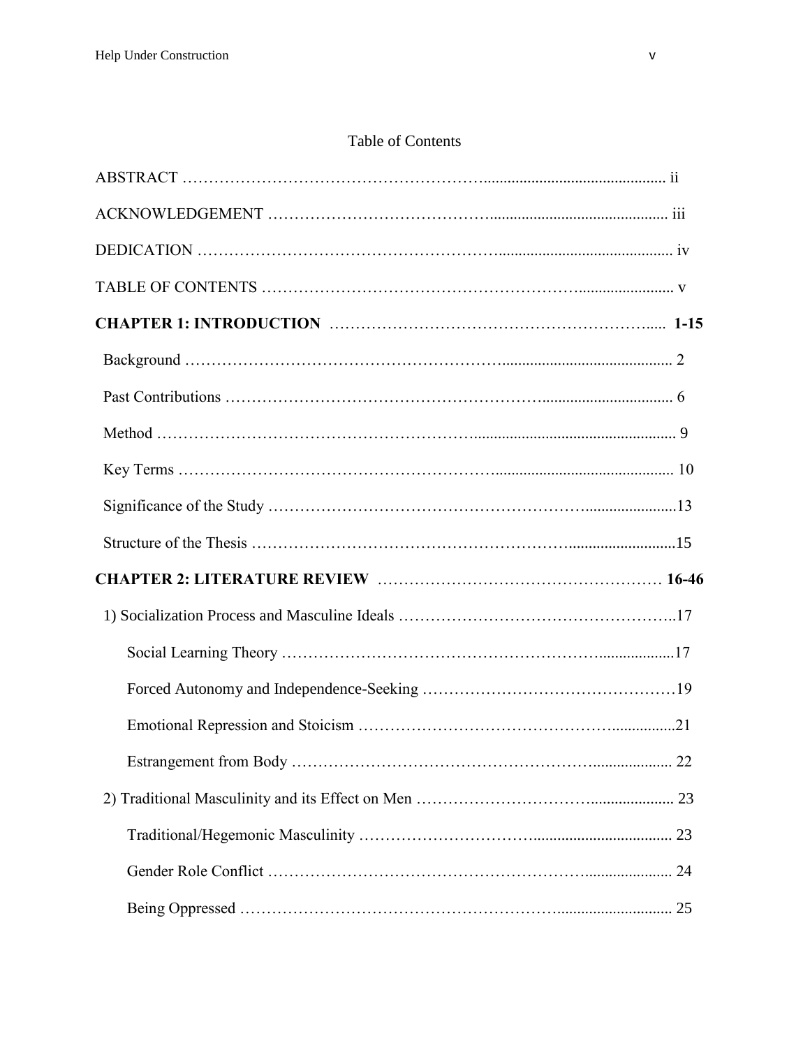# Table of Contents

ABSTRACT ........................................................................................................ ii

ACKNOWLEDGEMENT ........................................................................................ iii

DEDICATION ..................................................................................................... iv

TABLE OF CONTENTS ........................................................................................ v

**CHAPTER 1: INTRODUCTION ............................................................................ 1-15**

Background ........................................................................................................ 2

Past Contributions ............................................................................................... 6

Method ............................................................................................................... 9

Key Terms ......................................................................................................... 10

Significance of the Study ..................................................................................... 13

Structure of the Thesis ........................................................................................ 15

**CHAPTER 2: LITERATURE REVIEW ................................................................. 16-46**

1) Socialization Process and Masculine Ideals .......................................................... 17

Social Learning Theory ........................................................................................ 17

Forced Autonomy and Independence-Seeking .......................................................... 19

Emotional Repression and Stoicism ....................................................................... 21

Estrangement from Body ...................................................................................... 22

2) Traditional Masculinity and its Effect on Men ....................................................... 23

Traditional/Hegemonic Masculinity ......................................................................... 23

Gender Role Conflict ............................................................................................ 24

Being Oppressed .................................................................................................. 25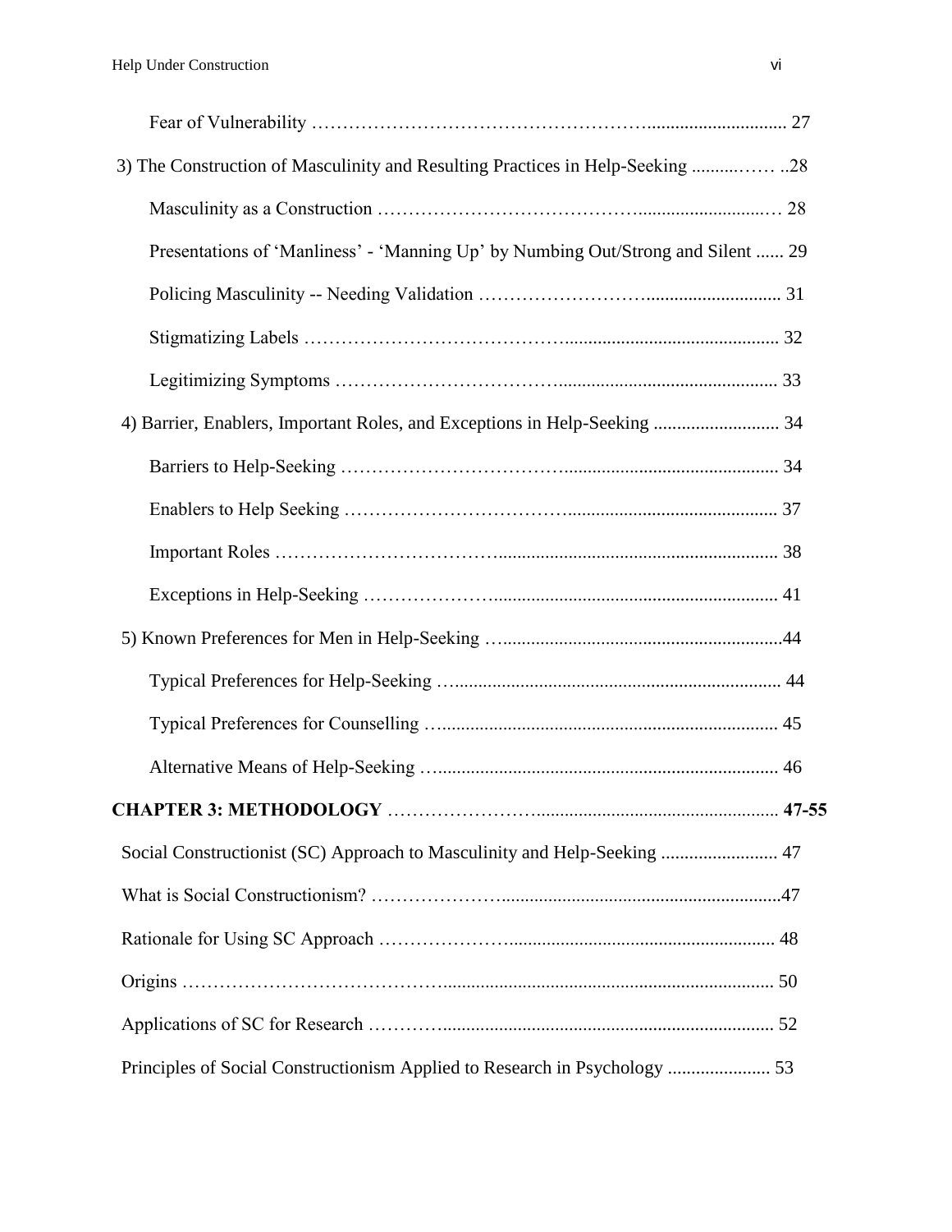Fear of Vulnerability ………………………………………………............................ 27

3) The Construction of Masculinity and Resulting Practices in Help-Seeking ..........…… ..28

Masculinity as a Construction …………………………………............................… 28

Presentations of 'Manliness' - 'Manning Up' by Numbing Out/Strong and Silent ...... 29

Policing Masculinity -- Needing Validation …………………….............................. 31

Stigmatizing Labels …………………………………............................................. 32

Legitimizing Symptoms ……………………………............................................. 33

4) Barrier, Enablers, Important Roles, and Exceptions in Help-Seeking ........................... 34

Barriers to Help-Seeking …………………………….............................................. 34

Enablers to Help Seeking …………………………….............................................. 37

Important Roles …………………………….............................................................. 38

Exceptions in Help-Seeking ……………….............................................................. 41

5) Known Preferences for Men in Help-Seeking …...........................................................44

Typical Preferences for Help-Seeking …..................................................................... 44

Typical Preferences for Counselling …........................................................................ 45

Alternative Means of Help-Seeking …......................................................................... 46

**CHAPTER 3: METHODOLOGY** …………………….................................................. **47-55**

Social Constructionist (SC) Approach to Masculinity and Help-Seeking ......................... 47

What is Social Constructionism? ……………….........................................................47

Rationale for Using SC Approach ………………....................................................... 48

Origins ………………………………….................................................................... 50

Applications of SC for Research …………..................................................................... 52

Principles of Social Constructionism Applied to Research in Psychology ...................... 53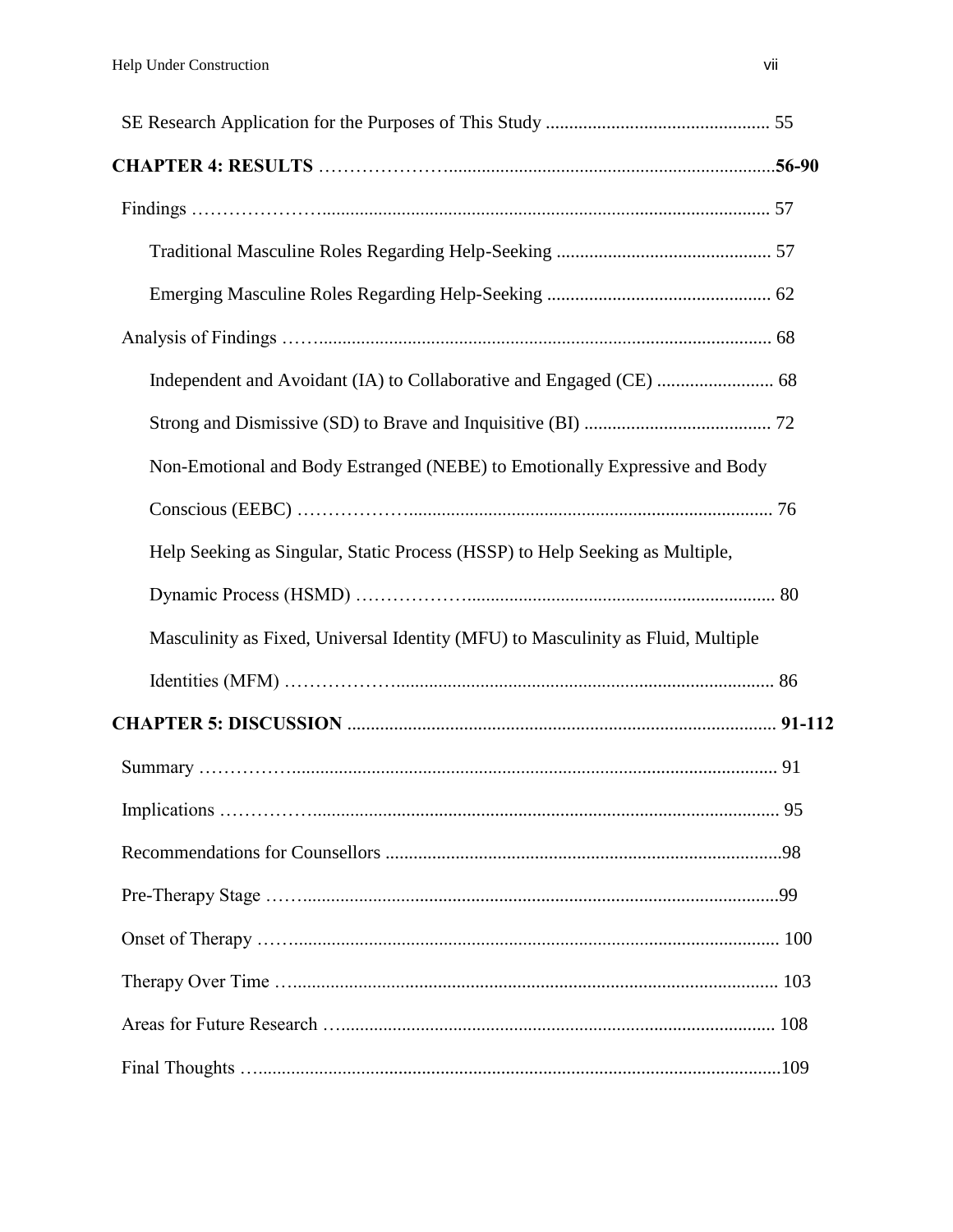SE Research Application for the Purposes of This Study ................................................ 55

**CHAPTER 4: RESULTS** …………………......................................................................**56-90**

Findings …………………................................................................................................. 57

Traditional Masculine Roles Regarding Help-Seeking .............................................. 57

Emerging Masculine Roles Regarding Help-Seeking ................................................ 62

Analysis of Findings ……................................................................................................ 68

Independent and Avoidant (IA) to Collaborative and Engaged (CE) ......................... 68

Strong and Dismissive (SD) to Brave and Inquisitive (BI) ........................................ 72

Non-Emotional and Body Estranged (NEBE) to Emotionally Expressive and Body Conscious (EEBC) ……………….............................................................................. 76

Help Seeking as Singular, Static Process (HSSP) to Help Seeking as Multiple, Dynamic Process (HSMD) ……………….................................................................. 80

Masculinity as Fixed, Universal Identity (MFU) to Masculinity as Fluid, Multiple Identities (MFM) ………………................................................................................. 86

**CHAPTER 5: DISCUSSION** ........................................................................................... **91-112**

Summary …………….......................................................................................................... 91

Implications ……………..................................................................................................... 95

Recommendations for Counsellors ....................................................................................98

Pre-Therapy Stage ……......................................................................................................99

Onset of Therapy ……......................................................................................................... 100

Therapy Over Time …........................................................................................................ 103

Areas for Future Research …............................................................................................. 108

Final Thoughts …...............................................................................................................109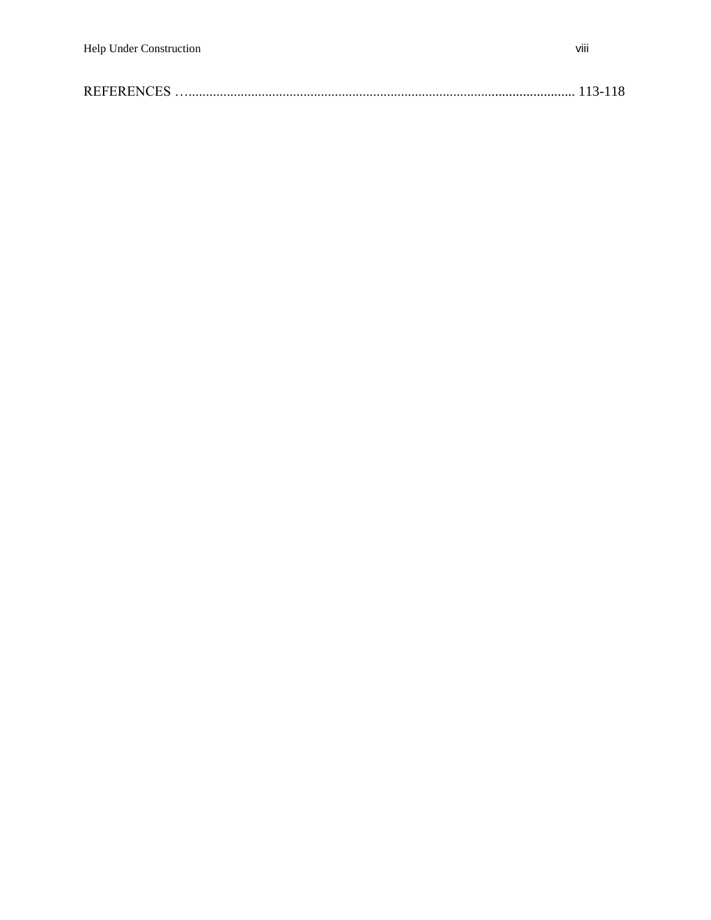REFERENCES …............................................................................................................. 113-118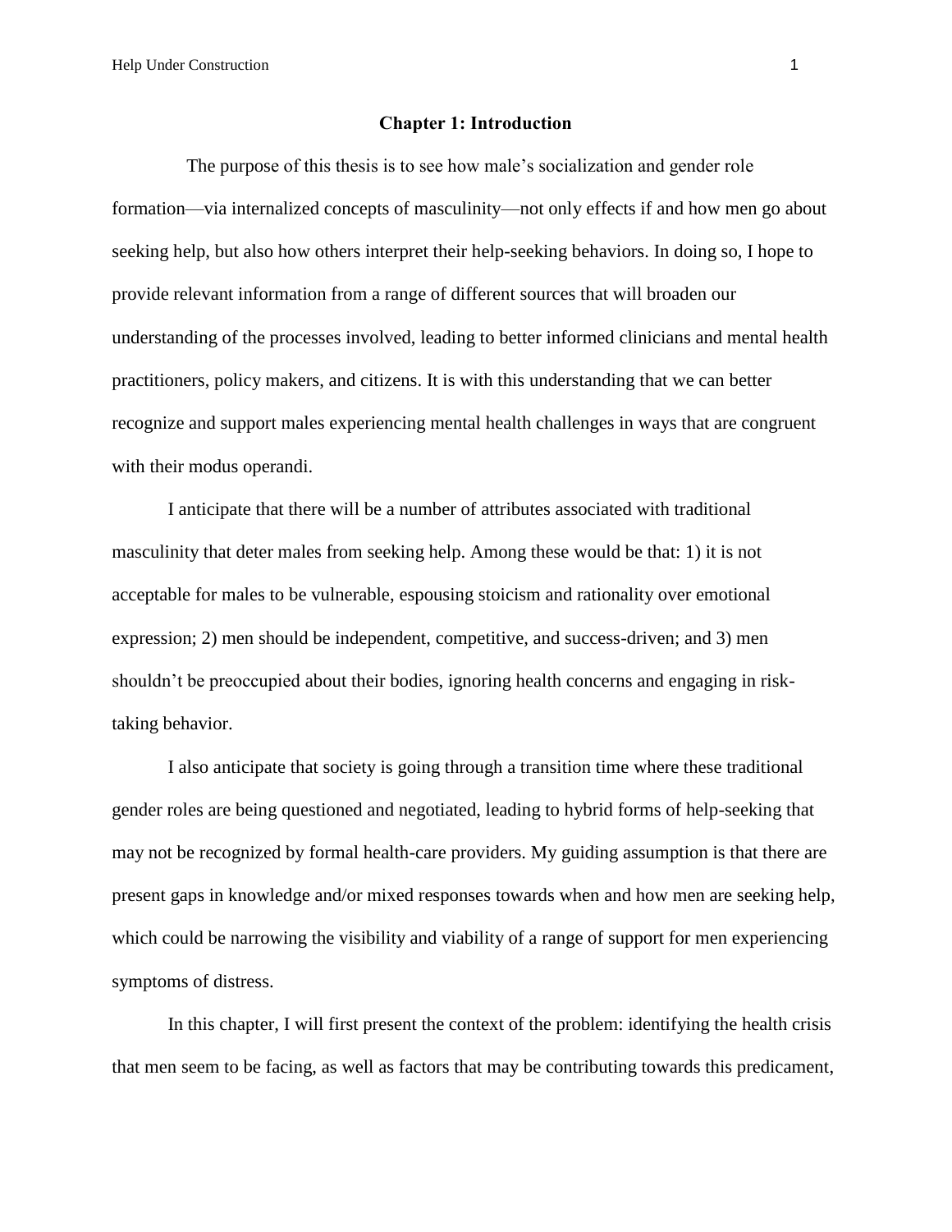# Chapter 1: Introduction

The purpose of this thesis is to see how male's socialization and gender role formation—via internalized concepts of masculinity—not only effects if and how men go about seeking help, but also how others interpret their help-seeking behaviors. In doing so, I hope to provide relevant information from a range of different sources that will broaden our understanding of the processes involved, leading to better informed clinicians and mental health practitioners, policy makers, and citizens. It is with this understanding that we can better recognize and support males experiencing mental health challenges in ways that are congruent with their modus operandi.

I anticipate that there will be a number of attributes associated with traditional masculinity that deter males from seeking help. Among these would be that: 1) it is not acceptable for males to be vulnerable, espousing stoicism and rationality over emotional expression; 2) men should be independent, competitive, and success-driven; and 3) men shouldn't be preoccupied about their bodies, ignoring health concerns and engaging in risk-taking behavior.

I also anticipate that society is going through a transition time where these traditional gender roles are being questioned and negotiated, leading to hybrid forms of help-seeking that may not be recognized by formal health-care providers. My guiding assumption is that there are present gaps in knowledge and/or mixed responses towards when and how men are seeking help, which could be narrowing the visibility and viability of a range of support for men experiencing symptoms of distress.

In this chapter, I will first present the context of the problem: identifying the health crisis that men seem to be facing, as well as factors that may be contributing towards this predicament,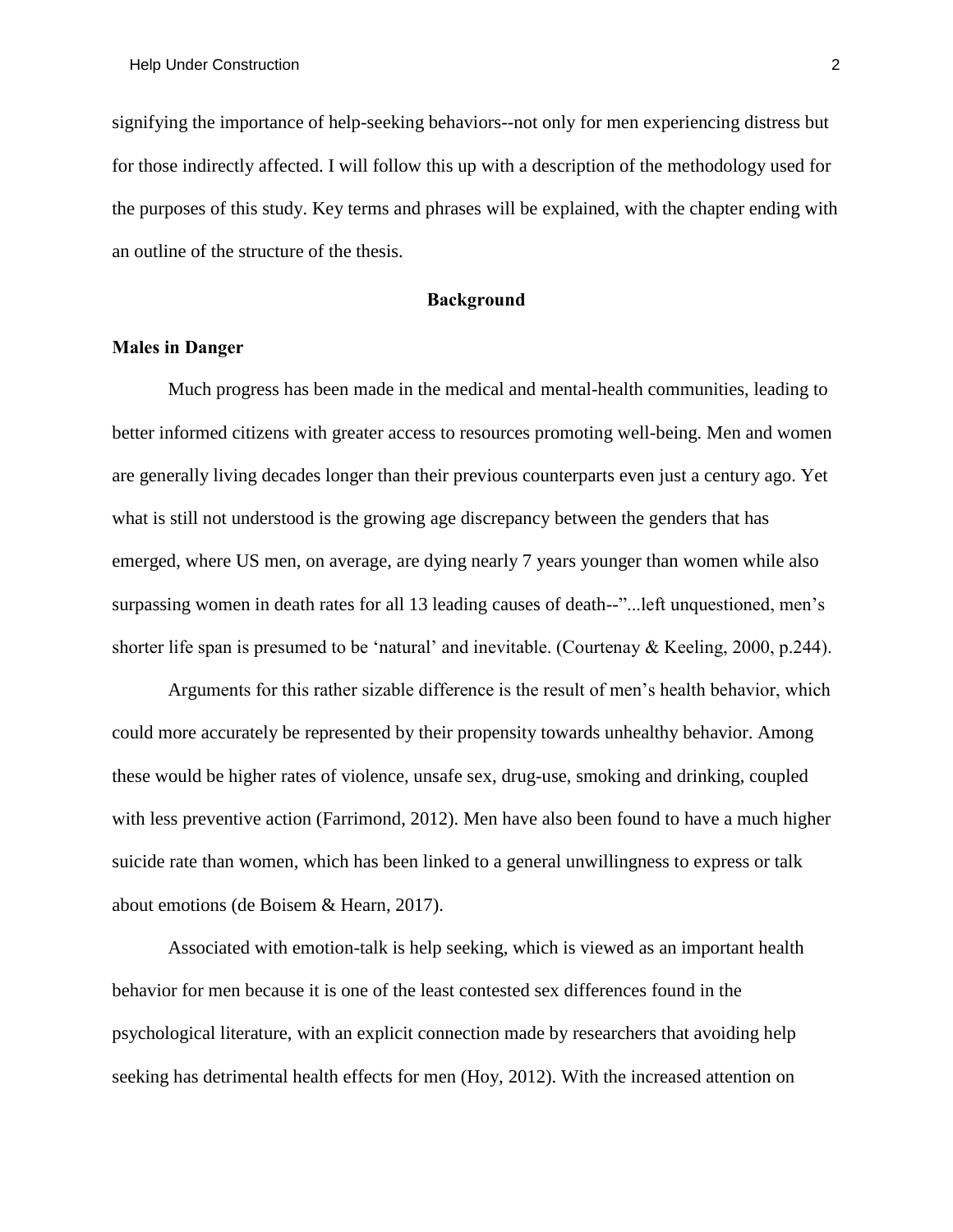signifying the importance of help-seeking behaviors--not only for men experiencing distress but for those indirectly affected. I will follow this up with a description of the methodology used for the purposes of this study. Key terms and phrases will be explained, with the chapter ending with an outline of the structure of the thesis.

## Background

### Males in Danger

Much progress has been made in the medical and mental-health communities, leading to better informed citizens with greater access to resources promoting well-being. Men and women are generally living decades longer than their previous counterparts even just a century ago. Yet what is still not understood is the growing age discrepancy between the genders that has emerged, where US men, on average, are dying nearly 7 years younger than women while also surpassing women in death rates for all 13 leading causes of death--"...left unquestioned, men's shorter life span is presumed to be 'natural' and inevitable. (Courtenay & Keeling, 2000, p.244).

Arguments for this rather sizable difference is the result of men's health behavior, which could more accurately be represented by their propensity towards unhealthy behavior. Among these would be higher rates of violence, unsafe sex, drug-use, smoking and drinking, coupled with less preventive action (Farrimond, 2012). Men have also been found to have a much higher suicide rate than women, which has been linked to a general unwillingness to express or talk about emotions (de Boisem & Hearn, 2017).

Associated with emotion-talk is help seeking, which is viewed as an important health behavior for men because it is one of the least contested sex differences found in the psychological literature, with an explicit connection made by researchers that avoiding help seeking has detrimental health effects for men (Hoy, 2012). With the increased attention on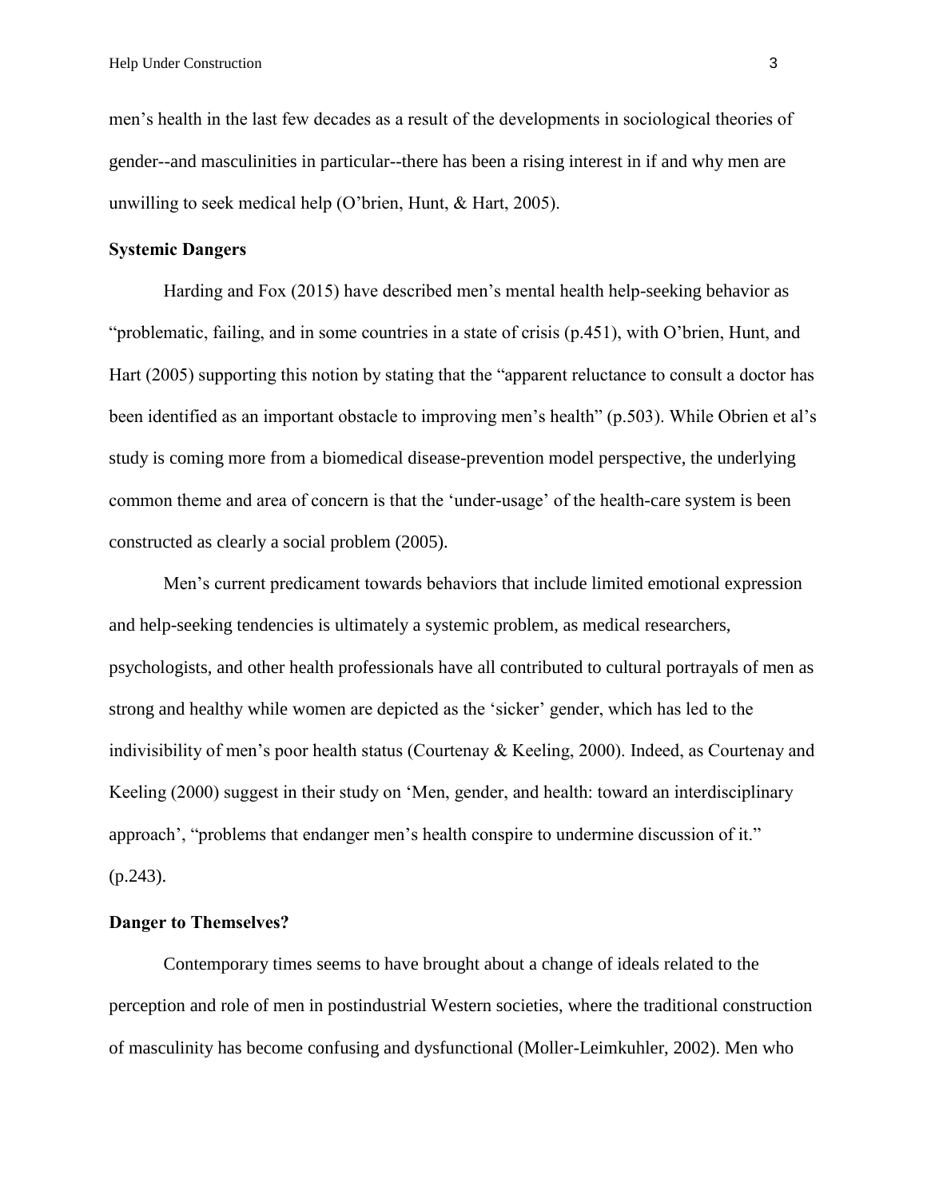men's health in the last few decades as a result of the developments in sociological theories of gender--and masculinities in particular--there has been a rising interest in if and why men are unwilling to seek medical help (O'brien, Hunt, & Hart, 2005).

**Systemic Dangers**

Harding and Fox (2015) have described men's mental health help-seeking behavior as "problematic, failing, and in some countries in a state of crisis (p.451), with O'brien, Hunt, and Hart (2005) supporting this notion by stating that the "apparent reluctance to consult a doctor has been identified as an important obstacle to improving men's health" (p.503). While Obrien et al's study is coming more from a biomedical disease-prevention model perspective, the underlying common theme and area of concern is that the 'under-usage' of the health-care system is been constructed as clearly a social problem (2005).

Men's current predicament towards behaviors that include limited emotional expression and help-seeking tendencies is ultimately a systemic problem, as medical researchers, psychologists, and other health professionals have all contributed to cultural portrayals of men as strong and healthy while women are depicted as the 'sicker' gender, which has led to the indivisibility of men's poor health status (Courtenay & Keeling, 2000). Indeed, as Courtenay and Keeling (2000) suggest in their study on 'Men, gender, and health: toward an interdisciplinary approach', "problems that endanger men's health conspire to undermine discussion of it." (p.243).

**Danger to Themselves?**

Contemporary times seems to have brought about a change of ideals related to the perception and role of men in postindustrial Western societies, where the traditional construction of masculinity has become confusing and dysfunctional (Moller-Leimkuhler, 2002). Men who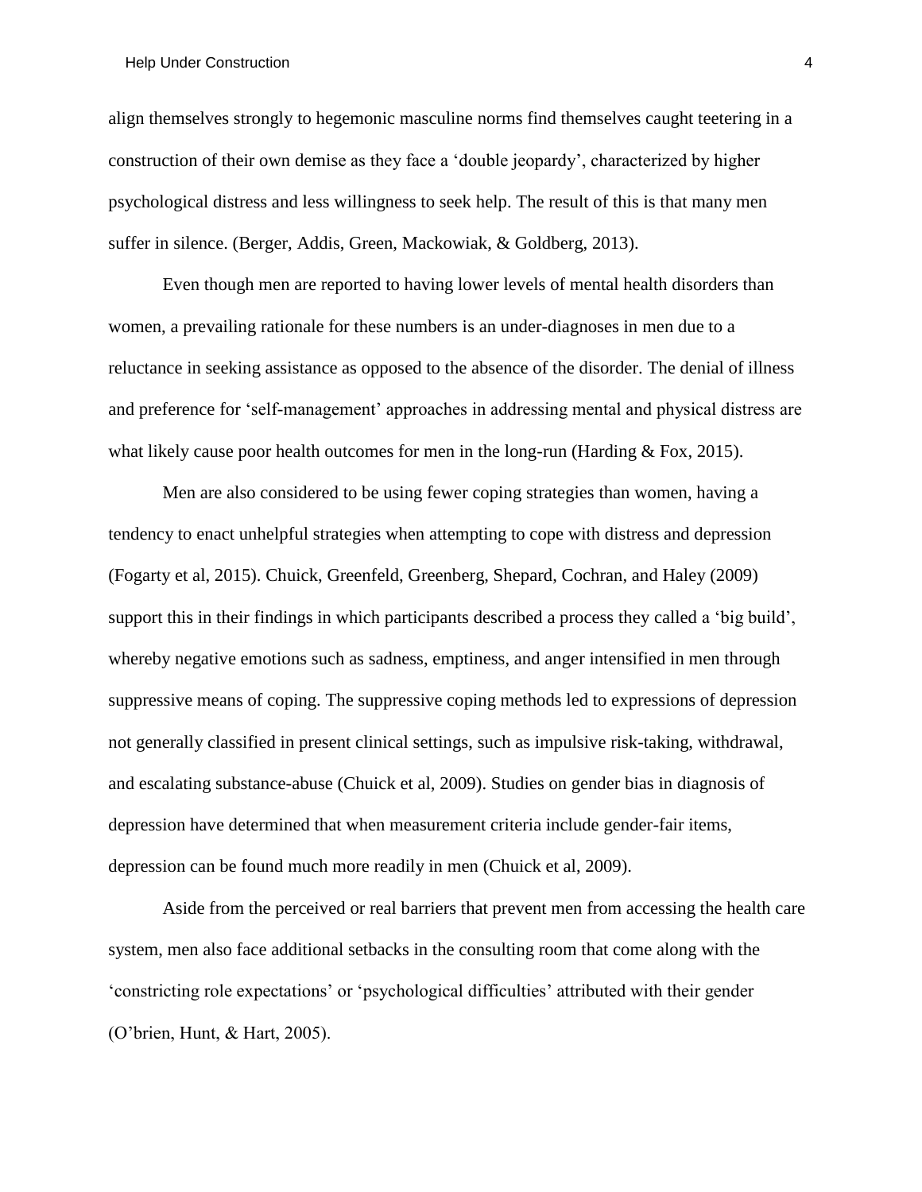align themselves strongly to hegemonic masculine norms find themselves caught teetering in a construction of their own demise as they face a ‘double jeopardy’, characterized by higher psychological distress and less willingness to seek help. The result of this is that many men suffer in silence. (Berger, Addis, Green, Mackowiak, & Goldberg, 2013).

Even though men are reported to having lower levels of mental health disorders than women, a prevailing rationale for these numbers is an under-diagnoses in men due to a reluctance in seeking assistance as opposed to the absence of the disorder. The denial of illness and preference for ‘self-management’ approaches in addressing mental and physical distress are what likely cause poor health outcomes for men in the long-run (Harding & Fox, 2015).

Men are also considered to be using fewer coping strategies than women, having a tendency to enact unhelpful strategies when attempting to cope with distress and depression (Fogarty et al, 2015). Chuick, Greenfeld, Greenberg, Shepard, Cochran, and Haley (2009) support this in their findings in which participants described a process they called a ‘big build’, whereby negative emotions such as sadness, emptiness, and anger intensified in men through suppressive means of coping. The suppressive coping methods led to expressions of depression not generally classified in present clinical settings, such as impulsive risk-taking, withdrawal, and escalating substance-abuse (Chuick et al, 2009). Studies on gender bias in diagnosis of depression have determined that when measurement criteria include gender-fair items, depression can be found much more readily in men (Chuick et al, 2009).

Aside from the perceived or real barriers that prevent men from accessing the health care system, men also face additional setbacks in the consulting room that come along with the ‘constricting role expectations’ or ‘psychological difficulties’ attributed with their gender (O’brien, Hunt, & Hart, 2005).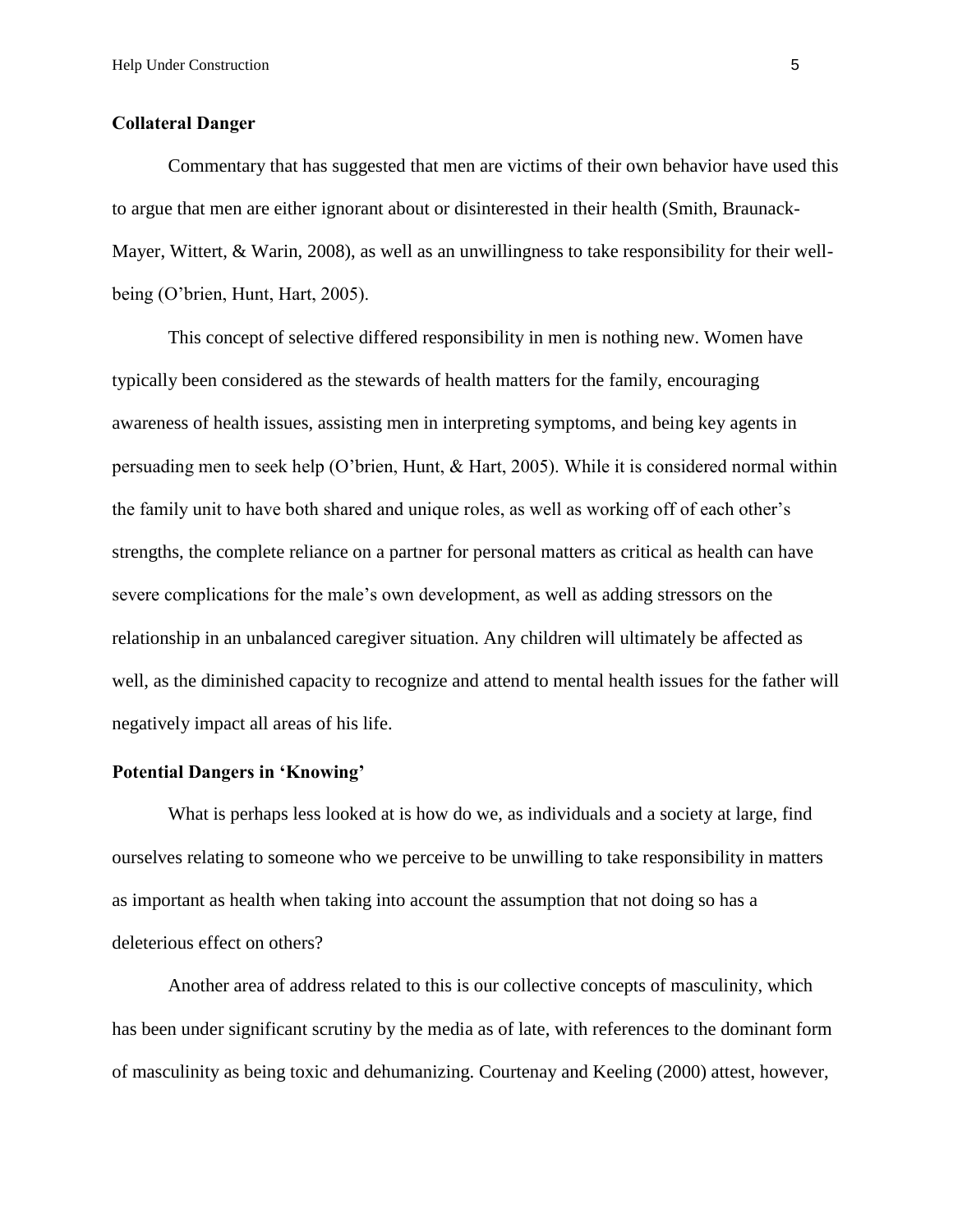## Collateral Danger

Commentary that has suggested that men are victims of their own behavior have used this to argue that men are either ignorant about or disinterested in their health (Smith, Braunack-Mayer, Wittert, & Warin, 2008), as well as an unwillingness to take responsibility for their well-being (O'brien, Hunt, Hart, 2005).

This concept of selective differed responsibility in men is nothing new. Women have typically been considered as the stewards of health matters for the family, encouraging awareness of health issues, assisting men in interpreting symptoms, and being key agents in persuading men to seek help (O'brien, Hunt, & Hart, 2005). While it is considered normal within the family unit to have both shared and unique roles, as well as working off of each other's strengths, the complete reliance on a partner for personal matters as critical as health can have severe complications for the male's own development, as well as adding stressors on the relationship in an unbalanced caregiver situation. Any children will ultimately be affected as well, as the diminished capacity to recognize and attend to mental health issues for the father will negatively impact all areas of his life.

## Potential Dangers in 'Knowing'

What is perhaps less looked at is how do we, as individuals and a society at large, find ourselves relating to someone who we perceive to be unwilling to take responsibility in matters as important as health when taking into account the assumption that not doing so has a deleterious effect on others?

Another area of address related to this is our collective concepts of masculinity, which has been under significant scrutiny by the media as of late, with references to the dominant form of masculinity as being toxic and dehumanizing. Courtenay and Keeling (2000) attest, however,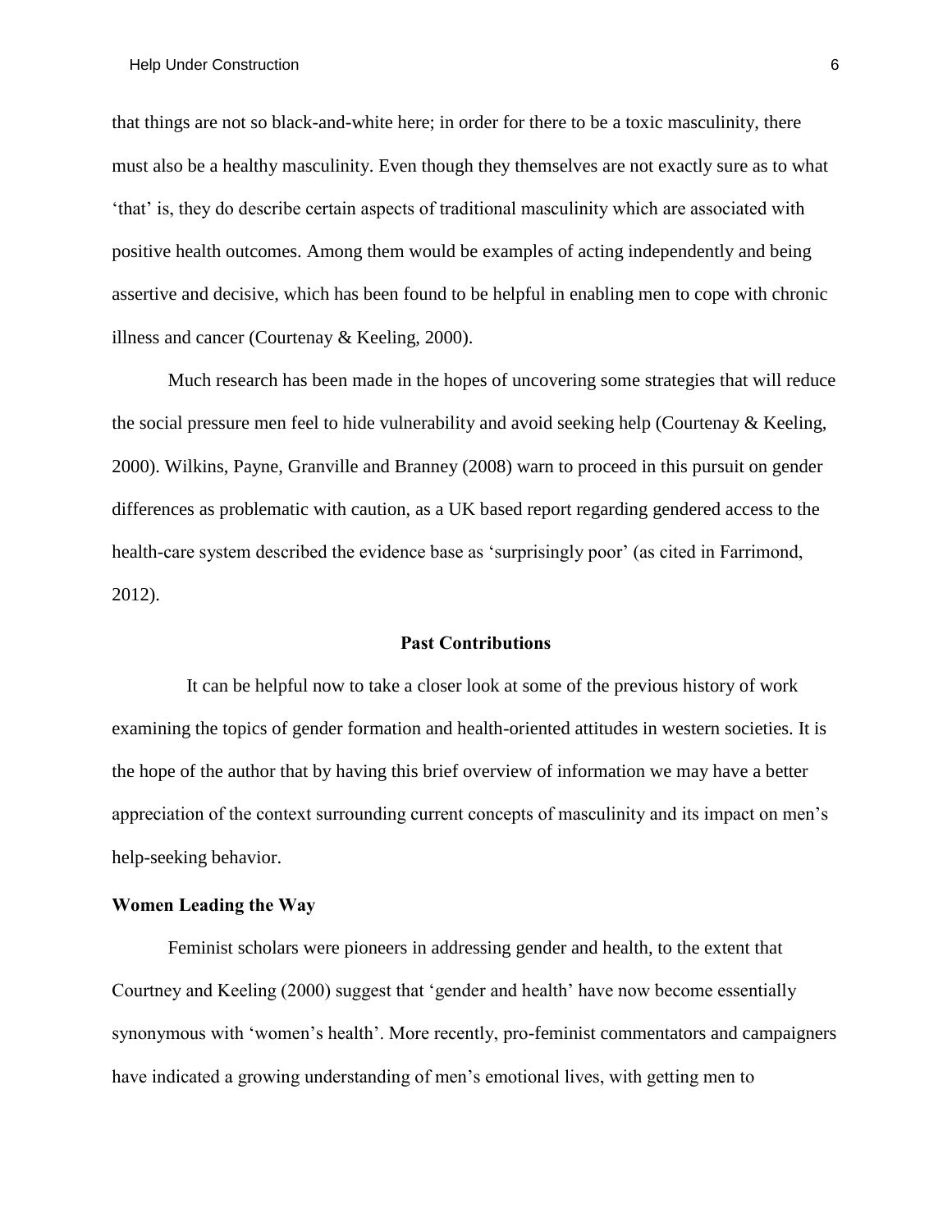that things are not so black-and-white here; in order for there to be a toxic masculinity, there must also be a healthy masculinity. Even though they themselves are not exactly sure as to what 'that' is, they do describe certain aspects of traditional masculinity which are associated with positive health outcomes. Among them would be examples of acting independently and being assertive and decisive, which has been found to be helpful in enabling men to cope with chronic illness and cancer (Courtenay & Keeling, 2000).

Much research has been made in the hopes of uncovering some strategies that will reduce the social pressure men feel to hide vulnerability and avoid seeking help (Courtenay & Keeling, 2000). Wilkins, Payne, Granville and Branney (2008) warn to proceed in this pursuit on gender differences as problematic with caution, as a UK based report regarding gendered access to the health-care system described the evidence base as 'surprisingly poor' (as cited in Farrimond, 2012).

## Past Contributions

It can be helpful now to take a closer look at some of the previous history of work examining the topics of gender formation and health-oriented attitudes in western societies. It is the hope of the author that by having this brief overview of information we may have a better appreciation of the context surrounding current concepts of masculinity and its impact on men's help-seeking behavior.

### Women Leading the Way

Feminist scholars were pioneers in addressing gender and health, to the extent that Courtney and Keeling (2000) suggest that 'gender and health' have now become essentially synonymous with 'women's health'. More recently, pro-feminist commentators and campaigners have indicated a growing understanding of men's emotional lives, with getting men to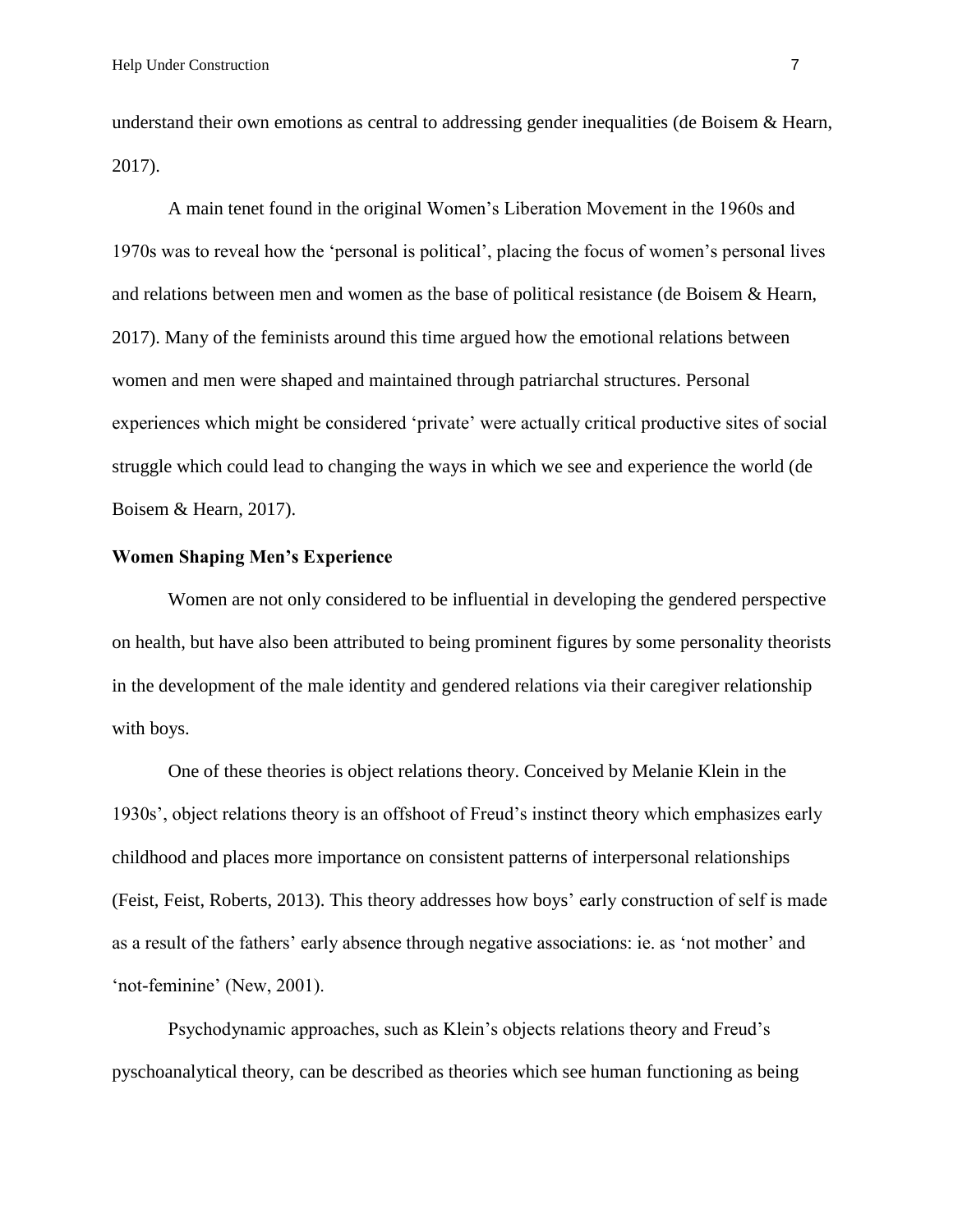understand their own emotions as central to addressing gender inequalities (de Boisem & Hearn, 2017).

A main tenet found in the original Women's Liberation Movement in the 1960s and 1970s was to reveal how the 'personal is political', placing the focus of women's personal lives and relations between men and women as the base of political resistance (de Boisem & Hearn, 2017). Many of the feminists around this time argued how the emotional relations between women and men were shaped and maintained through patriarchal structures. Personal experiences which might be considered 'private' were actually critical productive sites of social struggle which could lead to changing the ways in which we see and experience the world (de Boisem & Hearn, 2017).

### Women Shaping Men's Experience

Women are not only considered to be influential in developing the gendered perspective on health, but have also been attributed to being prominent figures by some personality theorists in the development of the male identity and gendered relations via their caregiver relationship with boys.

One of these theories is object relations theory. Conceived by Melanie Klein in the 1930s', object relations theory is an offshoot of Freud's instinct theory which emphasizes early childhood and places more importance on consistent patterns of interpersonal relationships (Feist, Feist, Roberts, 2013). This theory addresses how boys' early construction of self is made as a result of the fathers' early absence through negative associations: ie. as 'not mother' and 'not-feminine' (New, 2001).

Psychodynamic approaches, such as Klein's objects relations theory and Freud's pyschoanalytical theory, can be described as theories which see human functioning as being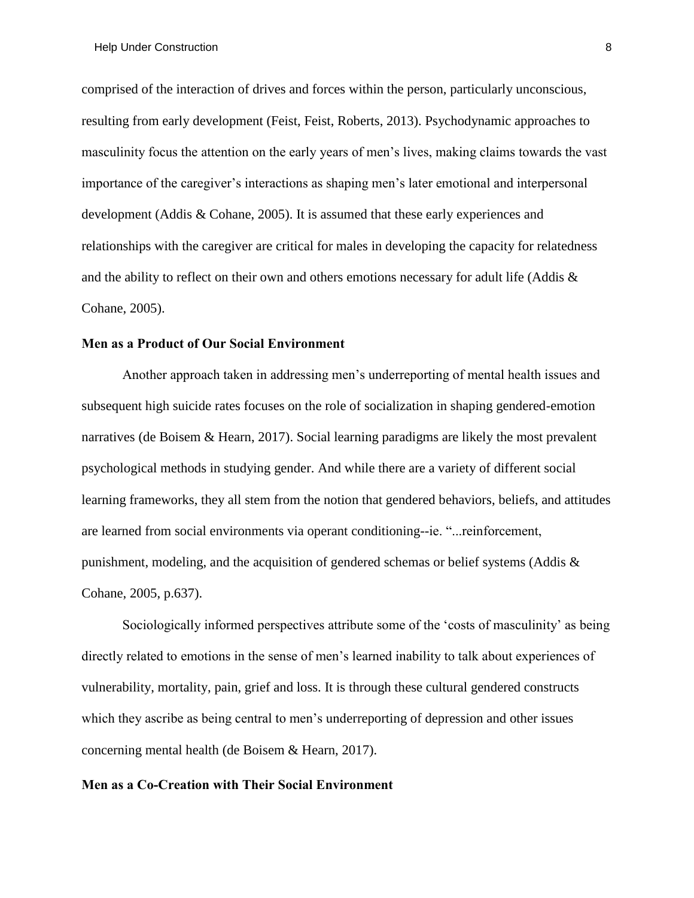comprised of the interaction of drives and forces within the person, particularly unconscious, resulting from early development (Feist, Feist, Roberts, 2013). Psychodynamic approaches to masculinity focus the attention on the early years of men's lives, making claims towards the vast importance of the caregiver's interactions as shaping men's later emotional and interpersonal development (Addis & Cohane, 2005). It is assumed that these early experiences and relationships with the caregiver are critical for males in developing the capacity for relatedness and the ability to reflect on their own and others emotions necessary for adult life (Addis & Cohane, 2005).

**Men as a Product of Our Social Environment**

Another approach taken in addressing men's underreporting of mental health issues and subsequent high suicide rates focuses on the role of socialization in shaping gendered-emotion narratives (de Boisem & Hearn, 2017). Social learning paradigms are likely the most prevalent psychological methods in studying gender. And while there are a variety of different social learning frameworks, they all stem from the notion that gendered behaviors, beliefs, and attitudes are learned from social environments via operant conditioning--ie. "...reinforcement, punishment, modeling, and the acquisition of gendered schemas or belief systems (Addis & Cohane, 2005, p.637).

Sociologically informed perspectives attribute some of the 'costs of masculinity' as being directly related to emotions in the sense of men's learned inability to talk about experiences of vulnerability, mortality, pain, grief and loss. It is through these cultural gendered constructs which they ascribe as being central to men's underreporting of depression and other issues concerning mental health (de Boisem & Hearn, 2017).

**Men as a Co-Creation with Their Social Environment**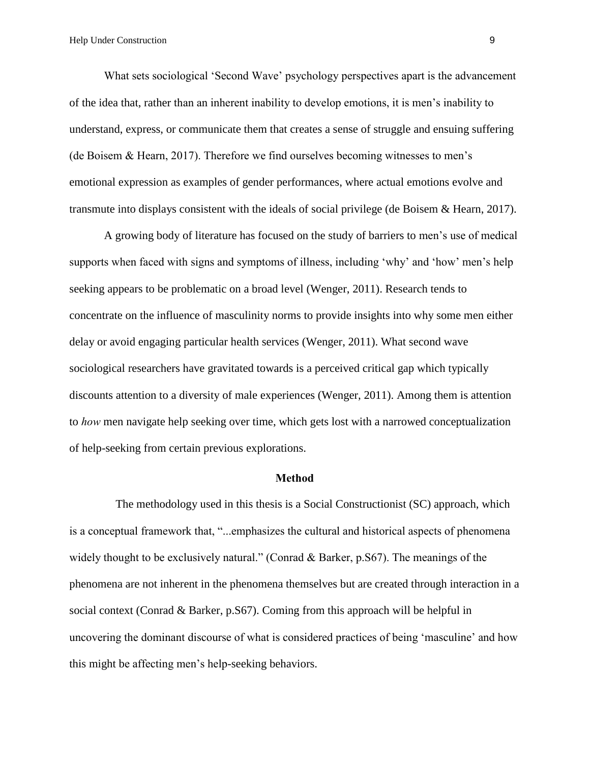What sets sociological 'Second Wave' psychology perspectives apart is the advancement of the idea that, rather than an inherent inability to develop emotions, it is men's inability to understand, express, or communicate them that creates a sense of struggle and ensuing suffering (de Boisem & Hearn, 2017). Therefore we find ourselves becoming witnesses to men's emotional expression as examples of gender performances, where actual emotions evolve and transmute into displays consistent with the ideals of social privilege (de Boisem & Hearn, 2017).

A growing body of literature has focused on the study of barriers to men's use of medical supports when faced with signs and symptoms of illness, including 'why' and 'how' men's help seeking appears to be problematic on a broad level (Wenger, 2011). Research tends to concentrate on the influence of masculinity norms to provide insights into why some men either delay or avoid engaging particular health services (Wenger, 2011). What second wave sociological researchers have gravitated towards is a perceived critical gap which typically discounts attention to a diversity of male experiences (Wenger, 2011). Among them is attention to *how* men navigate help seeking over time, which gets lost with a narrowed conceptualization of help-seeking from certain previous explorations.

## Method

The methodology used in this thesis is a Social Constructionist (SC) approach, which is a conceptual framework that, "...emphasizes the cultural and historical aspects of phenomena widely thought to be exclusively natural." (Conrad & Barker, p.S67). The meanings of the phenomena are not inherent in the phenomena themselves but are created through interaction in a social context (Conrad & Barker, p.S67). Coming from this approach will be helpful in uncovering the dominant discourse of what is considered practices of being 'masculine' and how this might be affecting men's help-seeking behaviors.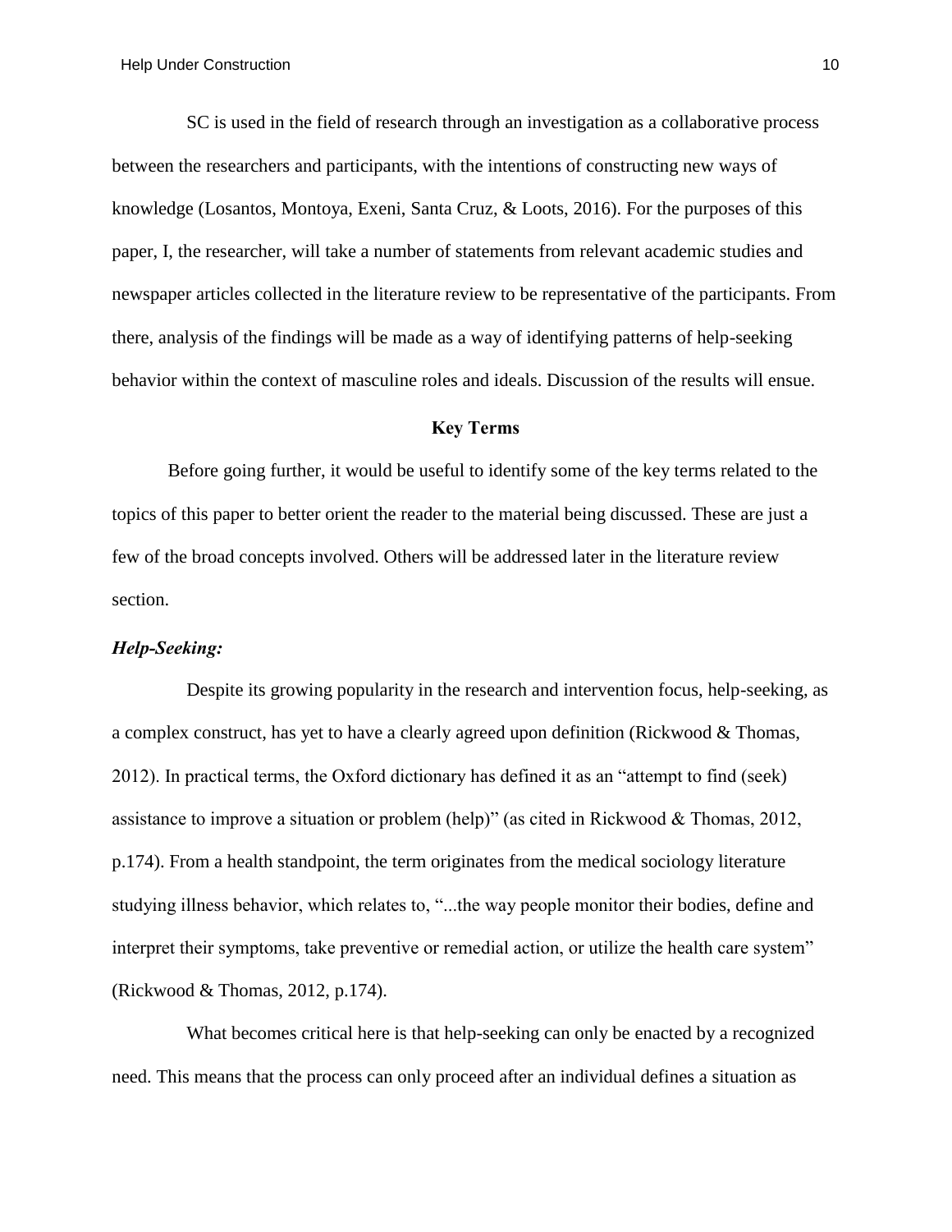SC is used in the field of research through an investigation as a collaborative process between the researchers and participants, with the intentions of constructing new ways of knowledge (Losantos, Montoya, Exeni, Santa Cruz, & Loots, 2016). For the purposes of this paper, I, the researcher, will take a number of statements from relevant academic studies and newspaper articles collected in the literature review to be representative of the participants. From there, analysis of the findings will be made as a way of identifying patterns of help-seeking behavior within the context of masculine roles and ideals. Discussion of the results will ensue.

## Key Terms

Before going further, it would be useful to identify some of the key terms related to the topics of this paper to better orient the reader to the material being discussed. These are just a few of the broad concepts involved. Others will be addressed later in the literature review section.

### *Help-Seeking:*

Despite its growing popularity in the research and intervention focus, help-seeking, as a complex construct, has yet to have a clearly agreed upon definition (Rickwood & Thomas, 2012). In practical terms, the Oxford dictionary has defined it as an "attempt to find (seek) assistance to improve a situation or problem (help)" (as cited in Rickwood & Thomas, 2012, p.174). From a health standpoint, the term originates from the medical sociology literature studying illness behavior, which relates to, "...the way people monitor their bodies, define and interpret their symptoms, take preventive or remedial action, or utilize the health care system" (Rickwood & Thomas, 2012, p.174).

What becomes critical here is that help-seeking can only be enacted by a recognized need. This means that the process can only proceed after an individual defines a situation as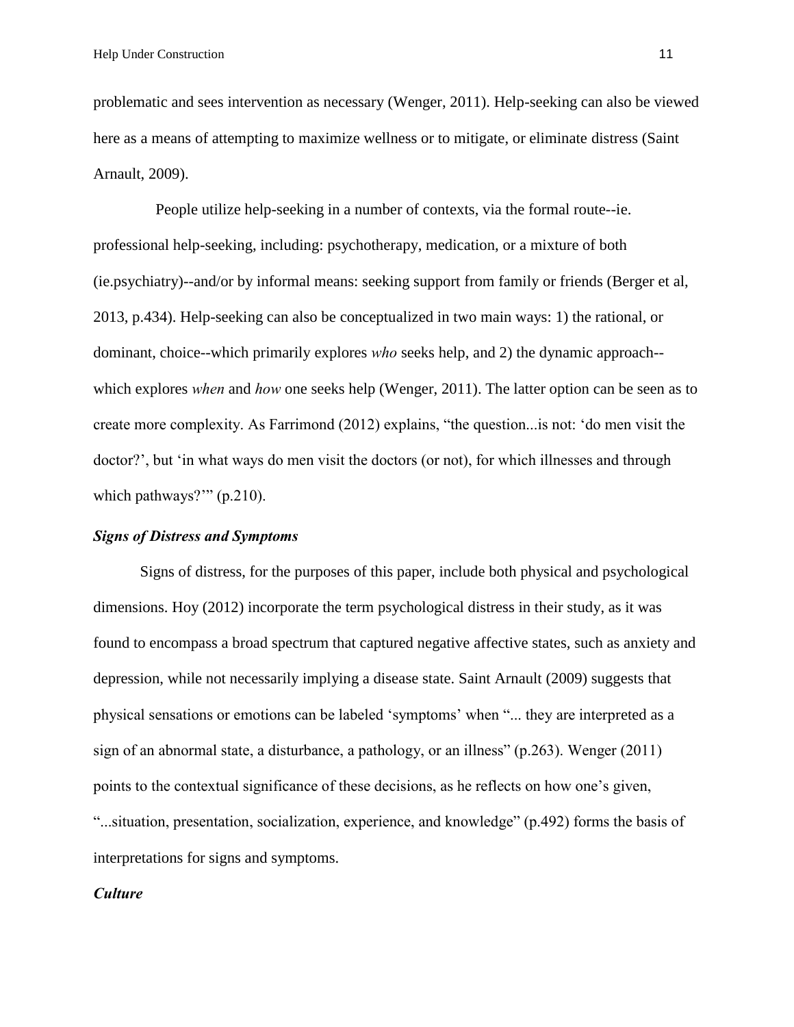problematic and sees intervention as necessary (Wenger, 2011). Help-seeking can also be viewed here as a means of attempting to maximize wellness or to mitigate, or eliminate distress (Saint Arnault, 2009).

People utilize help-seeking in a number of contexts, via the formal route--ie. professional help-seeking, including: psychotherapy, medication, or a mixture of both (ie.psychiatry)--and/or by informal means: seeking support from family or friends (Berger et al, 2013, p.434). Help-seeking can also be conceptualized in two main ways: 1) the rational, or dominant, choice--which primarily explores *who* seeks help, and 2) the dynamic approach--which explores *when* and *how* one seeks help (Wenger, 2011). The latter option can be seen as to create more complexity. As Farrimond (2012) explains, "the question...is not: 'do men visit the doctor?', but 'in what ways do men visit the doctors (or not), for which illnesses and through which pathways?'" (p.210).

### *Signs of Distress and Symptoms*

Signs of distress, for the purposes of this paper, include both physical and psychological dimensions. Hoy (2012) incorporate the term psychological distress in their study, as it was found to encompass a broad spectrum that captured negative affective states, such as anxiety and depression, while not necessarily implying a disease state. Saint Arnault (2009) suggests that physical sensations or emotions can be labeled 'symptoms' when "... they are interpreted as a sign of an abnormal state, a disturbance, a pathology, or an illness" (p.263). Wenger (2011) points to the contextual significance of these decisions, as he reflects on how one's given, "...situation, presentation, socialization, experience, and knowledge" (p.492) forms the basis of interpretations for signs and symptoms.

### *Culture*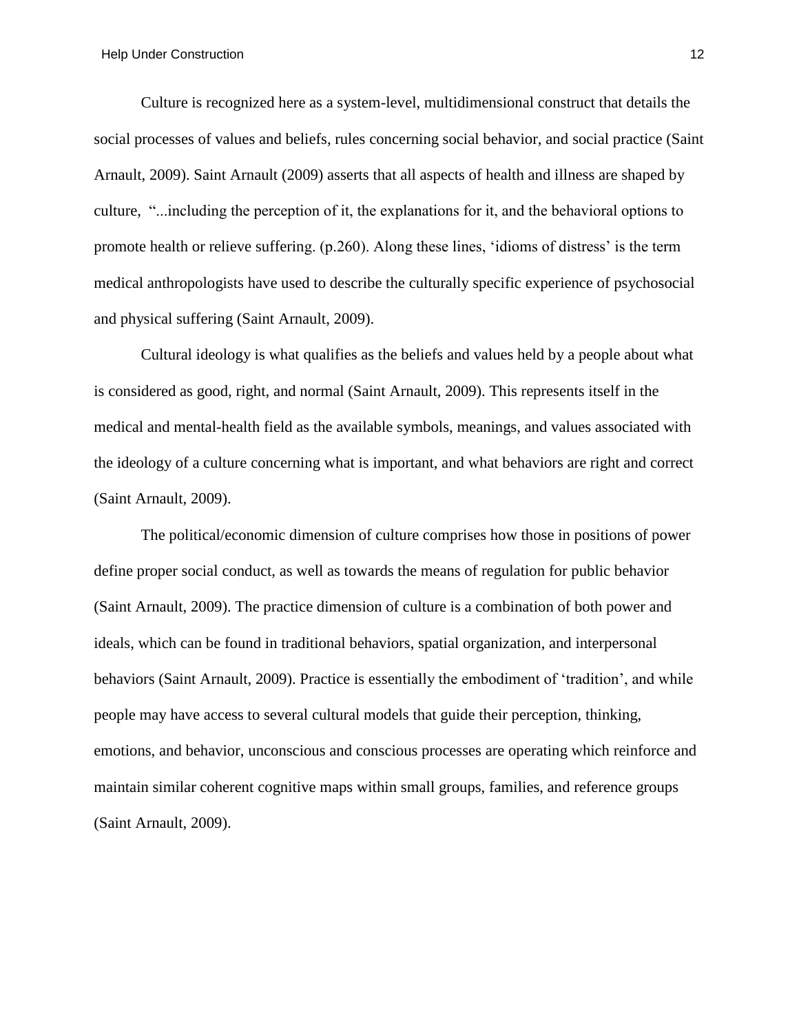Culture is recognized here as a system-level, multidimensional construct that details the social processes of values and beliefs, rules concerning social behavior, and social practice (Saint Arnault, 2009). Saint Arnault (2009) asserts that all aspects of health and illness are shaped by culture, "...including the perception of it, the explanations for it, and the behavioral options to promote health or relieve suffering. (p.260). Along these lines, 'idioms of distress' is the term medical anthropologists have used to describe the culturally specific experience of psychosocial and physical suffering (Saint Arnault, 2009).

Cultural ideology is what qualifies as the beliefs and values held by a people about what is considered as good, right, and normal (Saint Arnault, 2009). This represents itself in the medical and mental-health field as the available symbols, meanings, and values associated with the ideology of a culture concerning what is important, and what behaviors are right and correct (Saint Arnault, 2009).

The political/economic dimension of culture comprises how those in positions of power define proper social conduct, as well as towards the means of regulation for public behavior (Saint Arnault, 2009). The practice dimension of culture is a combination of both power and ideals, which can be found in traditional behaviors, spatial organization, and interpersonal behaviors (Saint Arnault, 2009). Practice is essentially the embodiment of 'tradition', and while people may have access to several cultural models that guide their perception, thinking, emotions, and behavior, unconscious and conscious processes are operating which reinforce and maintain similar coherent cognitive maps within small groups, families, and reference groups (Saint Arnault, 2009).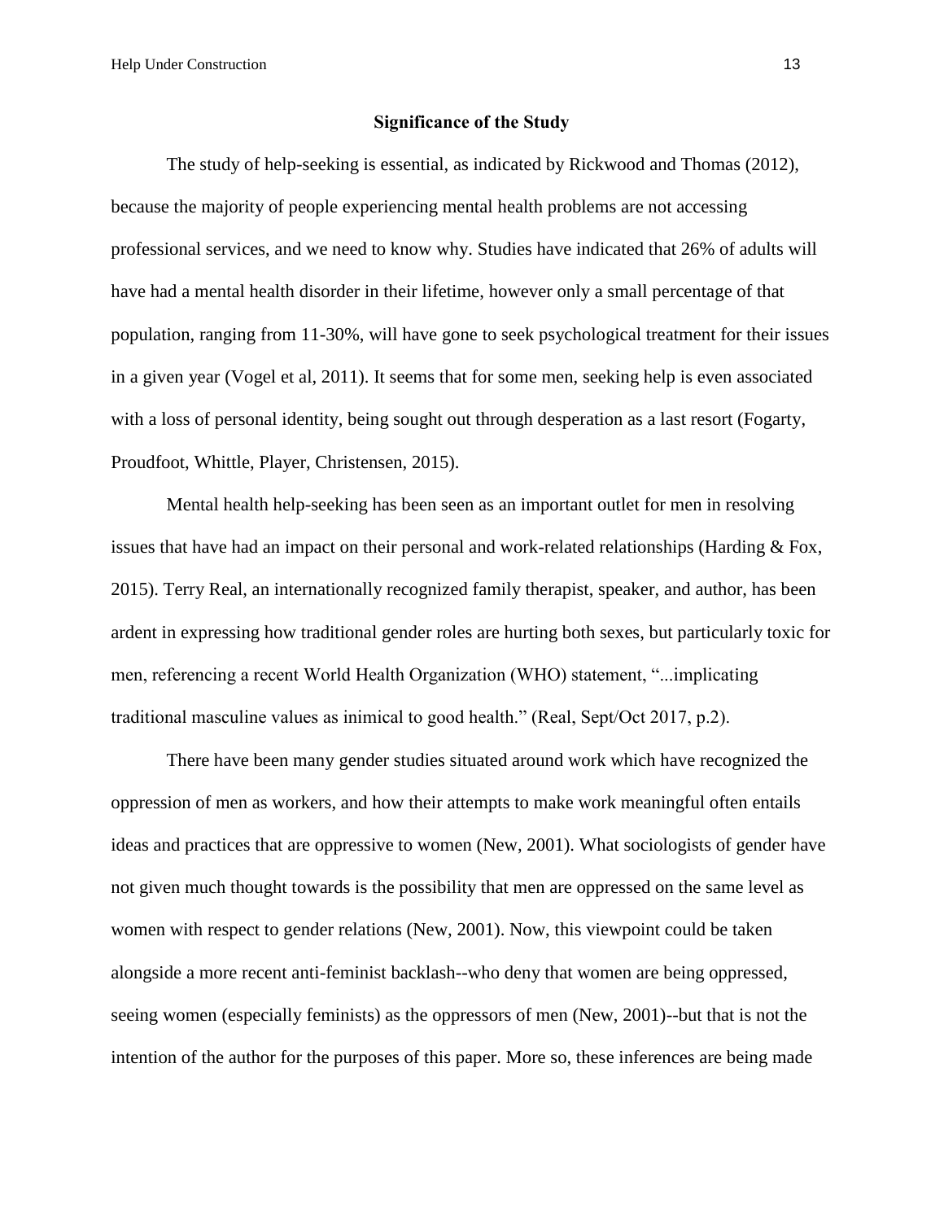## Significance of the Study

The study of help-seeking is essential, as indicated by Rickwood and Thomas (2012), because the majority of people experiencing mental health problems are not accessing professional services, and we need to know why. Studies have indicated that 26% of adults will have had a mental health disorder in their lifetime, however only a small percentage of that population, ranging from 11-30%, will have gone to seek psychological treatment for their issues in a given year (Vogel et al, 2011). It seems that for some men, seeking help is even associated with a loss of personal identity, being sought out through desperation as a last resort (Fogarty, Proudfoot, Whittle, Player, Christensen, 2015).

Mental health help-seeking has been seen as an important outlet for men in resolving issues that have had an impact on their personal and work-related relationships (Harding & Fox, 2015). Terry Real, an internationally recognized family therapist, speaker, and author, has been ardent in expressing how traditional gender roles are hurting both sexes, but particularly toxic for men, referencing a recent World Health Organization (WHO) statement, "...implicating traditional masculine values as inimical to good health." (Real, Sept/Oct 2017, p.2).

There have been many gender studies situated around work which have recognized the oppression of men as workers, and how their attempts to make work meaningful often entails ideas and practices that are oppressive to women (New, 2001). What sociologists of gender have not given much thought towards is the possibility that men are oppressed on the same level as women with respect to gender relations (New, 2001). Now, this viewpoint could be taken alongside a more recent anti-feminist backlash--who deny that women are being oppressed, seeing women (especially feminists) as the oppressors of men (New, 2001)--but that is not the intention of the author for the purposes of this paper. More so, these inferences are being made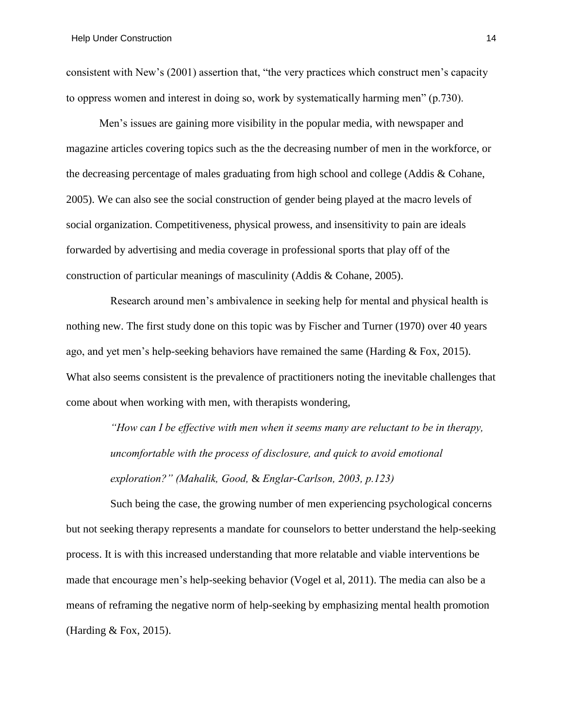consistent with New's (2001) assertion that, "the very practices which construct men's capacity to oppress women and interest in doing so, work by systematically harming men" (p.730).

Men's issues are gaining more visibility in the popular media, with newspaper and magazine articles covering topics such as the the decreasing number of men in the workforce, or the decreasing percentage of males graduating from high school and college (Addis & Cohane, 2005). We can also see the social construction of gender being played at the macro levels of social organization. Competitiveness, physical prowess, and insensitivity to pain are ideals forwarded by advertising and media coverage in professional sports that play off of the construction of particular meanings of masculinity (Addis & Cohane, 2005).

Research around men's ambivalence in seeking help for mental and physical health is nothing new. The first study done on this topic was by Fischer and Turner (1970) over 40 years ago, and yet men's help-seeking behaviors have remained the same (Harding & Fox, 2015). What also seems consistent is the prevalence of practitioners noting the inevitable challenges that come about when working with men, with therapists wondering,

> *"How can I be effective with men when it seems many are reluctant to be in therapy, uncomfortable with the process of disclosure, and quick to avoid emotional exploration?" (Mahalik, Good,* & *Englar-Carlson, 2003, p.123)*

Such being the case, the growing number of men experiencing psychological concerns but not seeking therapy represents a mandate for counselors to better understand the help-seeking process. It is with this increased understanding that more relatable and viable interventions be made that encourage men's help-seeking behavior (Vogel et al, 2011). The media can also be a means of reframing the negative norm of help-seeking by emphasizing mental health promotion (Harding & Fox, 2015).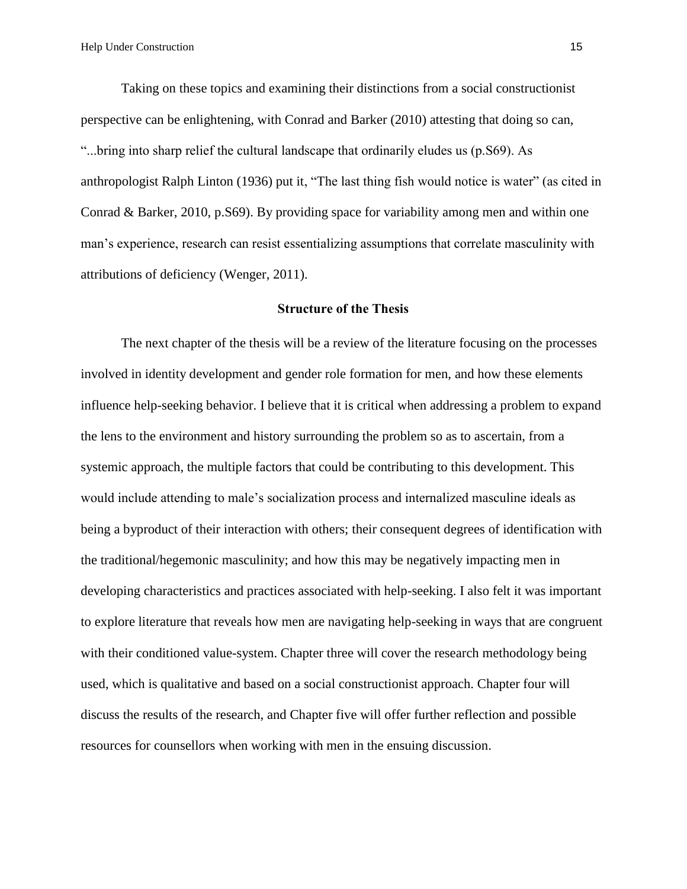Taking on these topics and examining their distinctions from a social constructionist perspective can be enlightening, with Conrad and Barker (2010) attesting that doing so can, "...bring into sharp relief the cultural landscape that ordinarily eludes us (p.S69). As anthropologist Ralph Linton (1936) put it, "The last thing fish would notice is water" (as cited in Conrad & Barker, 2010, p.S69). By providing space for variability among men and within one man's experience, research can resist essentializing assumptions that correlate masculinity with attributions of deficiency (Wenger, 2011).

## Structure of the Thesis

The next chapter of the thesis will be a review of the literature focusing on the processes involved in identity development and gender role formation for men, and how these elements influence help-seeking behavior. I believe that it is critical when addressing a problem to expand the lens to the environment and history surrounding the problem so as to ascertain, from a systemic approach, the multiple factors that could be contributing to this development. This would include attending to male's socialization process and internalized masculine ideals as being a byproduct of their interaction with others; their consequent degrees of identification with the traditional/hegemonic masculinity; and how this may be negatively impacting men in developing characteristics and practices associated with help-seeking. I also felt it was important to explore literature that reveals how men are navigating help-seeking in ways that are congruent with their conditioned value-system. Chapter three will cover the research methodology being used, which is qualitative and based on a social constructionist approach. Chapter four will discuss the results of the research, and Chapter five will offer further reflection and possible resources for counsellors when working with men in the ensuing discussion.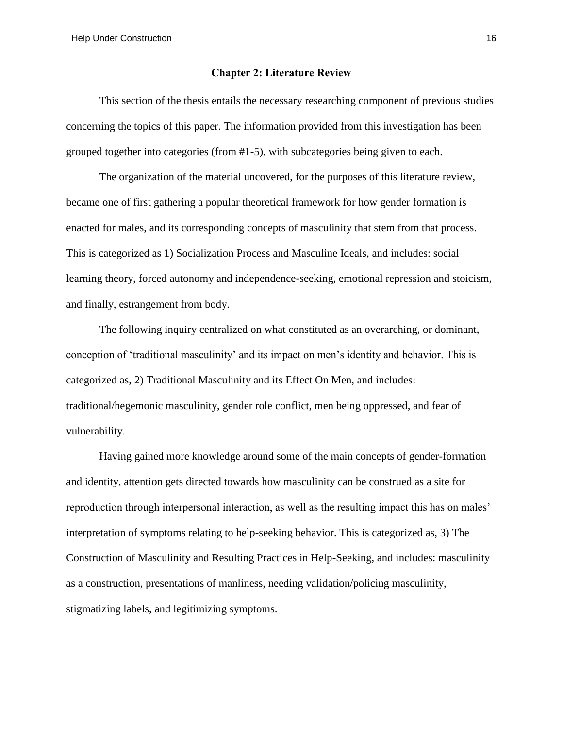## Chapter 2: Literature Review

This section of the thesis entails the necessary researching component of previous studies concerning the topics of this paper. The information provided from this investigation has been grouped together into categories (from #1-5), with subcategories being given to each.

The organization of the material uncovered, for the purposes of this literature review, became one of first gathering a popular theoretical framework for how gender formation is enacted for males, and its corresponding concepts of masculinity that stem from that process. This is categorized as 1) Socialization Process and Masculine Ideals, and includes: social learning theory, forced autonomy and independence-seeking, emotional repression and stoicism, and finally, estrangement from body.

The following inquiry centralized on what constituted as an overarching, or dominant, conception of 'traditional masculinity' and its impact on men's identity and behavior. This is categorized as, 2) Traditional Masculinity and its Effect On Men, and includes: traditional/hegemonic masculinity, gender role conflict, men being oppressed, and fear of vulnerability.

Having gained more knowledge around some of the main concepts of gender-formation and identity, attention gets directed towards how masculinity can be construed as a site for reproduction through interpersonal interaction, as well as the resulting impact this has on males' interpretation of symptoms relating to help-seeking behavior. This is categorized as, 3) The Construction of Masculinity and Resulting Practices in Help-Seeking, and includes: masculinity as a construction, presentations of manliness, needing validation/policing masculinity, stigmatizing labels, and legitimizing symptoms.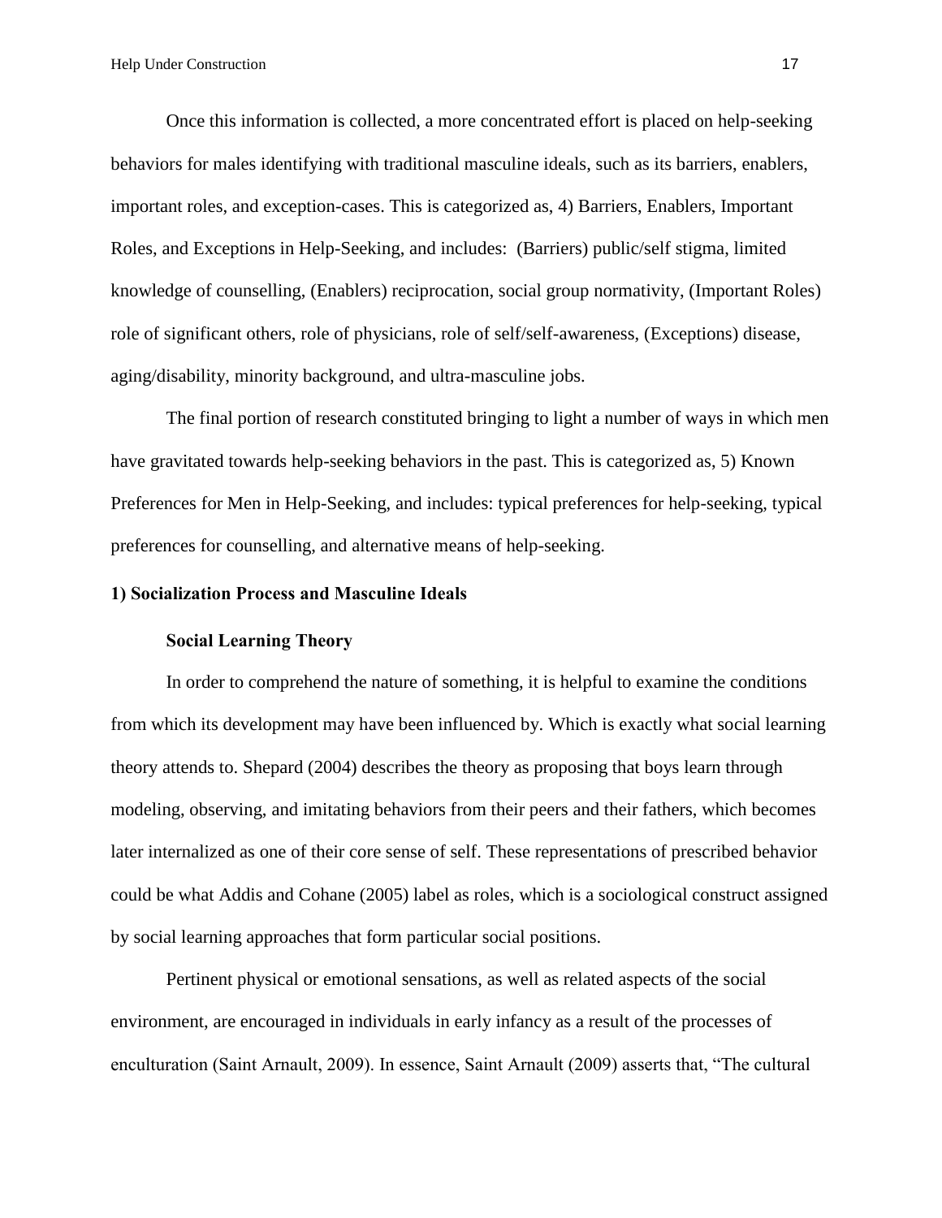Once this information is collected, a more concentrated effort is placed on help-seeking behaviors for males identifying with traditional masculine ideals, such as its barriers, enablers, important roles, and exception-cases. This is categorized as, 4) Barriers, Enablers, Important Roles, and Exceptions in Help-Seeking, and includes: (Barriers) public/self stigma, limited knowledge of counselling, (Enablers) reciprocation, social group normativity, (Important Roles) role of significant others, role of physicians, role of self/self-awareness, (Exceptions) disease, aging/disability, minority background, and ultra-masculine jobs.

The final portion of research constituted bringing to light a number of ways in which men have gravitated towards help-seeking behaviors in the past. This is categorized as, 5) Known Preferences for Men in Help-Seeking, and includes: typical preferences for help-seeking, typical preferences for counselling, and alternative means of help-seeking.

## 1) Socialization Process and Masculine Ideals

### Social Learning Theory

In order to comprehend the nature of something, it is helpful to examine the conditions from which its development may have been influenced by. Which is exactly what social learning theory attends to. Shepard (2004) describes the theory as proposing that boys learn through modeling, observing, and imitating behaviors from their peers and their fathers, which becomes later internalized as one of their core sense of self. These representations of prescribed behavior could be what Addis and Cohane (2005) label as roles, which is a sociological construct assigned by social learning approaches that form particular social positions.

Pertinent physical or emotional sensations, as well as related aspects of the social environment, are encouraged in individuals in early infancy as a result of the processes of enculturation (Saint Arnault, 2009). In essence, Saint Arnault (2009) asserts that, "The cultural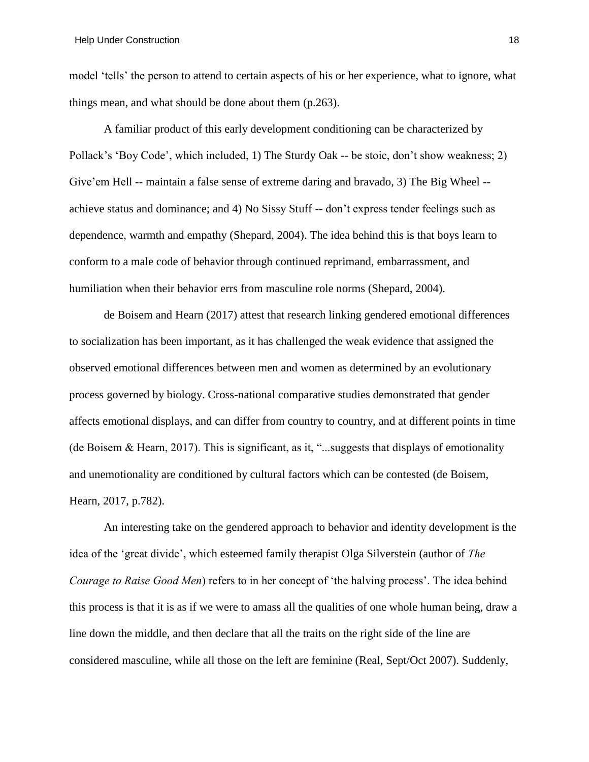model 'tells' the person to attend to certain aspects of his or her experience, what to ignore, what things mean, and what should be done about them (p.263).

A familiar product of this early development conditioning can be characterized by Pollack's 'Boy Code', which included, 1) The Sturdy Oak -- be stoic, don't show weakness; 2) Give'em Hell -- maintain a false sense of extreme daring and bravado, 3) The Big Wheel -- achieve status and dominance; and 4) No Sissy Stuff -- don't express tender feelings such as dependence, warmth and empathy (Shepard, 2004). The idea behind this is that boys learn to conform to a male code of behavior through continued reprimand, embarrassment, and humiliation when their behavior errs from masculine role norms (Shepard, 2004).

de Boisem and Hearn (2017) attest that research linking gendered emotional differences to socialization has been important, as it has challenged the weak evidence that assigned the observed emotional differences between men and women as determined by an evolutionary process governed by biology. Cross-national comparative studies demonstrated that gender affects emotional displays, and can differ from country to country, and at different points in time (de Boisem & Hearn, 2017). This is significant, as it, "...suggests that displays of emotionality and unemotionality are conditioned by cultural factors which can be contested (de Boisem, Hearn, 2017, p.782).

An interesting take on the gendered approach to behavior and identity development is the idea of the 'great divide', which esteemed family therapist Olga Silverstein (author of *The Courage to Raise Good Men*) refers to in her concept of 'the halving process'. The idea behind this process is that it is as if we were to amass all the qualities of one whole human being, draw a line down the middle, and then declare that all the traits on the right side of the line are considered masculine, while all those on the left are feminine (Real, Sept/Oct 2007). Suddenly,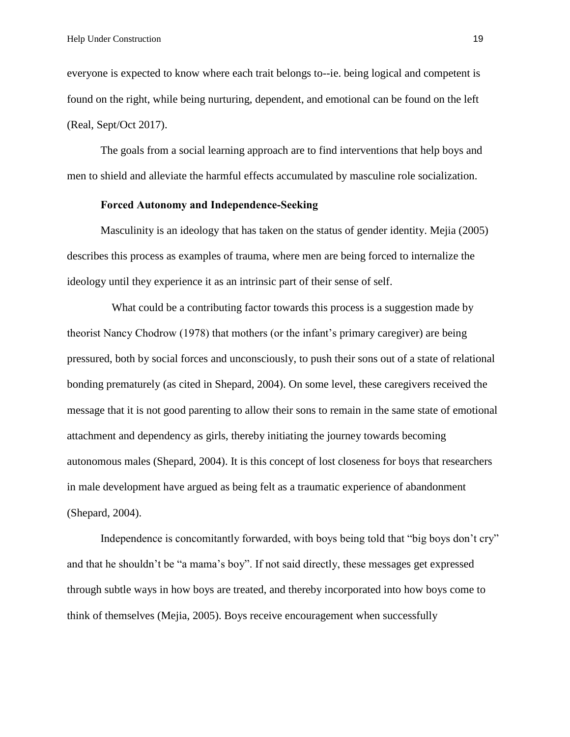everyone is expected to know where each trait belongs to--ie. being logical and competent is found on the right, while being nurturing, dependent, and emotional can be found on the left (Real, Sept/Oct 2017).

The goals from a social learning approach are to find interventions that help boys and men to shield and alleviate the harmful effects accumulated by masculine role socialization.

### Forced Autonomy and Independence-Seeking

Masculinity is an ideology that has taken on the status of gender identity. Mejia (2005) describes this process as examples of trauma, where men are being forced to internalize the ideology until they experience it as an intrinsic part of their sense of self.

What could be a contributing factor towards this process is a suggestion made by theorist Nancy Chodrow (1978) that mothers (or the infant's primary caregiver) are being pressured, both by social forces and unconsciously, to push their sons out of a state of relational bonding prematurely (as cited in Shepard, 2004). On some level, these caregivers received the message that it is not good parenting to allow their sons to remain in the same state of emotional attachment and dependency as girls, thereby initiating the journey towards becoming autonomous males (Shepard, 2004). It is this concept of lost closeness for boys that researchers in male development have argued as being felt as a traumatic experience of abandonment (Shepard, 2004).

Independence is concomitantly forwarded, with boys being told that "big boys don't cry" and that he shouldn't be "a mama's boy". If not said directly, these messages get expressed through subtle ways in how boys are treated, and thereby incorporated into how boys come to think of themselves (Mejia, 2005). Boys receive encouragement when successfully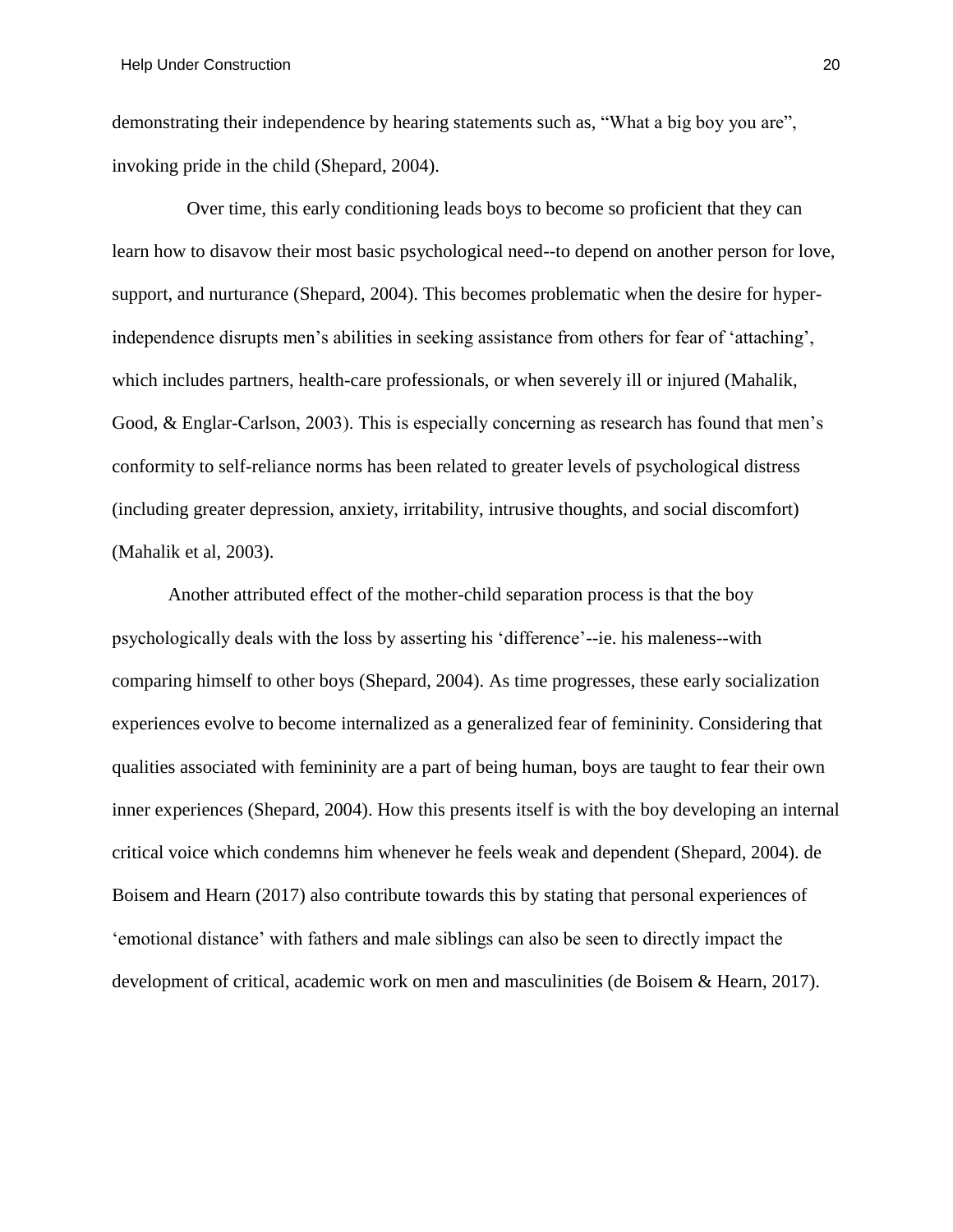demonstrating their independence by hearing statements such as, "What a big boy you are", invoking pride in the child (Shepard, 2004).

Over time, this early conditioning leads boys to become so proficient that they can learn how to disavow their most basic psychological need--to depend on another person for love, support, and nurturance (Shepard, 2004). This becomes problematic when the desire for hyper-independence disrupts men's abilities in seeking assistance from others for fear of 'attaching', which includes partners, health-care professionals, or when severely ill or injured (Mahalik, Good, & Englar-Carlson, 2003). This is especially concerning as research has found that men's conformity to self-reliance norms has been related to greater levels of psychological distress (including greater depression, anxiety, irritability, intrusive thoughts, and social discomfort) (Mahalik et al, 2003).

Another attributed effect of the mother-child separation process is that the boy psychologically deals with the loss by asserting his 'difference'--ie. his maleness--with comparing himself to other boys (Shepard, 2004). As time progresses, these early socialization experiences evolve to become internalized as a generalized fear of femininity. Considering that qualities associated with femininity are a part of being human, boys are taught to fear their own inner experiences (Shepard, 2004). How this presents itself is with the boy developing an internal critical voice which condemns him whenever he feels weak and dependent (Shepard, 2004). de Boisem and Hearn (2017) also contribute towards this by stating that personal experiences of 'emotional distance' with fathers and male siblings can also be seen to directly impact the development of critical, academic work on men and masculinities (de Boisem & Hearn, 2017).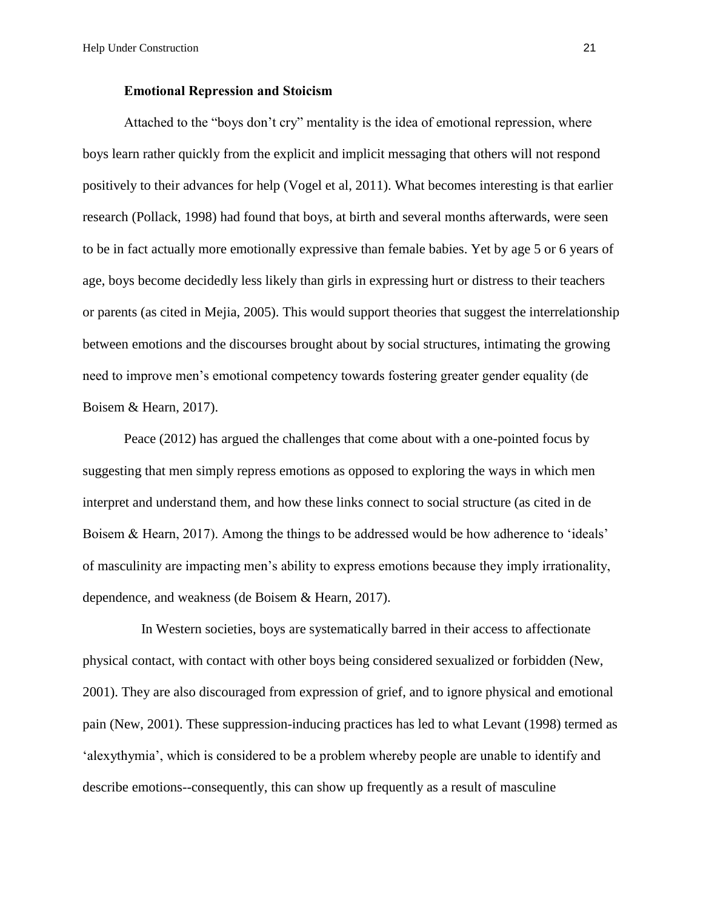### Emotional Repression and Stoicism

Attached to the "boys don't cry" mentality is the idea of emotional repression, where boys learn rather quickly from the explicit and implicit messaging that others will not respond positively to their advances for help (Vogel et al, 2011). What becomes interesting is that earlier research (Pollack, 1998) had found that boys, at birth and several months afterwards, were seen to be in fact actually more emotionally expressive than female babies. Yet by age 5 or 6 years of age, boys become decidedly less likely than girls in expressing hurt or distress to their teachers or parents (as cited in Mejia, 2005). This would support theories that suggest the interrelationship between emotions and the discourses brought about by social structures, intimating the growing need to improve men's emotional competency towards fostering greater gender equality (de Boisem & Hearn, 2017).

Peace (2012) has argued the challenges that come about with a one-pointed focus by suggesting that men simply repress emotions as opposed to exploring the ways in which men interpret and understand them, and how these links connect to social structure (as cited in de Boisem & Hearn, 2017). Among the things to be addressed would be how adherence to 'ideals' of masculinity are impacting men's ability to express emotions because they imply irrationality, dependence, and weakness (de Boisem & Hearn, 2017).

In Western societies, boys are systematically barred in their access to affectionate physical contact, with contact with other boys being considered sexualized or forbidden (New, 2001). They are also discouraged from expression of grief, and to ignore physical and emotional pain (New, 2001). These suppression-inducing practices has led to what Levant (1998) termed as 'alexythymia', which is considered to be a problem whereby people are unable to identify and describe emotions--consequently, this can show up frequently as a result of masculine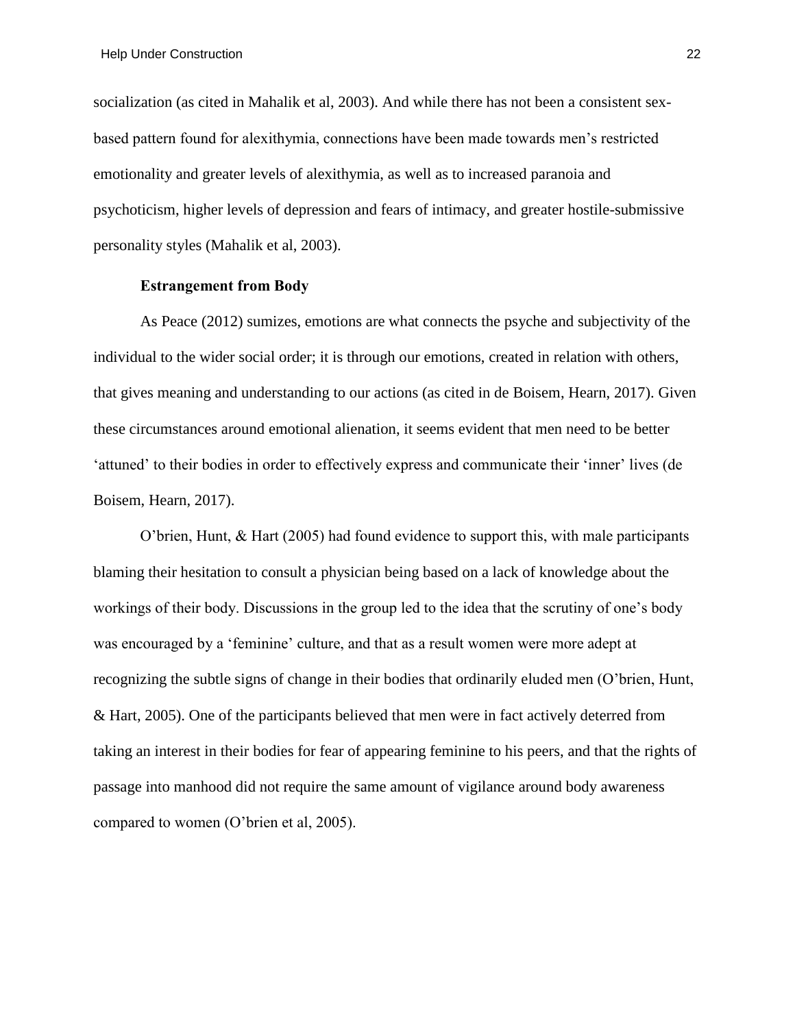socialization (as cited in Mahalik et al, 2003). And while there has not been a consistent sex-based pattern found for alexithymia, connections have been made towards men's restricted emotionality and greater levels of alexithymia, as well as to increased paranoia and psychoticism, higher levels of depression and fears of intimacy, and greater hostile-submissive personality styles (Mahalik et al, 2003).

### Estrangement from Body

As Peace (2012) sumizes, emotions are what connects the psyche and subjectivity of the individual to the wider social order; it is through our emotions, created in relation with others, that gives meaning and understanding to our actions (as cited in de Boisem, Hearn, 2017). Given these circumstances around emotional alienation, it seems evident that men need to be better 'attuned' to their bodies in order to effectively express and communicate their 'inner' lives (de Boisem, Hearn, 2017).

O'brien, Hunt, & Hart (2005) had found evidence to support this, with male participants blaming their hesitation to consult a physician being based on a lack of knowledge about the workings of their body. Discussions in the group led to the idea that the scrutiny of one's body was encouraged by a 'feminine' culture, and that as a result women were more adept at recognizing the subtle signs of change in their bodies that ordinarily eluded men (O'brien, Hunt, & Hart, 2005). One of the participants believed that men were in fact actively deterred from taking an interest in their bodies for fear of appearing feminine to his peers, and that the rights of passage into manhood did not require the same amount of vigilance around body awareness compared to women (O'brien et al, 2005).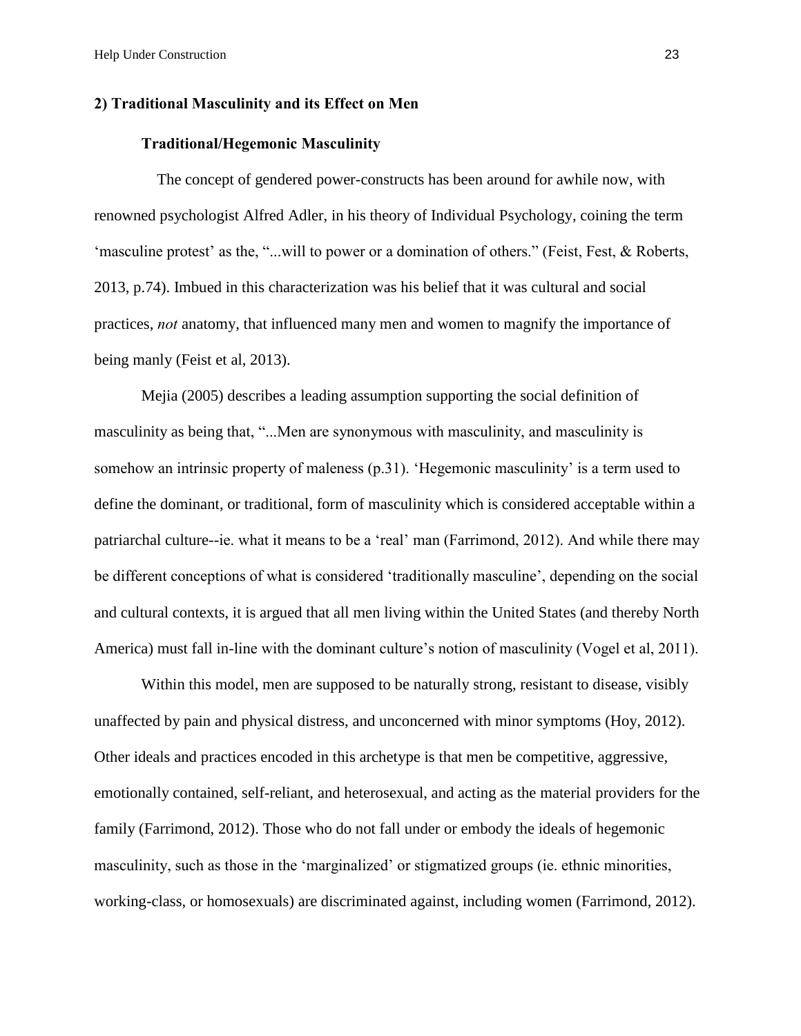## 2) Traditional Masculinity and its Effect on Men

### Traditional/Hegemonic Masculinity

The concept of gendered power-constructs has been around for awhile now, with renowned psychologist Alfred Adler, in his theory of Individual Psychology, coining the term 'masculine protest' as the, "...will to power or a domination of others." (Feist, Fest, & Roberts, 2013, p.74). Imbued in this characterization was his belief that it was cultural and social practices, *not* anatomy, that influenced many men and women to magnify the importance of being manly (Feist et al, 2013).

Mejia (2005) describes a leading assumption supporting the social definition of masculinity as being that, "...Men are synonymous with masculinity, and masculinity is somehow an intrinsic property of maleness (p.31). 'Hegemonic masculinity' is a term used to define the dominant, or traditional, form of masculinity which is considered acceptable within a patriarchal culture--ie. what it means to be a 'real' man (Farrimond, 2012). And while there may be different conceptions of what is considered 'traditionally masculine', depending on the social and cultural contexts, it is argued that all men living within the United States (and thereby North America) must fall in-line with the dominant culture's notion of masculinity (Vogel et al, 2011).

Within this model, men are supposed to be naturally strong, resistant to disease, visibly unaffected by pain and physical distress, and unconcerned with minor symptoms (Hoy, 2012). Other ideals and practices encoded in this archetype is that men be competitive, aggressive, emotionally contained, self-reliant, and heterosexual, and acting as the material providers for the family (Farrimond, 2012). Those who do not fall under or embody the ideals of hegemonic masculinity, such as those in the 'marginalized' or stigmatized groups (ie. ethnic minorities, working-class, or homosexuals) are discriminated against, including women (Farrimond, 2012).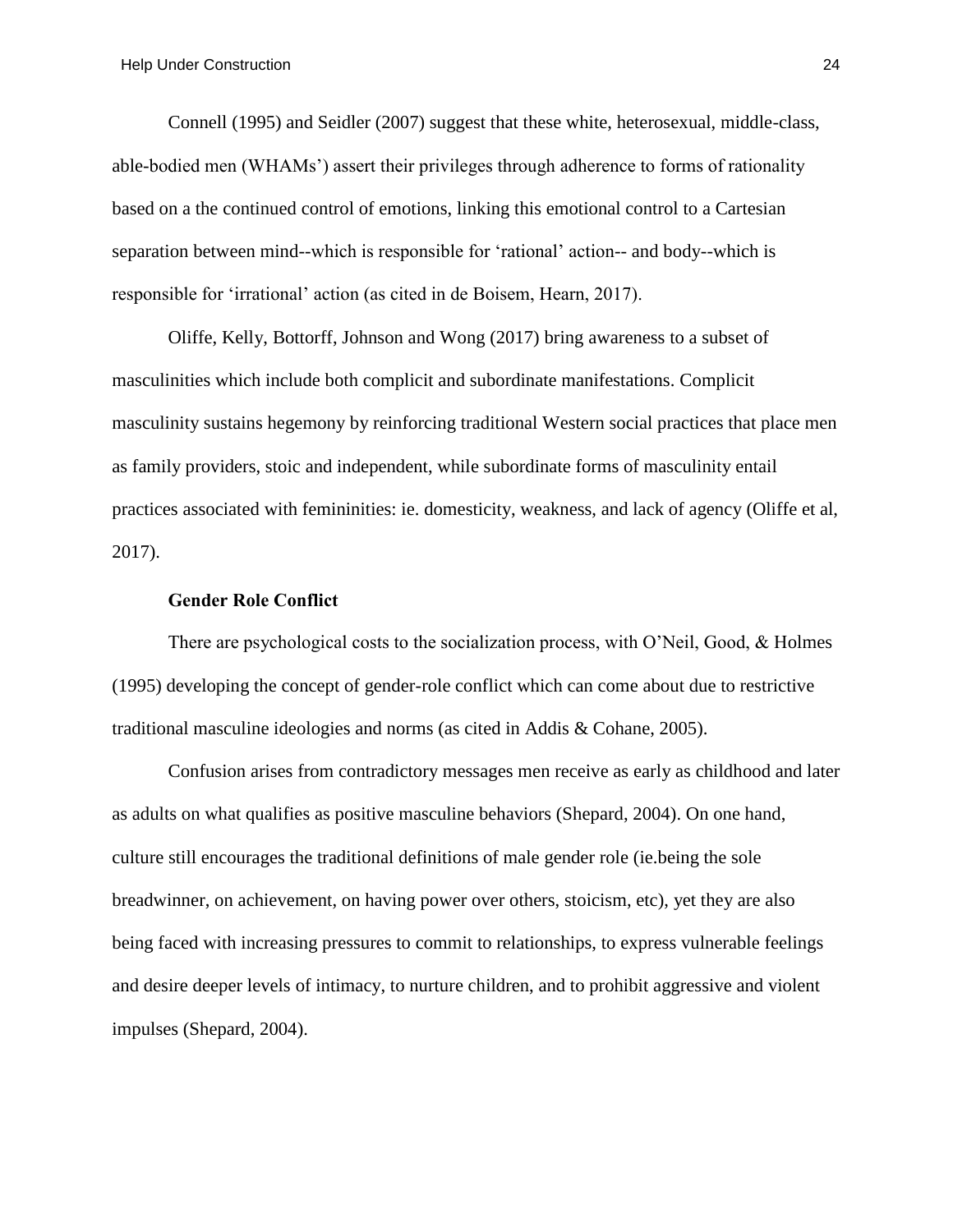Connell (1995) and Seidler (2007) suggest that these white, heterosexual, middle-class, able-bodied men (WHAMs') assert their privileges through adherence to forms of rationality based on a the continued control of emotions, linking this emotional control to a Cartesian separation between mind--which is responsible for 'rational' action-- and body--which is responsible for 'irrational' action (as cited in de Boisem, Hearn, 2017).

Oliffe, Kelly, Bottorff, Johnson and Wong (2017) bring awareness to a subset of masculinities which include both complicit and subordinate manifestations. Complicit masculinity sustains hegemony by reinforcing traditional Western social practices that place men as family providers, stoic and independent, while subordinate forms of masculinity entail practices associated with femininities: ie. domesticity, weakness, and lack of agency (Oliffe et al, 2017).

### Gender Role Conflict

There are psychological costs to the socialization process, with O'Neil, Good, & Holmes (1995) developing the concept of gender-role conflict which can come about due to restrictive traditional masculine ideologies and norms (as cited in Addis & Cohane, 2005).

Confusion arises from contradictory messages men receive as early as childhood and later as adults on what qualifies as positive masculine behaviors (Shepard, 2004). On one hand, culture still encourages the traditional definitions of male gender role (ie.being the sole breadwinner, on achievement, on having power over others, stoicism, etc), yet they are also being faced with increasing pressures to commit to relationships, to express vulnerable feelings and desire deeper levels of intimacy, to nurture children, and to prohibit aggressive and violent impulses (Shepard, 2004).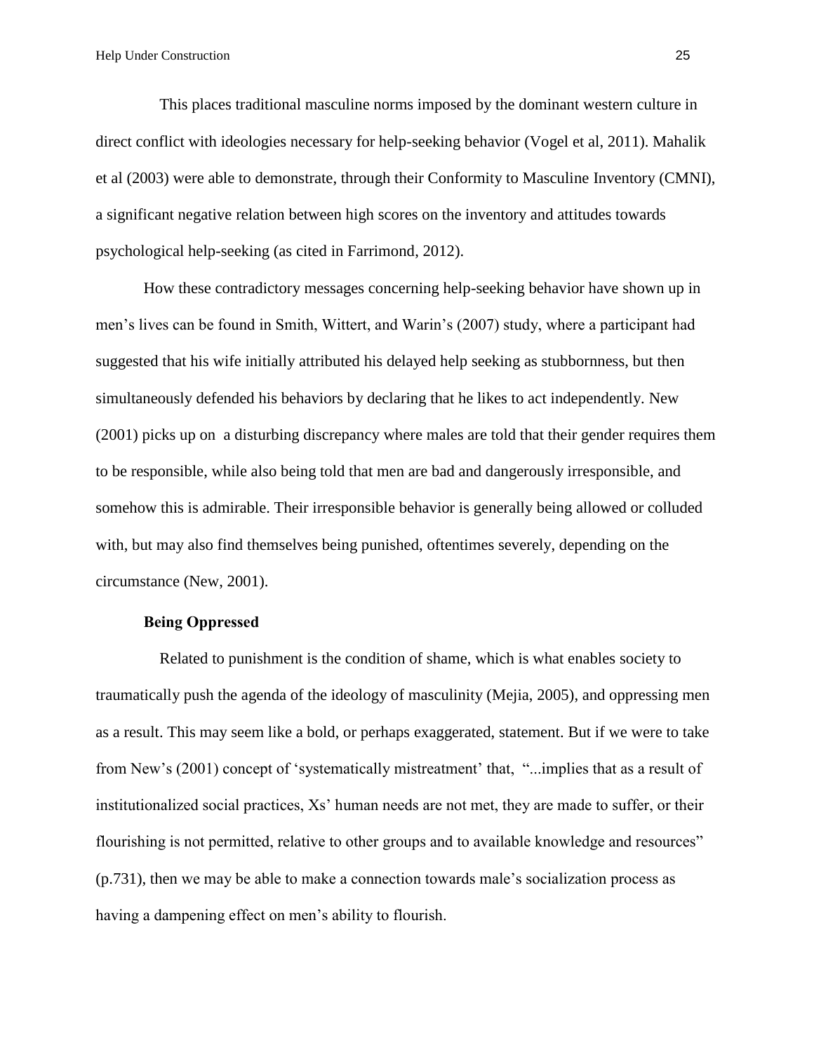This places traditional masculine norms imposed by the dominant western culture in direct conflict with ideologies necessary for help-seeking behavior (Vogel et al, 2011). Mahalik et al (2003) were able to demonstrate, through their Conformity to Masculine Inventory (CMNI), a significant negative relation between high scores on the inventory and attitudes towards psychological help-seeking (as cited in Farrimond, 2012).

How these contradictory messages concerning help-seeking behavior have shown up in men's lives can be found in Smith, Wittert, and Warin's (2007) study, where a participant had suggested that his wife initially attributed his delayed help seeking as stubbornness, but then simultaneously defended his behaviors by declaring that he likes to act independently. New (2001) picks up on a disturbing discrepancy where males are told that their gender requires them to be responsible, while also being told that men are bad and dangerously irresponsible, and somehow this is admirable. Their irresponsible behavior is generally being allowed or colluded with, but may also find themselves being punished, oftentimes severely, depending on the circumstance (New, 2001).

**Being Oppressed**

Related to punishment is the condition of shame, which is what enables society to traumatically push the agenda of the ideology of masculinity (Mejia, 2005), and oppressing men as a result. This may seem like a bold, or perhaps exaggerated, statement. But if we were to take from New's (2001) concept of 'systematically mistreatment' that, "...implies that as a result of institutionalized social practices, Xs' human needs are not met, they are made to suffer, or their flourishing is not permitted, relative to other groups and to available knowledge and resources" (p.731), then we may be able to make a connection towards male's socialization process as having a dampening effect on men's ability to flourish.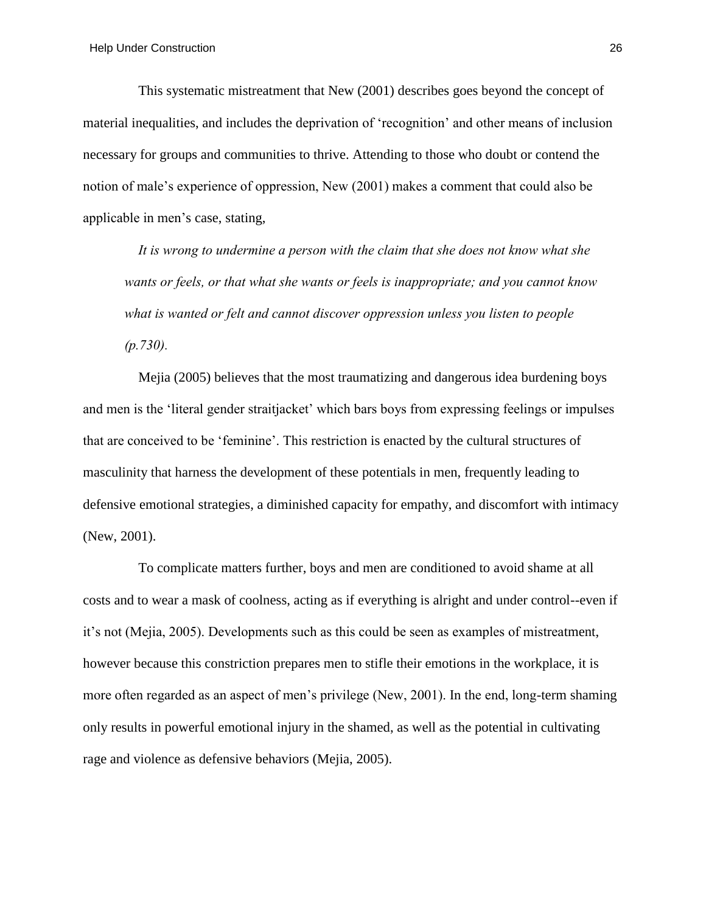This systematic mistreatment that New (2001) describes goes beyond the concept of material inequalities, and includes the deprivation of 'recognition' and other means of inclusion necessary for groups and communities to thrive. Attending to those who doubt or contend the notion of male's experience of oppression, New (2001) makes a comment that could also be applicable in men's case, stating,

> *It is wrong to undermine a person with the claim that she does not know what she wants or feels, or that what she wants or feels is inappropriate; and you cannot know what is wanted or felt and cannot discover oppression unless you listen to people (p.730).*

Mejia (2005) believes that the most traumatizing and dangerous idea burdening boys and men is the 'literal gender straitjacket' which bars boys from expressing feelings or impulses that are conceived to be 'feminine'. This restriction is enacted by the cultural structures of masculinity that harness the development of these potentials in men, frequently leading to defensive emotional strategies, a diminished capacity for empathy, and discomfort with intimacy (New, 2001).

To complicate matters further, boys and men are conditioned to avoid shame at all costs and to wear a mask of coolness, acting as if everything is alright and under control--even if it's not (Mejia, 2005). Developments such as this could be seen as examples of mistreatment, however because this constriction prepares men to stifle their emotions in the workplace, it is more often regarded as an aspect of men's privilege (New, 2001). In the end, long-term shaming only results in powerful emotional injury in the shamed, as well as the potential in cultivating rage and violence as defensive behaviors (Mejia, 2005).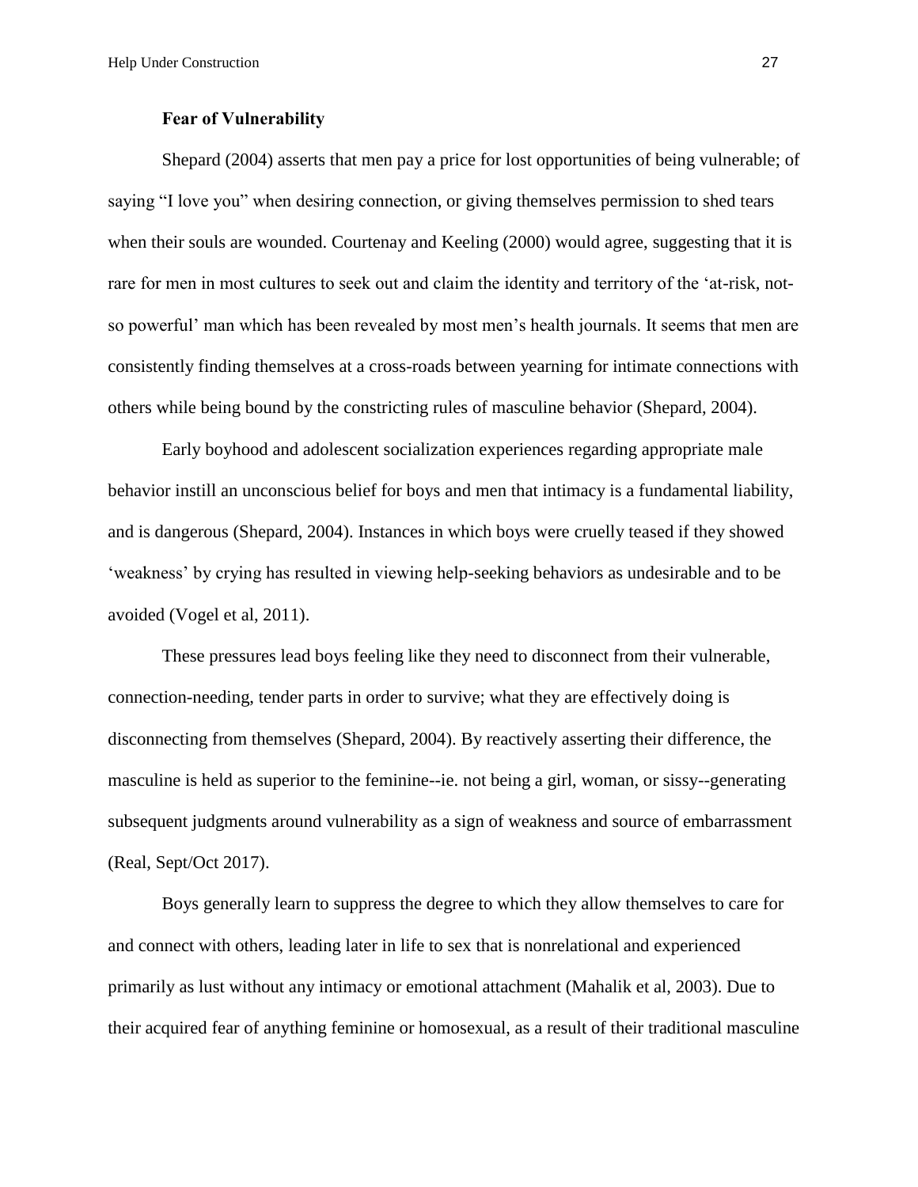**Fear of Vulnerability**

Shepard (2004) asserts that men pay a price for lost opportunities of being vulnerable; of saying "I love you" when desiring connection, or giving themselves permission to shed tears when their souls are wounded. Courtenay and Keeling (2000) would agree, suggesting that it is rare for men in most cultures to seek out and claim the identity and territory of the 'at-risk, not-so powerful' man which has been revealed by most men's health journals. It seems that men are consistently finding themselves at a cross-roads between yearning for intimate connections with others while being bound by the constricting rules of masculine behavior (Shepard, 2004).

Early boyhood and adolescent socialization experiences regarding appropriate male behavior instill an unconscious belief for boys and men that intimacy is a fundamental liability, and is dangerous (Shepard, 2004). Instances in which boys were cruelly teased if they showed 'weakness' by crying has resulted in viewing help-seeking behaviors as undesirable and to be avoided (Vogel et al, 2011).

These pressures lead boys feeling like they need to disconnect from their vulnerable, connection-needing, tender parts in order to survive; what they are effectively doing is disconnecting from themselves (Shepard, 2004). By reactively asserting their difference, the masculine is held as superior to the feminine--ie. not being a girl, woman, or sissy--generating subsequent judgments around vulnerability as a sign of weakness and source of embarrassment (Real, Sept/Oct 2017).

Boys generally learn to suppress the degree to which they allow themselves to care for and connect with others, leading later in life to sex that is nonrelational and experienced primarily as lust without any intimacy or emotional attachment (Mahalik et al, 2003). Due to their acquired fear of anything feminine or homosexual, as a result of their traditional masculine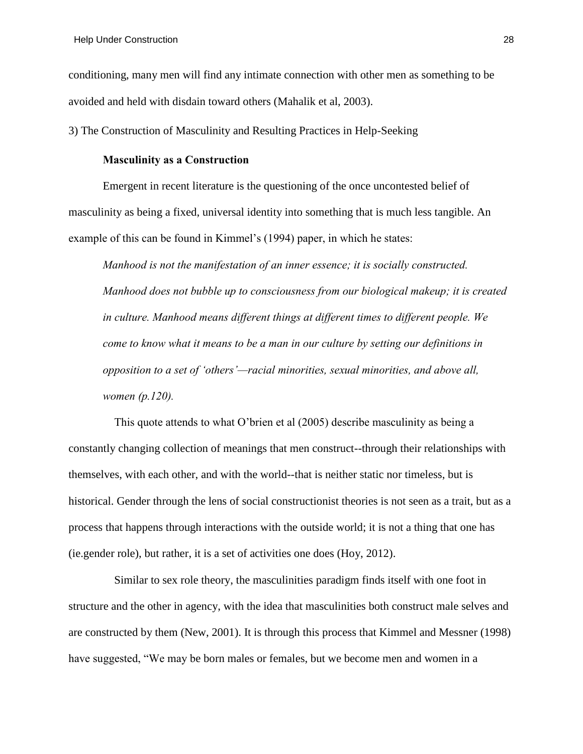conditioning, many men will find any intimate connection with other men as something to be avoided and held with disdain toward others (Mahalik et al, 2003).

3) The Construction of Masculinity and Resulting Practices in Help-Seeking

**Masculinity as a Construction**

Emergent in recent literature is the questioning of the once uncontested belief of masculinity as being a fixed, universal identity into something that is much less tangible. An example of this can be found in Kimmel's (1994) paper, in which he states:

> *Manhood is not the manifestation of an inner essence; it is socially constructed. Manhood does not bubble up to consciousness from our biological makeup; it is created in culture. Manhood means different things at different times to different people. We come to know what it means to be a man in our culture by setting our definitions in opposition to a set of 'others'—racial minorities, sexual minorities, and above all, women (p.120).*

This quote attends to what O'brien et al (2005) describe masculinity as being a constantly changing collection of meanings that men construct--through their relationships with themselves, with each other, and with the world--that is neither static nor timeless, but is historical. Gender through the lens of social constructionist theories is not seen as a trait, but as a process that happens through interactions with the outside world; it is not a thing that one has (ie.gender role), but rather, it is a set of activities one does (Hoy, 2012).

Similar to sex role theory, the masculinities paradigm finds itself with one foot in structure and the other in agency, with the idea that masculinities both construct male selves and are constructed by them (New, 2001). It is through this process that Kimmel and Messner (1998) have suggested, "We may be born males or females, but we become men and women in a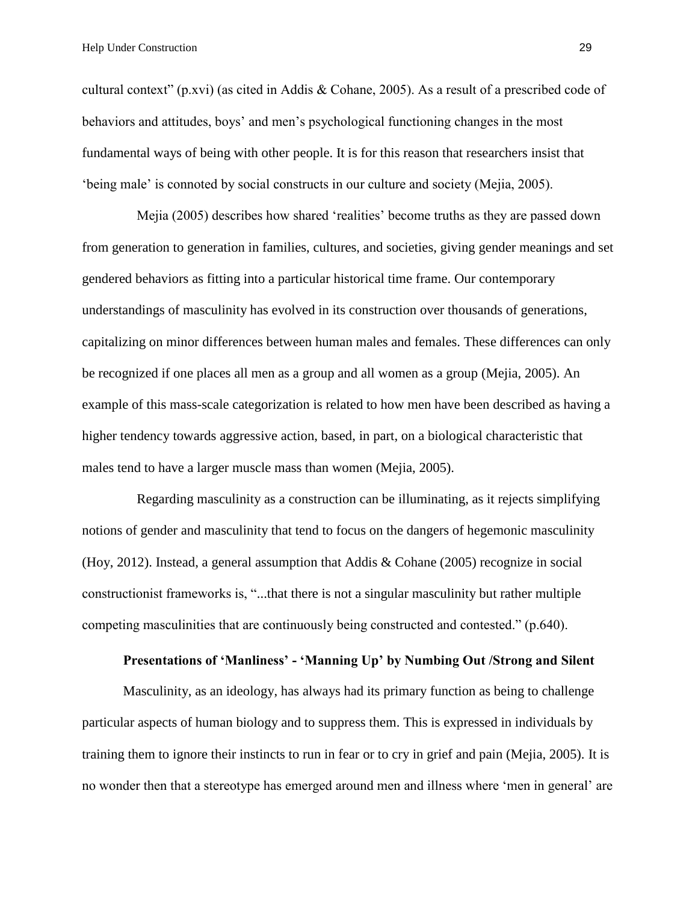cultural context" (p.xvi) (as cited in Addis & Cohane, 2005). As a result of a prescribed code of behaviors and attitudes, boys' and men's psychological functioning changes in the most fundamental ways of being with other people. It is for this reason that researchers insist that 'being male' is connoted by social constructs in our culture and society (Mejia, 2005).

Mejia (2005) describes how shared 'realities' become truths as they are passed down from generation to generation in families, cultures, and societies, giving gender meanings and set gendered behaviors as fitting into a particular historical time frame. Our contemporary understandings of masculinity has evolved in its construction over thousands of generations, capitalizing on minor differences between human males and females. These differences can only be recognized if one places all men as a group and all women as a group (Mejia, 2005). An example of this mass-scale categorization is related to how men have been described as having a higher tendency towards aggressive action, based, in part, on a biological characteristic that males tend to have a larger muscle mass than women (Mejia, 2005).

Regarding masculinity as a construction can be illuminating, as it rejects simplifying notions of gender and masculinity that tend to focus on the dangers of hegemonic masculinity (Hoy, 2012). Instead, a general assumption that Addis & Cohane (2005) recognize in social constructionist frameworks is, "...that there is not a singular masculinity but rather multiple competing masculinities that are continuously being constructed and contested." (p.640).

## Presentations of 'Manliness' - 'Manning Up' by Numbing Out /Strong and Silent

Masculinity, as an ideology, has always had its primary function as being to challenge particular aspects of human biology and to suppress them. This is expressed in individuals by training them to ignore their instincts to run in fear or to cry in grief and pain (Mejia, 2005). It is no wonder then that a stereotype has emerged around men and illness where 'men in general' are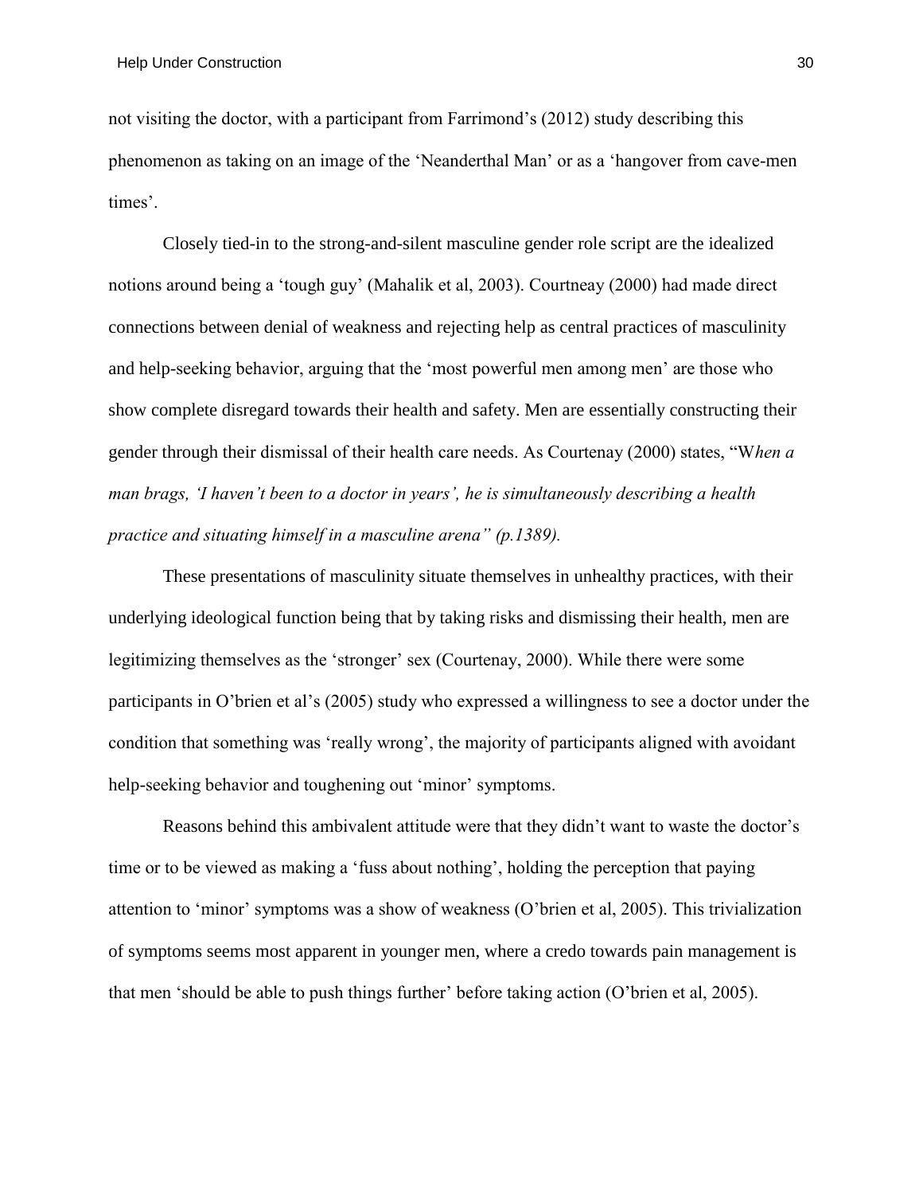not visiting the doctor, with a participant from Farrimond's (2012) study describing this phenomenon as taking on an image of the 'Neanderthal Man' or as a 'hangover from cave-men times'.

Closely tied-in to the strong-and-silent masculine gender role script are the idealized notions around being a 'tough guy' (Mahalik et al, 2003). Courtneay (2000) had made direct connections between denial of weakness and rejecting help as central practices of masculinity and help-seeking behavior, arguing that the 'most powerful men among men' are those who show complete disregard towards their health and safety. Men are essentially constructing their gender through their dismissal of their health care needs. As Courtenay (2000) states, "W*hen a man brags, 'I haven't been to a doctor in years', he is simultaneously describing a health practice and situating himself in a masculine arena" (p.1389).*

These presentations of masculinity situate themselves in unhealthy practices, with their underlying ideological function being that by taking risks and dismissing their health, men are legitimizing themselves as the 'stronger' sex (Courtenay, 2000). While there were some participants in O'brien et al's (2005) study who expressed a willingness to see a doctor under the condition that something was 'really wrong', the majority of participants aligned with avoidant help-seeking behavior and toughening out 'minor' symptoms.

Reasons behind this ambivalent attitude were that they didn't want to waste the doctor's time or to be viewed as making a 'fuss about nothing', holding the perception that paying attention to 'minor' symptoms was a show of weakness (O'brien et al, 2005). This trivialization of symptoms seems most apparent in younger men, where a credo towards pain management is that men 'should be able to push things further' before taking action (O'brien et al, 2005).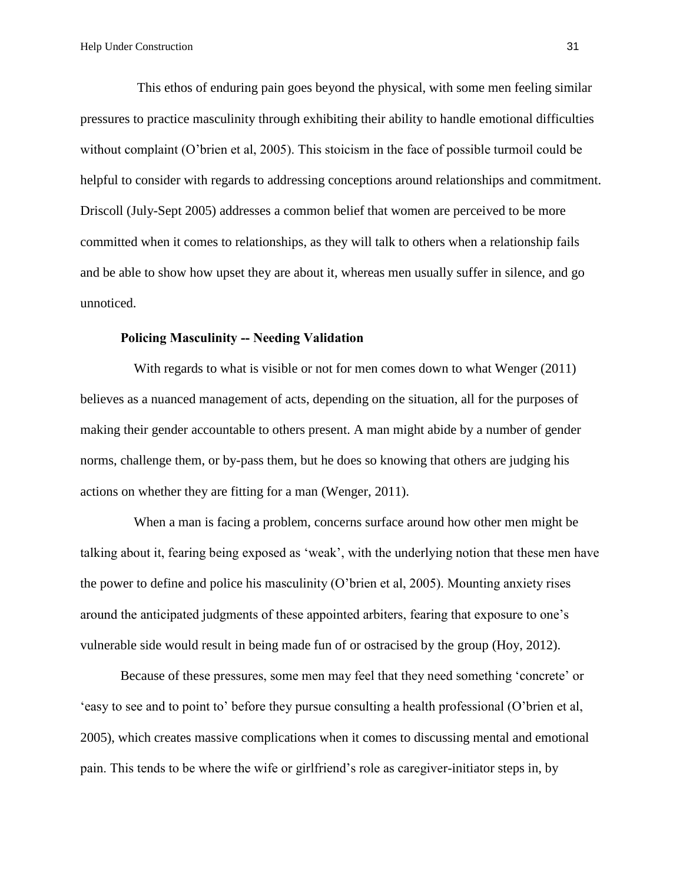This ethos of enduring pain goes beyond the physical, with some men feeling similar pressures to practice masculinity through exhibiting their ability to handle emotional difficulties without complaint (O'brien et al, 2005). This stoicism in the face of possible turmoil could be helpful to consider with regards to addressing conceptions around relationships and commitment. Driscoll (July-Sept 2005) addresses a common belief that women are perceived to be more committed when it comes to relationships, as they will talk to others when a relationship fails and be able to show how upset they are about it, whereas men usually suffer in silence, and go unnoticed.

### Policing Masculinity -- Needing Validation

With regards to what is visible or not for men comes down to what Wenger (2011) believes as a nuanced management of acts, depending on the situation, all for the purposes of making their gender accountable to others present. A man might abide by a number of gender norms, challenge them, or by-pass them, but he does so knowing that others are judging his actions on whether they are fitting for a man (Wenger, 2011).

When a man is facing a problem, concerns surface around how other men might be talking about it, fearing being exposed as 'weak', with the underlying notion that these men have the power to define and police his masculinity (O'brien et al, 2005). Mounting anxiety rises around the anticipated judgments of these appointed arbiters, fearing that exposure to one's vulnerable side would result in being made fun of or ostracised by the group (Hoy, 2012).

Because of these pressures, some men may feel that they need something 'concrete' or 'easy to see and to point to' before they pursue consulting a health professional (O'brien et al, 2005), which creates massive complications when it comes to discussing mental and emotional pain. This tends to be where the wife or girlfriend's role as caregiver-initiator steps in, by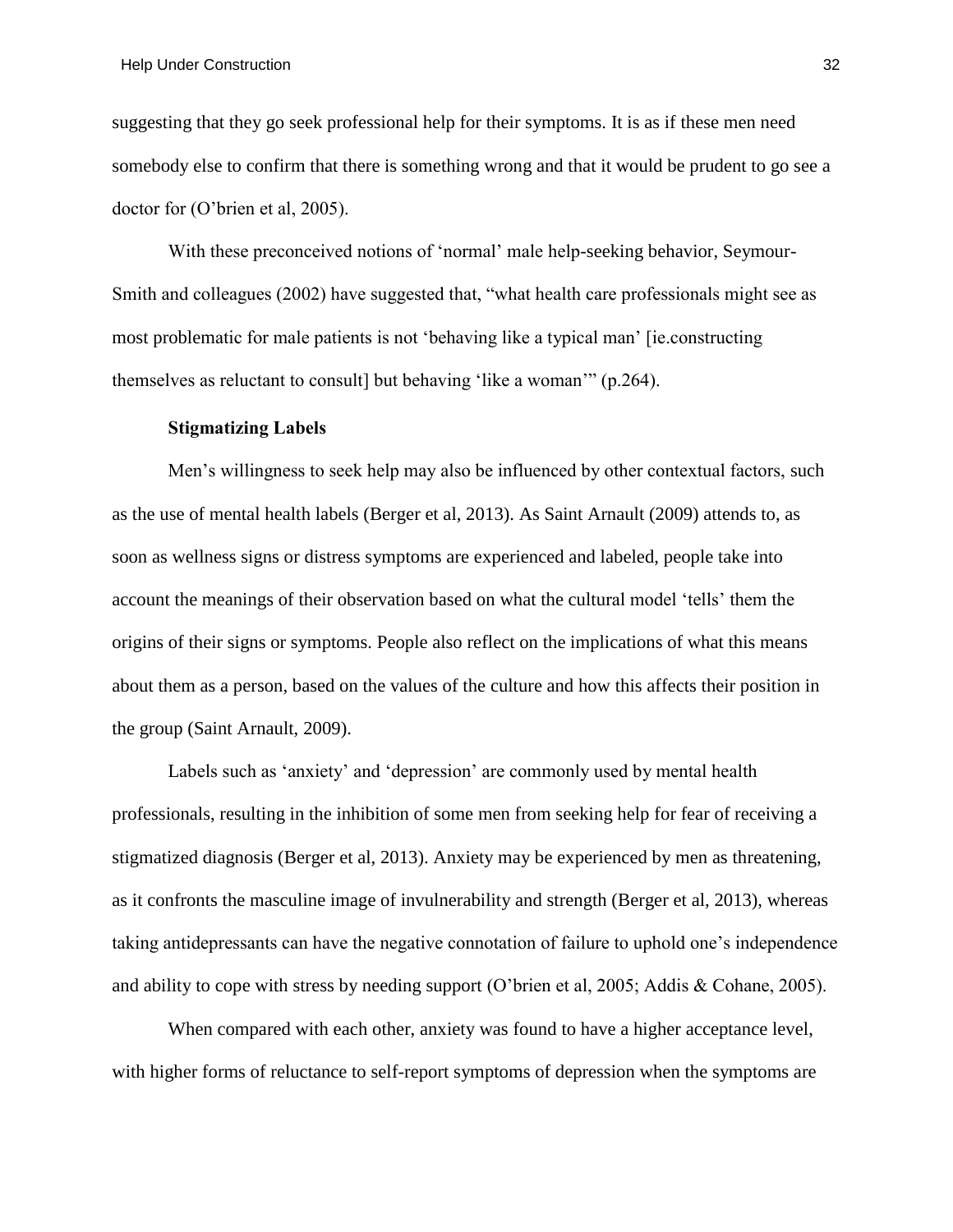suggesting that they go seek professional help for their symptoms. It is as if these men need somebody else to confirm that there is something wrong and that it would be prudent to go see a doctor for (O'brien et al, 2005).

With these preconceived notions of 'normal' male help-seeking behavior, Seymour-Smith and colleagues (2002) have suggested that, "what health care professionals might see as most problematic for male patients is not 'behaving like a typical man' [ie.constructing themselves as reluctant to consult] but behaving 'like a woman'" (p.264).

### Stigmatizing Labels

Men's willingness to seek help may also be influenced by other contextual factors, such as the use of mental health labels (Berger et al, 2013). As Saint Arnault (2009) attends to, as soon as wellness signs or distress symptoms are experienced and labeled, people take into account the meanings of their observation based on what the cultural model 'tells' them the origins of their signs or symptoms. People also reflect on the implications of what this means about them as a person, based on the values of the culture and how this affects their position in the group (Saint Arnault, 2009).

Labels such as 'anxiety' and 'depression' are commonly used by mental health professionals, resulting in the inhibition of some men from seeking help for fear of receiving a stigmatized diagnosis (Berger et al, 2013). Anxiety may be experienced by men as threatening, as it confronts the masculine image of invulnerability and strength (Berger et al, 2013), whereas taking antidepressants can have the negative connotation of failure to uphold one's independence and ability to cope with stress by needing support (O'brien et al, 2005; Addis & Cohane, 2005).

When compared with each other, anxiety was found to have a higher acceptance level, with higher forms of reluctance to self-report symptoms of depression when the symptoms are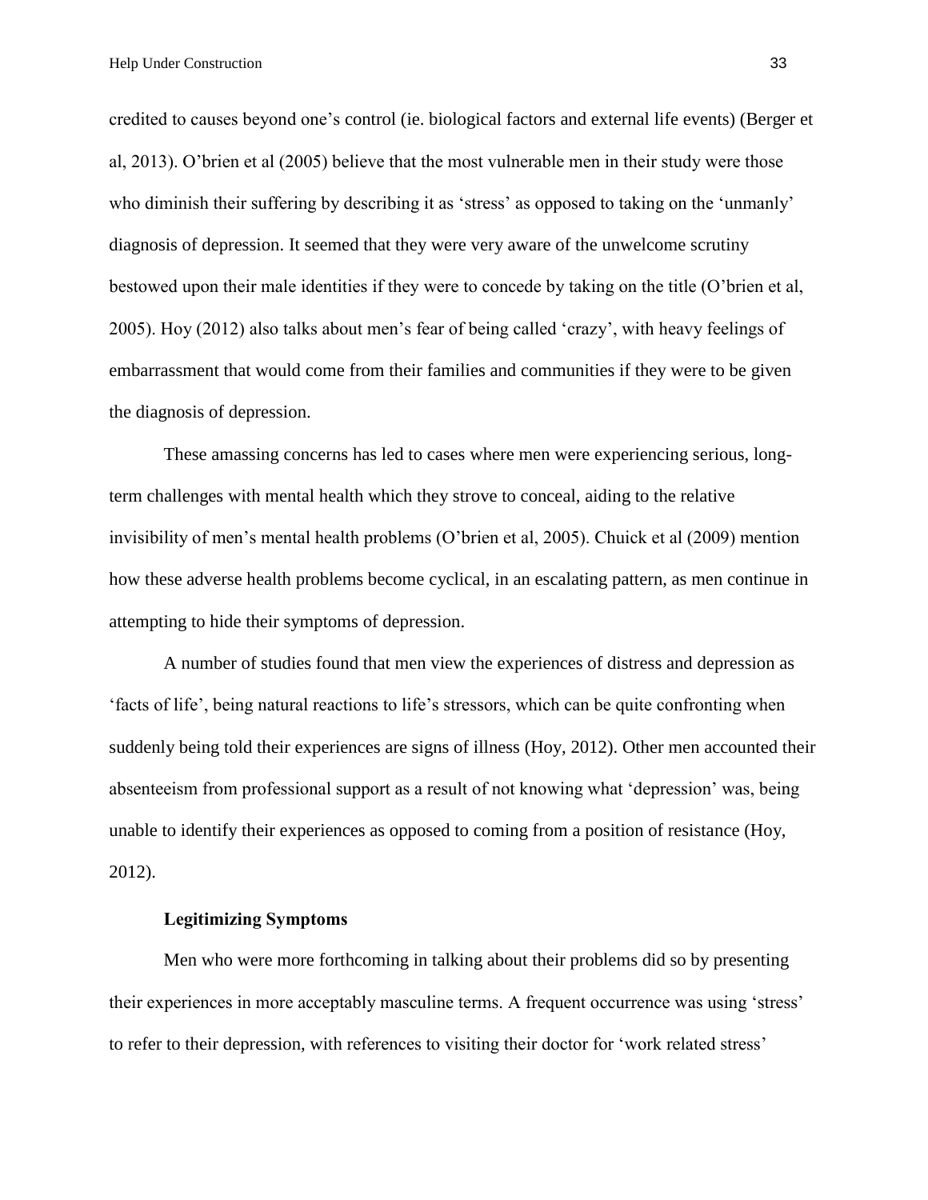credited to causes beyond one's control (ie. biological factors and external life events) (Berger et al, 2013). O'brien et al (2005) believe that the most vulnerable men in their study were those who diminish their suffering by describing it as 'stress' as opposed to taking on the 'unmanly' diagnosis of depression. It seemed that they were very aware of the unwelcome scrutiny bestowed upon their male identities if they were to concede by taking on the title (O'brien et al, 2005). Hoy (2012) also talks about men's fear of being called 'crazy', with heavy feelings of embarrassment that would come from their families and communities if they were to be given the diagnosis of depression.

These amassing concerns has led to cases where men were experiencing serious, long-term challenges with mental health which they strove to conceal, aiding to the relative invisibility of men's mental health problems (O'brien et al, 2005). Chuick et al (2009) mention how these adverse health problems become cyclical, in an escalating pattern, as men continue in attempting to hide their symptoms of depression.

A number of studies found that men view the experiences of distress and depression as 'facts of life', being natural reactions to life's stressors, which can be quite confronting when suddenly being told their experiences are signs of illness (Hoy, 2012). Other men accounted their absenteeism from professional support as a result of not knowing what 'depression' was, being unable to identify their experiences as opposed to coming from a position of resistance (Hoy, 2012).

**Legitimizing Symptoms**

Men who were more forthcoming in talking about their problems did so by presenting their experiences in more acceptably masculine terms. A frequent occurrence was using 'stress' to refer to their depression, with references to visiting their doctor for 'work related stress'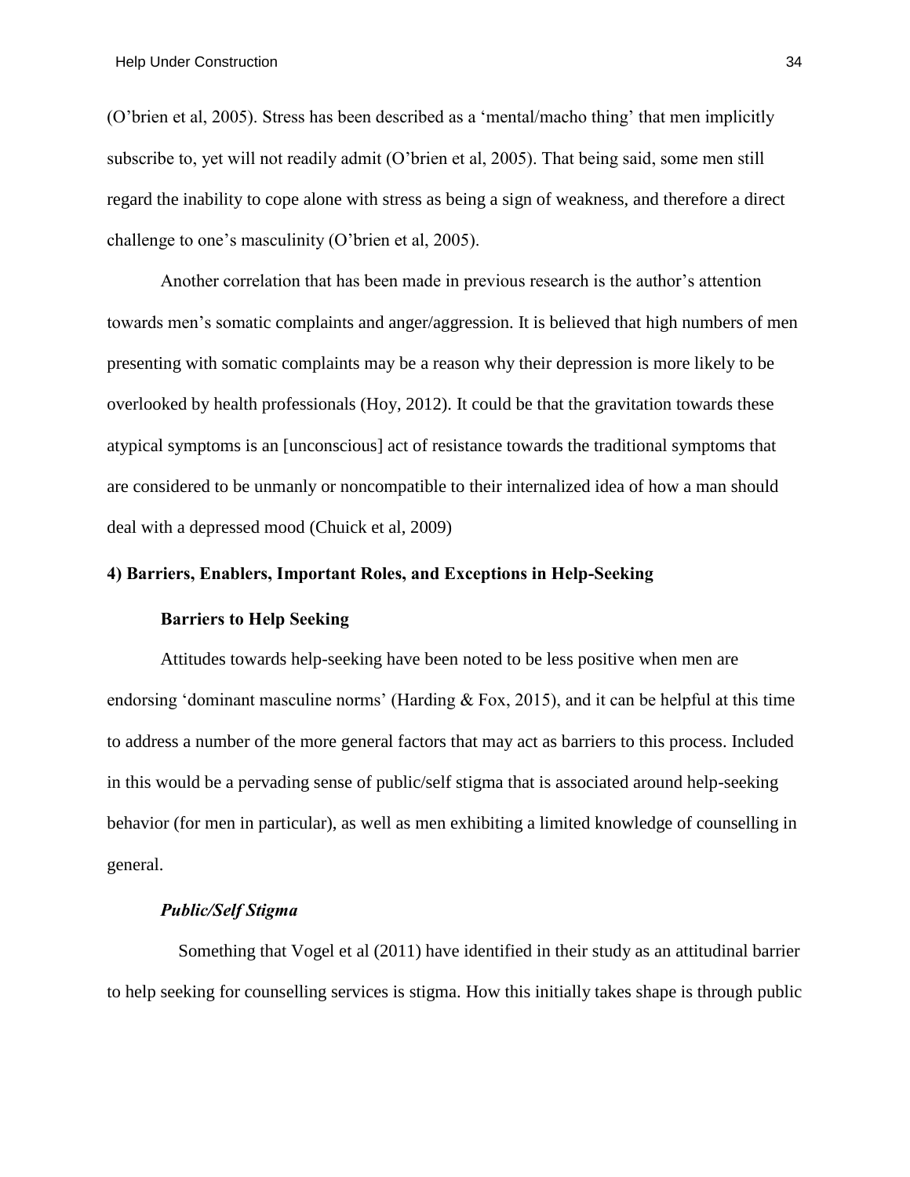(O'brien et al, 2005). Stress has been described as a 'mental/macho thing' that men implicitly subscribe to, yet will not readily admit (O'brien et al, 2005). That being said, some men still regard the inability to cope alone with stress as being a sign of weakness, and therefore a direct challenge to one's masculinity (O'brien et al, 2005).

Another correlation that has been made in previous research is the author's attention towards men's somatic complaints and anger/aggression. It is believed that high numbers of men presenting with somatic complaints may be a reason why their depression is more likely to be overlooked by health professionals (Hoy, 2012). It could be that the gravitation towards these atypical symptoms is an [unconscious] act of resistance towards the traditional symptoms that are considered to be unmanly or noncompatible to their internalized idea of how a man should deal with a depressed mood (Chuick et al, 2009)

## 4) Barriers, Enablers, Important Roles, and Exceptions in Help-Seeking

### Barriers to Help Seeking

Attitudes towards help-seeking have been noted to be less positive when men are endorsing 'dominant masculine norms' (Harding & Fox, 2015), and it can be helpful at this time to address a number of the more general factors that may act as barriers to this process. Included in this would be a pervading sense of public/self stigma that is associated around help-seeking behavior (for men in particular), as well as men exhibiting a limited knowledge of counselling in general.

#### *Public/Self Stigma*

Something that Vogel et al (2011) have identified in their study as an attitudinal barrier to help seeking for counselling services is stigma. How this initially takes shape is through public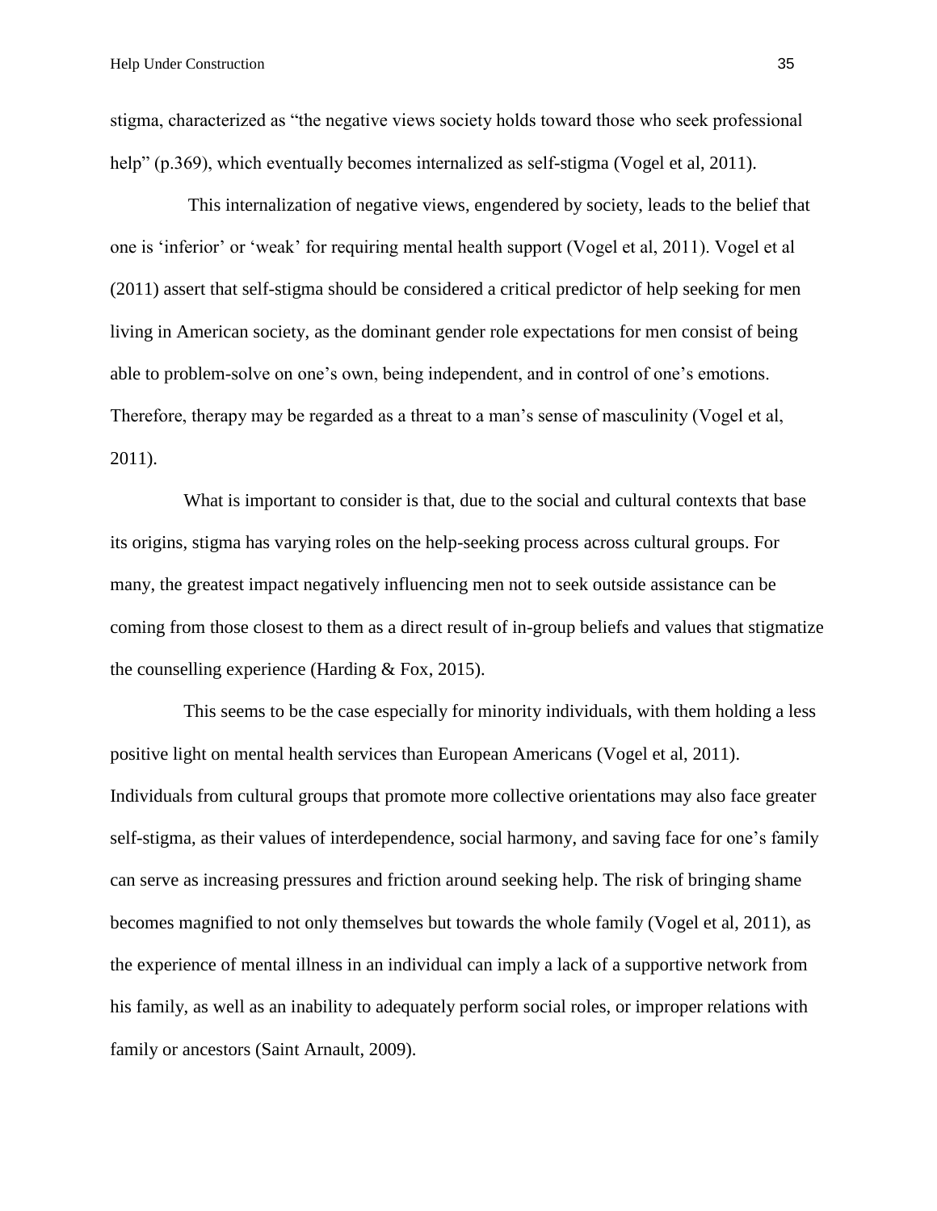stigma, characterized as "the negative views society holds toward those who seek professional help" (p.369), which eventually becomes internalized as self-stigma (Vogel et al, 2011).

This internalization of negative views, engendered by society, leads to the belief that one is 'inferior' or 'weak' for requiring mental health support (Vogel et al, 2011). Vogel et al (2011) assert that self-stigma should be considered a critical predictor of help seeking for men living in American society, as the dominant gender role expectations for men consist of being able to problem-solve on one's own, being independent, and in control of one's emotions. Therefore, therapy may be regarded as a threat to a man's sense of masculinity (Vogel et al, 2011).

What is important to consider is that, due to the social and cultural contexts that base its origins, stigma has varying roles on the help-seeking process across cultural groups. For many, the greatest impact negatively influencing men not to seek outside assistance can be coming from those closest to them as a direct result of in-group beliefs and values that stigmatize the counselling experience (Harding & Fox, 2015).

This seems to be the case especially for minority individuals, with them holding a less positive light on mental health services than European Americans (Vogel et al, 2011). Individuals from cultural groups that promote more collective orientations may also face greater self-stigma, as their values of interdependence, social harmony, and saving face for one's family can serve as increasing pressures and friction around seeking help. The risk of bringing shame becomes magnified to not only themselves but towards the whole family (Vogel et al, 2011), as the experience of mental illness in an individual can imply a lack of a supportive network from his family, as well as an inability to adequately perform social roles, or improper relations with family or ancestors (Saint Arnault, 2009).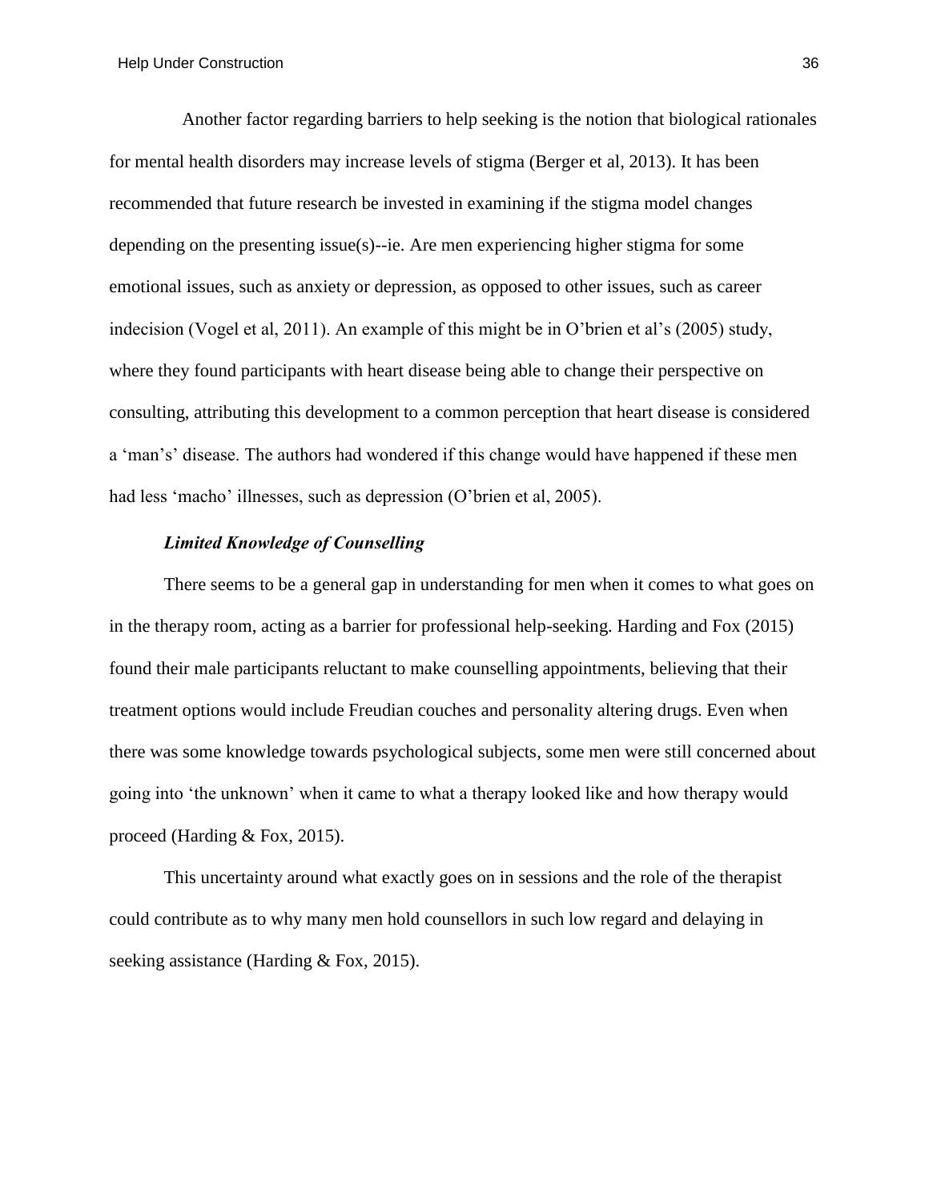Another factor regarding barriers to help seeking is the notion that biological rationales for mental health disorders may increase levels of stigma (Berger et al, 2013). It has been recommended that future research be invested in examining if the stigma model changes depending on the presenting issue(s)--ie. Are men experiencing higher stigma for some emotional issues, such as anxiety or depression, as opposed to other issues, such as career indecision (Vogel et al, 2011). An example of this might be in O'brien et al's (2005) study, where they found participants with heart disease being able to change their perspective on consulting, attributing this development to a common perception that heart disease is considered a 'man's' disease. The authors had wondered if this change would have happened if these men had less 'macho' illnesses, such as depression (O'brien et al, 2005).

### *Limited Knowledge of Counselling*

There seems to be a general gap in understanding for men when it comes to what goes on in the therapy room, acting as a barrier for professional help-seeking. Harding and Fox (2015) found their male participants reluctant to make counselling appointments, believing that their treatment options would include Freudian couches and personality altering drugs. Even when there was some knowledge towards psychological subjects, some men were still concerned about going into 'the unknown' when it came to what a therapy looked like and how therapy would proceed (Harding & Fox, 2015).

This uncertainty around what exactly goes on in sessions and the role of the therapist could contribute as to why many men hold counsellors in such low regard and delaying in seeking assistance (Harding & Fox, 2015).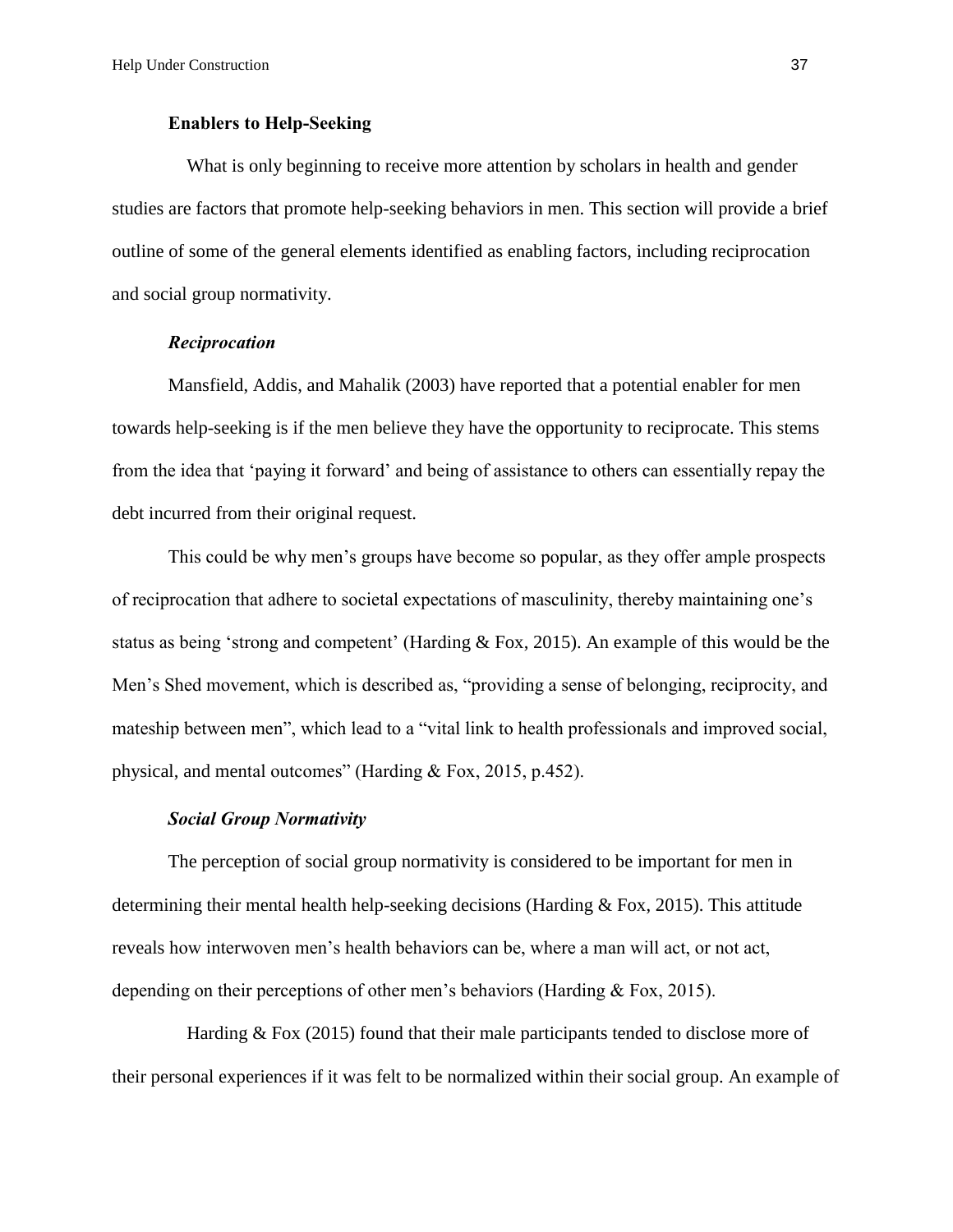## Enablers to Help-Seeking

What is only beginning to receive more attention by scholars in health and gender studies are factors that promote help-seeking behaviors in men. This section will provide a brief outline of some of the general elements identified as enabling factors, including reciprocation and social group normativity.

### *Reciprocation*

Mansfield, Addis, and Mahalik (2003) have reported that a potential enabler for men towards help-seeking is if the men believe they have the opportunity to reciprocate. This stems from the idea that 'paying it forward' and being of assistance to others can essentially repay the debt incurred from their original request.

This could be why men's groups have become so popular, as they offer ample prospects of reciprocation that adhere to societal expectations of masculinity, thereby maintaining one's status as being 'strong and competent' (Harding & Fox, 2015). An example of this would be the Men's Shed movement, which is described as, "providing a sense of belonging, reciprocity, and mateship between men", which lead to a "vital link to health professionals and improved social, physical, and mental outcomes" (Harding & Fox, 2015, p.452).

### *Social Group Normativity*

The perception of social group normativity is considered to be important for men in determining their mental health help-seeking decisions (Harding & Fox, 2015). This attitude reveals how interwoven men's health behaviors can be, where a man will act, or not act, depending on their perceptions of other men's behaviors (Harding & Fox, 2015).

Harding & Fox (2015) found that their male participants tended to disclose more of their personal experiences if it was felt to be normalized within their social group. An example of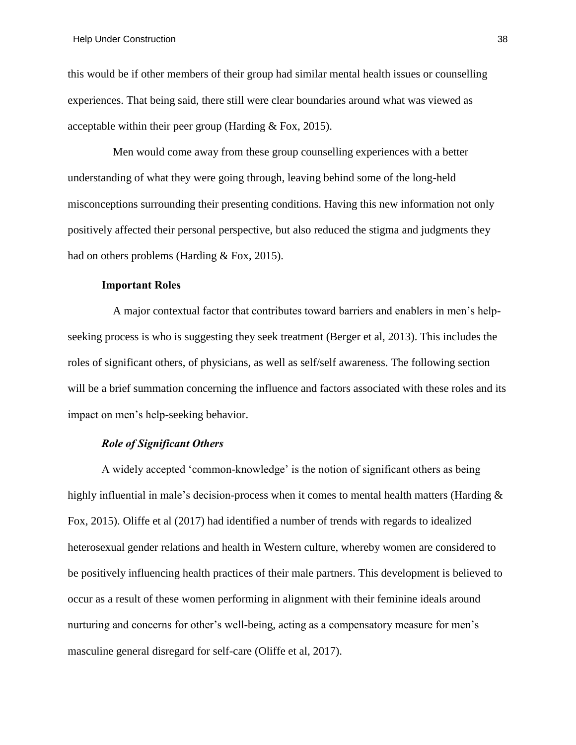this would be if other members of their group had similar mental health issues or counselling experiences. That being said, there still were clear boundaries around what was viewed as acceptable within their peer group (Harding & Fox, 2015).

Men would come away from these group counselling experiences with a better understanding of what they were going through, leaving behind some of the long-held misconceptions surrounding their presenting conditions. Having this new information not only positively affected their personal perspective, but also reduced the stigma and judgments they had on others problems (Harding & Fox, 2015).

### Important Roles

A major contextual factor that contributes toward barriers and enablers in men's help-seeking process is who is suggesting they seek treatment (Berger et al, 2013). This includes the roles of significant others, of physicians, as well as self/self awareness. The following section will be a brief summation concerning the influence and factors associated with these roles and its impact on men's help-seeking behavior.

#### *Role of Significant Others*

A widely accepted 'common-knowledge' is the notion of significant others as being highly influential in male's decision-process when it comes to mental health matters (Harding & Fox, 2015). Oliffe et al (2017) had identified a number of trends with regards to idealized heterosexual gender relations and health in Western culture, whereby women are considered to be positively influencing health practices of their male partners. This development is believed to occur as a result of these women performing in alignment with their feminine ideals around nurturing and concerns for other's well-being, acting as a compensatory measure for men's masculine general disregard for self-care (Oliffe et al, 2017).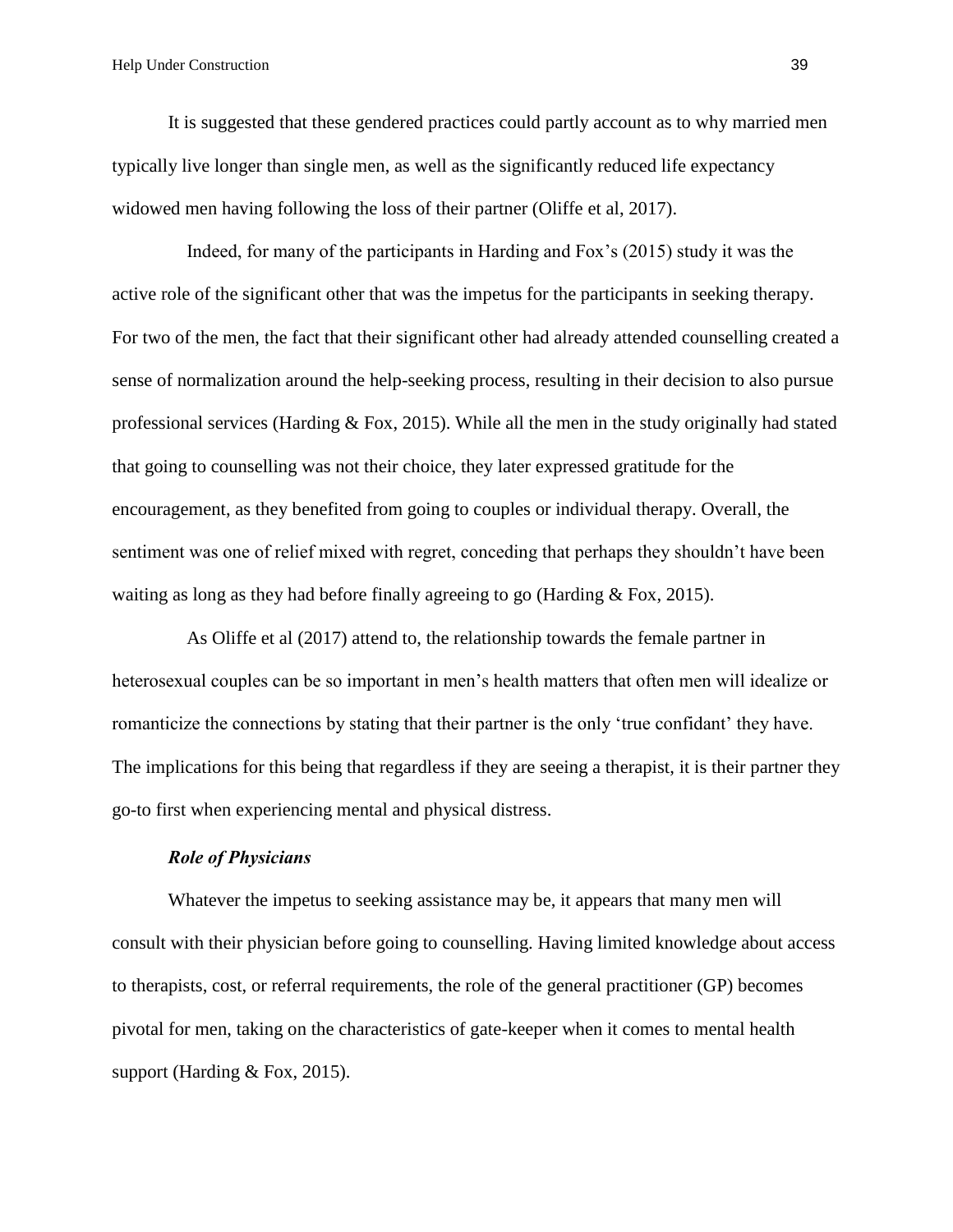It is suggested that these gendered practices could partly account as to why married men typically live longer than single men, as well as the significantly reduced life expectancy widowed men having following the loss of their partner (Oliffe et al, 2017).

Indeed, for many of the participants in Harding and Fox's (2015) study it was the active role of the significant other that was the impetus for the participants in seeking therapy. For two of the men, the fact that their significant other had already attended counselling created a sense of normalization around the help-seeking process, resulting in their decision to also pursue professional services (Harding & Fox, 2015). While all the men in the study originally had stated that going to counselling was not their choice, they later expressed gratitude for the encouragement, as they benefited from going to couples or individual therapy. Overall, the sentiment was one of relief mixed with regret, conceding that perhaps they shouldn't have been waiting as long as they had before finally agreeing to go (Harding & Fox, 2015).

As Oliffe et al (2017) attend to, the relationship towards the female partner in heterosexual couples can be so important in men's health matters that often men will idealize or romanticize the connections by stating that their partner is the only 'true confidant' they have. The implications for this being that regardless if they are seeing a therapist, it is their partner they go-to first when experiencing mental and physical distress.

***Role of Physicians***

Whatever the impetus to seeking assistance may be, it appears that many men will consult with their physician before going to counselling. Having limited knowledge about access to therapists, cost, or referral requirements, the role of the general practitioner (GP) becomes pivotal for men, taking on the characteristics of gate-keeper when it comes to mental health support (Harding & Fox, 2015).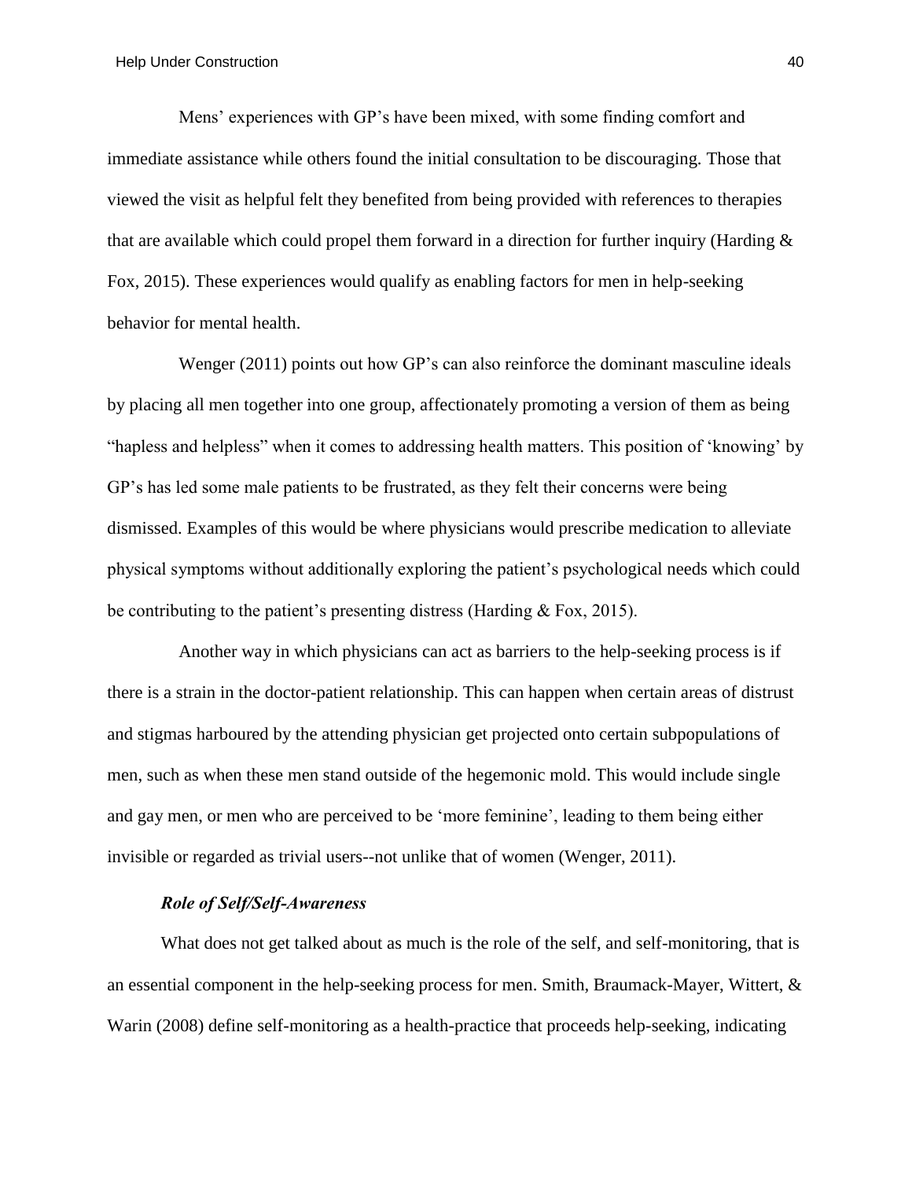Mens' experiences with GP's have been mixed, with some finding comfort and immediate assistance while others found the initial consultation to be discouraging. Those that viewed the visit as helpful felt they benefited from being provided with references to therapies that are available which could propel them forward in a direction for further inquiry (Harding & Fox, 2015). These experiences would qualify as enabling factors for men in help-seeking behavior for mental health.

Wenger (2011) points out how GP's can also reinforce the dominant masculine ideals by placing all men together into one group, affectionately promoting a version of them as being "hapless and helpless" when it comes to addressing health matters. This position of 'knowing' by GP's has led some male patients to be frustrated, as they felt their concerns were being dismissed. Examples of this would be where physicians would prescribe medication to alleviate physical symptoms without additionally exploring the patient's psychological needs which could be contributing to the patient's presenting distress (Harding & Fox, 2015).

Another way in which physicians can act as barriers to the help-seeking process is if there is a strain in the doctor-patient relationship. This can happen when certain areas of distrust and stigmas harboured by the attending physician get projected onto certain subpopulations of men, such as when these men stand outside of the hegemonic mold. This would include single and gay men, or men who are perceived to be 'more feminine', leading to them being either invisible or regarded as trivial users--not unlike that of women (Wenger, 2011).

### *Role of Self/Self-Awareness*

What does not get talked about as much is the role of the self, and self-monitoring, that is an essential component in the help-seeking process for men. Smith, Braumack-Mayer, Wittert, & Warin (2008) define self-monitoring as a health-practice that proceeds help-seeking, indicating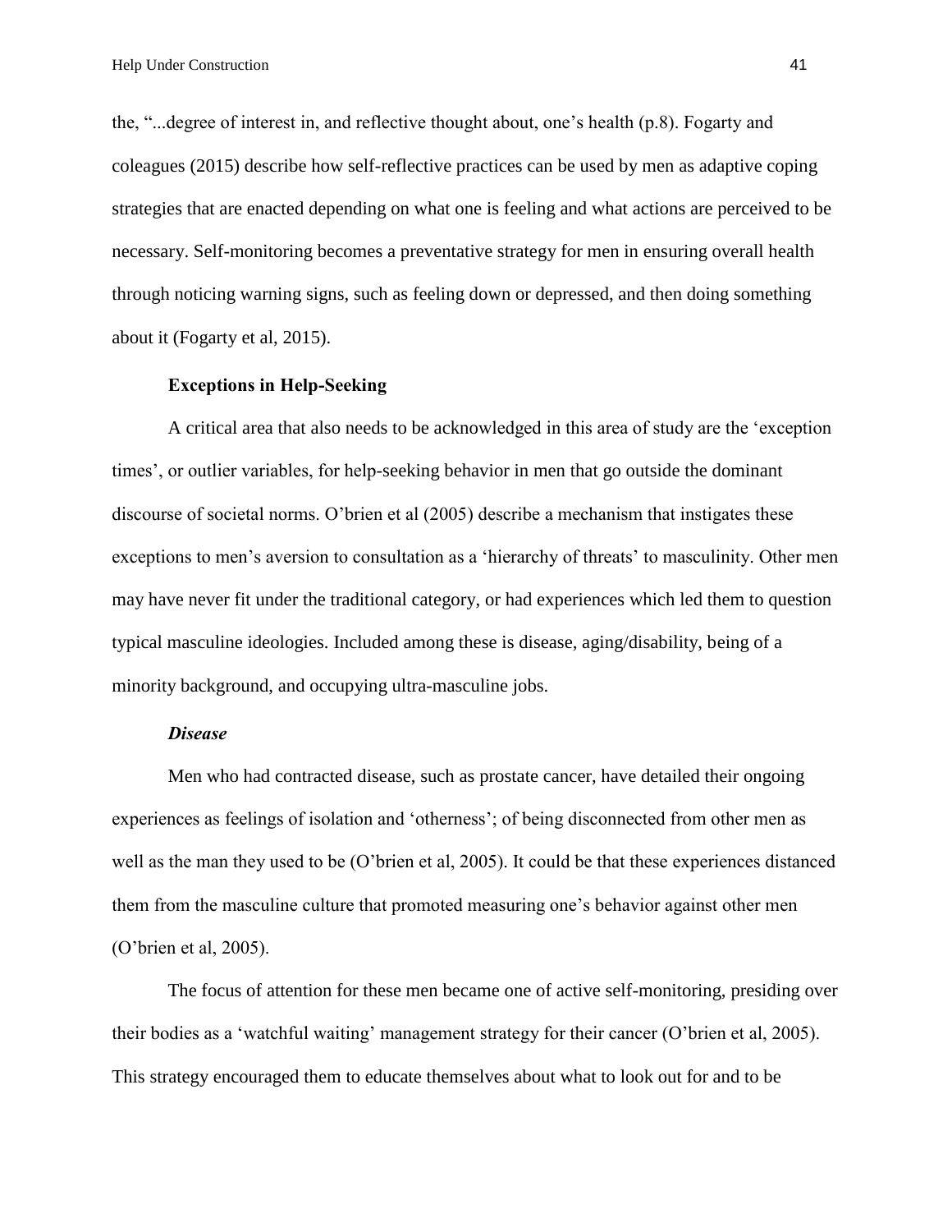the, "...degree of interest in, and reflective thought about, one's health (p.8). Fogarty and coleagues (2015) describe how self-reflective practices can be used by men as adaptive coping strategies that are enacted depending on what one is feeling and what actions are perceived to be necessary. Self-monitoring becomes a preventative strategy for men in ensuring overall health through noticing warning signs, such as feeling down or depressed, and then doing something about it (Fogarty et al, 2015).

### Exceptions in Help-Seeking

A critical area that also needs to be acknowledged in this area of study are the 'exception times', or outlier variables, for help-seeking behavior in men that go outside the dominant discourse of societal norms. O'brien et al (2005) describe a mechanism that instigates these exceptions to men's aversion to consultation as a 'hierarchy of threats' to masculinity. Other men may have never fit under the traditional category, or had experiences which led them to question typical masculine ideologies. Included among these is disease, aging/disability, being of a minority background, and occupying ultra-masculine jobs.

#### *Disease*

Men who had contracted disease, such as prostate cancer, have detailed their ongoing experiences as feelings of isolation and 'otherness'; of being disconnected from other men as well as the man they used to be (O'brien et al, 2005). It could be that these experiences distanced them from the masculine culture that promoted measuring one's behavior against other men (O'brien et al, 2005).

The focus of attention for these men became one of active self-monitoring, presiding over their bodies as a 'watchful waiting' management strategy for their cancer (O'brien et al, 2005). This strategy encouraged them to educate themselves about what to look out for and to be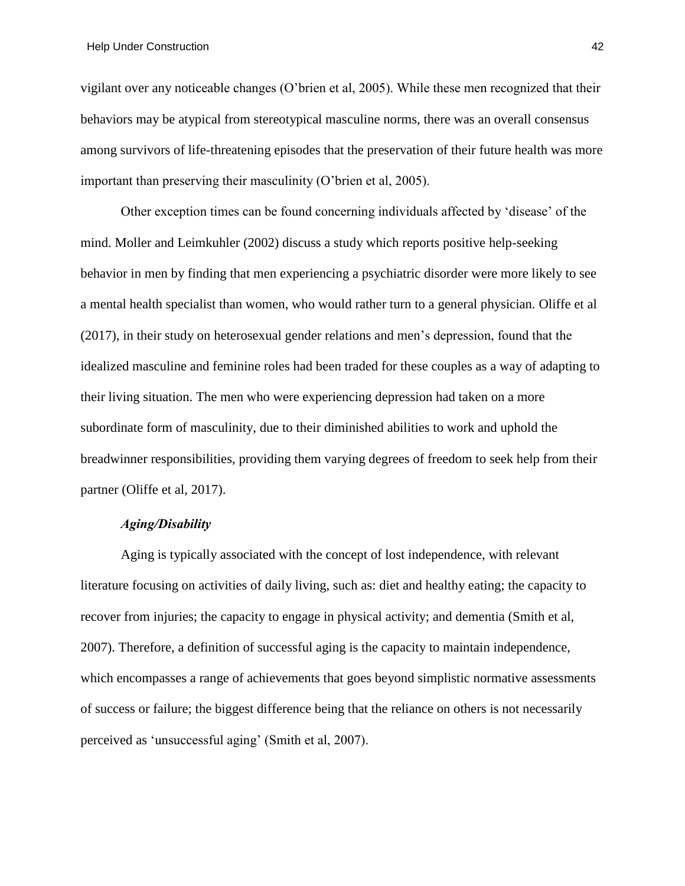vigilant over any noticeable changes (O'brien et al, 2005). While these men recognized that their behaviors may be atypical from stereotypical masculine norms, there was an overall consensus among survivors of life-threatening episodes that the preservation of their future health was more important than preserving their masculinity (O'brien et al, 2005).

Other exception times can be found concerning individuals affected by 'disease' of the mind. Moller and Leimkuhler (2002) discuss a study which reports positive help-seeking behavior in men by finding that men experiencing a psychiatric disorder were more likely to see a mental health specialist than women, who would rather turn to a general physician. Oliffe et al (2017), in their study on heterosexual gender relations and men's depression, found that the idealized masculine and feminine roles had been traded for these couples as a way of adapting to their living situation. The men who were experiencing depression had taken on a more subordinate form of masculinity, due to their diminished abilities to work and uphold the breadwinner responsibilities, providing them varying degrees of freedom to seek help from their partner (Oliffe et al, 2017).

#### ***Aging/Disability***

Aging is typically associated with the concept of lost independence, with relevant literature focusing on activities of daily living, such as: diet and healthy eating; the capacity to recover from injuries; the capacity to engage in physical activity; and dementia (Smith et al, 2007). Therefore, a definition of successful aging is the capacity to maintain independence, which encompasses a range of achievements that goes beyond simplistic normative assessments of success or failure; the biggest difference being that the reliance on others is not necessarily perceived as 'unsuccessful aging' (Smith et al, 2007).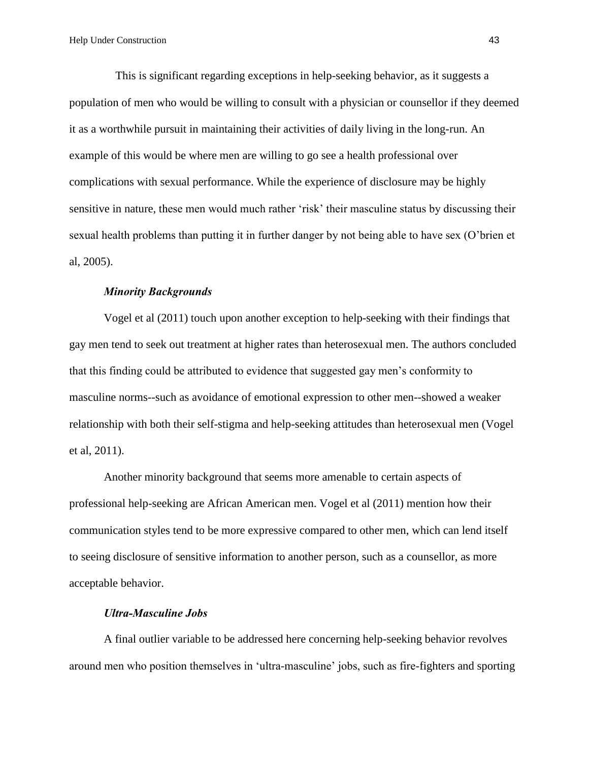This is significant regarding exceptions in help-seeking behavior, as it suggests a population of men who would be willing to consult with a physician or counsellor if they deemed it as a worthwhile pursuit in maintaining their activities of daily living in the long-run. An example of this would be where men are willing to go see a health professional over complications with sexual performance. While the experience of disclosure may be highly sensitive in nature, these men would much rather 'risk' their masculine status by discussing their sexual health problems than putting it in further danger by not being able to have sex (O'brien et al, 2005).

### *Minority Backgrounds*

Vogel et al (2011) touch upon another exception to help-seeking with their findings that gay men tend to seek out treatment at higher rates than heterosexual men. The authors concluded that this finding could be attributed to evidence that suggested gay men's conformity to masculine norms--such as avoidance of emotional expression to other men--showed a weaker relationship with both their self-stigma and help-seeking attitudes than heterosexual men (Vogel et al, 2011).

Another minority background that seems more amenable to certain aspects of professional help-seeking are African American men. Vogel et al (2011) mention how their communication styles tend to be more expressive compared to other men, which can lend itself to seeing disclosure of sensitive information to another person, such as a counsellor, as more acceptable behavior.

### *Ultra-Masculine Jobs*

A final outlier variable to be addressed here concerning help-seeking behavior revolves around men who position themselves in 'ultra-masculine' jobs, such as fire-fighters and sporting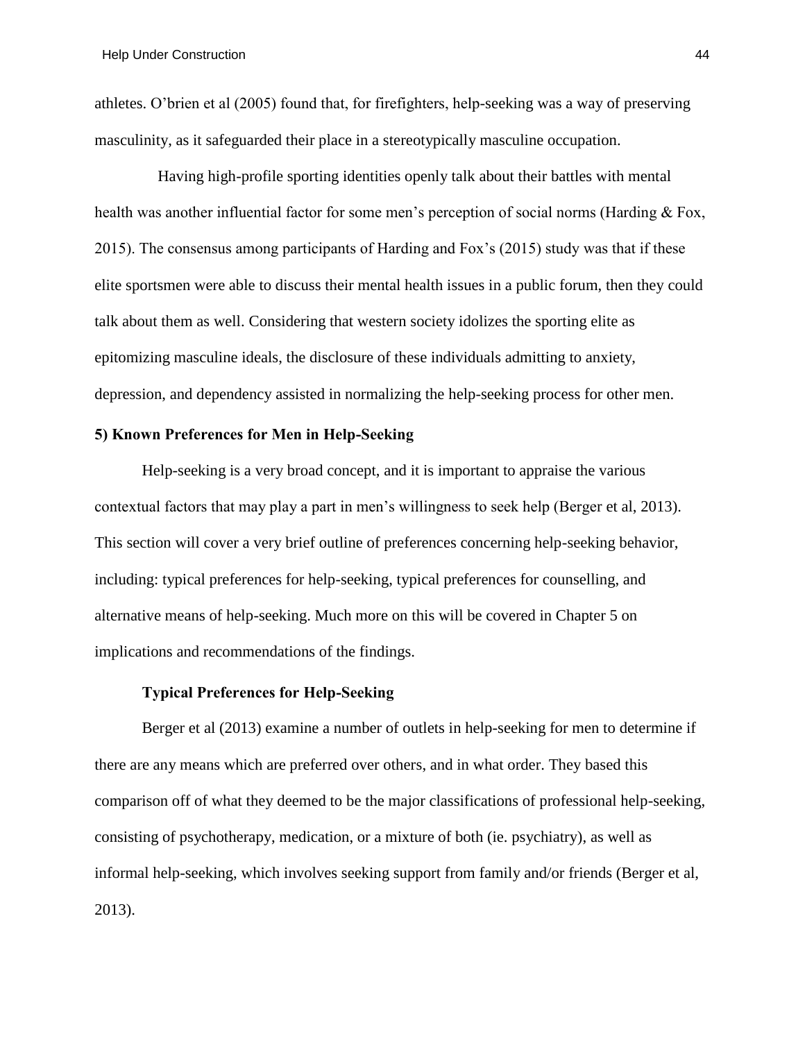athletes. O'brien et al (2005) found that, for firefighters, help-seeking was a way of preserving masculinity, as it safeguarded their place in a stereotypically masculine occupation.

Having high-profile sporting identities openly talk about their battles with mental health was another influential factor for some men's perception of social norms (Harding & Fox, 2015). The consensus among participants of Harding and Fox's (2015) study was that if these elite sportsmen were able to discuss their mental health issues in a public forum, then they could talk about them as well. Considering that western society idolizes the sporting elite as epitomizing masculine ideals, the disclosure of these individuals admitting to anxiety, depression, and dependency assisted in normalizing the help-seeking process for other men.

## 5) Known Preferences for Men in Help-Seeking

Help-seeking is a very broad concept, and it is important to appraise the various contextual factors that may play a part in men's willingness to seek help (Berger et al, 2013). This section will cover a very brief outline of preferences concerning help-seeking behavior, including: typical preferences for help-seeking, typical preferences for counselling, and alternative means of help-seeking. Much more on this will be covered in Chapter 5 on implications and recommendations of the findings.

### Typical Preferences for Help-Seeking

Berger et al (2013) examine a number of outlets in help-seeking for men to determine if there are any means which are preferred over others, and in what order. They based this comparison off of what they deemed to be the major classifications of professional help-seeking, consisting of psychotherapy, medication, or a mixture of both (ie. psychiatry), as well as informal help-seeking, which involves seeking support from family and/or friends (Berger et al, 2013).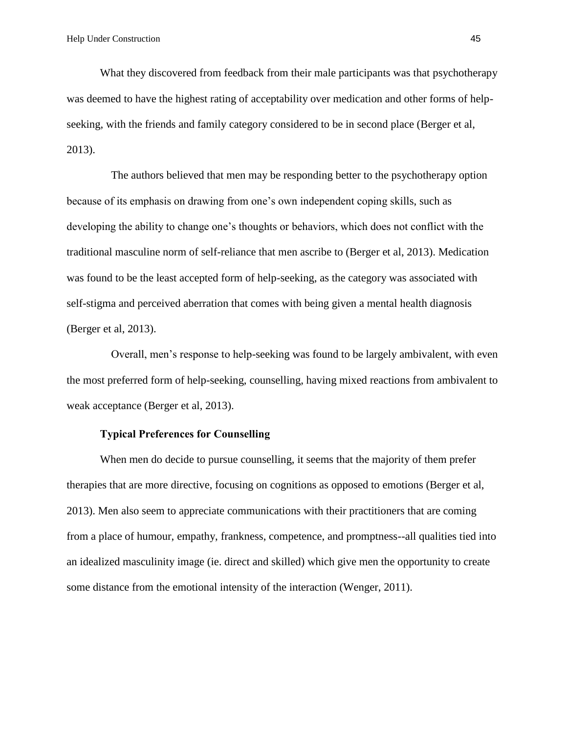What they discovered from feedback from their male participants was that psychotherapy was deemed to have the highest rating of acceptability over medication and other forms of help-seeking, with the friends and family category considered to be in second place (Berger et al, 2013).

The authors believed that men may be responding better to the psychotherapy option because of its emphasis on drawing from one's own independent coping skills, such as developing the ability to change one's thoughts or behaviors, which does not conflict with the traditional masculine norm of self-reliance that men ascribe to (Berger et al, 2013). Medication was found to be the least accepted form of help-seeking, as the category was associated with self-stigma and perceived aberration that comes with being given a mental health diagnosis (Berger et al, 2013).

Overall, men's response to help-seeking was found to be largely ambivalent, with even the most preferred form of help-seeking, counselling, having mixed reactions from ambivalent to weak acceptance (Berger et al, 2013).

**Typical Preferences for Counselling**

When men do decide to pursue counselling, it seems that the majority of them prefer therapies that are more directive, focusing on cognitions as opposed to emotions (Berger et al, 2013). Men also seem to appreciate communications with their practitioners that are coming from a place of humour, empathy, frankness, competence, and promptness--all qualities tied into an idealized masculinity image (ie. direct and skilled) which give men the opportunity to create some distance from the emotional intensity of the interaction (Wenger, 2011).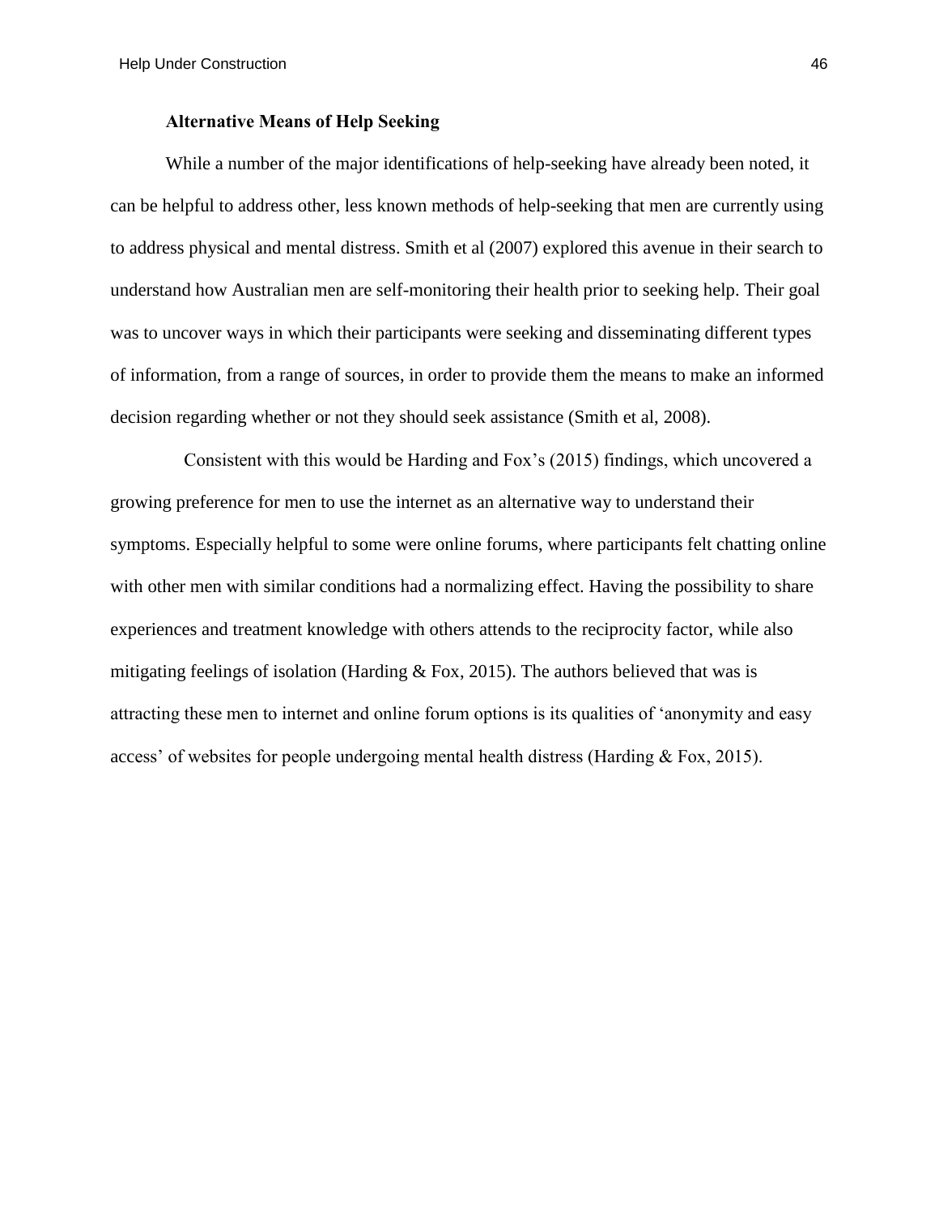### Alternative Means of Help Seeking

While a number of the major identifications of help-seeking have already been noted, it can be helpful to address other, less known methods of help-seeking that men are currently using to address physical and mental distress. Smith et al (2007) explored this avenue in their search to understand how Australian men are self-monitoring their health prior to seeking help. Their goal was to uncover ways in which their participants were seeking and disseminating different types of information, from a range of sources, in order to provide them the means to make an informed decision regarding whether or not they should seek assistance (Smith et al, 2008).

Consistent with this would be Harding and Fox's (2015) findings, which uncovered a growing preference for men to use the internet as an alternative way to understand their symptoms. Especially helpful to some were online forums, where participants felt chatting online with other men with similar conditions had a normalizing effect. Having the possibility to share experiences and treatment knowledge with others attends to the reciprocity factor, while also mitigating feelings of isolation (Harding & Fox, 2015). The authors believed that was is attracting these men to internet and online forum options is its qualities of 'anonymity and easy access' of websites for people undergoing mental health distress (Harding & Fox, 2015).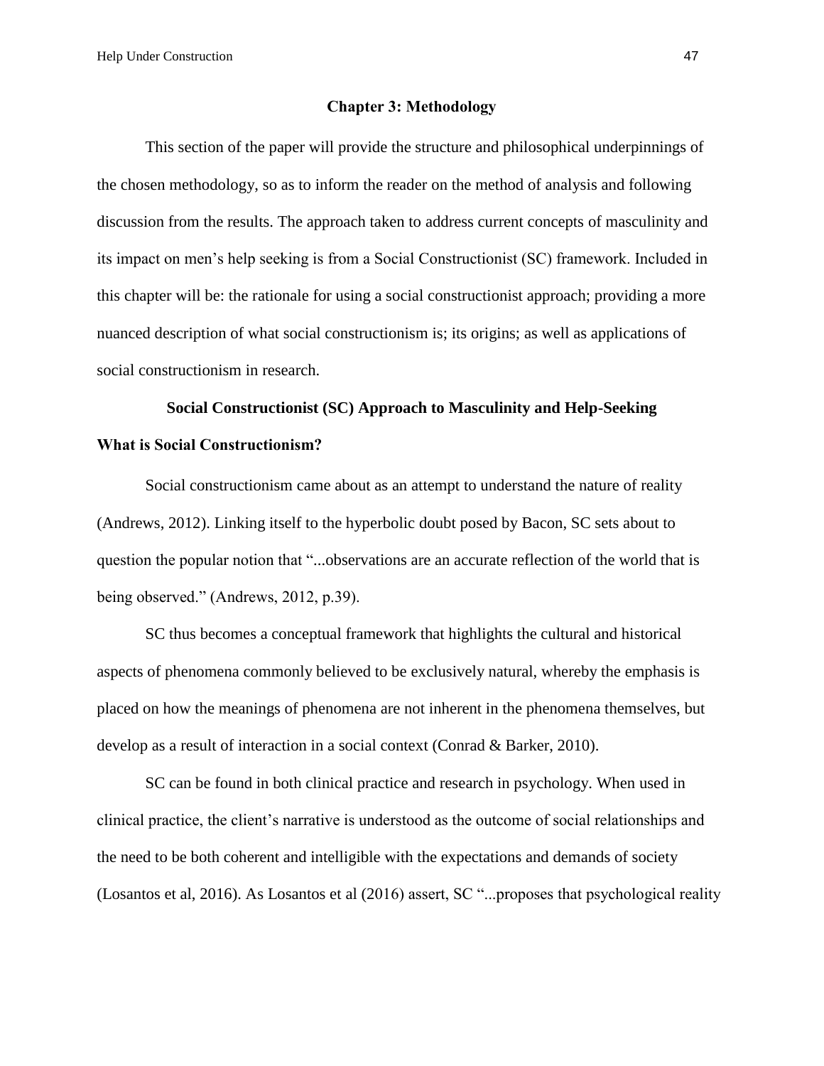## Chapter 3: Methodology

This section of the paper will provide the structure and philosophical underpinnings of the chosen methodology, so as to inform the reader on the method of analysis and following discussion from the results. The approach taken to address current concepts of masculinity and its impact on men's help seeking is from a Social Constructionist (SC) framework. Included in this chapter will be: the rationale for using a social constructionist approach; providing a more nuanced description of what social constructionism is; its origins; as well as applications of social constructionism in research.

### Social Constructionist (SC) Approach to Masculinity and Help-Seeking

#### What is Social Constructionism?

Social constructionism came about as an attempt to understand the nature of reality (Andrews, 2012). Linking itself to the hyperbolic doubt posed by Bacon, SC sets about to question the popular notion that "...observations are an accurate reflection of the world that is being observed." (Andrews, 2012, p.39).

SC thus becomes a conceptual framework that highlights the cultural and historical aspects of phenomena commonly believed to be exclusively natural, whereby the emphasis is placed on how the meanings of phenomena are not inherent in the phenomena themselves, but develop as a result of interaction in a social context (Conrad & Barker, 2010).

SC can be found in both clinical practice and research in psychology. When used in clinical practice, the client's narrative is understood as the outcome of social relationships and the need to be both coherent and intelligible with the expectations and demands of society (Losantos et al, 2016). As Losantos et al (2016) assert, SC "...proposes that psychological reality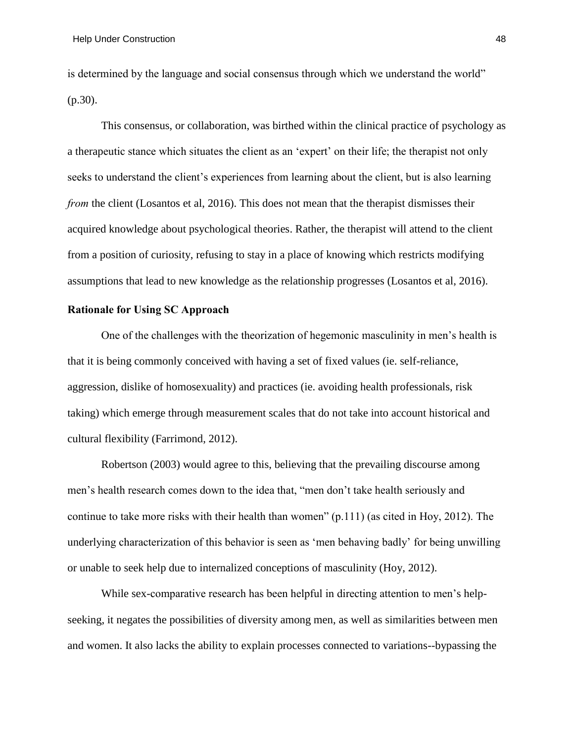is determined by the language and social consensus through which we understand the world" (p.30).

This consensus, or collaboration, was birthed within the clinical practice of psychology as a therapeutic stance which situates the client as an 'expert' on their life; the therapist not only seeks to understand the client's experiences from learning about the client, but is also learning *from* the client (Losantos et al, 2016). This does not mean that the therapist dismisses their acquired knowledge about psychological theories. Rather, the therapist will attend to the client from a position of curiosity, refusing to stay in a place of knowing which restricts modifying assumptions that lead to new knowledge as the relationship progresses (Losantos et al, 2016).

**Rationale for Using SC Approach**

One of the challenges with the theorization of hegemonic masculinity in men's health is that it is being commonly conceived with having a set of fixed values (ie. self-reliance, aggression, dislike of homosexuality) and practices (ie. avoiding health professionals, risk taking) which emerge through measurement scales that do not take into account historical and cultural flexibility (Farrimond, 2012).

Robertson (2003) would agree to this, believing that the prevailing discourse among men's health research comes down to the idea that, "men don't take health seriously and continue to take more risks with their health than women" (p.111) (as cited in Hoy, 2012). The underlying characterization of this behavior is seen as 'men behaving badly' for being unwilling or unable to seek help due to internalized conceptions of masculinity (Hoy, 2012).

While sex-comparative research has been helpful in directing attention to men's help-seeking, it negates the possibilities of diversity among men, as well as similarities between men and women. It also lacks the ability to explain processes connected to variations--bypassing the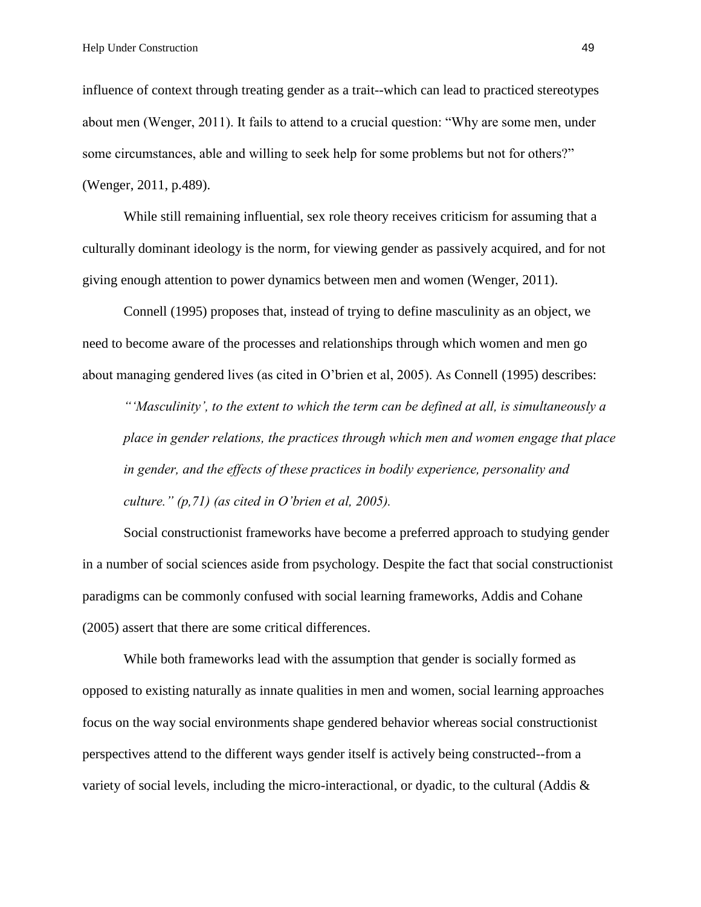influence of context through treating gender as a trait--which can lead to practiced stereotypes about men (Wenger, 2011). It fails to attend to a crucial question: "Why are some men, under some circumstances, able and willing to seek help for some problems but not for others?" (Wenger, 2011, p.489).

While still remaining influential, sex role theory receives criticism for assuming that a culturally dominant ideology is the norm, for viewing gender as passively acquired, and for not giving enough attention to power dynamics between men and women (Wenger, 2011).

Connell (1995) proposes that, instead of trying to define masculinity as an object, we need to become aware of the processes and relationships through which women and men go about managing gendered lives (as cited in O'brien et al, 2005). As Connell (1995) describes:

> *"'Masculinity', to the extent to which the term can be defined at all, is simultaneously a place in gender relations, the practices through which men and women engage that place in gender, and the effects of these practices in bodily experience, personality and culture." (p,71) (as cited in O'brien et al, 2005).*

Social constructionist frameworks have become a preferred approach to studying gender in a number of social sciences aside from psychology. Despite the fact that social constructionist paradigms can be commonly confused with social learning frameworks, Addis and Cohane (2005) assert that there are some critical differences.

While both frameworks lead with the assumption that gender is socially formed as opposed to existing naturally as innate qualities in men and women, social learning approaches focus on the way social environments shape gendered behavior whereas social constructionist perspectives attend to the different ways gender itself is actively being constructed--from a variety of social levels, including the micro-interactional, or dyadic, to the cultural (Addis &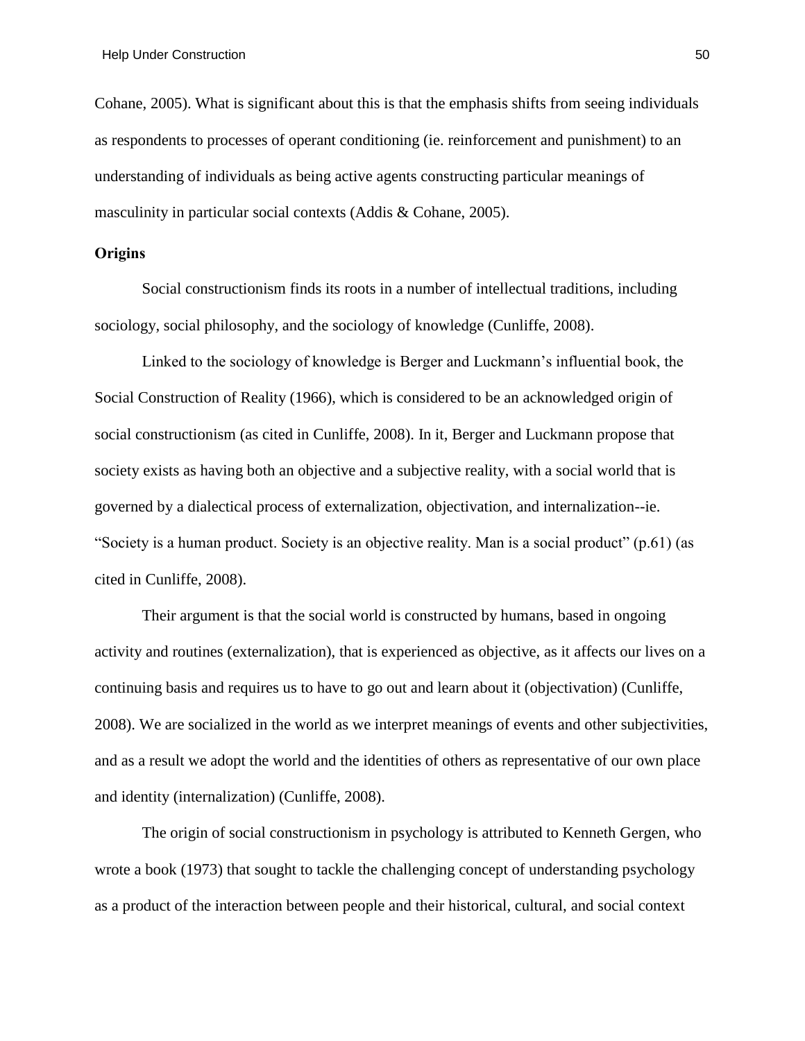Cohane, 2005). What is significant about this is that the emphasis shifts from seeing individuals as respondents to processes of operant conditioning (ie. reinforcement and punishment) to an understanding of individuals as being active agents constructing particular meanings of masculinity in particular social contexts (Addis & Cohane, 2005).

**Origins**

Social constructionism finds its roots in a number of intellectual traditions, including sociology, social philosophy, and the sociology of knowledge (Cunliffe, 2008).

Linked to the sociology of knowledge is Berger and Luckmann's influential book, the Social Construction of Reality (1966), which is considered to be an acknowledged origin of social constructionism (as cited in Cunliffe, 2008). In it, Berger and Luckmann propose that society exists as having both an objective and a subjective reality, with a social world that is governed by a dialectical process of externalization, objectivation, and internalization--ie. "Society is a human product. Society is an objective reality. Man is a social product" (p.61) (as cited in Cunliffe, 2008).

Their argument is that the social world is constructed by humans, based in ongoing activity and routines (externalization), that is experienced as objective, as it affects our lives on a continuing basis and requires us to have to go out and learn about it (objectivation) (Cunliffe, 2008). We are socialized in the world as we interpret meanings of events and other subjectivities, and as a result we adopt the world and the identities of others as representative of our own place and identity (internalization) (Cunliffe, 2008).

The origin of social constructionism in psychology is attributed to Kenneth Gergen, who wrote a book (1973) that sought to tackle the challenging concept of understanding psychology as a product of the interaction between people and their historical, cultural, and social context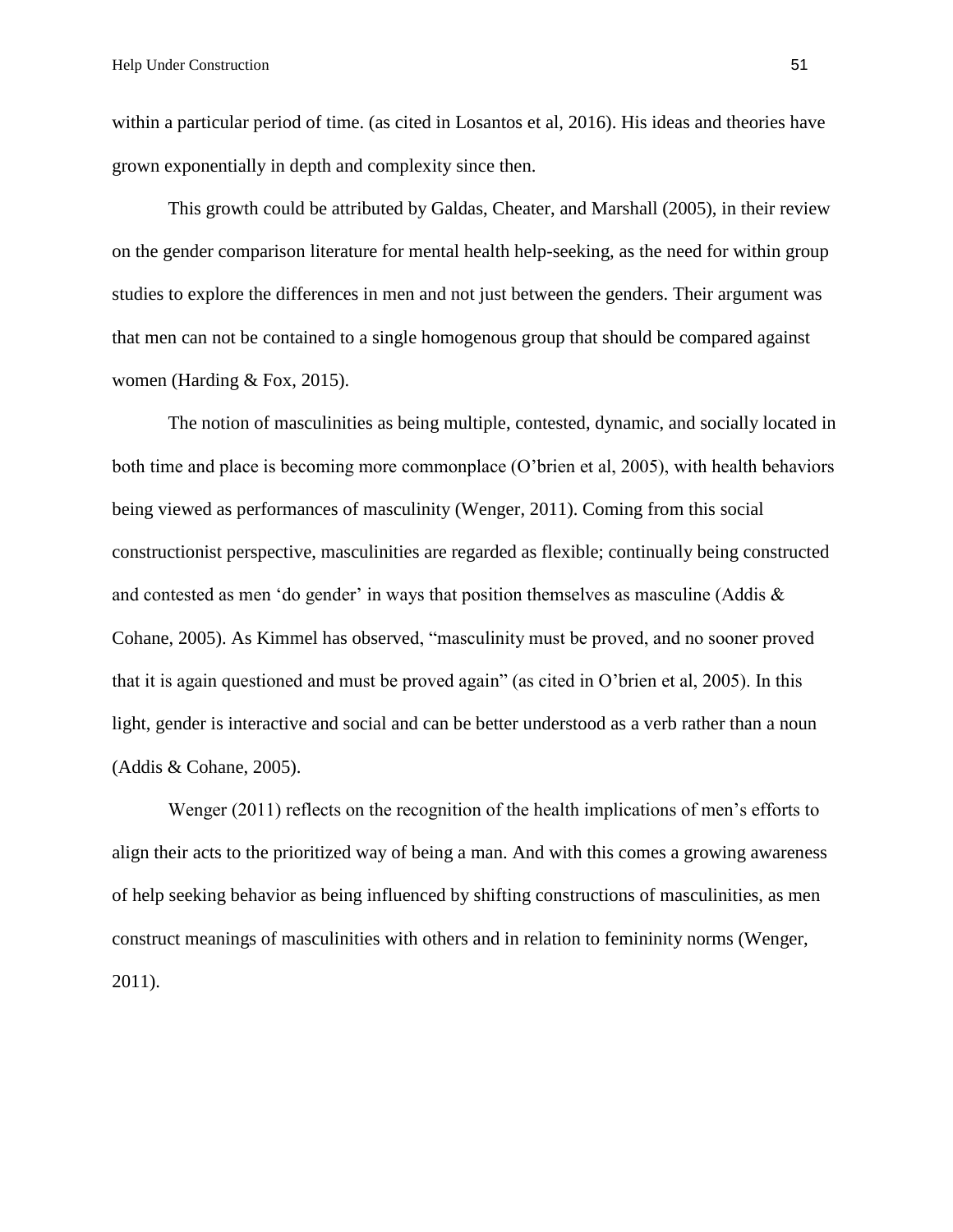within a particular period of time. (as cited in Losantos et al, 2016). His ideas and theories have grown exponentially in depth and complexity since then.

This growth could be attributed by Galdas, Cheater, and Marshall (2005), in their review on the gender comparison literature for mental health help-seeking, as the need for within group studies to explore the differences in men and not just between the genders. Their argument was that men can not be contained to a single homogenous group that should be compared against women (Harding & Fox, 2015).

The notion of masculinities as being multiple, contested, dynamic, and socially located in both time and place is becoming more commonplace (O'brien et al, 2005), with health behaviors being viewed as performances of masculinity (Wenger, 2011). Coming from this social constructionist perspective, masculinities are regarded as flexible; continually being constructed and contested as men 'do gender' in ways that position themselves as masculine (Addis & Cohane, 2005). As Kimmel has observed, "masculinity must be proved, and no sooner proved that it is again questioned and must be proved again" (as cited in O'brien et al, 2005). In this light, gender is interactive and social and can be better understood as a verb rather than a noun (Addis & Cohane, 2005).

Wenger (2011) reflects on the recognition of the health implications of men's efforts to align their acts to the prioritized way of being a man. And with this comes a growing awareness of help seeking behavior as being influenced by shifting constructions of masculinities, as men construct meanings of masculinities with others and in relation to femininity norms (Wenger, 2011).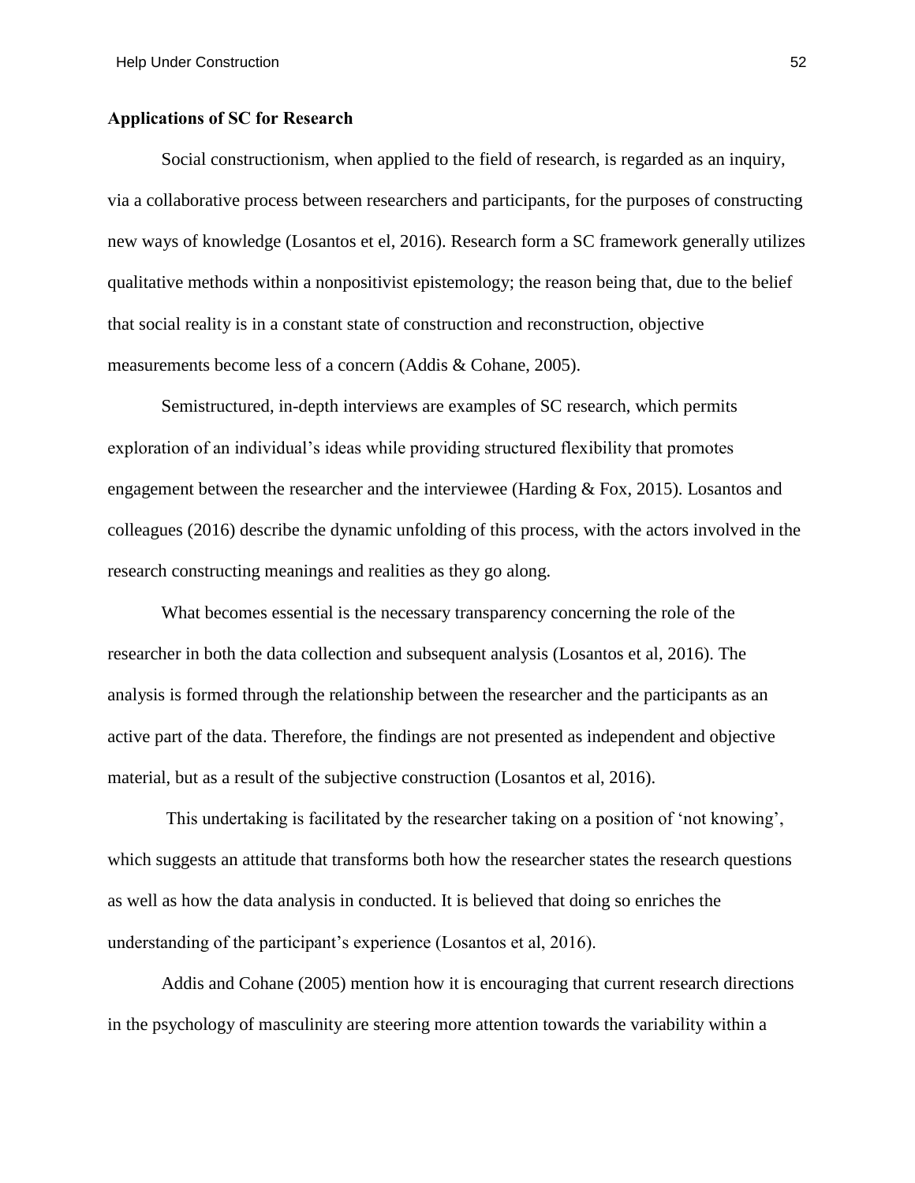**Applications of SC for Research**

Social constructionism, when applied to the field of research, is regarded as an inquiry, via a collaborative process between researchers and participants, for the purposes of constructing new ways of knowledge (Losantos et el, 2016). Research form a SC framework generally utilizes qualitative methods within a nonpositivist epistemology; the reason being that, due to the belief that social reality is in a constant state of construction and reconstruction, objective measurements become less of a concern (Addis & Cohane, 2005).

Semistructured, in-depth interviews are examples of SC research, which permits exploration of an individual's ideas while providing structured flexibility that promotes engagement between the researcher and the interviewee (Harding & Fox, 2015). Losantos and colleagues (2016) describe the dynamic unfolding of this process, with the actors involved in the research constructing meanings and realities as they go along.

What becomes essential is the necessary transparency concerning the role of the researcher in both the data collection and subsequent analysis (Losantos et al, 2016). The analysis is formed through the relationship between the researcher and the participants as an active part of the data. Therefore, the findings are not presented as independent and objective material, but as a result of the subjective construction (Losantos et al, 2016).

This undertaking is facilitated by the researcher taking on a position of 'not knowing', which suggests an attitude that transforms both how the researcher states the research questions as well as how the data analysis in conducted. It is believed that doing so enriches the understanding of the participant's experience (Losantos et al, 2016).

Addis and Cohane (2005) mention how it is encouraging that current research directions in the psychology of masculinity are steering more attention towards the variability within a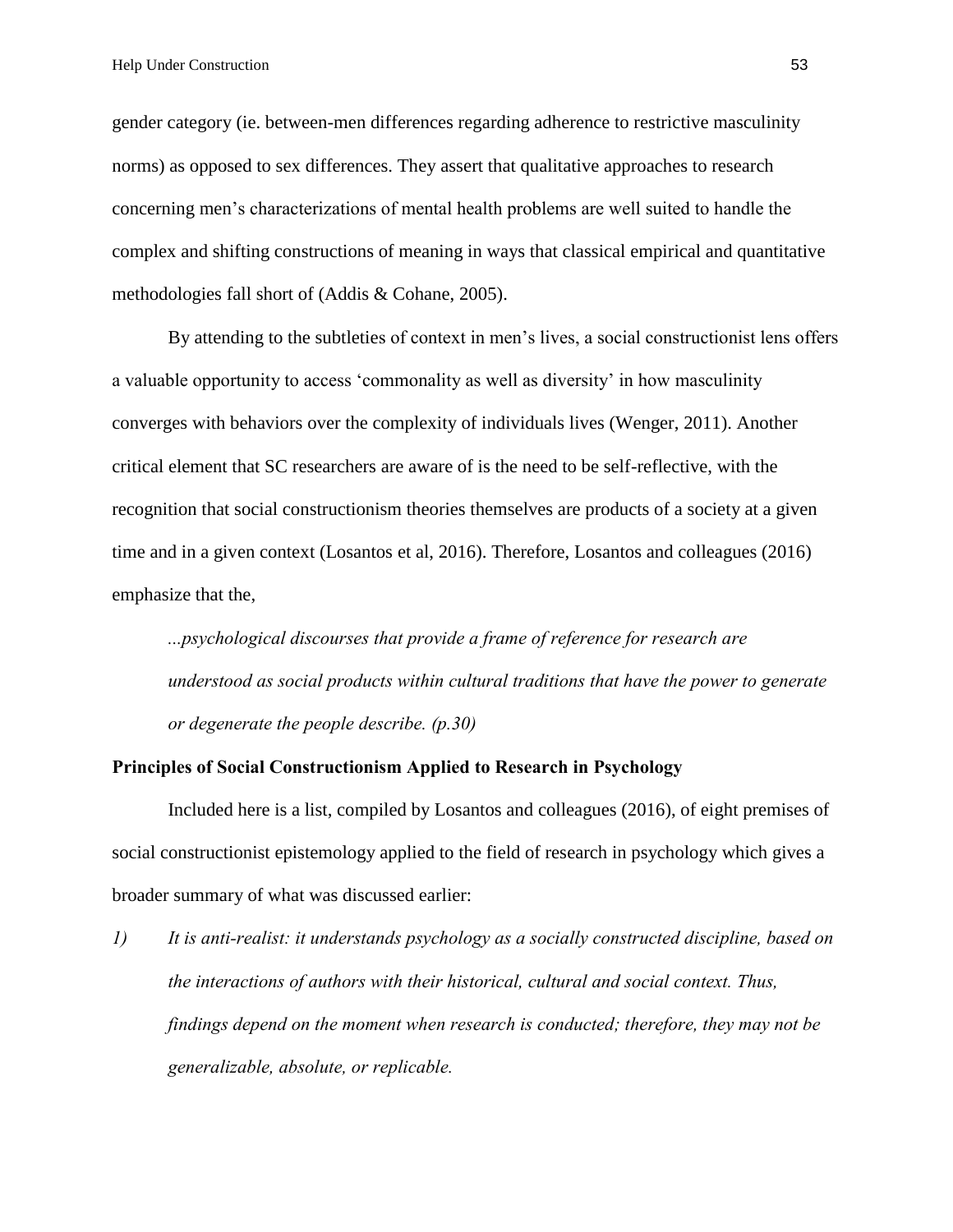gender category (ie. between-men differences regarding adherence to restrictive masculinity norms) as opposed to sex differences. They assert that qualitative approaches to research concerning men's characterizations of mental health problems are well suited to handle the complex and shifting constructions of meaning in ways that classical empirical and quantitative methodologies fall short of (Addis & Cohane, 2005).

By attending to the subtleties of context in men's lives, a social constructionist lens offers a valuable opportunity to access 'commonality as well as diversity' in how masculinity converges with behaviors over the complexity of individuals lives (Wenger, 2011). Another critical element that SC researchers are aware of is the need to be self-reflective, with the recognition that social constructionism theories themselves are products of a society at a given time and in a given context (Losantos et al, 2016). Therefore, Losantos and colleagues (2016) emphasize that the,

> *...psychological discourses that provide a frame of reference for research are understood as social products within cultural traditions that have the power to generate or degenerate the people describe. (p.30)*

**Principles of Social Constructionism Applied to Research in Psychology**

Included here is a list, compiled by Losantos and colleagues (2016), of eight premises of social constructionist epistemology applied to the field of research in psychology which gives a broader summary of what was discussed earlier:

*1) It is anti-realist: it understands psychology as a socially constructed discipline, based on the interactions of authors with their historical, cultural and social context. Thus, findings depend on the moment when research is conducted; therefore, they may not be generalizable, absolute, or replicable.*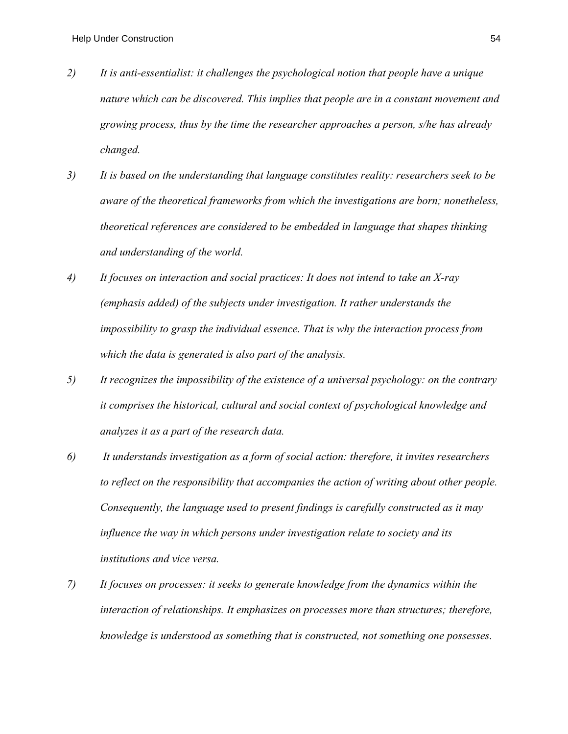2) *It is anti-essentialist: it challenges the psychological notion that people have a unique nature which can be discovered. This implies that people are in a constant movement and growing process, thus by the time the researcher approaches a person, s/he has already changed.*

3) *It is based on the understanding that language constitutes reality: researchers seek to be aware of the theoretical frameworks from which the investigations are born; nonetheless, theoretical references are considered to be embedded in language that shapes thinking and understanding of the world.*

4) *It focuses on interaction and social practices: It does not intend to take an X-ray (emphasis added) of the subjects under investigation. It rather understands the impossibility to grasp the individual essence. That is why the interaction process from which the data is generated is also part of the analysis.*

5) *It recognizes the impossibility of the existence of a universal psychology: on the contrary it comprises the historical, cultural and social context of psychological knowledge and analyzes it as a part of the research data.*

6) *It understands investigation as a form of social action: therefore, it invites researchers to reflect on the responsibility that accompanies the action of writing about other people. Consequently, the language used to present findings is carefully constructed as it may influence the way in which persons under investigation relate to society and its institutions and vice versa.*

7) *It focuses on processes: it seeks to generate knowledge from the dynamics within the interaction of relationships. It emphasizes on processes more than structures; therefore, knowledge is understood as something that is constructed, not something one possesses.*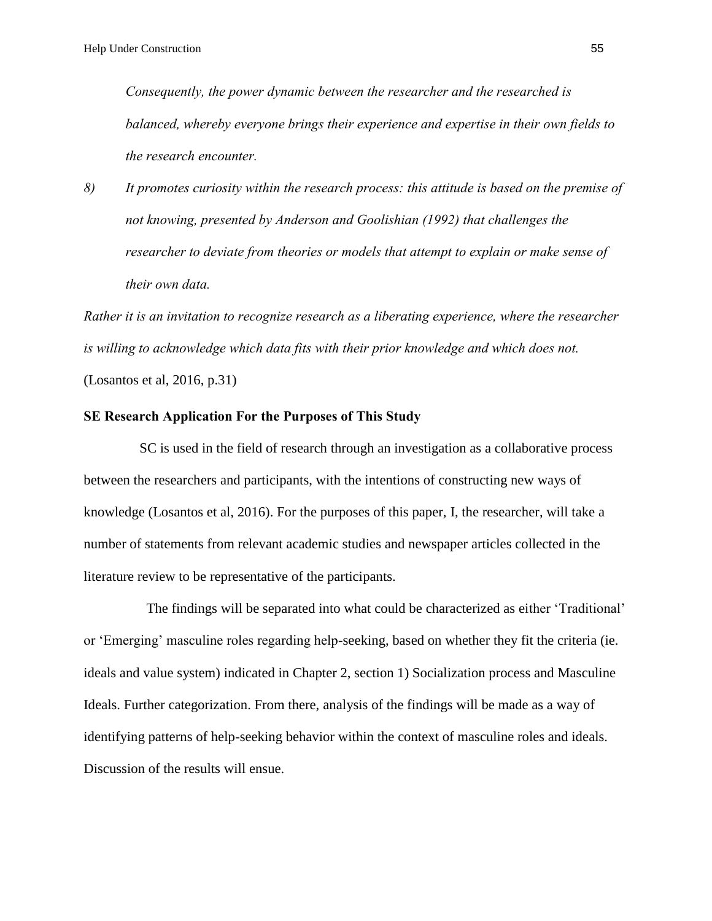*Consequently, the power dynamic between the researcher and the researched is balanced, whereby everyone brings their experience and expertise in their own fields to the research encounter.*

*8) It promotes curiosity within the research process: this attitude is based on the premise of not knowing, presented by Anderson and Goolishian (1992) that challenges the researcher to deviate from theories or models that attempt to explain or make sense of their own data.*

*Rather it is an invitation to recognize research as a liberating experience, where the researcher is willing to acknowledge which data fits with their prior knowledge and which does not.* (Losantos et al, 2016, p.31)

**SE Research Application For the Purposes of This Study**

SC is used in the field of research through an investigation as a collaborative process between the researchers and participants, with the intentions of constructing new ways of knowledge (Losantos et al, 2016). For the purposes of this paper, I, the researcher, will take a number of statements from relevant academic studies and newspaper articles collected in the literature review to be representative of the participants.

The findings will be separated into what could be characterized as either 'Traditional' or 'Emerging' masculine roles regarding help-seeking, based on whether they fit the criteria (ie. ideals and value system) indicated in Chapter 2, section 1) Socialization process and Masculine Ideals. Further categorization. From there, analysis of the findings will be made as a way of identifying patterns of help-seeking behavior within the context of masculine roles and ideals. Discussion of the results will ensue.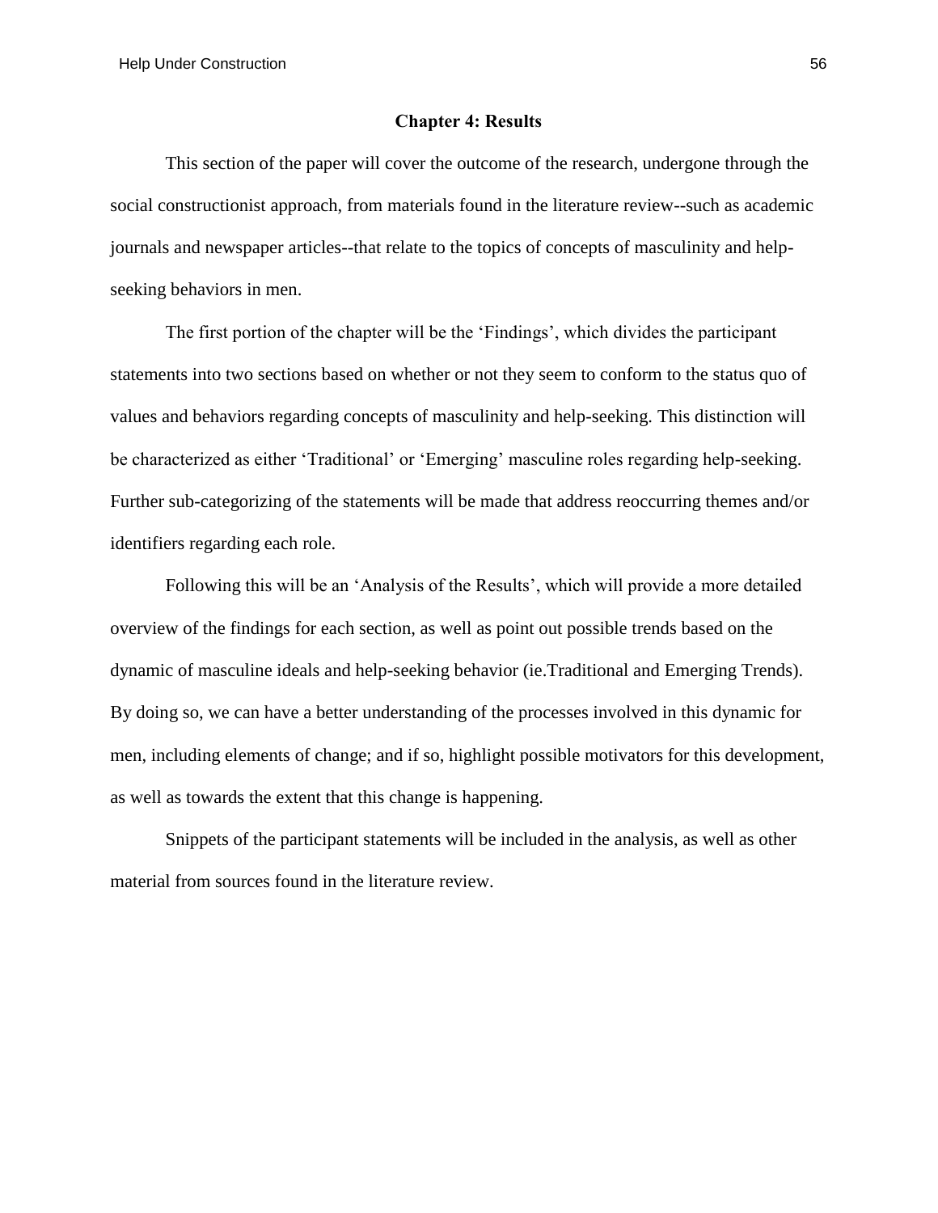## Chapter 4: Results

This section of the paper will cover the outcome of the research, undergone through the social constructionist approach, from materials found in the literature review--such as academic journals and newspaper articles--that relate to the topics of concepts of masculinity and help-seeking behaviors in men.

The first portion of the chapter will be the 'Findings', which divides the participant statements into two sections based on whether or not they seem to conform to the status quo of values and behaviors regarding concepts of masculinity and help-seeking. This distinction will be characterized as either 'Traditional' or 'Emerging' masculine roles regarding help-seeking. Further sub-categorizing of the statements will be made that address reoccurring themes and/or identifiers regarding each role.

Following this will be an 'Analysis of the Results', which will provide a more detailed overview of the findings for each section, as well as point out possible trends based on the dynamic of masculine ideals and help-seeking behavior (ie.Traditional and Emerging Trends). By doing so, we can have a better understanding of the processes involved in this dynamic for men, including elements of change; and if so, highlight possible motivators for this development, as well as towards the extent that this change is happening.

Snippets of the participant statements will be included in the analysis, as well as other material from sources found in the literature review.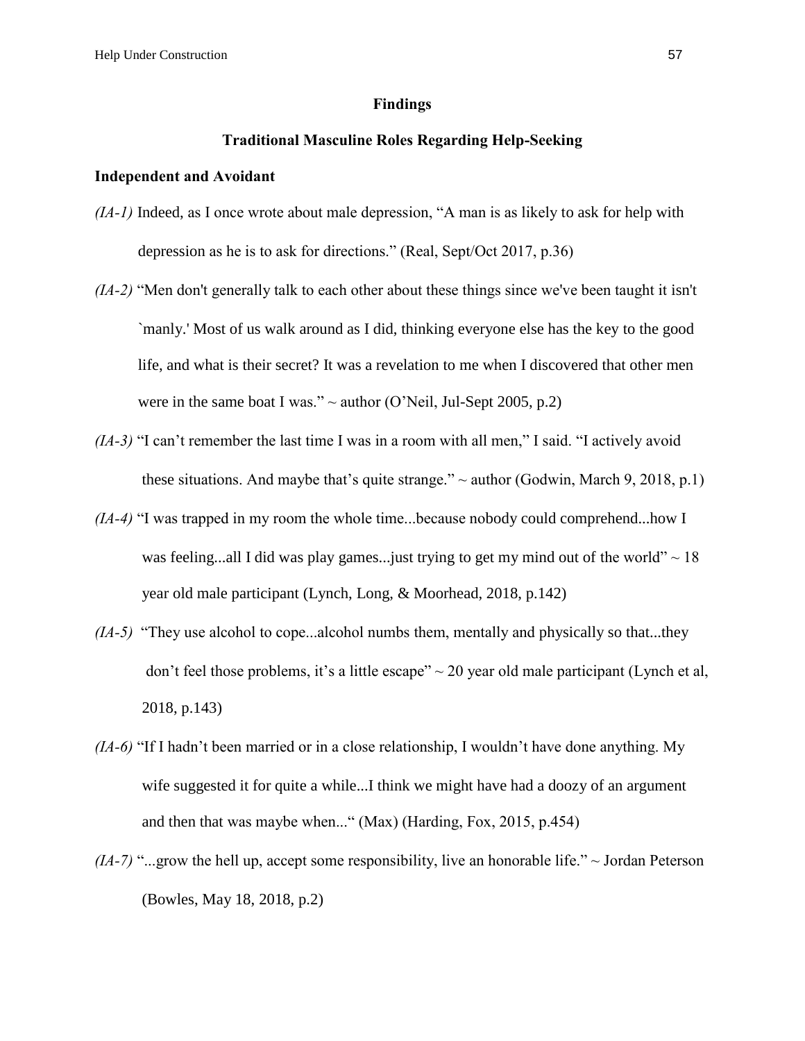# Findings

## Traditional Masculine Roles Regarding Help-Seeking

### Independent and Avoidant

*(IA-1)* Indeed, as I once wrote about male depression, “A man is as likely to ask for help with depression as he is to ask for directions.” (Real, Sept/Oct 2017, p.36)

*(IA-2)* “Men don't generally talk to each other about these things since we've been taught it isn't `manly.' Most of us walk around as I did, thinking everyone else has the key to the good life, and what is their secret? It was a revelation to me when I discovered that other men were in the same boat I was.” ~ author (O’Neil, Jul-Sept 2005, p.2)

*(IA-3)* “I can’t remember the last time I was in a room with all men,” I said. “I actively avoid these situations. And maybe that’s quite strange.” ~ author (Godwin, March 9, 2018, p.1)

*(IA-4)* “I was trapped in my room the whole time...because nobody could comprehend...how I was feeling...all I did was play games...just trying to get my mind out of the world” ~ 18 year old male participant (Lynch, Long, & Moorhead, 2018, p.142)

*(IA-5)* “They use alcohol to cope...alcohol numbs them, mentally and physically so that...they don’t feel those problems, it’s a little escape” ~ 20 year old male participant (Lynch et al, 2018, p.143)

*(IA-6)* “If I hadn’t been married or in a close relationship, I wouldn’t have done anything. My wife suggested it for quite a while...I think we might have had a doozy of an argument and then that was maybe when...“ (Max) (Harding, Fox, 2015, p.454)

*(IA-7)* “...grow the hell up, accept some responsibility, live an honorable life.” ~ Jordan Peterson (Bowles, May 18, 2018, p.2)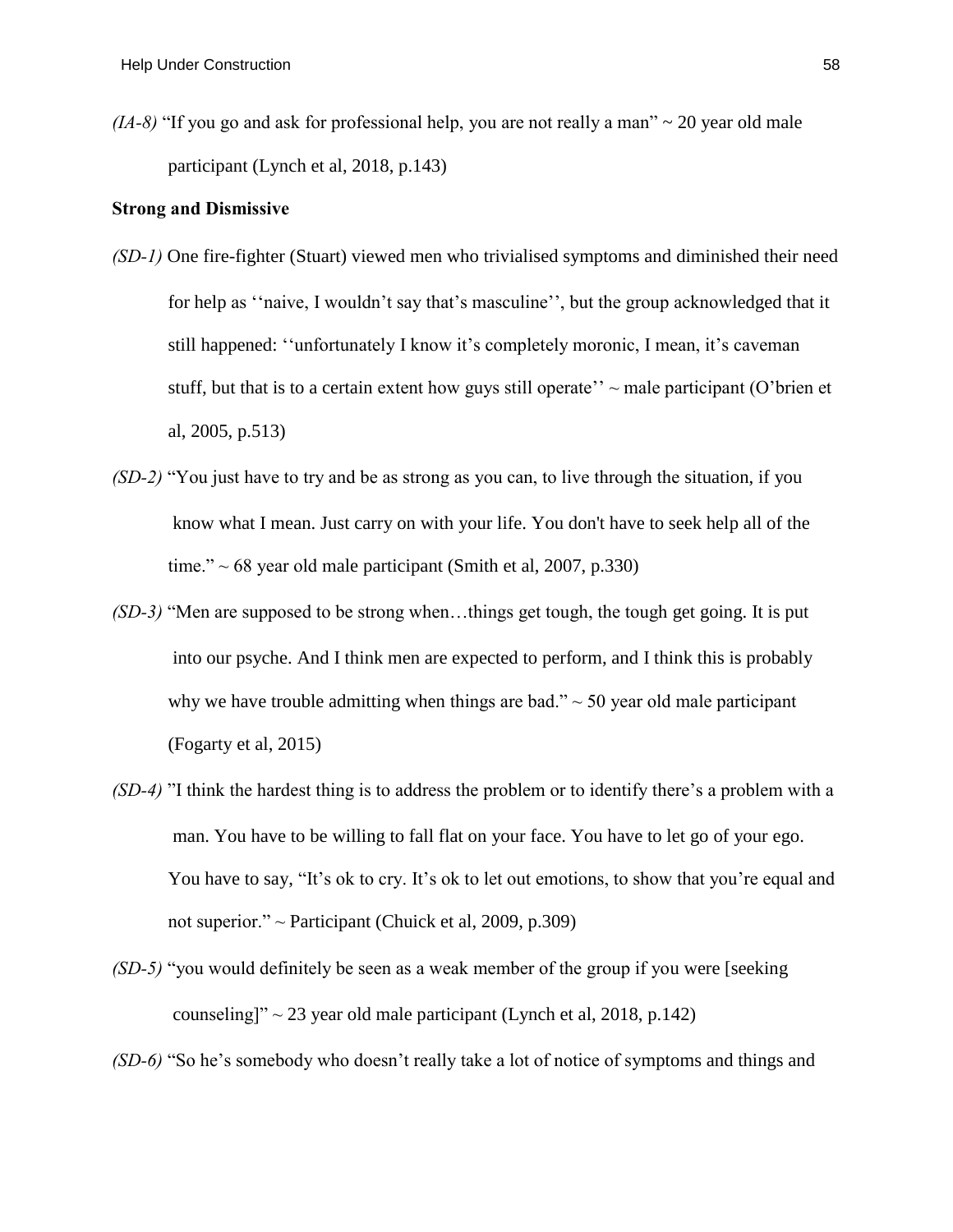*(IA-8)* “If you go and ask for professional help, you are not really a man” ~ 20 year old male participant (Lynch et al, 2018, p.143)

**Strong and Dismissive**

*(SD-1)* One fire-fighter (Stuart) viewed men who trivialised symptoms and diminished their need for help as ‘‘naive, I wouldn’t say that’s masculine’’, but the group acknowledged that it still happened: ‘‘unfortunately I know it’s completely moronic, I mean, it’s caveman stuff, but that is to a certain extent how guys still operate’’ ~ male participant (O’brien et al, 2005, p.513)

*(SD-2)* “You just have to try and be as strong as you can, to live through the situation, if you know what I mean. Just carry on with your life. You don't have to seek help all of the time.” ~ 68 year old male participant (Smith et al, 2007, p.330)

*(SD-3)* “Men are supposed to be strong when…things get tough, the tough get going. It is put into our psyche. And I think men are expected to perform, and I think this is probably why we have trouble admitting when things are bad.” ~ 50 year old male participant (Fogarty et al, 2015)

*(SD-4)* ”I think the hardest thing is to address the problem or to identify there’s a problem with a man. You have to be willing to fall flat on your face. You have to let go of your ego. You have to say, “It’s ok to cry. It’s ok to let out emotions, to show that you’re equal and not superior.” ~ Participant (Chuick et al, 2009, p.309)

*(SD-5)* “you would definitely be seen as a weak member of the group if you were [seeking counseling]” ~ 23 year old male participant (Lynch et al, 2018, p.142)

*(SD-6)* “So he’s somebody who doesn’t really take a lot of notice of symptoms and things and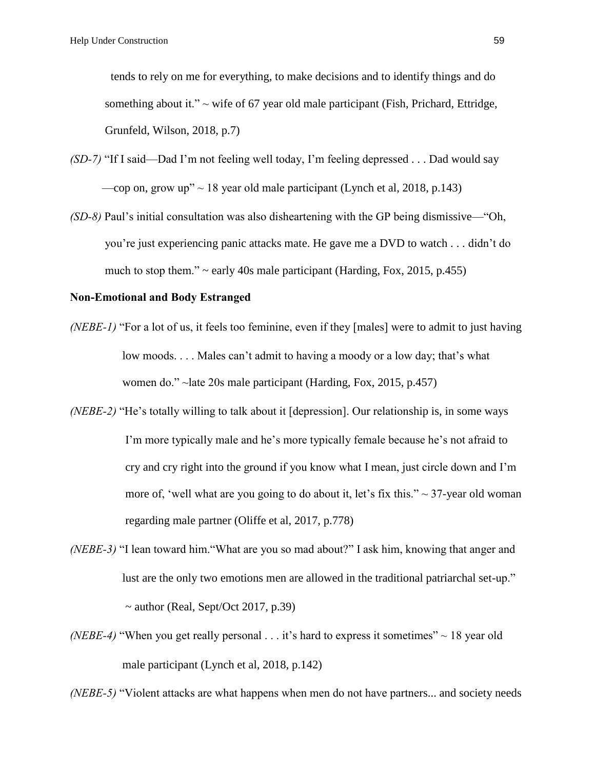tends to rely on me for everything, to make decisions and to identify things and do something about it." ~ wife of 67 year old male participant (Fish, Prichard, Ettridge, Grunfeld, Wilson, 2018, p.7)

*(SD-7)* "If I said—Dad I'm not feeling well today, I'm feeling depressed . . . Dad would say —cop on, grow up" ~ 18 year old male participant (Lynch et al, 2018, p.143)

*(SD-8)* Paul's initial consultation was also disheartening with the GP being dismissive—"Oh, you're just experiencing panic attacks mate. He gave me a DVD to watch . . . didn't do much to stop them." ~ early 40s male participant (Harding, Fox, 2015, p.455)

**Non-Emotional and Body Estranged**

*(NEBE-1)* "For a lot of us, it feels too feminine, even if they [males] were to admit to just having low moods. . . . Males can't admit to having a moody or a low day; that's what women do." ~late 20s male participant (Harding, Fox, 2015, p.457)

*(NEBE-2)* "He's totally willing to talk about it [depression]. Our relationship is, in some ways I'm more typically male and he's more typically female because he's not afraid to cry and cry right into the ground if you know what I mean, just circle down and I'm more of, 'well what are you going to do about it, let's fix this." ~ 37-year old woman regarding male partner (Oliffe et al, 2017, p.778)

*(NEBE-3)* "I lean toward him."What are you so mad about?" I ask him, knowing that anger and lust are the only two emotions men are allowed in the traditional patriarchal set-up." ~ author (Real, Sept/Oct 2017, p.39)

*(NEBE-4)* "When you get really personal . . . it's hard to express it sometimes" ~ 18 year old male participant (Lynch et al, 2018, p.142)

*(NEBE-5)* "Violent attacks are what happens when men do not have partners... and society needs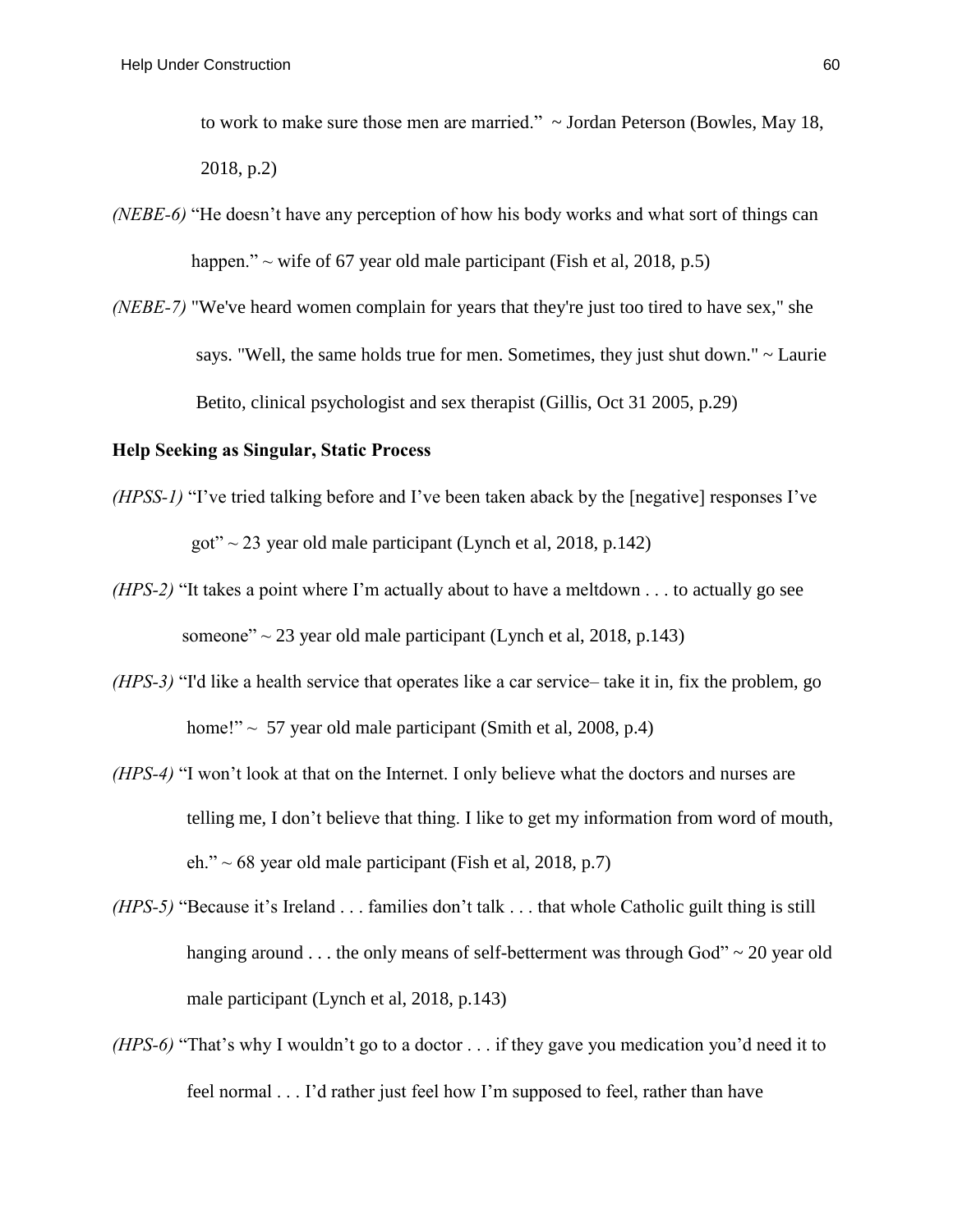to work to make sure those men are married." ~ Jordan Peterson (Bowles, May 18, 2018, p.2)

*(NEBE-6)* "He doesn't have any perception of how his body works and what sort of things can happen." ~ wife of 67 year old male participant (Fish et al, 2018, p.5)

*(NEBE-7)* "We've heard women complain for years that they're just too tired to have sex," she says. "Well, the same holds true for men. Sometimes, they just shut down." ~ Laurie Betito, clinical psychologist and sex therapist (Gillis, Oct 31 2005, p.29)

**Help Seeking as Singular, Static Process**

*(HPSS-1)* "I've tried talking before and I've been taken aback by the [negative] responses I've got" ~ 23 year old male participant (Lynch et al, 2018, p.142)

*(HPS-2)* "It takes a point where I'm actually about to have a meltdown . . . to actually go see someone" ~ 23 year old male participant (Lynch et al, 2018, p.143)

*(HPS-3)* "I'd like a health service that operates like a car service– take it in, fix the problem, go home!" ~ 57 year old male participant (Smith et al, 2008, p.4)

*(HPS-4)* "I won't look at that on the Internet. I only believe what the doctors and nurses are telling me, I don't believe that thing. I like to get my information from word of mouth, eh." ~ 68 year old male participant (Fish et al, 2018, p.7)

*(HPS-5)* "Because it's Ireland . . . families don't talk . . . that whole Catholic guilt thing is still hanging around . . . the only means of self-betterment was through God" ~ 20 year old male participant (Lynch et al, 2018, p.143)

*(HPS-6)* "That's why I wouldn't go to a doctor . . . if they gave you medication you'd need it to feel normal . . . I'd rather just feel how I'm supposed to feel, rather than have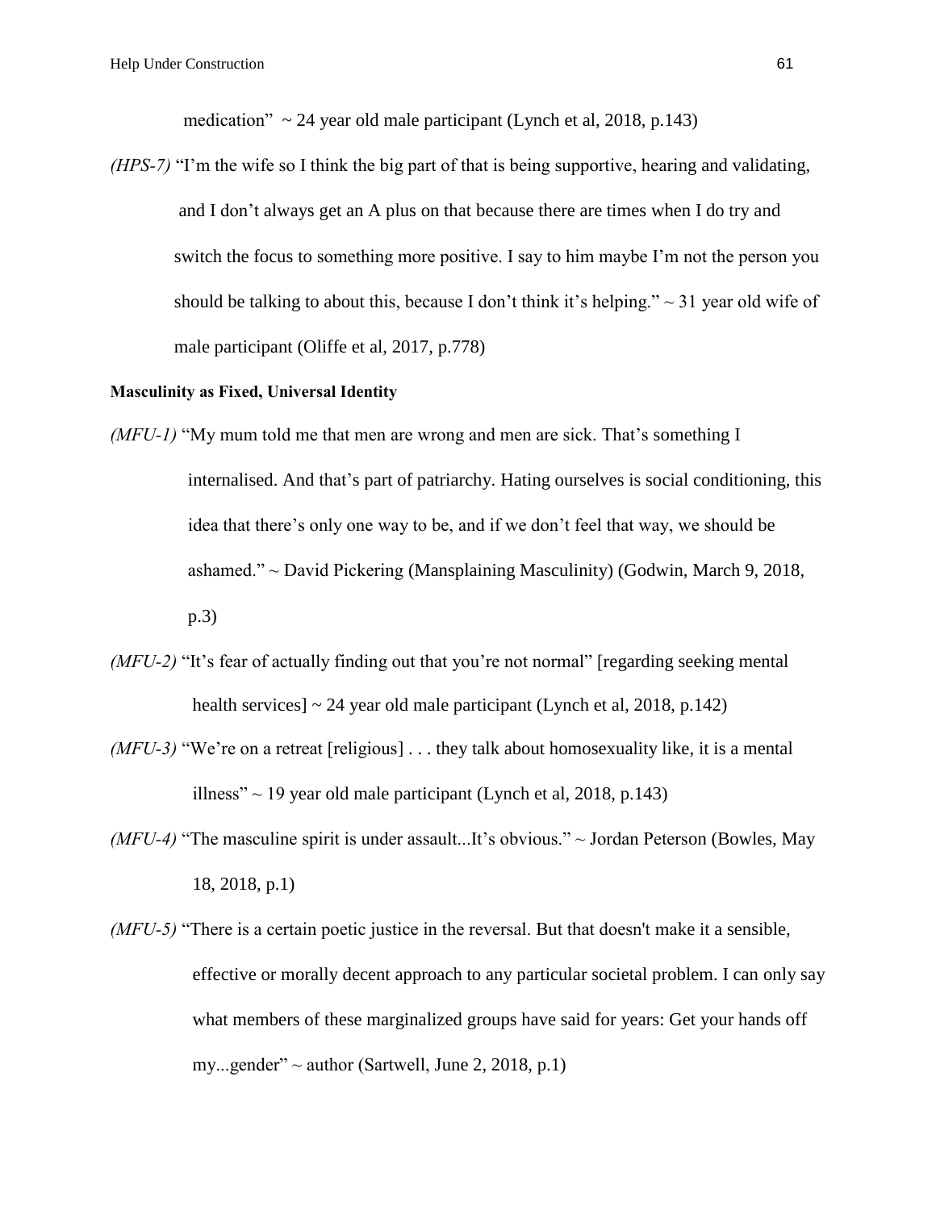medication" ~ 24 year old male participant (Lynch et al, 2018, p.143)

*(HPS-7)* "I'm the wife so I think the big part of that is being supportive, hearing and validating, and I don't always get an A plus on that because there are times when I do try and switch the focus to something more positive. I say to him maybe I'm not the person you should be talking to about this, because I don't think it's helping." ~ 31 year old wife of male participant (Oliffe et al, 2017, p.778)

**Masculinity as Fixed, Universal Identity**

*(MFU-1)* "My mum told me that men are wrong and men are sick. That's something I internalised. And that's part of patriarchy. Hating ourselves is social conditioning, this idea that there's only one way to be, and if we don't feel that way, we should be ashamed." ~ David Pickering (Mansplaining Masculinity) (Godwin, March 9, 2018, p.3)

*(MFU-2)* "It's fear of actually finding out that you're not normal" [regarding seeking mental health services] ~ 24 year old male participant (Lynch et al, 2018, p.142)

*(MFU-3)* "We're on a retreat [religious] . . . they talk about homosexuality like, it is a mental illness" ~ 19 year old male participant (Lynch et al, 2018, p.143)

*(MFU-4)* "The masculine spirit is under assault...It's obvious." ~ Jordan Peterson (Bowles, May 18, 2018, p.1)

*(MFU-5)* "There is a certain poetic justice in the reversal. But that doesn't make it a sensible, effective or morally decent approach to any particular societal problem. I can only say what members of these marginalized groups have said for years: Get your hands off my...gender" ~ author (Sartwell, June 2, 2018, p.1)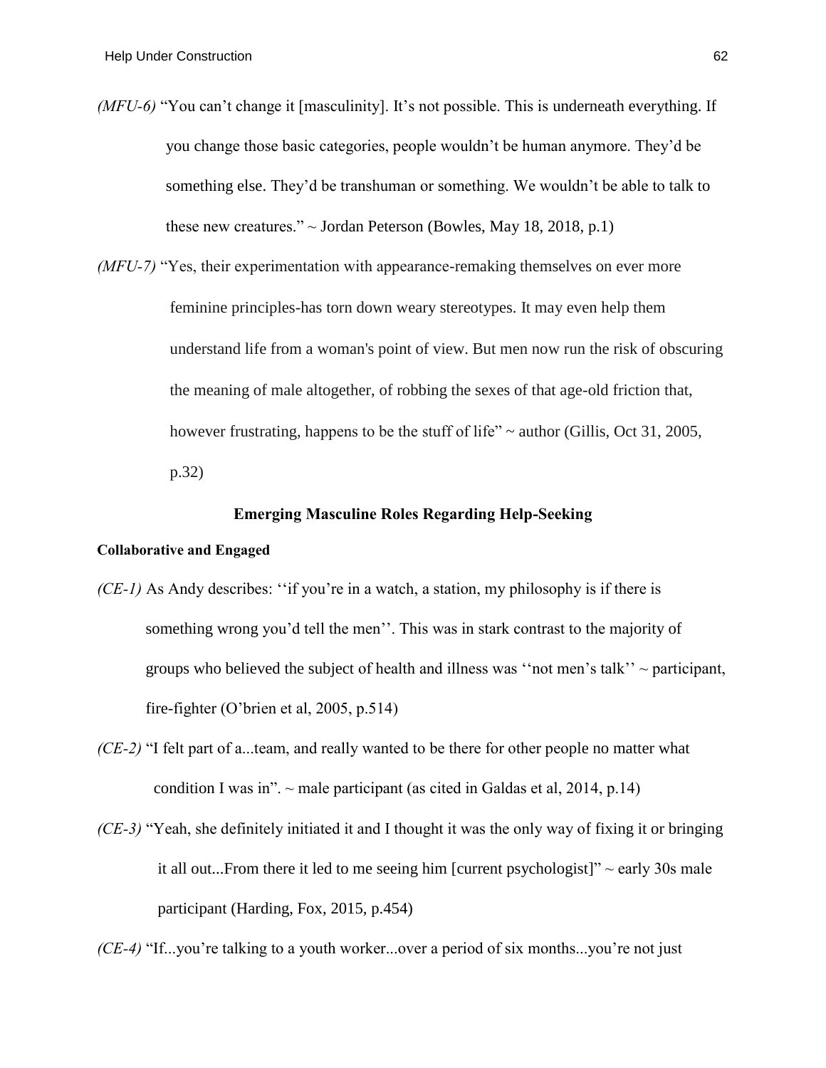*(MFU-6)* "You can't change it [masculinity]. It's not possible. This is underneath everything. If you change those basic categories, people wouldn't be human anymore. They'd be something else. They'd be transhuman or something. We wouldn't be able to talk to these new creatures." ~ Jordan Peterson (Bowles, May 18, 2018, p.1)

*(MFU-7)* "Yes, their experimentation with appearance-remaking themselves on ever more feminine principles-has torn down weary stereotypes. It may even help them understand life from a woman's point of view. But men now run the risk of obscuring the meaning of male altogether, of robbing the sexes of that age-old friction that, however frustrating, happens to be the stuff of life" ~ author (Gillis, Oct 31, 2005, p.32)

### Emerging Masculine Roles Regarding Help-Seeking

#### Collaborative and Engaged

*(CE-1)* As Andy describes: ''if you're in a watch, a station, my philosophy is if there is something wrong you'd tell the men''. This was in stark contrast to the majority of groups who believed the subject of health and illness was ''not men's talk'' ~ participant, fire-fighter (O'brien et al, 2005, p.514)

*(CE-2)* "I felt part of a...team, and really wanted to be there for other people no matter what condition I was in". ~ male participant (as cited in Galdas et al, 2014, p.14)

*(CE-3)* "Yeah, she definitely initiated it and I thought it was the only way of fixing it or bringing it all out...From there it led to me seeing him [current psychologist]" ~ early 30s male participant (Harding, Fox, 2015, p.454)

*(CE-4)* "If...you're talking to a youth worker...over a period of six months...you're not just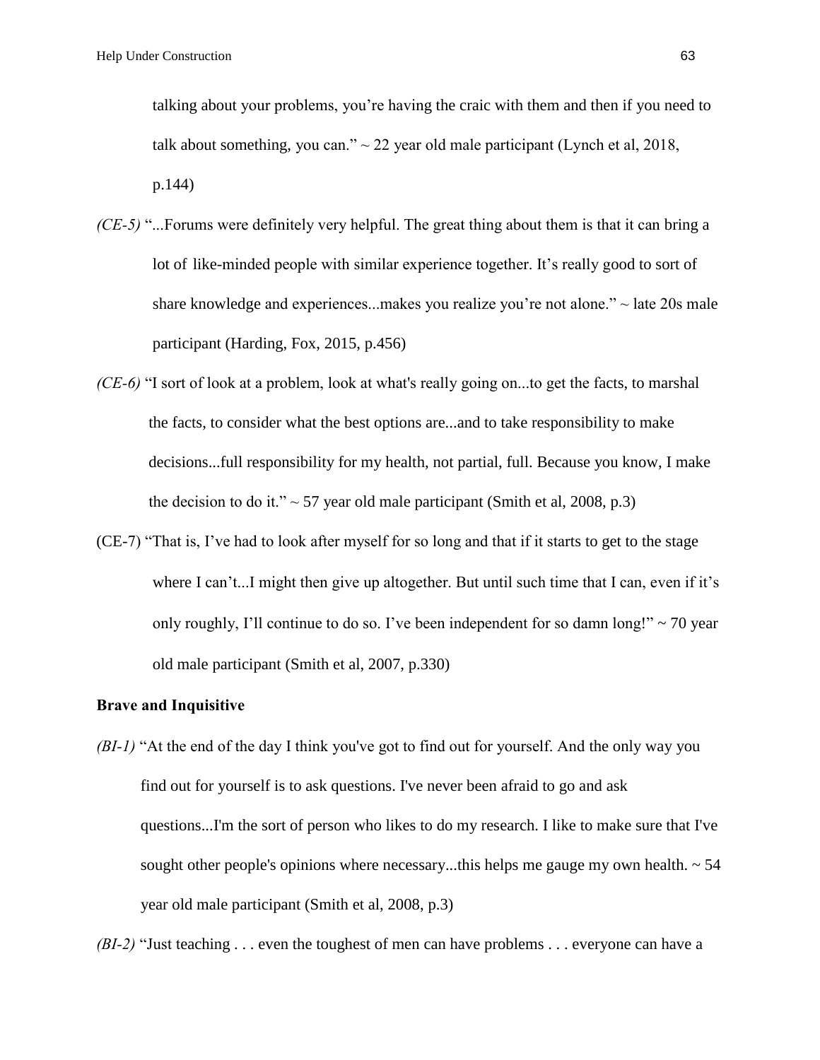talking about your problems, you're having the craic with them and then if you need to talk about something, you can." ~ 22 year old male participant (Lynch et al, 2018, p.144)

*(CE-5)* "...Forums were definitely very helpful. The great thing about them is that it can bring a lot of like-minded people with similar experience together. It's really good to sort of share knowledge and experiences...makes you realize you're not alone." ~ late 20s male participant (Harding, Fox, 2015, p.456)

*(CE-6)* "I sort of look at a problem, look at what's really going on...to get the facts, to marshal the facts, to consider what the best options are...and to take responsibility to make decisions...full responsibility for my health, not partial, full. Because you know, I make the decision to do it." ~ 57 year old male participant (Smith et al, 2008, p.3)

(CE-7) "That is, I've had to look after myself for so long and that if it starts to get to the stage where I can't...I might then give up altogether. But until such time that I can, even if it's only roughly, I'll continue to do so. I've been independent for so damn long!" ~ 70 year old male participant (Smith et al, 2007, p.330)

**Brave and Inquisitive**

*(BI-1)* "At the end of the day I think you've got to find out for yourself. And the only way you find out for yourself is to ask questions. I've never been afraid to go and ask questions...I'm the sort of person who likes to do my research. I like to make sure that I've sought other people's opinions where necessary...this helps me gauge my own health. ~ 54 year old male participant (Smith et al, 2008, p.3)

*(BI-2)* "Just teaching . . . even the toughest of men can have problems . . . everyone can have a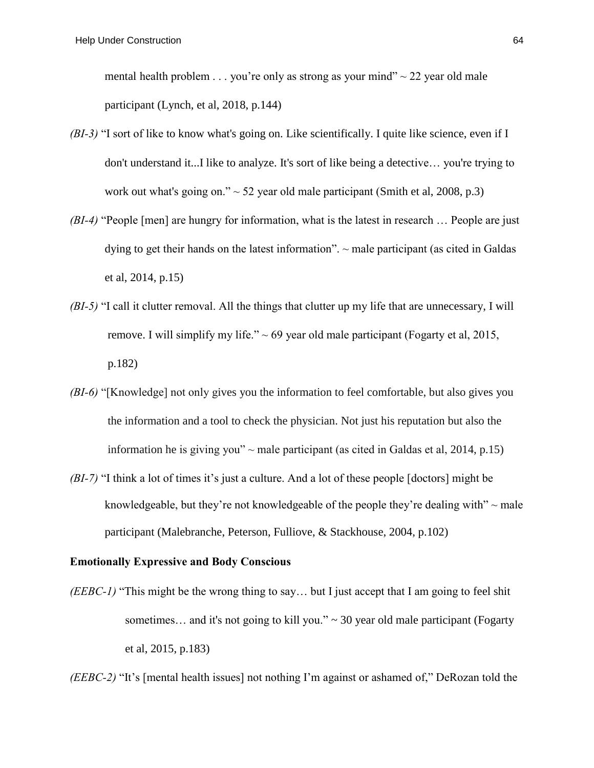mental health problem . . . you're only as strong as your mind" ~ 22 year old male participant (Lynch, et al, 2018, p.144)

*(BI-3)* "I sort of like to know what's going on. Like scientifically. I quite like science, even if I don't understand it...I like to analyze. It's sort of like being a detective… you're trying to work out what's going on." ~ 52 year old male participant (Smith et al, 2008, p.3)

*(BI-4)* "People [men] are hungry for information, what is the latest in research … People are just dying to get their hands on the latest information". ~ male participant (as cited in Galdas et al, 2014, p.15)

*(BI-5)* "I call it clutter removal. All the things that clutter up my life that are unnecessary, I will remove. I will simplify my life." ~ 69 year old male participant (Fogarty et al, 2015, p.182)

*(BI-6)* "[Knowledge] not only gives you the information to feel comfortable, but also gives you the information and a tool to check the physician. Not just his reputation but also the information he is giving you" ~ male participant (as cited in Galdas et al, 2014, p.15)

*(BI-7)* "I think a lot of times it's just a culture. And a lot of these people [doctors] might be knowledgeable, but they're not knowledgeable of the people they're dealing with" ~ male participant (Malebranche, Peterson, Fulliove, & Stackhouse, 2004, p.102)

**Emotionally Expressive and Body Conscious**

*(EEBC-1)* "This might be the wrong thing to say… but I just accept that I am going to feel shit sometimes… and it's not going to kill you." ~ 30 year old male participant (Fogarty et al, 2015, p.183)

*(EEBC-2)* "It's [mental health issues] not nothing I'm against or ashamed of," DeRozan told the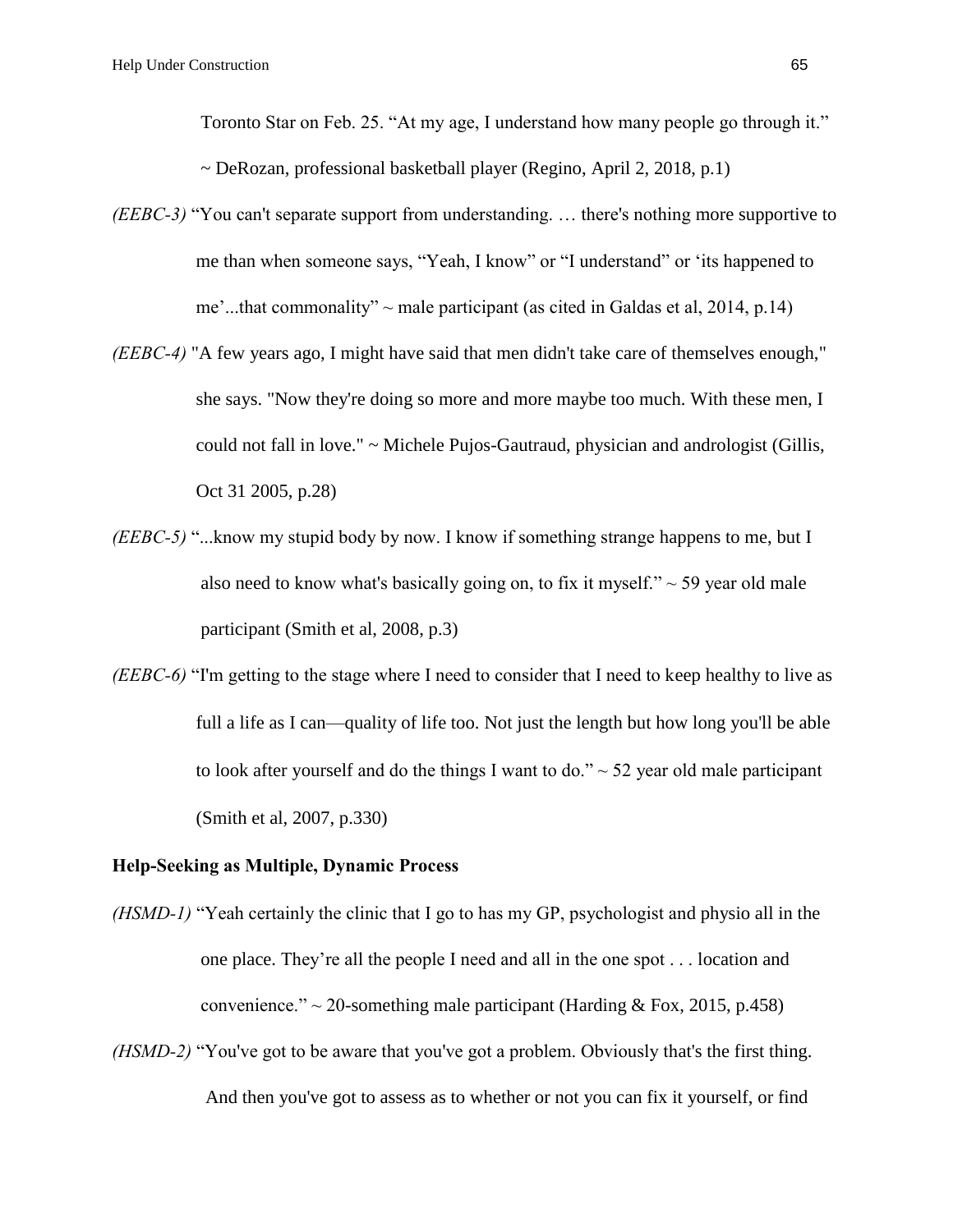Toronto Star on Feb. 25. "At my age, I understand how many people go through it." ~ DeRozan, professional basketball player (Regino, April 2, 2018, p.1)

*(EEBC-3)* "You can't separate support from understanding. … there's nothing more supportive to me than when someone says, "Yeah, I know" or "I understand" or 'its happened to me'...that commonality" ~ male participant (as cited in Galdas et al, 2014, p.14)

*(EEBC-4)* "A few years ago, I might have said that men didn't take care of themselves enough," she says. "Now they're doing so more and more maybe too much. With these men, I could not fall in love." ~ Michele Pujos-Gautraud, physician and andrologist (Gillis, Oct 31 2005, p.28)

*(EEBC-5)* "...know my stupid body by now. I know if something strange happens to me, but I also need to know what's basically going on, to fix it myself." ~ 59 year old male participant (Smith et al, 2008, p.3)

*(EEBC-6)* "I'm getting to the stage where I need to consider that I need to keep healthy to live as full a life as I can—quality of life too. Not just the length but how long you'll be able to look after yourself and do the things I want to do." ~ 52 year old male participant (Smith et al, 2007, p.330)

**Help-Seeking as Multiple, Dynamic Process**

*(HSMD-1)* "Yeah certainly the clinic that I go to has my GP, psychologist and physio all in the one place. They're all the people I need and all in the one spot . . . location and convenience." ~ 20-something male participant (Harding & Fox, 2015, p.458)

*(HSMD-2)* "You've got to be aware that you've got a problem. Obviously that's the first thing. And then you've got to assess as to whether or not you can fix it yourself, or find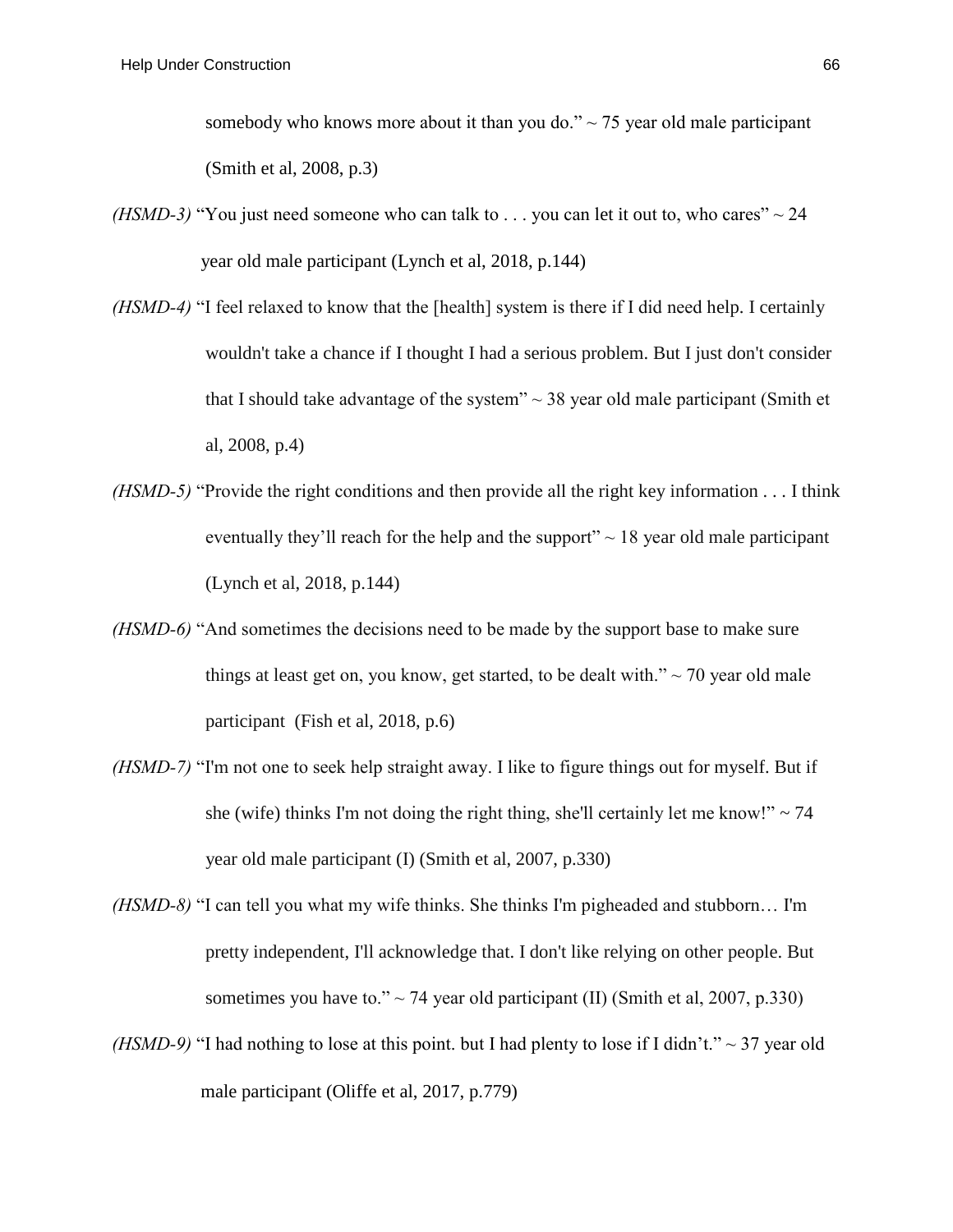somebody who knows more about it than you do." ~ 75 year old male participant (Smith et al, 2008, p.3)

*(HSMD-3)* "You just need someone who can talk to . . . you can let it out to, who cares" ~ 24 year old male participant (Lynch et al, 2018, p.144)

*(HSMD-4)* "I feel relaxed to know that the [health] system is there if I did need help. I certainly wouldn't take a chance if I thought I had a serious problem. But I just don't consider that I should take advantage of the system" ~ 38 year old male participant (Smith et al, 2008, p.4)

*(HSMD-5)* "Provide the right conditions and then provide all the right key information . . . I think eventually they'll reach for the help and the support" ~ 18 year old male participant (Lynch et al, 2018, p.144)

*(HSMD-6)* "And sometimes the decisions need to be made by the support base to make sure things at least get on, you know, get started, to be dealt with." ~ 70 year old male participant (Fish et al, 2018, p.6)

*(HSMD-7)* "I'm not one to seek help straight away. I like to figure things out for myself. But if she (wife) thinks I'm not doing the right thing, she'll certainly let me know!" ~ 74 year old male participant (I) (Smith et al, 2007, p.330)

*(HSMD-8)* "I can tell you what my wife thinks. She thinks I'm pigheaded and stubborn… I'm pretty independent, I'll acknowledge that. I don't like relying on other people. But sometimes you have to." ~ 74 year old participant (II) (Smith et al, 2007, p.330)

*(HSMD-9)* "I had nothing to lose at this point. but I had plenty to lose if I didn't." ~ 37 year old male participant (Oliffe et al, 2017, p.779)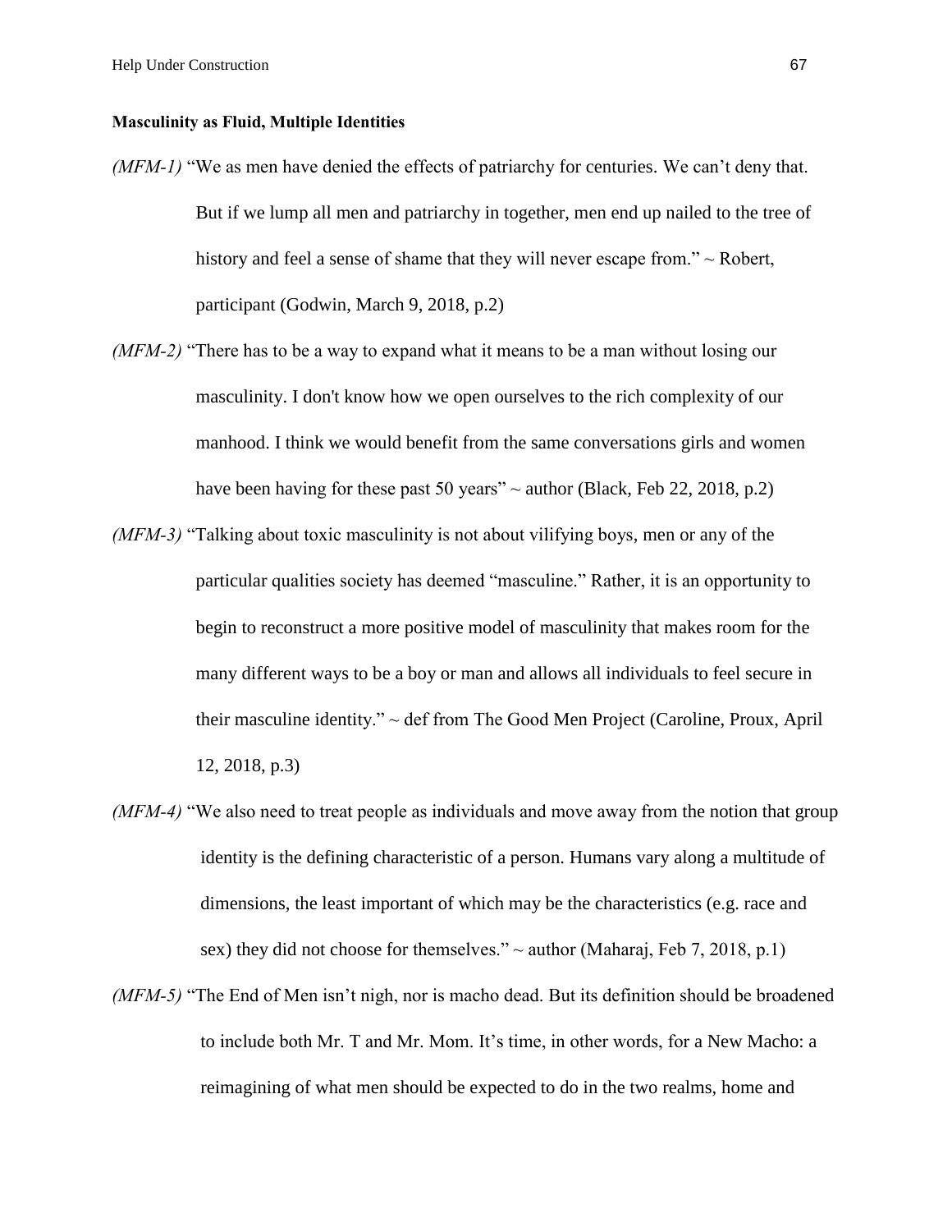**Masculinity as Fluid, Multiple Identities**

*(MFM-1)* "We as men have denied the effects of patriarchy for centuries. We can't deny that. But if we lump all men and patriarchy in together, men end up nailed to the tree of history and feel a sense of shame that they will never escape from." ~ Robert, participant (Godwin, March 9, 2018, p.2)

*(MFM-2)* "There has to be a way to expand what it means to be a man without losing our masculinity. I don't know how we open ourselves to the rich complexity of our manhood. I think we would benefit from the same conversations girls and women have been having for these past 50 years" ~ author (Black, Feb 22, 2018, p.2)

*(MFM-3)* "Talking about toxic masculinity is not about vilifying boys, men or any of the particular qualities society has deemed "masculine." Rather, it is an opportunity to begin to reconstruct a more positive model of masculinity that makes room for the many different ways to be a boy or man and allows all individuals to feel secure in their masculine identity." ~ def from The Good Men Project (Caroline, Proux, April 12, 2018, p.3)

*(MFM-4)* "We also need to treat people as individuals and move away from the notion that group identity is the defining characteristic of a person. Humans vary along a multitude of dimensions, the least important of which may be the characteristics (e.g. race and sex) they did not choose for themselves." ~ author (Maharaj, Feb 7, 2018, p.1)

*(MFM-5)* "The End of Men isn't nigh, nor is macho dead. But its definition should be broadened to include both Mr. T and Mr. Mom. It's time, in other words, for a New Macho: a reimagining of what men should be expected to do in the two realms, home and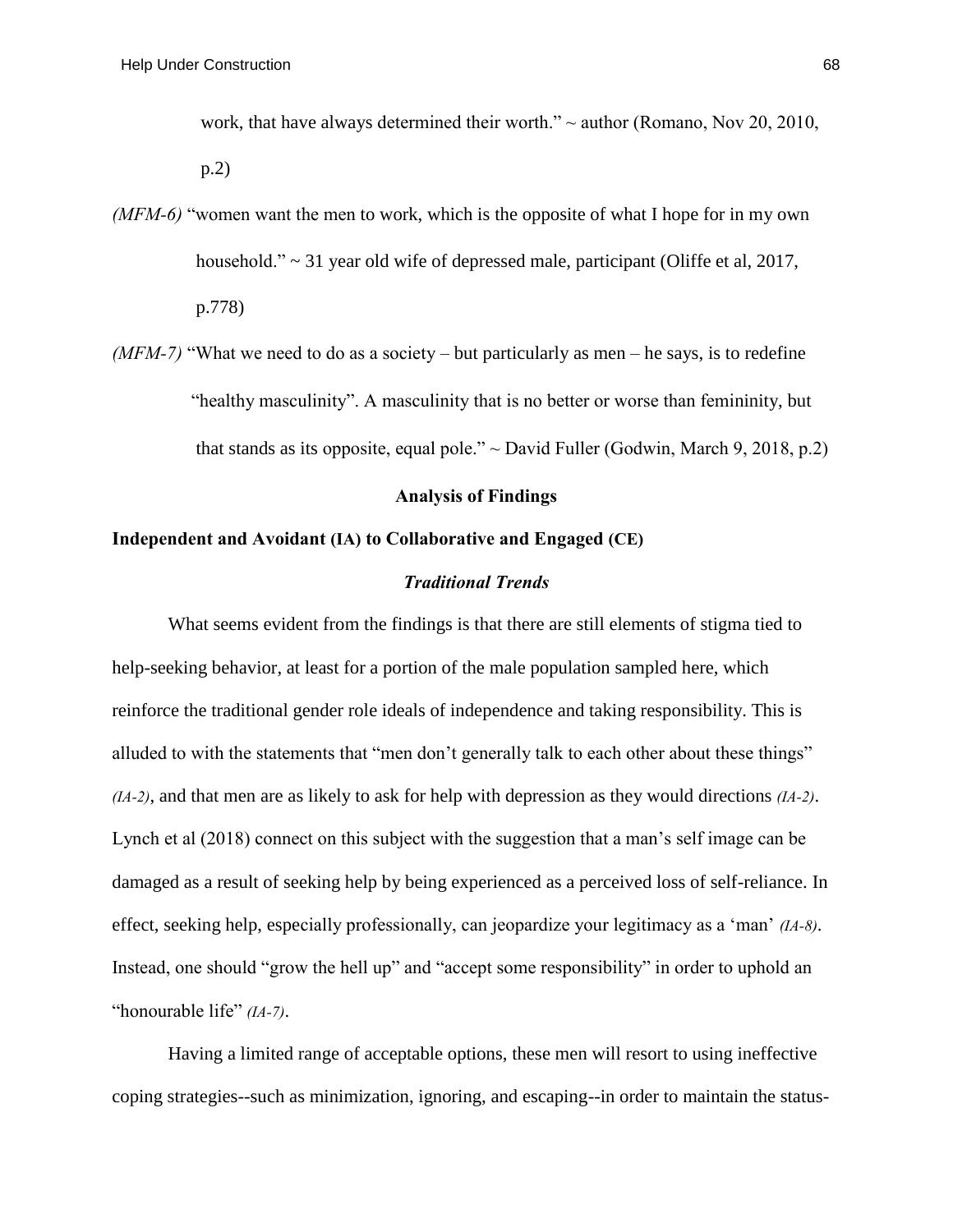work, that have always determined their worth." ~ author (Romano, Nov 20, 2010, p.2)

*(MFM-6)* "women want the men to work, which is the opposite of what I hope for in my own household." ~ 31 year old wife of depressed male, participant (Oliffe et al, 2017, p.778)

*(MFM-7)* "What we need to do as a society – but particularly as men – he says, is to redefine "healthy masculinity". A masculinity that is no better or worse than femininity, but that stands as its opposite, equal pole." ~ David Fuller (Godwin, March 9, 2018, p.2)

## Analysis of Findings

### Independent and Avoidant (IA) to Collaborative and Engaged (CE)

#### *Traditional Trends*

What seems evident from the findings is that there are still elements of stigma tied to help-seeking behavior, at least for a portion of the male population sampled here, which reinforce the traditional gender role ideals of independence and taking responsibility. This is alluded to with the statements that "men don't generally talk to each other about these things" *(IA-2)*, and that men are as likely to ask for help with depression as they would directions *(IA-2)*. Lynch et al (2018) connect on this subject with the suggestion that a man's self image can be damaged as a result of seeking help by being experienced as a perceived loss of self-reliance. In effect, seeking help, especially professionally, can jeopardize your legitimacy as a 'man' *(IA-8)*. Instead, one should "grow the hell up" and "accept some responsibility" in order to uphold an "honourable life" *(IA-7)*.

Having a limited range of acceptable options, these men will resort to using ineffective coping strategies--such as minimization, ignoring, and escaping--in order to maintain the status-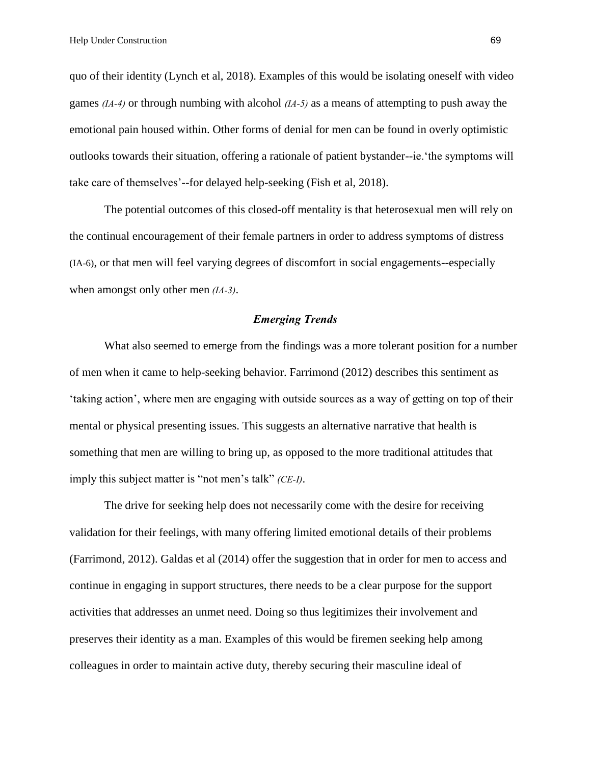quo of their identity (Lynch et al, 2018). Examples of this would be isolating oneself with video games *(IA-4)* or through numbing with alcohol *(IA-5)* as a means of attempting to push away the emotional pain housed within. Other forms of denial for men can be found in overly optimistic outlooks towards their situation, offering a rationale of patient bystander--ie.'the symptoms will take care of themselves'--for delayed help-seeking (Fish et al, 2018).

The potential outcomes of this closed-off mentality is that heterosexual men will rely on the continual encouragement of their female partners in order to address symptoms of distress (IA-6), or that men will feel varying degrees of discomfort in social engagements--especially when amongst only other men *(IA-3)*.

### *Emerging Trends*

What also seemed to emerge from the findings was a more tolerant position for a number of men when it came to help-seeking behavior. Farrimond (2012) describes this sentiment as 'taking action', where men are engaging with outside sources as a way of getting on top of their mental or physical presenting issues. This suggests an alternative narrative that health is something that men are willing to bring up, as opposed to the more traditional attitudes that imply this subject matter is "not men's talk" *(CE-I)*.

The drive for seeking help does not necessarily come with the desire for receiving validation for their feelings, with many offering limited emotional details of their problems (Farrimond, 2012). Galdas et al (2014) offer the suggestion that in order for men to access and continue in engaging in support structures, there needs to be a clear purpose for the support activities that addresses an unmet need. Doing so thus legitimizes their involvement and preserves their identity as a man. Examples of this would be firemen seeking help among colleagues in order to maintain active duty, thereby securing their masculine ideal of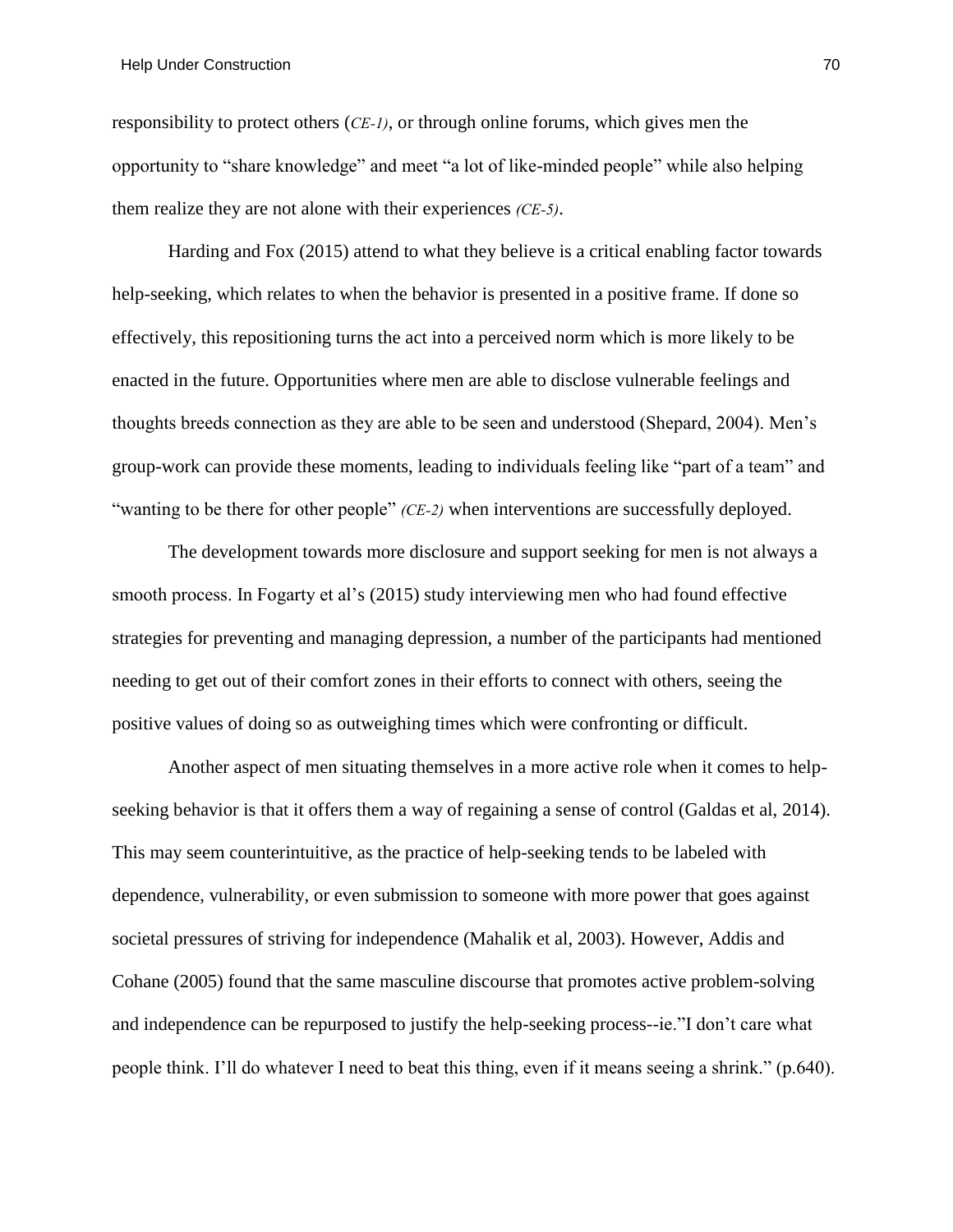responsibility to protect others (*CE-1)*, or through online forums, which gives men the opportunity to "share knowledge" and meet "a lot of like-minded people" while also helping them realize they are not alone with their experiences *(CE-5)*.

Harding and Fox (2015) attend to what they believe is a critical enabling factor towards help-seeking, which relates to when the behavior is presented in a positive frame. If done so effectively, this repositioning turns the act into a perceived norm which is more likely to be enacted in the future. Opportunities where men are able to disclose vulnerable feelings and thoughts breeds connection as they are able to be seen and understood (Shepard, 2004). Men's group-work can provide these moments, leading to individuals feeling like "part of a team" and "wanting to be there for other people" *(CE-2)* when interventions are successfully deployed.

The development towards more disclosure and support seeking for men is not always a smooth process. In Fogarty et al's (2015) study interviewing men who had found effective strategies for preventing and managing depression, a number of the participants had mentioned needing to get out of their comfort zones in their efforts to connect with others, seeing the positive values of doing so as outweighing times which were confronting or difficult.

Another aspect of men situating themselves in a more active role when it comes to help-seeking behavior is that it offers them a way of regaining a sense of control (Galdas et al, 2014). This may seem counterintuitive, as the practice of help-seeking tends to be labeled with dependence, vulnerability, or even submission to someone with more power that goes against societal pressures of striving for independence (Mahalik et al, 2003). However, Addis and Cohane (2005) found that the same masculine discourse that promotes active problem-solving and independence can be repurposed to justify the help-seeking process--ie."I don't care what people think. I'll do whatever I need to beat this thing, even if it means seeing a shrink." (p.640).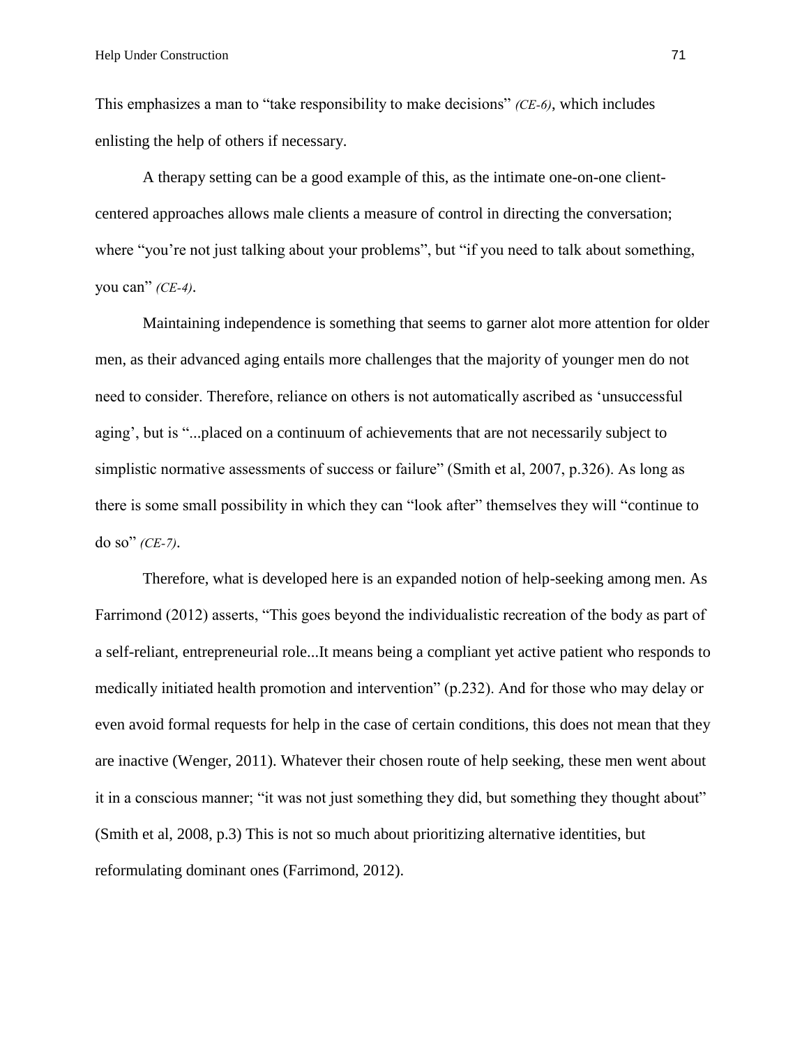This emphasizes a man to "take responsibility to make decisions" *(CE-6)*, which includes enlisting the help of others if necessary.

A therapy setting can be a good example of this, as the intimate one-on-one client-centered approaches allows male clients a measure of control in directing the conversation; where "you're not just talking about your problems", but "if you need to talk about something, you can" *(CE-4)*.

Maintaining independence is something that seems to garner alot more attention for older men, as their advanced aging entails more challenges that the majority of younger men do not need to consider. Therefore, reliance on others is not automatically ascribed as 'unsuccessful aging', but is "...placed on a continuum of achievements that are not necessarily subject to simplistic normative assessments of success or failure" (Smith et al, 2007, p.326). As long as there is some small possibility in which they can "look after" themselves they will "continue to do so" *(CE-7)*.

Therefore, what is developed here is an expanded notion of help-seeking among men. As Farrimond (2012) asserts, "This goes beyond the individualistic recreation of the body as part of a self-reliant, entrepreneurial role...It means being a compliant yet active patient who responds to medically initiated health promotion and intervention" (p.232). And for those who may delay or even avoid formal requests for help in the case of certain conditions, this does not mean that they are inactive (Wenger, 2011). Whatever their chosen route of help seeking, these men went about it in a conscious manner; "it was not just something they did, but something they thought about" (Smith et al, 2008, p.3) This is not so much about prioritizing alternative identities, but reformulating dominant ones (Farrimond, 2012).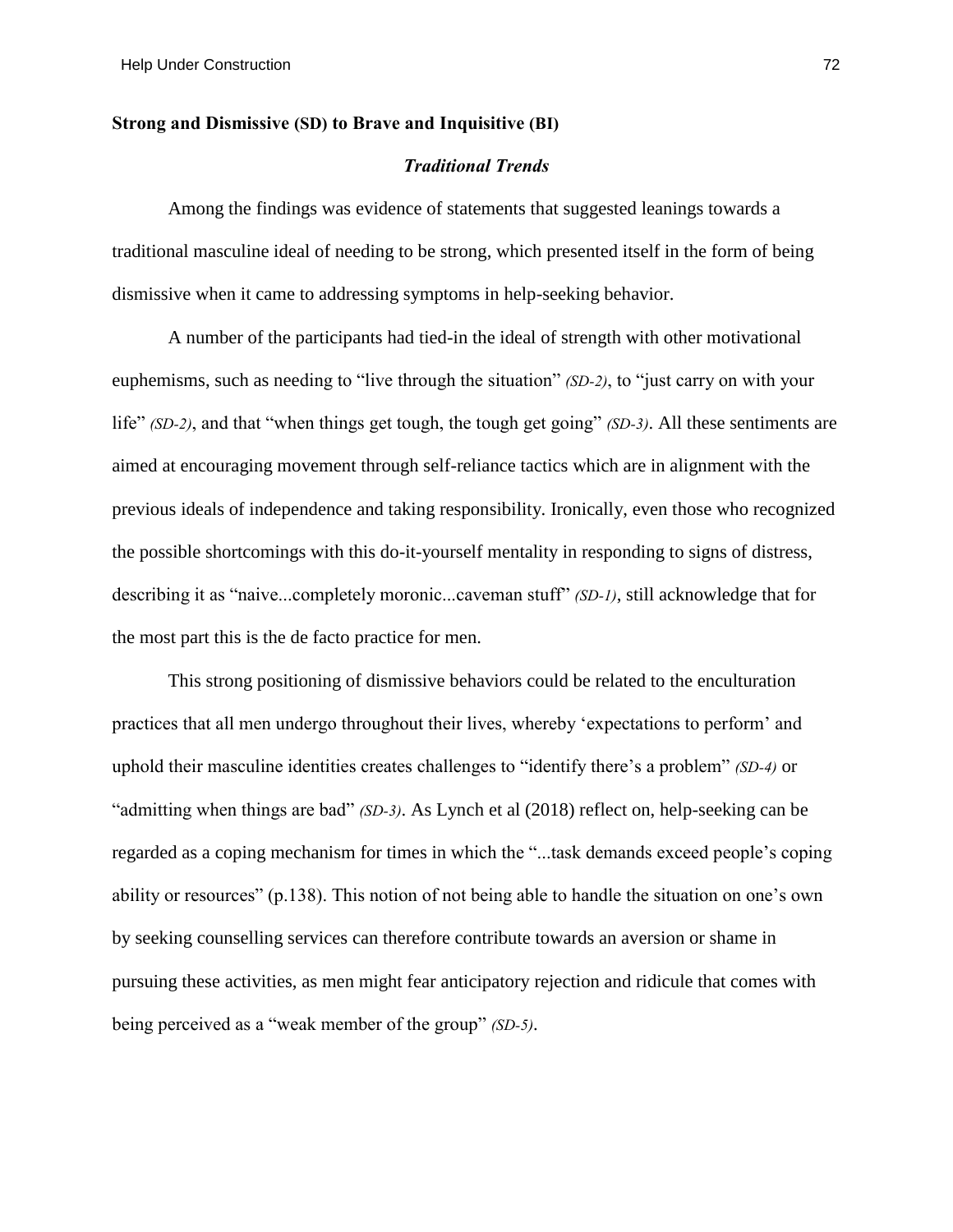**Strong and Dismissive (SD) to Brave and Inquisitive (BI)**

### *Traditional Trends*

Among the findings was evidence of statements that suggested leanings towards a traditional masculine ideal of needing to be strong, which presented itself in the form of being dismissive when it came to addressing symptoms in help-seeking behavior.

A number of the participants had tied-in the ideal of strength with other motivational euphemisms, such as needing to "live through the situation" *(SD-2)*, to "just carry on with your life" *(SD-2)*, and that "when things get tough, the tough get going" *(SD-3)*. All these sentiments are aimed at encouraging movement through self-reliance tactics which are in alignment with the previous ideals of independence and taking responsibility. Ironically, even those who recognized the possible shortcomings with this do-it-yourself mentality in responding to signs of distress, describing it as "naive...completely moronic...caveman stuff" *(SD-1)*, still acknowledge that for the most part this is the de facto practice for men.

This strong positioning of dismissive behaviors could be related to the enculturation practices that all men undergo throughout their lives, whereby 'expectations to perform' and uphold their masculine identities creates challenges to "identify there's a problem" *(SD-4)* or "admitting when things are bad" *(SD-3)*. As Lynch et al (2018) reflect on, help-seeking can be regarded as a coping mechanism for times in which the "...task demands exceed people's coping ability or resources" (p.138). This notion of not being able to handle the situation on one's own by seeking counselling services can therefore contribute towards an aversion or shame in pursuing these activities, as men might fear anticipatory rejection and ridicule that comes with being perceived as a "weak member of the group" *(SD-5)*.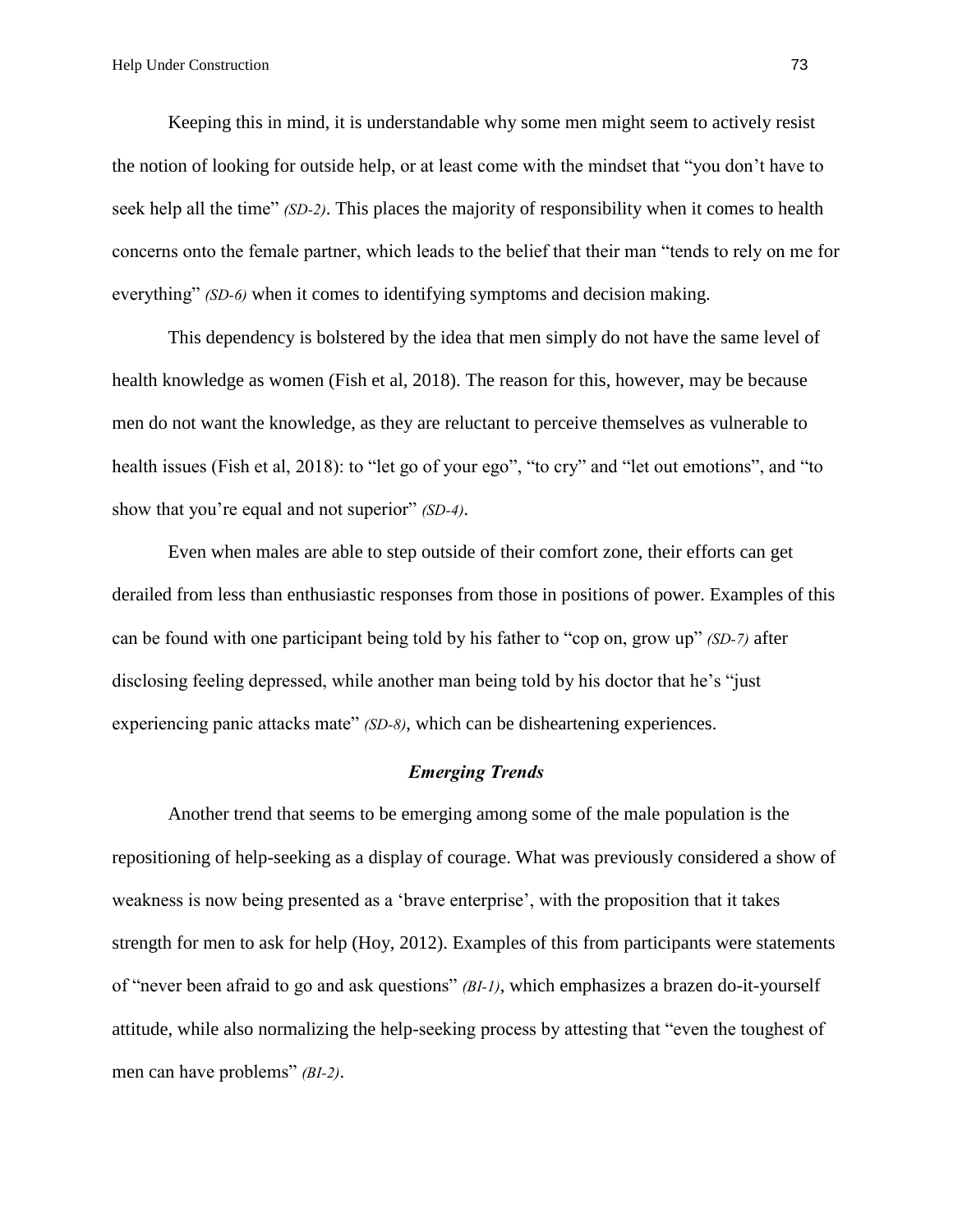Keeping this in mind, it is understandable why some men might seem to actively resist the notion of looking for outside help, or at least come with the mindset that "you don't have to seek help all the time" *(SD-2)*. This places the majority of responsibility when it comes to health concerns onto the female partner, which leads to the belief that their man "tends to rely on me for everything" *(SD-6)* when it comes to identifying symptoms and decision making.

This dependency is bolstered by the idea that men simply do not have the same level of health knowledge as women (Fish et al, 2018). The reason for this, however, may be because men do not want the knowledge, as they are reluctant to perceive themselves as vulnerable to health issues (Fish et al, 2018): to "let go of your ego", "to cry" and "let out emotions", and "to show that you're equal and not superior" *(SD-4)*.

Even when males are able to step outside of their comfort zone, their efforts can get derailed from less than enthusiastic responses from those in positions of power. Examples of this can be found with one participant being told by his father to "cop on, grow up" *(SD-7)* after disclosing feeling depressed, while another man being told by his doctor that he's "just experiencing panic attacks mate" *(SD-8)*, which can be disheartening experiences.

### *Emerging Trends*

Another trend that seems to be emerging among some of the male population is the repositioning of help-seeking as a display of courage. What was previously considered a show of weakness is now being presented as a 'brave enterprise', with the proposition that it takes strength for men to ask for help (Hoy, 2012). Examples of this from participants were statements of "never been afraid to go and ask questions" *(BI-1)*, which emphasizes a brazen do-it-yourself attitude, while also normalizing the help-seeking process by attesting that "even the toughest of men can have problems" *(BI-2)*.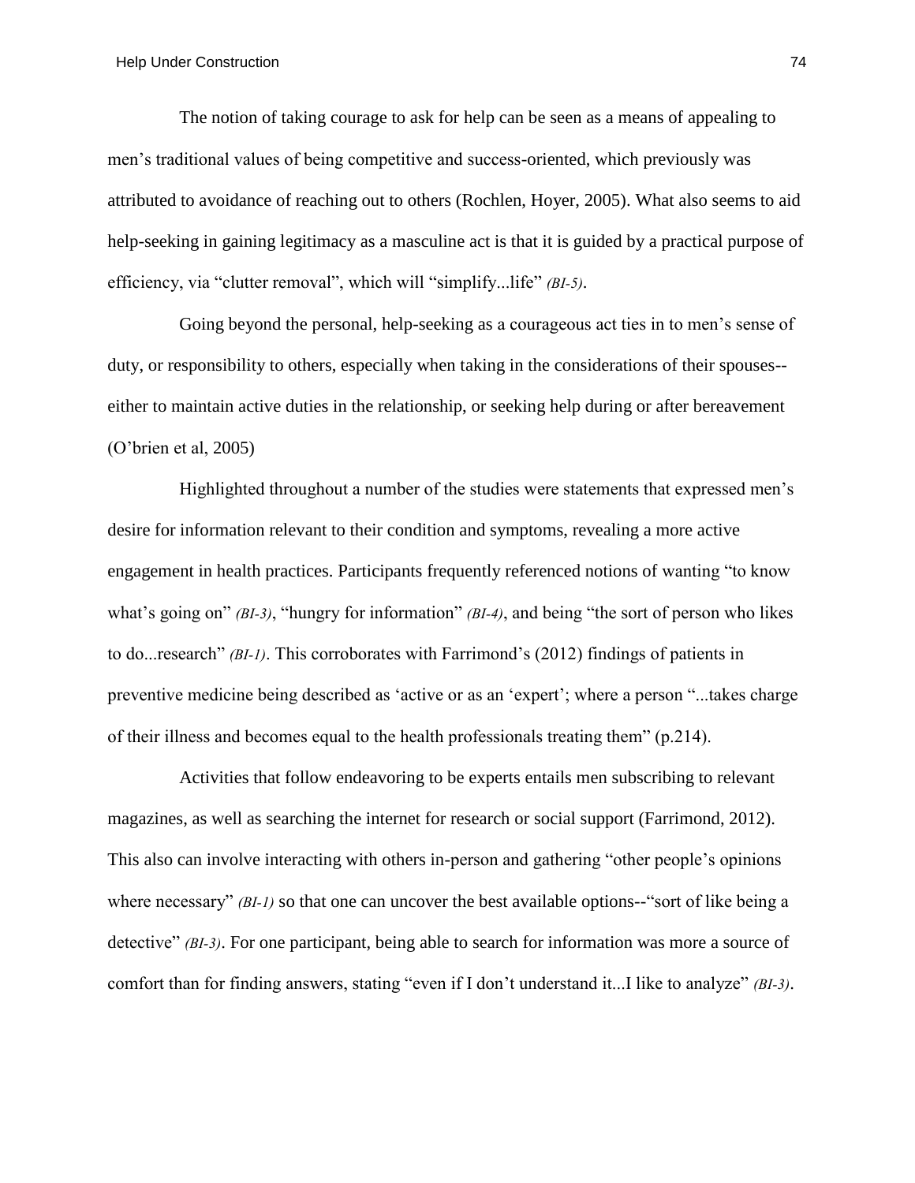The notion of taking courage to ask for help can be seen as a means of appealing to men's traditional values of being competitive and success-oriented, which previously was attributed to avoidance of reaching out to others (Rochlen, Hoyer, 2005). What also seems to aid help-seeking in gaining legitimacy as a masculine act is that it is guided by a practical purpose of efficiency, via "clutter removal", which will "simplify...life" *(BI-5)*.

Going beyond the personal, help-seeking as a courageous act ties in to men's sense of duty, or responsibility to others, especially when taking in the considerations of their spouses--either to maintain active duties in the relationship, or seeking help during or after bereavement (O'brien et al, 2005)

Highlighted throughout a number of the studies were statements that expressed men's desire for information relevant to their condition and symptoms, revealing a more active engagement in health practices. Participants frequently referenced notions of wanting "to know what's going on" *(BI-3)*, "hungry for information" *(BI-4)*, and being "the sort of person who likes to do...research" *(BI-1)*. This corroborates with Farrimond's (2012) findings of patients in preventive medicine being described as 'active or as an 'expert'; where a person "...takes charge of their illness and becomes equal to the health professionals treating them" (p.214).

Activities that follow endeavoring to be experts entails men subscribing to relevant magazines, as well as searching the internet for research or social support (Farrimond, 2012). This also can involve interacting with others in-person and gathering "other people's opinions where necessary" *(BI-1)* so that one can uncover the best available options--"sort of like being a detective" *(BI-3)*. For one participant, being able to search for information was more a source of comfort than for finding answers, stating "even if I don't understand it...I like to analyze" *(BI-3)*.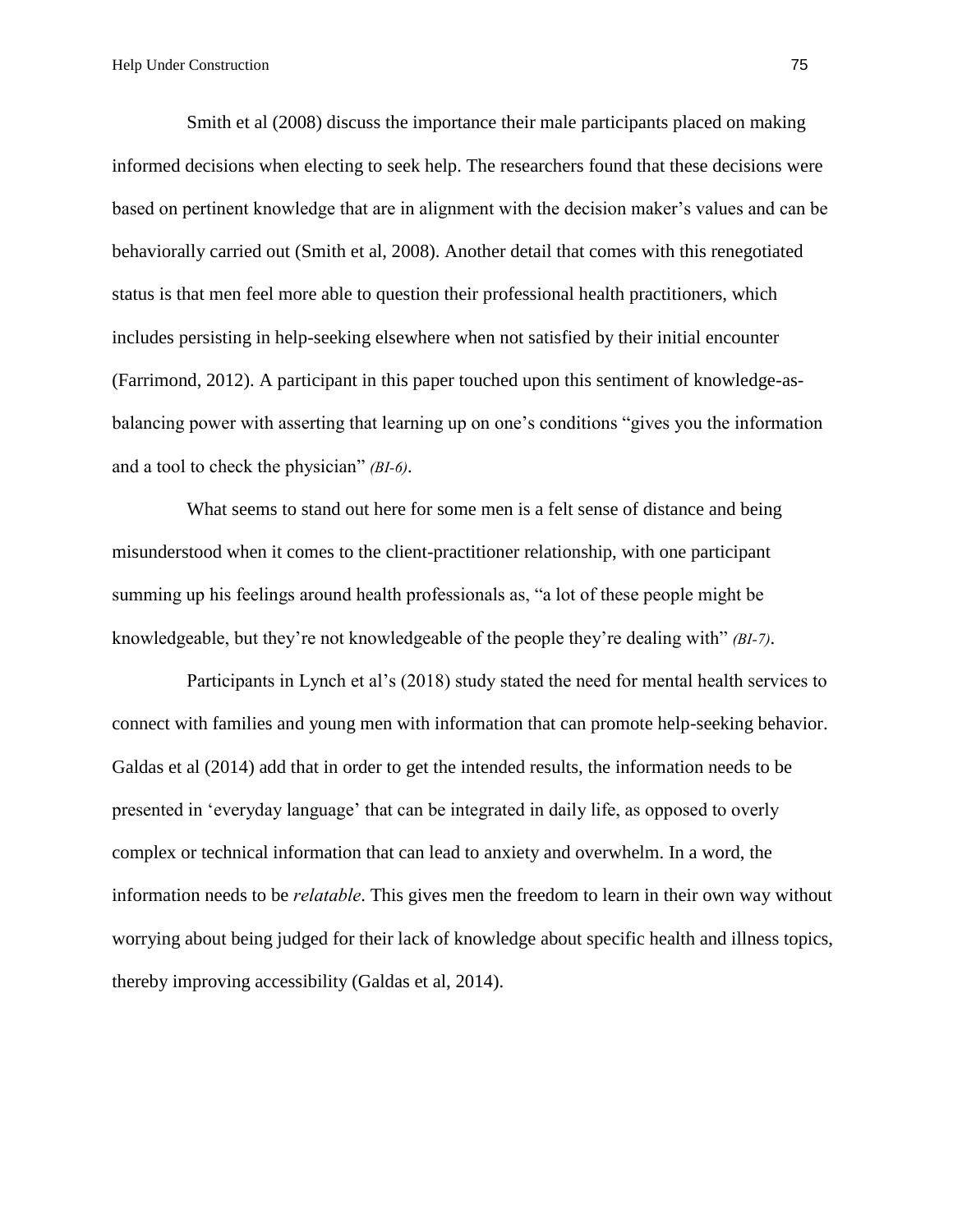Smith et al (2008) discuss the importance their male participants placed on making informed decisions when electing to seek help. The researchers found that these decisions were based on pertinent knowledge that are in alignment with the decision maker's values and can be behaviorally carried out (Smith et al, 2008). Another detail that comes with this renegotiated status is that men feel more able to question their professional health practitioners, which includes persisting in help-seeking elsewhere when not satisfied by their initial encounter (Farrimond, 2012). A participant in this paper touched upon this sentiment of knowledge-as-balancing power with asserting that learning up on one's conditions "gives you the information and a tool to check the physician" *(BI-6)*.

What seems to stand out here for some men is a felt sense of distance and being misunderstood when it comes to the client-practitioner relationship, with one participant summing up his feelings around health professionals as, "a lot of these people might be knowledgeable, but they're not knowledgeable of the people they're dealing with" *(BI-7)*.

Participants in Lynch et al's (2018) study stated the need for mental health services to connect with families and young men with information that can promote help-seeking behavior. Galdas et al (2014) add that in order to get the intended results, the information needs to be presented in 'everyday language' that can be integrated in daily life, as opposed to overly complex or technical information that can lead to anxiety and overwhelm. In a word, the information needs to be *relatable*. This gives men the freedom to learn in their own way without worrying about being judged for their lack of knowledge about specific health and illness topics, thereby improving accessibility (Galdas et al, 2014).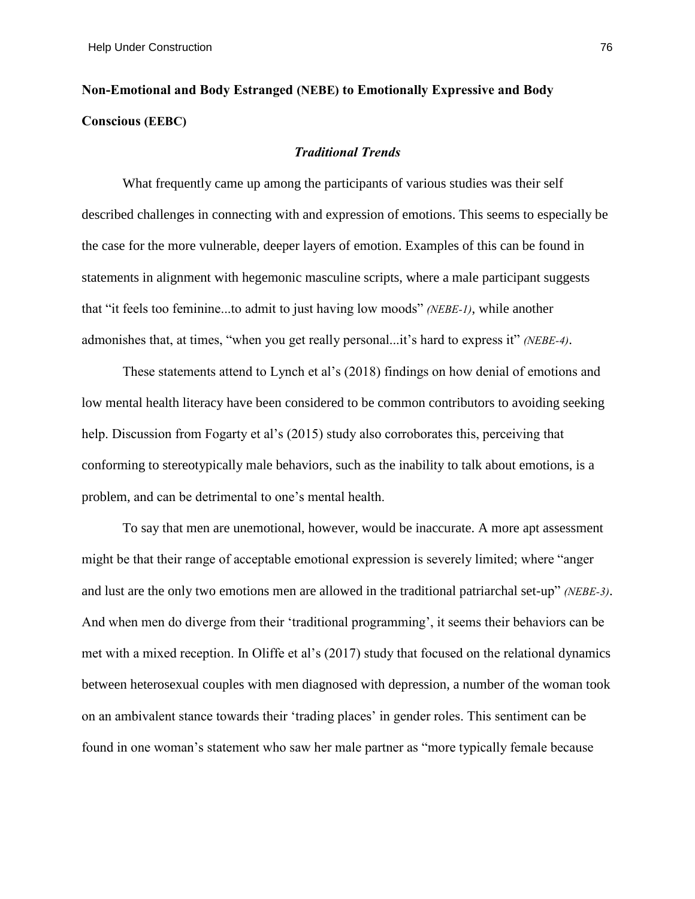## Non-Emotional and Body Estranged (NEBE) to Emotionally Expressive and Body Conscious (EEBC)

### *Traditional Trends*

What frequently came up among the participants of various studies was their self described challenges in connecting with and expression of emotions. This seems to especially be the case for the more vulnerable, deeper layers of emotion. Examples of this can be found in statements in alignment with hegemonic masculine scripts, where a male participant suggests that "it feels too feminine...to admit to just having low moods" *(NEBE-1)*, while another admonishes that, at times, "when you get really personal...it's hard to express it" *(NEBE-4)*.

These statements attend to Lynch et al's (2018) findings on how denial of emotions and low mental health literacy have been considered to be common contributors to avoiding seeking help. Discussion from Fogarty et al's (2015) study also corroborates this, perceiving that conforming to stereotypically male behaviors, such as the inability to talk about emotions, is a problem, and can be detrimental to one's mental health.

To say that men are unemotional, however, would be inaccurate. A more apt assessment might be that their range of acceptable emotional expression is severely limited; where "anger and lust are the only two emotions men are allowed in the traditional patriarchal set-up" *(NEBE-3)*. And when men do diverge from their 'traditional programming', it seems their behaviors can be met with a mixed reception. In Oliffe et al's (2017) study that focused on the relational dynamics between heterosexual couples with men diagnosed with depression, a number of the woman took on an ambivalent stance towards their 'trading places' in gender roles. This sentiment can be found in one woman's statement who saw her male partner as "more typically female because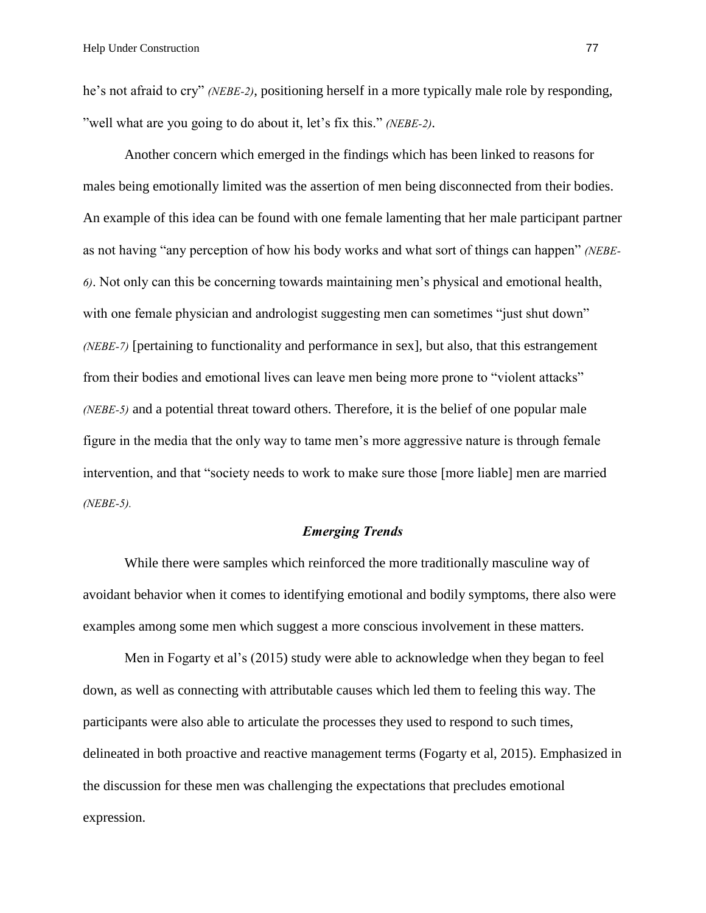he's not afraid to cry" *(NEBE-2)*, positioning herself in a more typically male role by responding, "well what are you going to do about it, let's fix this." *(NEBE-2)*.

Another concern which emerged in the findings which has been linked to reasons for males being emotionally limited was the assertion of men being disconnected from their bodies. An example of this idea can be found with one female lamenting that her male participant partner as not having "any perception of how his body works and what sort of things can happen" *(NEBE-6)*. Not only can this be concerning towards maintaining men's physical and emotional health, with one female physician and andrologist suggesting men can sometimes "just shut down" *(NEBE-7)* [pertaining to functionality and performance in sex], but also, that this estrangement from their bodies and emotional lives can leave men being more prone to "violent attacks" *(NEBE-5)* and a potential threat toward others. Therefore, it is the belief of one popular male figure in the media that the only way to tame men's more aggressive nature is through female intervention, and that "society needs to work to make sure those [more liable] men are married *(NEBE-5)*.

### *Emerging Trends*

While there were samples which reinforced the more traditionally masculine way of avoidant behavior when it comes to identifying emotional and bodily symptoms, there also were examples among some men which suggest a more conscious involvement in these matters.

Men in Fogarty et al's (2015) study were able to acknowledge when they began to feel down, as well as connecting with attributable causes which led them to feeling this way. The participants were also able to articulate the processes they used to respond to such times, delineated in both proactive and reactive management terms (Fogarty et al, 2015). Emphasized in the discussion for these men was challenging the expectations that precludes emotional expression.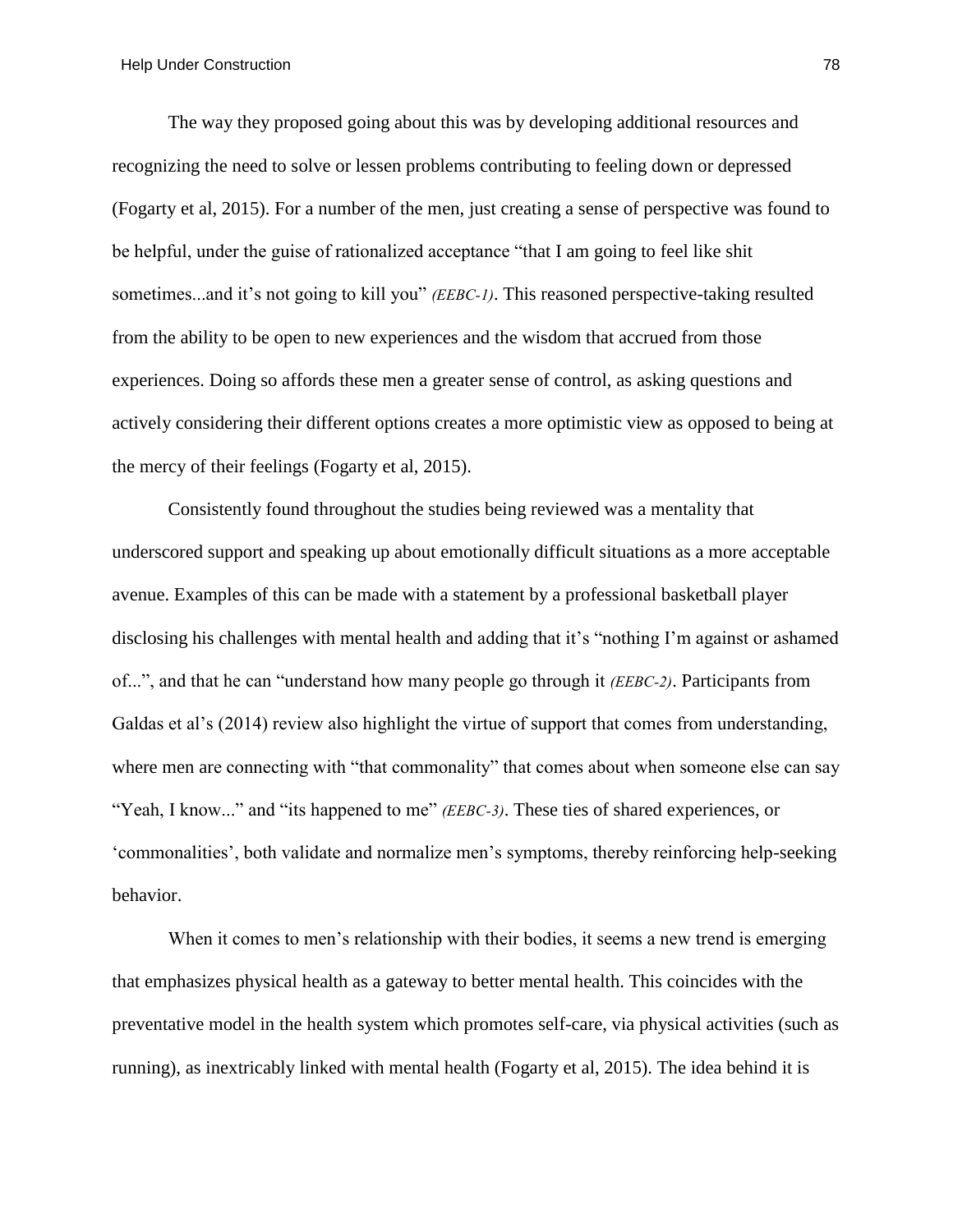The way they proposed going about this was by developing additional resources and recognizing the need to solve or lessen problems contributing to feeling down or depressed (Fogarty et al, 2015). For a number of the men, just creating a sense of perspective was found to be helpful, under the guise of rationalized acceptance "that I am going to feel like shit sometimes...and it's not going to kill you" *(EEBC-1)*. This reasoned perspective-taking resulted from the ability to be open to new experiences and the wisdom that accrued from those experiences. Doing so affords these men a greater sense of control, as asking questions and actively considering their different options creates a more optimistic view as opposed to being at the mercy of their feelings (Fogarty et al, 2015).

Consistently found throughout the studies being reviewed was a mentality that underscored support and speaking up about emotionally difficult situations as a more acceptable avenue. Examples of this can be made with a statement by a professional basketball player disclosing his challenges with mental health and adding that it's "nothing I'm against or ashamed of...", and that he can "understand how many people go through it *(EEBC-2)*. Participants from Galdas et al's (2014) review also highlight the virtue of support that comes from understanding, where men are connecting with "that commonality" that comes about when someone else can say "Yeah, I know..." and "its happened to me" *(EEBC-3)*. These ties of shared experiences, or 'commonalities', both validate and normalize men's symptoms, thereby reinforcing help-seeking behavior.

When it comes to men's relationship with their bodies, it seems a new trend is emerging that emphasizes physical health as a gateway to better mental health. This coincides with the preventative model in the health system which promotes self-care, via physical activities (such as running), as inextricably linked with mental health (Fogarty et al, 2015). The idea behind it is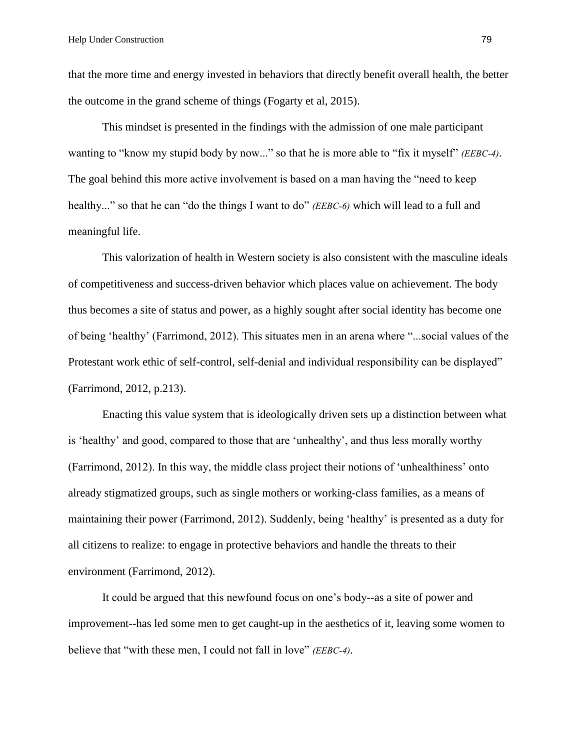that the more time and energy invested in behaviors that directly benefit overall health, the better the outcome in the grand scheme of things (Fogarty et al, 2015).

This mindset is presented in the findings with the admission of one male participant wanting to "know my stupid body by now..." so that he is more able to "fix it myself" *(EEBC-4)*. The goal behind this more active involvement is based on a man having the "need to keep healthy..." so that he can "do the things I want to do" *(EEBC-6)* which will lead to a full and meaningful life.

This valorization of health in Western society is also consistent with the masculine ideals of competitiveness and success-driven behavior which places value on achievement. The body thus becomes a site of status and power, as a highly sought after social identity has become one of being 'healthy' (Farrimond, 2012). This situates men in an arena where "...social values of the Protestant work ethic of self-control, self-denial and individual responsibility can be displayed" (Farrimond, 2012, p.213).

Enacting this value system that is ideologically driven sets up a distinction between what is 'healthy' and good, compared to those that are 'unhealthy', and thus less morally worthy (Farrimond, 2012). In this way, the middle class project their notions of 'unhealthiness' onto already stigmatized groups, such as single mothers or working-class families, as a means of maintaining their power (Farrimond, 2012). Suddenly, being 'healthy' is presented as a duty for all citizens to realize: to engage in protective behaviors and handle the threats to their environment (Farrimond, 2012).

It could be argued that this newfound focus on one's body--as a site of power and improvement--has led some men to get caught-up in the aesthetics of it, leaving some women to believe that "with these men, I could not fall in love" *(EEBC-4)*.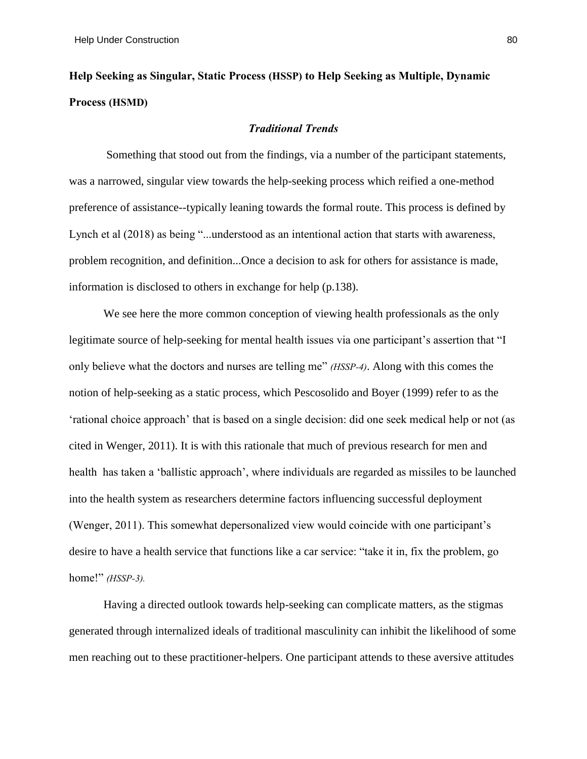**Help Seeking as Singular, Static Process (HSSP) to Help Seeking as Multiple, Dynamic Process (HSMD)**

***Traditional Trends***

Something that stood out from the findings, via a number of the participant statements, was a narrowed, singular view towards the help-seeking process which reified a one-method preference of assistance--typically leaning towards the formal route. This process is defined by Lynch et al (2018) as being "...understood as an intentional action that starts with awareness, problem recognition, and definition...Once a decision to ask for others for assistance is made, information is disclosed to others in exchange for help (p.138).

We see here the more common conception of viewing health professionals as the only legitimate source of help-seeking for mental health issues via one participant's assertion that "I only believe what the doctors and nurses are telling me" *(HSSP-4)*. Along with this comes the notion of help-seeking as a static process, which Pescosolido and Boyer (1999) refer to as the 'rational choice approach' that is based on a single decision: did one seek medical help or not (as cited in Wenger, 2011). It is with this rationale that much of previous research for men and health has taken a 'ballistic approach', where individuals are regarded as missiles to be launched into the health system as researchers determine factors influencing successful deployment (Wenger, 2011). This somewhat depersonalized view would coincide with one participant's desire to have a health service that functions like a car service: "take it in, fix the problem, go home!" *(HSSP-3).*

Having a directed outlook towards help-seeking can complicate matters, as the stigmas generated through internalized ideals of traditional masculinity can inhibit the likelihood of some men reaching out to these practitioner-helpers. One participant attends to these aversive attitudes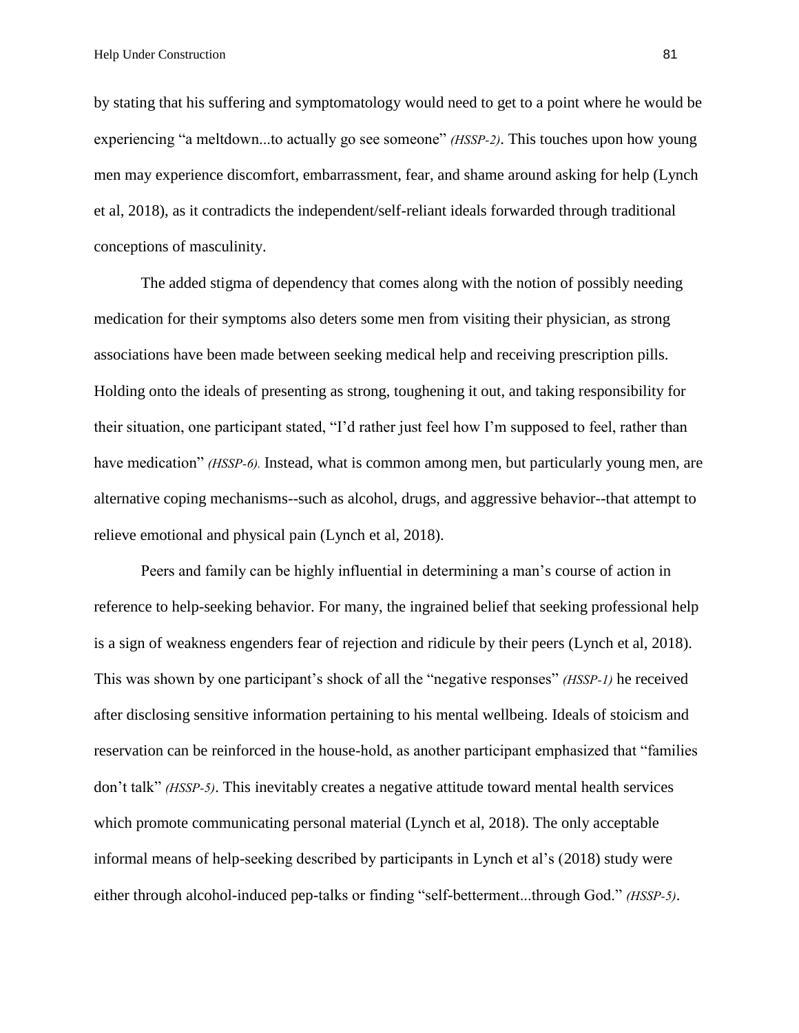by stating that his suffering and symptomatology would need to get to a point where he would be experiencing "a meltdown...to actually go see someone" *(HSSP-2)*. This touches upon how young men may experience discomfort, embarrassment, fear, and shame around asking for help (Lynch et al, 2018), as it contradicts the independent/self-reliant ideals forwarded through traditional conceptions of masculinity.

The added stigma of dependency that comes along with the notion of possibly needing medication for their symptoms also deters some men from visiting their physician, as strong associations have been made between seeking medical help and receiving prescription pills. Holding onto the ideals of presenting as strong, toughening it out, and taking responsibility for their situation, one participant stated, "I'd rather just feel how I'm supposed to feel, rather than have medication" *(HSSP-6).* Instead, what is common among men, but particularly young men, are alternative coping mechanisms--such as alcohol, drugs, and aggressive behavior--that attempt to relieve emotional and physical pain (Lynch et al, 2018).

Peers and family can be highly influential in determining a man's course of action in reference to help-seeking behavior. For many, the ingrained belief that seeking professional help is a sign of weakness engenders fear of rejection and ridicule by their peers (Lynch et al, 2018). This was shown by one participant's shock of all the "negative responses" *(HSSP-1)* he received after disclosing sensitive information pertaining to his mental wellbeing. Ideals of stoicism and reservation can be reinforced in the house-hold, as another participant emphasized that "families don't talk" *(HSSP-5)*. This inevitably creates a negative attitude toward mental health services which promote communicating personal material (Lynch et al, 2018). The only acceptable informal means of help-seeking described by participants in Lynch et al's (2018) study were either through alcohol-induced pep-talks or finding "self-betterment...through God." *(HSSP-5)*.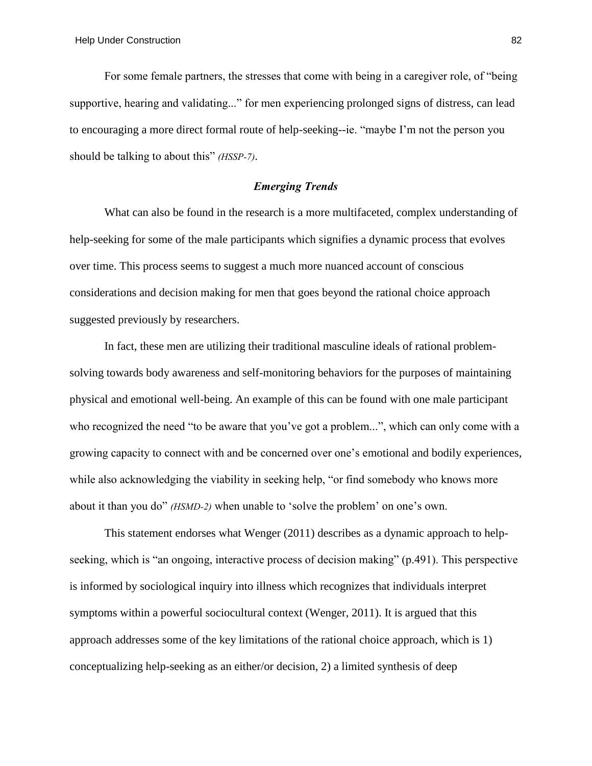For some female partners, the stresses that come with being in a caregiver role, of "being supportive, hearing and validating..." for men experiencing prolonged signs of distress, can lead to encouraging a more direct formal route of help-seeking--ie. "maybe I'm not the person you should be talking to about this" *(HSSP-7)*.

### *Emerging Trends*

What can also be found in the research is a more multifaceted, complex understanding of help-seeking for some of the male participants which signifies a dynamic process that evolves over time. This process seems to suggest a much more nuanced account of conscious considerations and decision making for men that goes beyond the rational choice approach suggested previously by researchers.

In fact, these men are utilizing their traditional masculine ideals of rational problem-solving towards body awareness and self-monitoring behaviors for the purposes of maintaining physical and emotional well-being. An example of this can be found with one male participant who recognized the need "to be aware that you've got a problem...", which can only come with a growing capacity to connect with and be concerned over one's emotional and bodily experiences, while also acknowledging the viability in seeking help, "or find somebody who knows more about it than you do" *(HSMD-2)* when unable to 'solve the problem' on one's own.

This statement endorses what Wenger (2011) describes as a dynamic approach to help-seeking, which is "an ongoing, interactive process of decision making" (p.491). This perspective is informed by sociological inquiry into illness which recognizes that individuals interpret symptoms within a powerful sociocultural context (Wenger, 2011). It is argued that this approach addresses some of the key limitations of the rational choice approach, which is 1) conceptualizing help-seeking as an either/or decision, 2) a limited synthesis of deep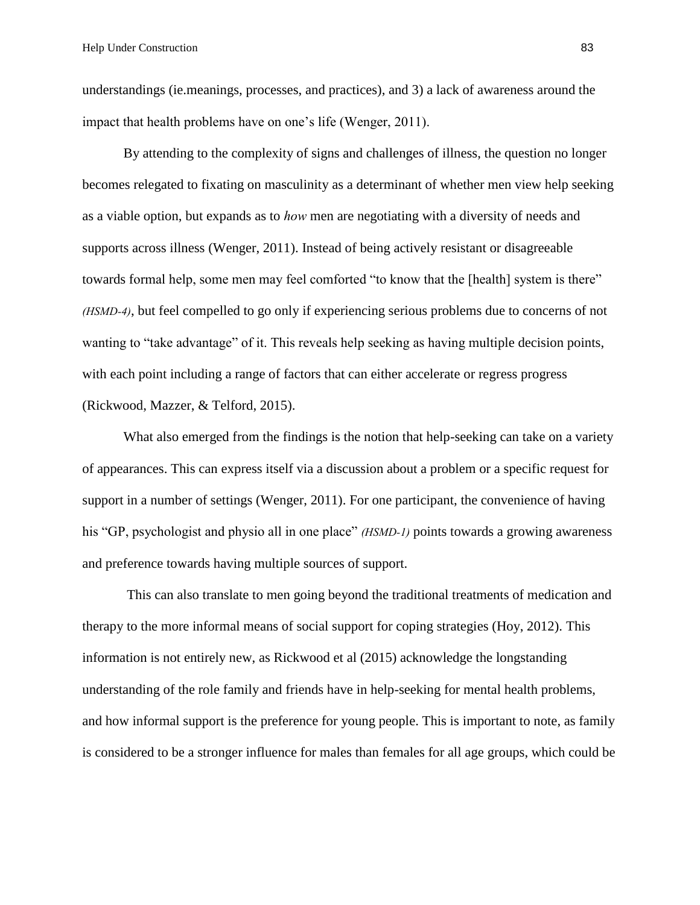understandings (ie.meanings, processes, and practices), and 3) a lack of awareness around the impact that health problems have on one's life (Wenger, 2011).

By attending to the complexity of signs and challenges of illness, the question no longer becomes relegated to fixating on masculinity as a determinant of whether men view help seeking as a viable option, but expands as to *how* men are negotiating with a diversity of needs and supports across illness (Wenger, 2011). Instead of being actively resistant or disagreeable towards formal help, some men may feel comforted "to know that the [health] system is there" *(HSMD-4)*, but feel compelled to go only if experiencing serious problems due to concerns of not wanting to "take advantage" of it. This reveals help seeking as having multiple decision points, with each point including a range of factors that can either accelerate or regress progress (Rickwood, Mazzer, & Telford, 2015).

What also emerged from the findings is the notion that help-seeking can take on a variety of appearances. This can express itself via a discussion about a problem or a specific request for support in a number of settings (Wenger, 2011). For one participant, the convenience of having his "GP, psychologist and physio all in one place" *(HSMD-1)* points towards a growing awareness and preference towards having multiple sources of support.

This can also translate to men going beyond the traditional treatments of medication and therapy to the more informal means of social support for coping strategies (Hoy, 2012). This information is not entirely new, as Rickwood et al (2015) acknowledge the longstanding understanding of the role family and friends have in help-seeking for mental health problems, and how informal support is the preference for young people. This is important to note, as family is considered to be a stronger influence for males than females for all age groups, which could be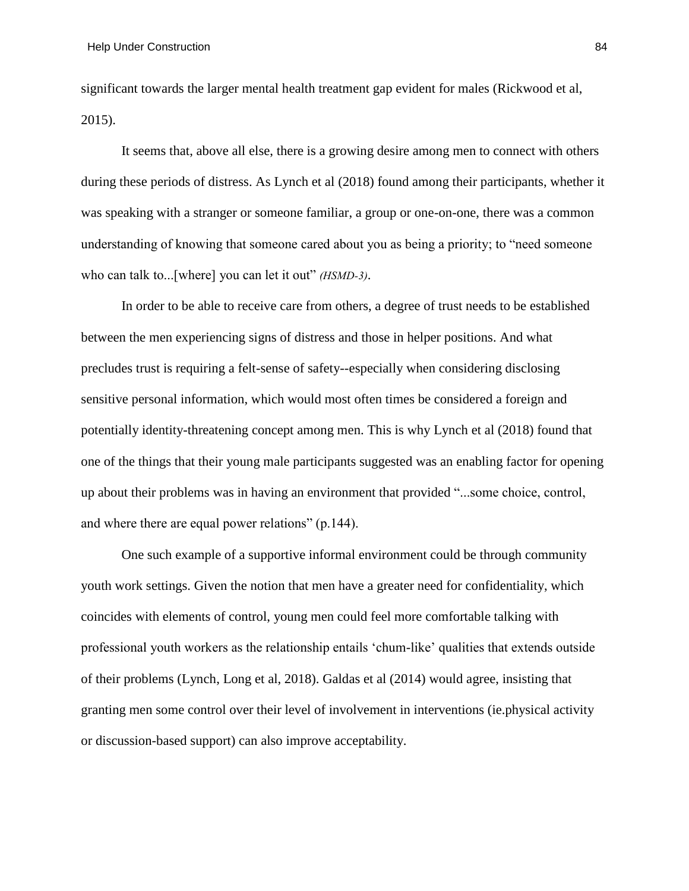significant towards the larger mental health treatment gap evident for males (Rickwood et al, 2015).

It seems that, above all else, there is a growing desire among men to connect with others during these periods of distress. As Lynch et al (2018) found among their participants, whether it was speaking with a stranger or someone familiar, a group or one-on-one, there was a common understanding of knowing that someone cared about you as being a priority; to "need someone who can talk to...[where] you can let it out" *(HSMD-3)*.

In order to be able to receive care from others, a degree of trust needs to be established between the men experiencing signs of distress and those in helper positions. And what precludes trust is requiring a felt-sense of safety--especially when considering disclosing sensitive personal information, which would most often times be considered a foreign and potentially identity-threatening concept among men. This is why Lynch et al (2018) found that one of the things that their young male participants suggested was an enabling factor for opening up about their problems was in having an environment that provided "...some choice, control, and where there are equal power relations" (p.144).

One such example of a supportive informal environment could be through community youth work settings. Given the notion that men have a greater need for confidentiality, which coincides with elements of control, young men could feel more comfortable talking with professional youth workers as the relationship entails 'chum-like' qualities that extends outside of their problems (Lynch, Long et al, 2018). Galdas et al (2014) would agree, insisting that granting men some control over their level of involvement in interventions (ie.physical activity or discussion-based support) can also improve acceptability.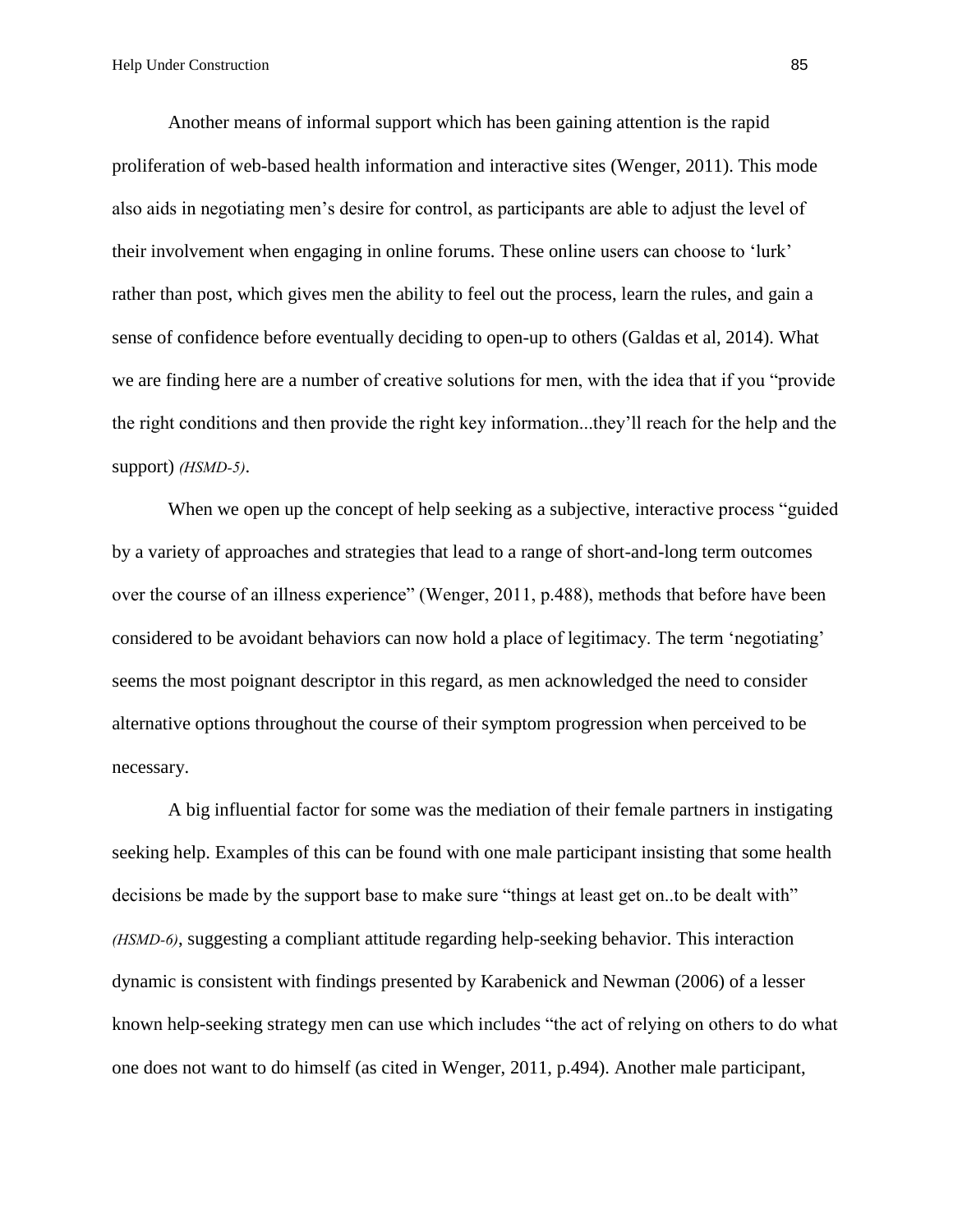Another means of informal support which has been gaining attention is the rapid proliferation of web-based health information and interactive sites (Wenger, 2011). This mode also aids in negotiating men's desire for control, as participants are able to adjust the level of their involvement when engaging in online forums. These online users can choose to 'lurk' rather than post, which gives men the ability to feel out the process, learn the rules, and gain a sense of confidence before eventually deciding to open-up to others (Galdas et al, 2014). What we are finding here are a number of creative solutions for men, with the idea that if you "provide the right conditions and then provide the right key information...they'll reach for the help and the support) *(HSMD-5)*.

When we open up the concept of help seeking as a subjective, interactive process "guided by a variety of approaches and strategies that lead to a range of short-and-long term outcomes over the course of an illness experience" (Wenger, 2011, p.488), methods that before have been considered to be avoidant behaviors can now hold a place of legitimacy. The term 'negotiating' seems the most poignant descriptor in this regard, as men acknowledged the need to consider alternative options throughout the course of their symptom progression when perceived to be necessary.

A big influential factor for some was the mediation of their female partners in instigating seeking help. Examples of this can be found with one male participant insisting that some health decisions be made by the support base to make sure "things at least get on..to be dealt with" *(HSMD-6)*, suggesting a compliant attitude regarding help-seeking behavior. This interaction dynamic is consistent with findings presented by Karabenick and Newman (2006) of a lesser known help-seeking strategy men can use which includes "the act of relying on others to do what one does not want to do himself (as cited in Wenger, 2011, p.494). Another male participant,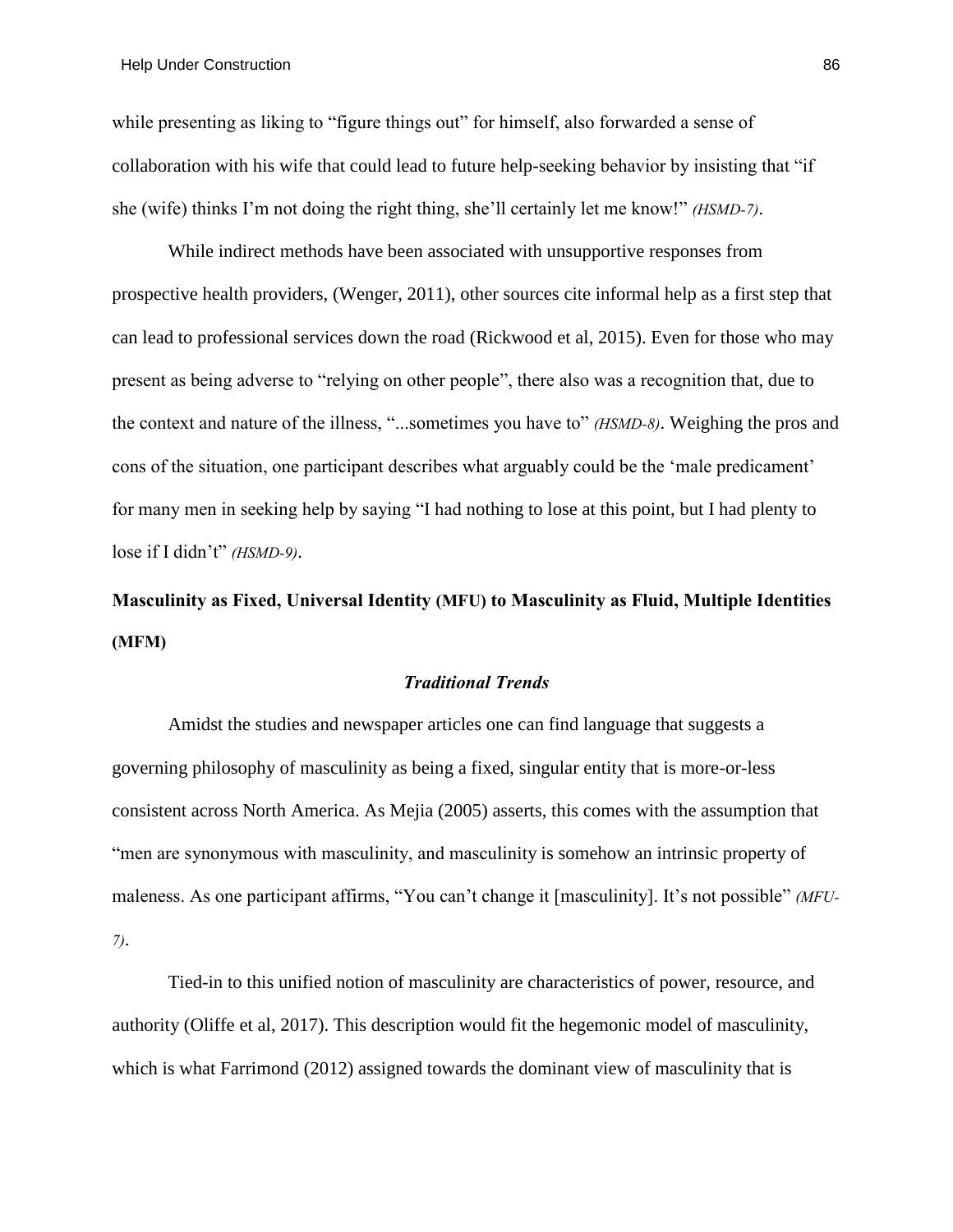while presenting as liking to "figure things out" for himself, also forwarded a sense of collaboration with his wife that could lead to future help-seeking behavior by insisting that "if she (wife) thinks I'm not doing the right thing, she'll certainly let me know!" *(HSMD-7)*.

While indirect methods have been associated with unsupportive responses from prospective health providers, (Wenger, 2011), other sources cite informal help as a first step that can lead to professional services down the road (Rickwood et al, 2015). Even for those who may present as being adverse to "relying on other people", there also was a recognition that, due to the context and nature of the illness, "...sometimes you have to" *(HSMD-8)*. Weighing the pros and cons of the situation, one participant describes what arguably could be the 'male predicament' for many men in seeking help by saying "I had nothing to lose at this point, but I had plenty to lose if I didn't" *(HSMD-9)*.

## Masculinity as Fixed, Universal Identity (MFU) to Masculinity as Fluid, Multiple Identities (MFM)

### *Traditional Trends*

Amidst the studies and newspaper articles one can find language that suggests a governing philosophy of masculinity as being a fixed, singular entity that is more-or-less consistent across North America. As Mejia (2005) asserts, this comes with the assumption that "men are synonymous with masculinity, and masculinity is somehow an intrinsic property of maleness. As one participant affirms, "You can't change it [masculinity]. It's not possible" *(MFU-7)*.

Tied-in to this unified notion of masculinity are characteristics of power, resource, and authority (Oliffe et al, 2017). This description would fit the hegemonic model of masculinity, which is what Farrimond (2012) assigned towards the dominant view of masculinity that is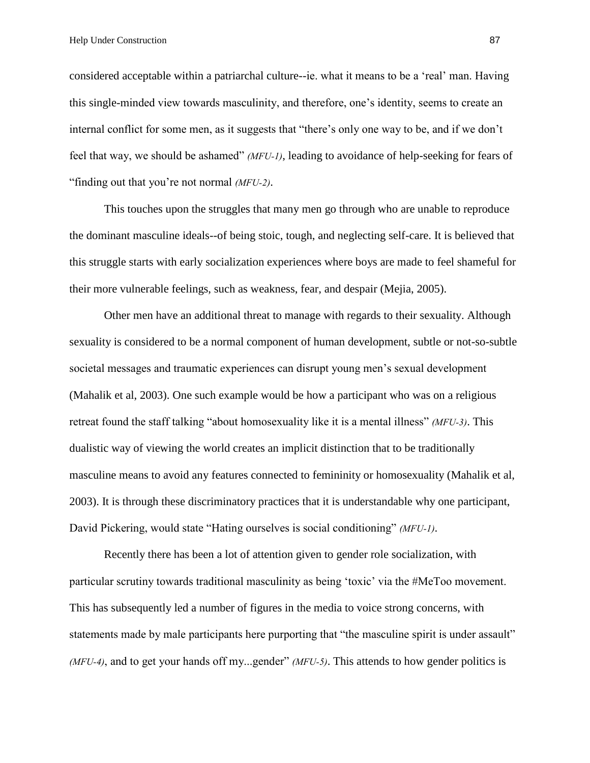considered acceptable within a patriarchal culture--ie. what it means to be a 'real' man. Having this single-minded view towards masculinity, and therefore, one's identity, seems to create an internal conflict for some men, as it suggests that "there's only one way to be, and if we don't feel that way, we should be ashamed" *(MFU-1)*, leading to avoidance of help-seeking for fears of "finding out that you're not normal *(MFU-2)*.

This touches upon the struggles that many men go through who are unable to reproduce the dominant masculine ideals--of being stoic, tough, and neglecting self-care. It is believed that this struggle starts with early socialization experiences where boys are made to feel shameful for their more vulnerable feelings, such as weakness, fear, and despair (Mejia, 2005).

Other men have an additional threat to manage with regards to their sexuality. Although sexuality is considered to be a normal component of human development, subtle or not-so-subtle societal messages and traumatic experiences can disrupt young men's sexual development (Mahalik et al, 2003). One such example would be how a participant who was on a religious retreat found the staff talking "about homosexuality like it is a mental illness" *(MFU-3)*. This dualistic way of viewing the world creates an implicit distinction that to be traditionally masculine means to avoid any features connected to femininity or homosexuality (Mahalik et al, 2003). It is through these discriminatory practices that it is understandable why one participant, David Pickering, would state "Hating ourselves is social conditioning" *(MFU-1)*.

Recently there has been a lot of attention given to gender role socialization, with particular scrutiny towards traditional masculinity as being 'toxic' via the #MeToo movement. This has subsequently led a number of figures in the media to voice strong concerns, with statements made by male participants here purporting that "the masculine spirit is under assault" *(MFU-4)*, and to get your hands off my...gender" *(MFU-5)*. This attends to how gender politics is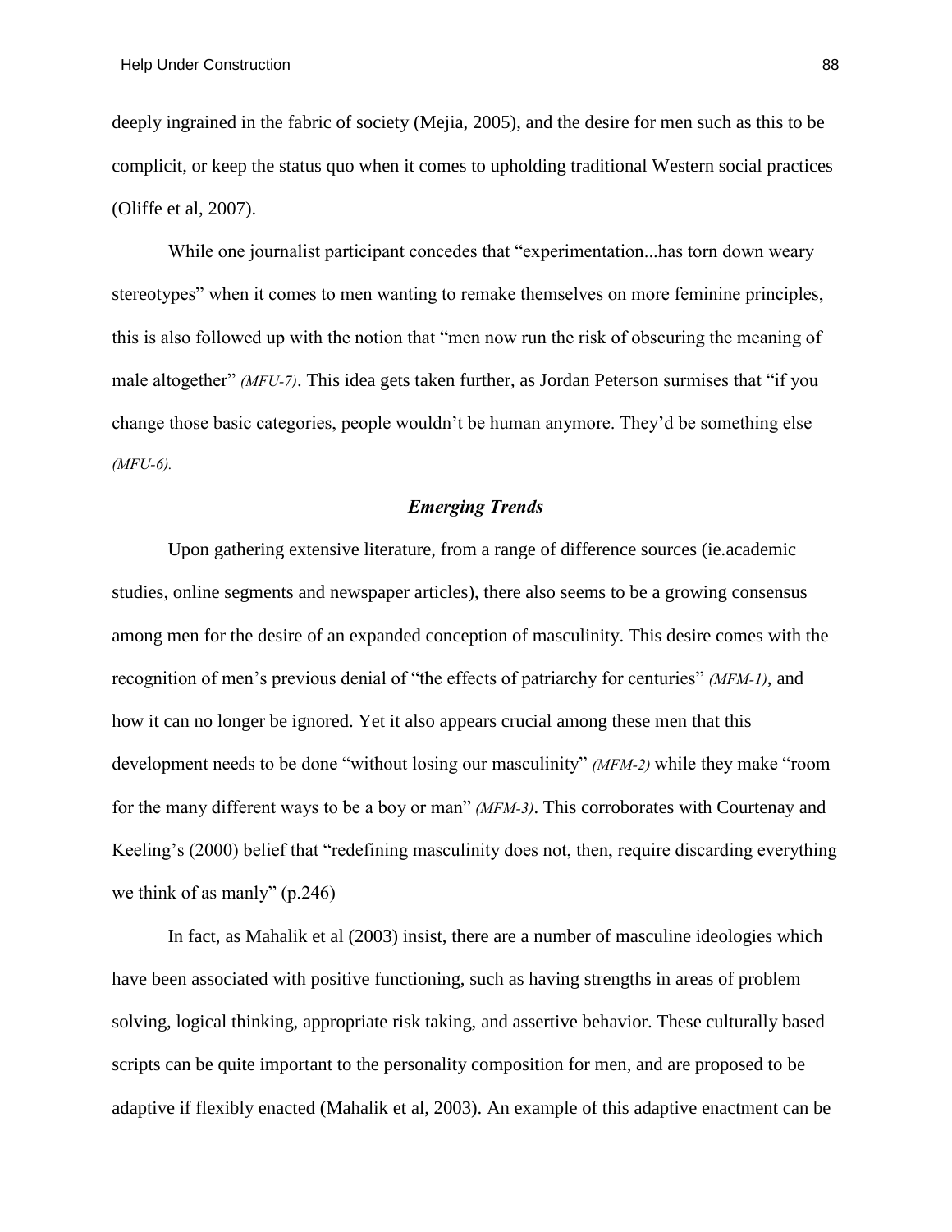deeply ingrained in the fabric of society (Mejia, 2005), and the desire for men such as this to be complicit, or keep the status quo when it comes to upholding traditional Western social practices (Oliffe et al, 2007).

While one journalist participant concedes that "experimentation...has torn down weary stereotypes" when it comes to men wanting to remake themselves on more feminine principles, this is also followed up with the notion that "men now run the risk of obscuring the meaning of male altogether" *(MFU-7)*. This idea gets taken further, as Jordan Peterson surmises that "if you change those basic categories, people wouldn't be human anymore. They'd be something else *(MFU-6).*

### *Emerging Trends*

Upon gathering extensive literature, from a range of difference sources (ie.academic studies, online segments and newspaper articles), there also seems to be a growing consensus among men for the desire of an expanded conception of masculinity. This desire comes with the recognition of men's previous denial of "the effects of patriarchy for centuries" *(MFM-1)*, and how it can no longer be ignored. Yet it also appears crucial among these men that this development needs to be done "without losing our masculinity" *(MFM-2)* while they make "room for the many different ways to be a boy or man" *(MFM-3)*. This corroborates with Courtenay and Keeling's (2000) belief that "redefining masculinity does not, then, require discarding everything we think of as manly" (p.246)

In fact, as Mahalik et al (2003) insist, there are a number of masculine ideologies which have been associated with positive functioning, such as having strengths in areas of problem solving, logical thinking, appropriate risk taking, and assertive behavior. These culturally based scripts can be quite important to the personality composition for men, and are proposed to be adaptive if flexibly enacted (Mahalik et al, 2003). An example of this adaptive enactment can be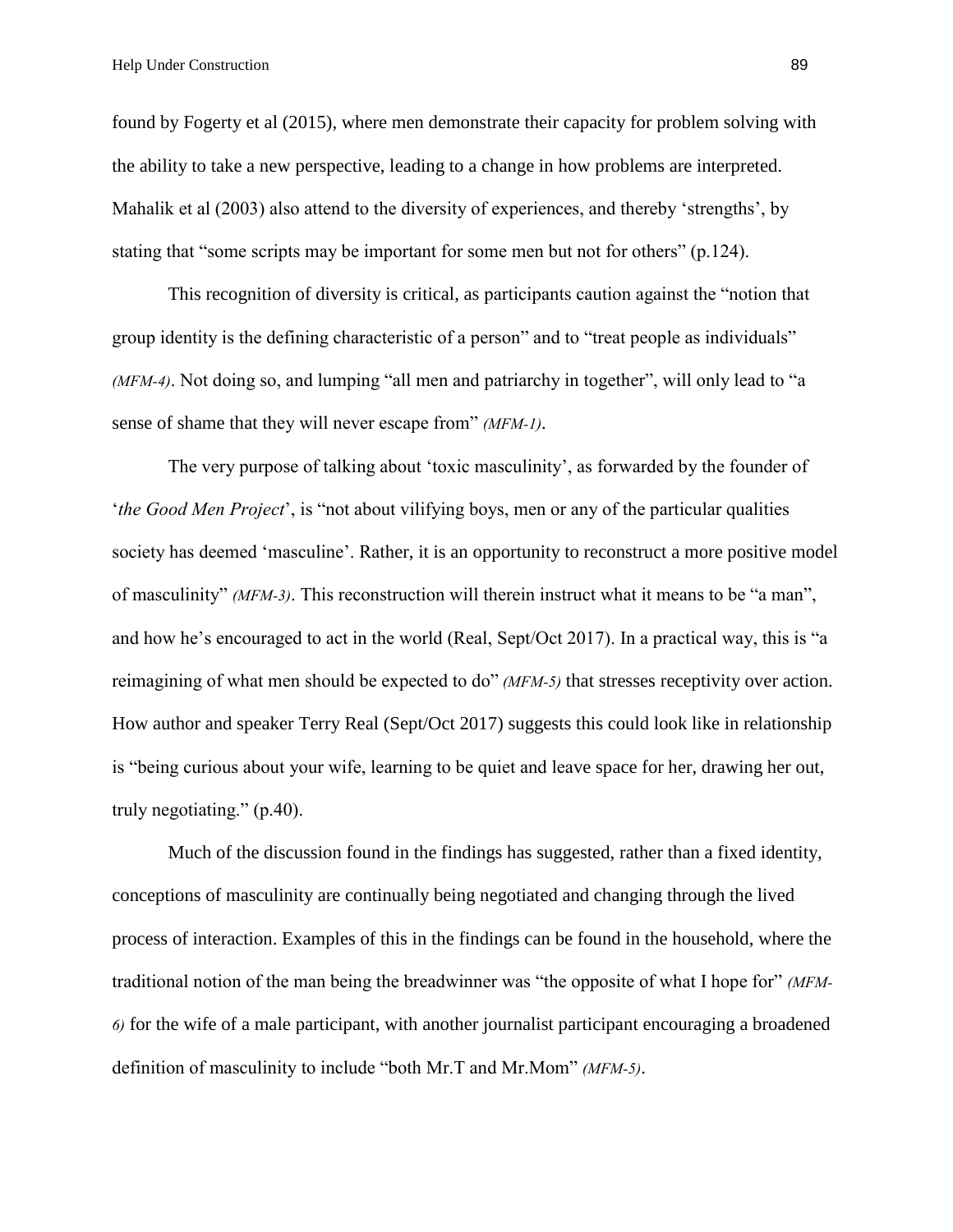found by Fogerty et al (2015), where men demonstrate their capacity for problem solving with the ability to take a new perspective, leading to a change in how problems are interpreted. Mahalik et al (2003) also attend to the diversity of experiences, and thereby 'strengths', by stating that "some scripts may be important for some men but not for others" (p.124).

This recognition of diversity is critical, as participants caution against the "notion that group identity is the defining characteristic of a person" and to "treat people as individuals" *(MFM-4)*. Not doing so, and lumping "all men and patriarchy in together", will only lead to "a sense of shame that they will never escape from" *(MFM-1)*.

The very purpose of talking about 'toxic masculinity', as forwarded by the founder of '*the Good Men Project*', is "not about vilifying boys, men or any of the particular qualities society has deemed 'masculine'. Rather, it is an opportunity to reconstruct a more positive model of masculinity" *(MFM-3)*. This reconstruction will therein instruct what it means to be "a man", and how he's encouraged to act in the world (Real, Sept/Oct 2017). In a practical way, this is "a reimagining of what men should be expected to do" *(MFM-5)* that stresses receptivity over action. How author and speaker Terry Real (Sept/Oct 2017) suggests this could look like in relationship is "being curious about your wife, learning to be quiet and leave space for her, drawing her out, truly negotiating." (p.40).

Much of the discussion found in the findings has suggested, rather than a fixed identity, conceptions of masculinity are continually being negotiated and changing through the lived process of interaction. Examples of this in the findings can be found in the household, where the traditional notion of the man being the breadwinner was "the opposite of what I hope for" *(MFM-6)* for the wife of a male participant, with another journalist participant encouraging a broadened definition of masculinity to include "both Mr.T and Mr.Mom" *(MFM-5)*.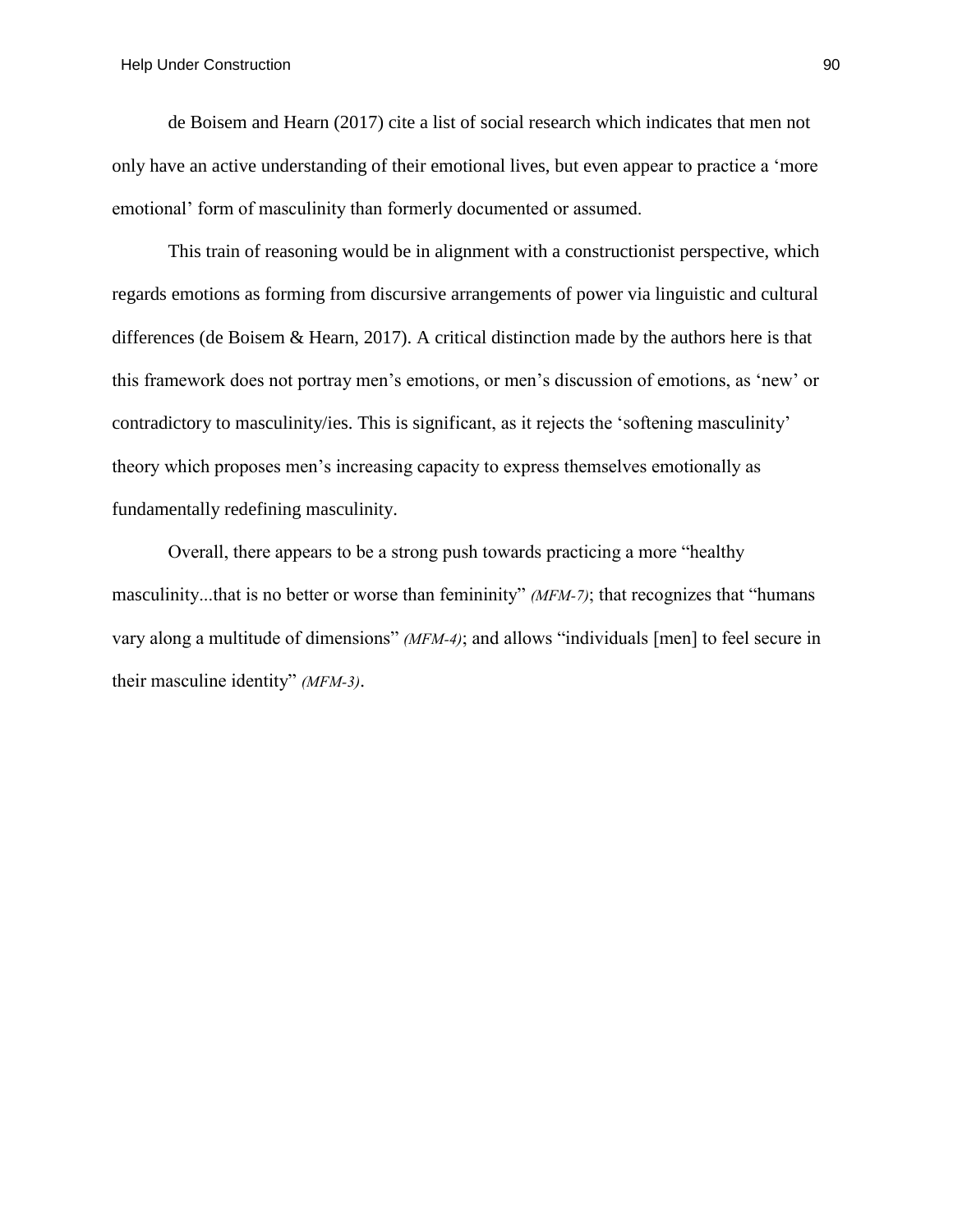de Boisem and Hearn (2017) cite a list of social research which indicates that men not only have an active understanding of their emotional lives, but even appear to practice a 'more emotional' form of masculinity than formerly documented or assumed.

This train of reasoning would be in alignment with a constructionist perspective, which regards emotions as forming from discursive arrangements of power via linguistic and cultural differences (de Boisem & Hearn, 2017). A critical distinction made by the authors here is that this framework does not portray men's emotions, or men's discussion of emotions, as 'new' or contradictory to masculinity/ies. This is significant, as it rejects the 'softening masculinity' theory which proposes men's increasing capacity to express themselves emotionally as fundamentally redefining masculinity.

Overall, there appears to be a strong push towards practicing a more "healthy masculinity...that is no better or worse than femininity" *(MFM-7)*; that recognizes that "humans vary along a multitude of dimensions" *(MFM-4)*; and allows "individuals [men] to feel secure in their masculine identity" *(MFM-3)*.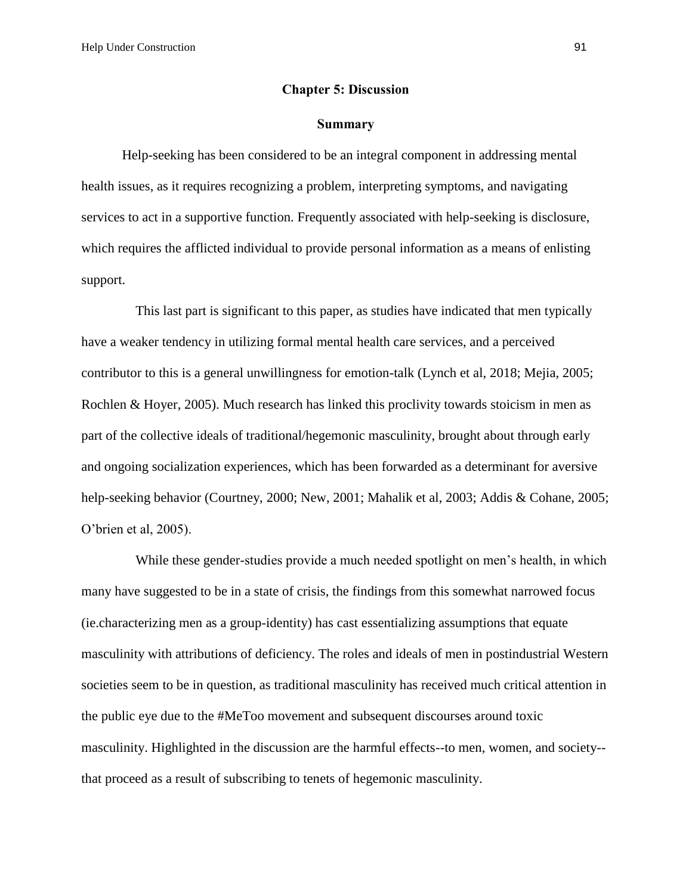# Chapter 5: Discussion

## Summary

Help-seeking has been considered to be an integral component in addressing mental health issues, as it requires recognizing a problem, interpreting symptoms, and navigating services to act in a supportive function. Frequently associated with help-seeking is disclosure, which requires the afflicted individual to provide personal information as a means of enlisting support.

This last part is significant to this paper, as studies have indicated that men typically have a weaker tendency in utilizing formal mental health care services, and a perceived contributor to this is a general unwillingness for emotion-talk (Lynch et al, 2018; Mejia, 2005; Rochlen & Hoyer, 2005). Much research has linked this proclivity towards stoicism in men as part of the collective ideals of traditional/hegemonic masculinity, brought about through early and ongoing socialization experiences, which has been forwarded as a determinant for aversive help-seeking behavior (Courtney, 2000; New, 2001; Mahalik et al, 2003; Addis & Cohane, 2005; O'brien et al, 2005).

While these gender-studies provide a much needed spotlight on men's health, in which many have suggested to be in a state of crisis, the findings from this somewhat narrowed focus (ie.characterizing men as a group-identity) has cast essentializing assumptions that equate masculinity with attributions of deficiency. The roles and ideals of men in postindustrial Western societies seem to be in question, as traditional masculinity has received much critical attention in the public eye due to the #MeToo movement and subsequent discourses around toxic masculinity. Highlighted in the discussion are the harmful effects--to men, women, and society--that proceed as a result of subscribing to tenets of hegemonic masculinity.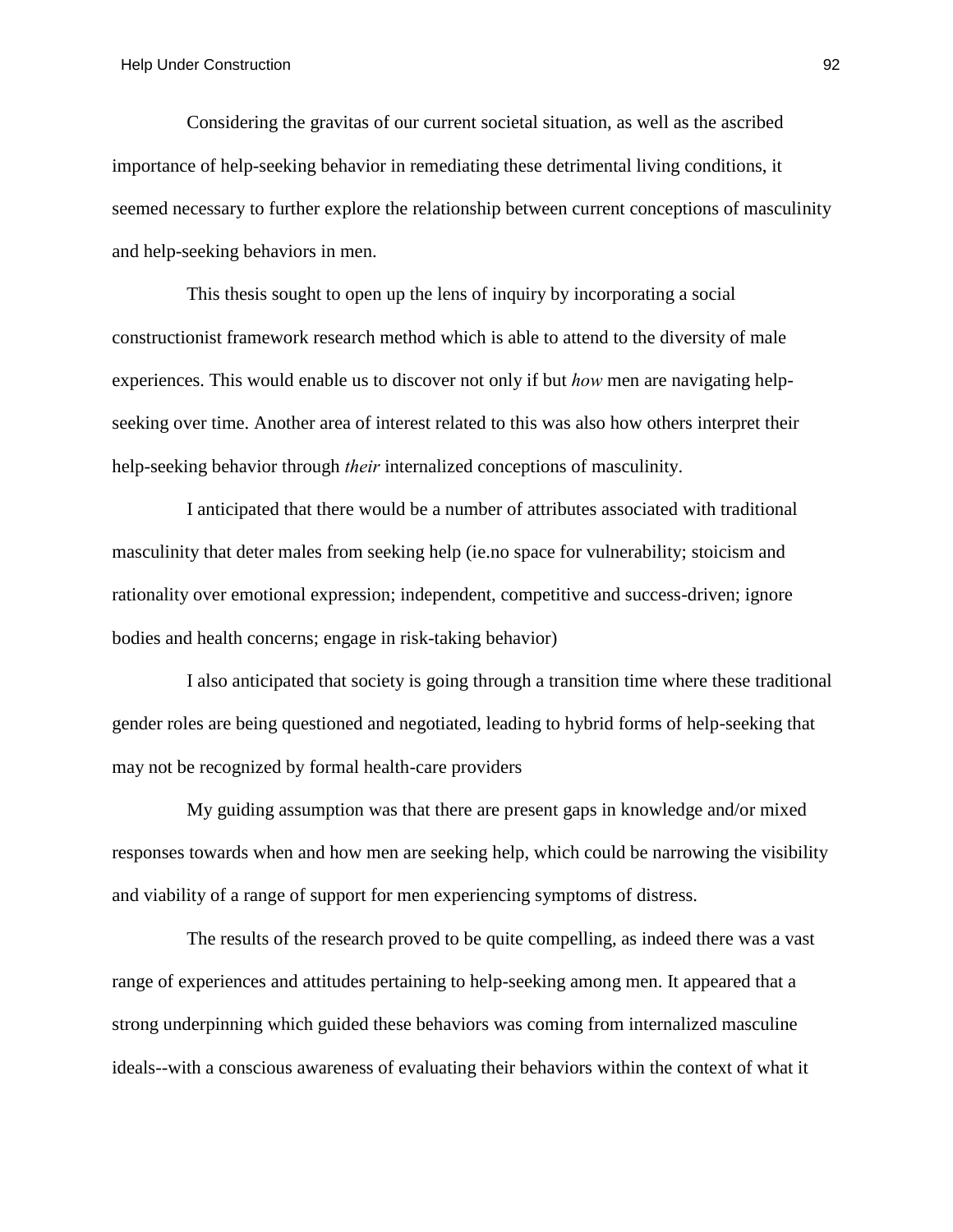Considering the gravitas of our current societal situation, as well as the ascribed importance of help-seeking behavior in remediating these detrimental living conditions, it seemed necessary to further explore the relationship between current conceptions of masculinity and help-seeking behaviors in men.

This thesis sought to open up the lens of inquiry by incorporating a social constructionist framework research method which is able to attend to the diversity of male experiences. This would enable us to discover not only if but *how* men are navigating help-seeking over time. Another area of interest related to this was also how others interpret their help-seeking behavior through *their* internalized conceptions of masculinity.

I anticipated that there would be a number of attributes associated with traditional masculinity that deter males from seeking help (ie.no space for vulnerability; stoicism and rationality over emotional expression; independent, competitive and success-driven; ignore bodies and health concerns; engage in risk-taking behavior)

I also anticipated that society is going through a transition time where these traditional gender roles are being questioned and negotiated, leading to hybrid forms of help-seeking that may not be recognized by formal health-care providers

My guiding assumption was that there are present gaps in knowledge and/or mixed responses towards when and how men are seeking help, which could be narrowing the visibility and viability of a range of support for men experiencing symptoms of distress.

The results of the research proved to be quite compelling, as indeed there was a vast range of experiences and attitudes pertaining to help-seeking among men. It appeared that a strong underpinning which guided these behaviors was coming from internalized masculine ideals--with a conscious awareness of evaluating their behaviors within the context of what it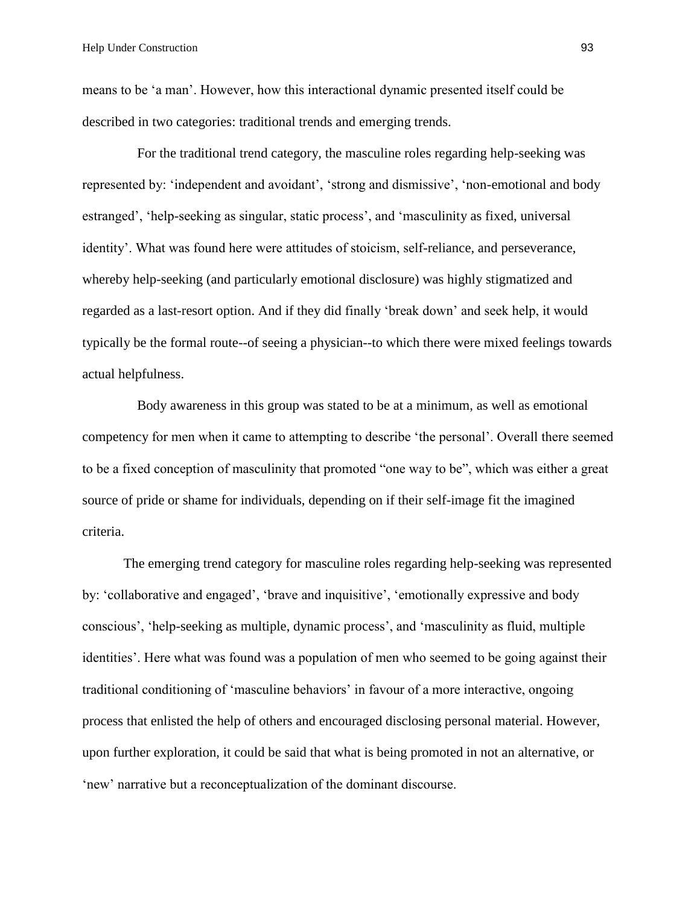means to be 'a man'. However, how this interactional dynamic presented itself could be described in two categories: traditional trends and emerging trends.

For the traditional trend category, the masculine roles regarding help-seeking was represented by: 'independent and avoidant', 'strong and dismissive', 'non-emotional and body estranged', 'help-seeking as singular, static process', and 'masculinity as fixed, universal identity'. What was found here were attitudes of stoicism, self-reliance, and perseverance, whereby help-seeking (and particularly emotional disclosure) was highly stigmatized and regarded as a last-resort option. And if they did finally 'break down' and seek help, it would typically be the formal route--of seeing a physician--to which there were mixed feelings towards actual helpfulness.

Body awareness in this group was stated to be at a minimum, as well as emotional competency for men when it came to attempting to describe 'the personal'. Overall there seemed to be a fixed conception of masculinity that promoted "one way to be", which was either a great source of pride or shame for individuals, depending on if their self-image fit the imagined criteria.

The emerging trend category for masculine roles regarding help-seeking was represented by: 'collaborative and engaged', 'brave and inquisitive', 'emotionally expressive and body conscious', 'help-seeking as multiple, dynamic process', and 'masculinity as fluid, multiple identities'. Here what was found was a population of men who seemed to be going against their traditional conditioning of 'masculine behaviors' in favour of a more interactive, ongoing process that enlisted the help of others and encouraged disclosing personal material. However, upon further exploration, it could be said that what is being promoted in not an alternative, or 'new' narrative but a reconceptualization of the dominant discourse.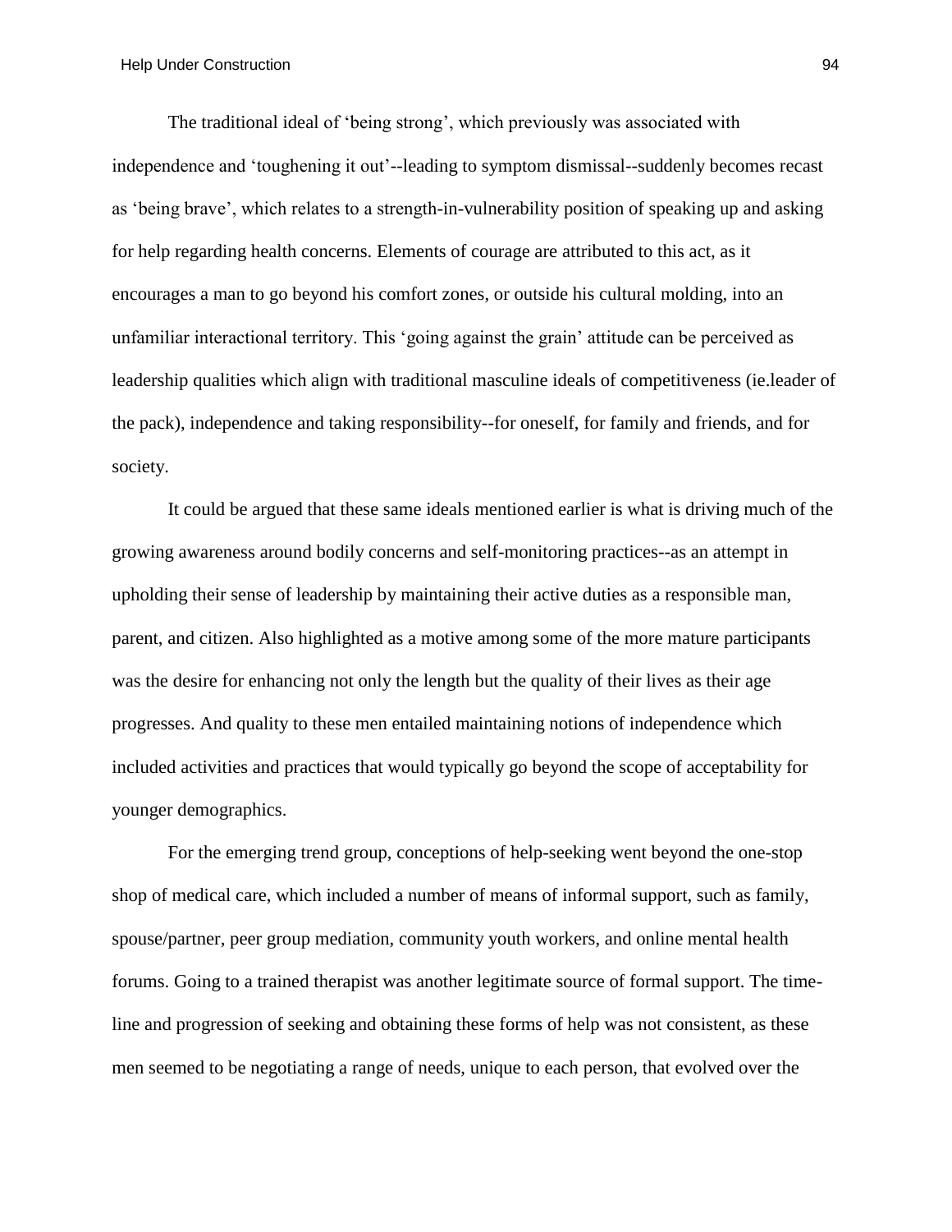The traditional ideal of 'being strong', which previously was associated with independence and 'toughening it out'--leading to symptom dismissal--suddenly becomes recast as 'being brave', which relates to a strength-in-vulnerability position of speaking up and asking for help regarding health concerns. Elements of courage are attributed to this act, as it encourages a man to go beyond his comfort zones, or outside his cultural molding, into an unfamiliar interactional territory. This 'going against the grain' attitude can be perceived as leadership qualities which align with traditional masculine ideals of competitiveness (ie.leader of the pack), independence and taking responsibility--for oneself, for family and friends, and for society.

It could be argued that these same ideals mentioned earlier is what is driving much of the growing awareness around bodily concerns and self-monitoring practices--as an attempt in upholding their sense of leadership by maintaining their active duties as a responsible man, parent, and citizen. Also highlighted as a motive among some of the more mature participants was the desire for enhancing not only the length but the quality of their lives as their age progresses. And quality to these men entailed maintaining notions of independence which included activities and practices that would typically go beyond the scope of acceptability for younger demographics.

For the emerging trend group, conceptions of help-seeking went beyond the one-stop shop of medical care, which included a number of means of informal support, such as family, spouse/partner, peer group mediation, community youth workers, and online mental health forums. Going to a trained therapist was another legitimate source of formal support. The time-line and progression of seeking and obtaining these forms of help was not consistent, as these men seemed to be negotiating a range of needs, unique to each person, that evolved over the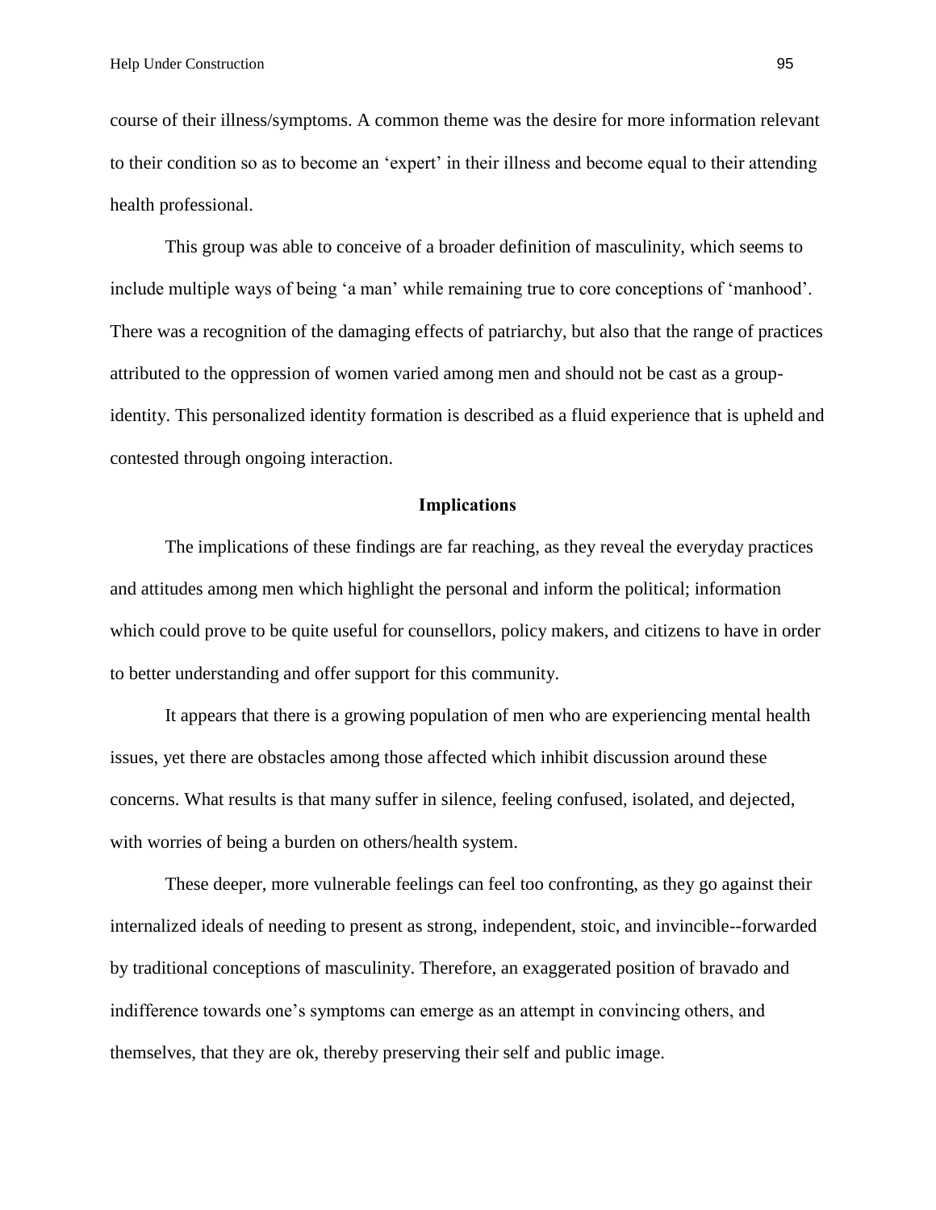course of their illness/symptoms. A common theme was the desire for more information relevant to their condition so as to become an 'expert' in their illness and become equal to their attending health professional.

This group was able to conceive of a broader definition of masculinity, which seems to include multiple ways of being 'a man' while remaining true to core conceptions of 'manhood'. There was a recognition of the damaging effects of patriarchy, but also that the range of practices attributed to the oppression of women varied among men and should not be cast as a group-identity. This personalized identity formation is described as a fluid experience that is upheld and contested through ongoing interaction.

## Implications

The implications of these findings are far reaching, as they reveal the everyday practices and attitudes among men which highlight the personal and inform the political; information which could prove to be quite useful for counsellors, policy makers, and citizens to have in order to better understanding and offer support for this community.

It appears that there is a growing population of men who are experiencing mental health issues, yet there are obstacles among those affected which inhibit discussion around these concerns. What results is that many suffer in silence, feeling confused, isolated, and dejected, with worries of being a burden on others/health system.

These deeper, more vulnerable feelings can feel too confronting, as they go against their internalized ideals of needing to present as strong, independent, stoic, and invincible--forwarded by traditional conceptions of masculinity. Therefore, an exaggerated position of bravado and indifference towards one's symptoms can emerge as an attempt in convincing others, and themselves, that they are ok, thereby preserving their self and public image.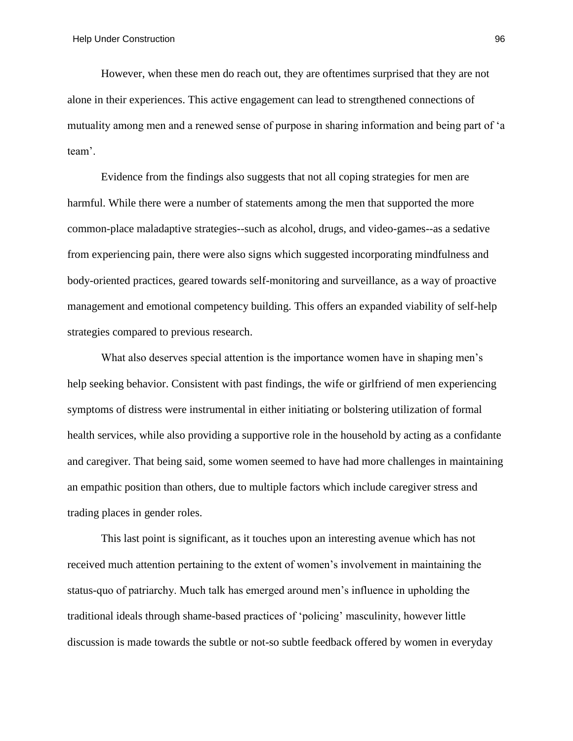However, when these men do reach out, they are oftentimes surprised that they are not alone in their experiences. This active engagement can lead to strengthened connections of mutuality among men and a renewed sense of purpose in sharing information and being part of 'a team'.

Evidence from the findings also suggests that not all coping strategies for men are harmful. While there were a number of statements among the men that supported the more common-place maladaptive strategies--such as alcohol, drugs, and video-games--as a sedative from experiencing pain, there were also signs which suggested incorporating mindfulness and body-oriented practices, geared towards self-monitoring and surveillance, as a way of proactive management and emotional competency building. This offers an expanded viability of self-help strategies compared to previous research.

What also deserves special attention is the importance women have in shaping men's help seeking behavior. Consistent with past findings, the wife or girlfriend of men experiencing symptoms of distress were instrumental in either initiating or bolstering utilization of formal health services, while also providing a supportive role in the household by acting as a confidante and caregiver. That being said, some women seemed to have had more challenges in maintaining an empathic position than others, due to multiple factors which include caregiver stress and trading places in gender roles.

This last point is significant, as it touches upon an interesting avenue which has not received much attention pertaining to the extent of women's involvement in maintaining the status-quo of patriarchy. Much talk has emerged around men's influence in upholding the traditional ideals through shame-based practices of 'policing' masculinity, however little discussion is made towards the subtle or not-so subtle feedback offered by women in everyday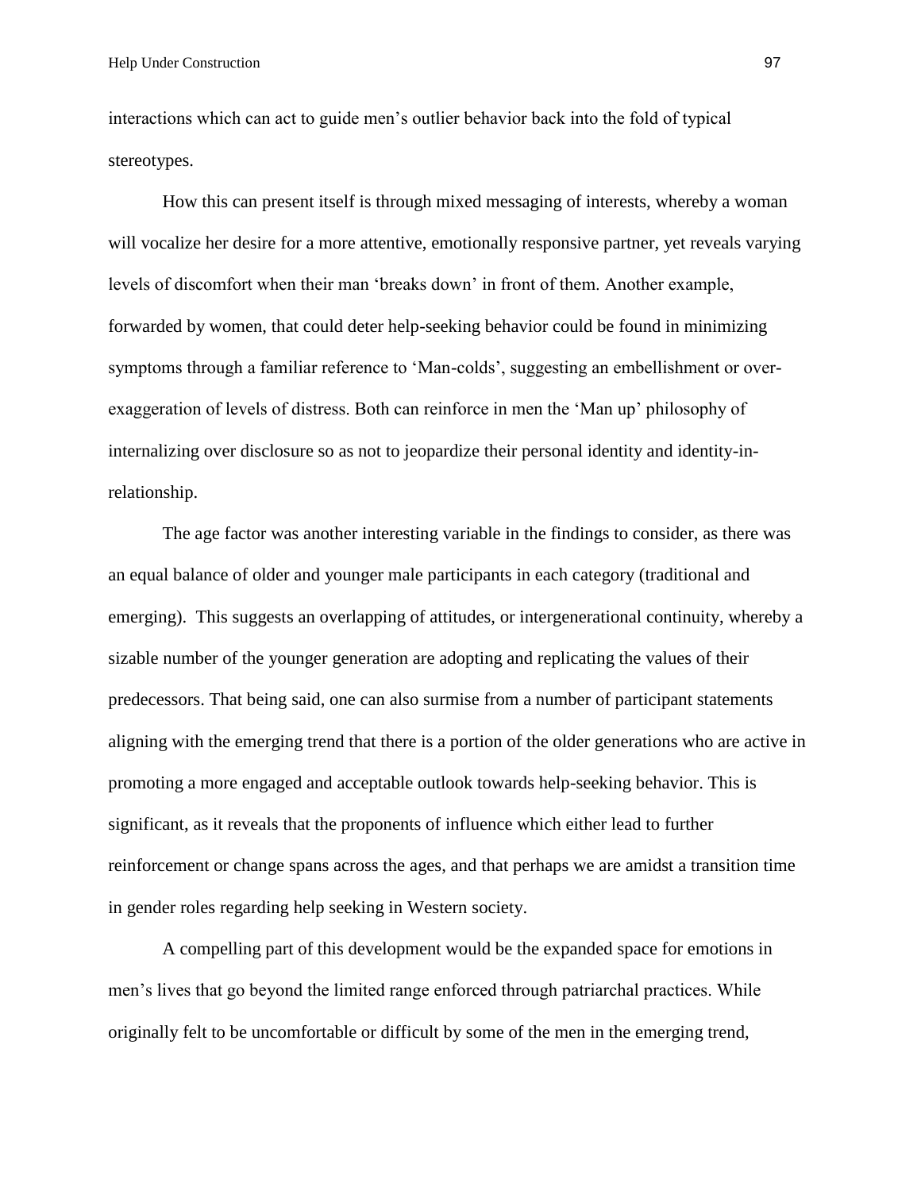interactions which can act to guide men's outlier behavior back into the fold of typical stereotypes.

How this can present itself is through mixed messaging of interests, whereby a woman will vocalize her desire for a more attentive, emotionally responsive partner, yet reveals varying levels of discomfort when their man 'breaks down' in front of them. Another example, forwarded by women, that could deter help-seeking behavior could be found in minimizing symptoms through a familiar reference to 'Man-colds', suggesting an embellishment or over-exaggeration of levels of distress. Both can reinforce in men the 'Man up' philosophy of internalizing over disclosure so as not to jeopardize their personal identity and identity-in-relationship.

The age factor was another interesting variable in the findings to consider, as there was an equal balance of older and younger male participants in each category (traditional and emerging). This suggests an overlapping of attitudes, or intergenerational continuity, whereby a sizable number of the younger generation are adopting and replicating the values of their predecessors. That being said, one can also surmise from a number of participant statements aligning with the emerging trend that there is a portion of the older generations who are active in promoting a more engaged and acceptable outlook towards help-seeking behavior. This is significant, as it reveals that the proponents of influence which either lead to further reinforcement or change spans across the ages, and that perhaps we are amidst a transition time in gender roles regarding help seeking in Western society.

A compelling part of this development would be the expanded space for emotions in men's lives that go beyond the limited range enforced through patriarchal practices. While originally felt to be uncomfortable or difficult by some of the men in the emerging trend,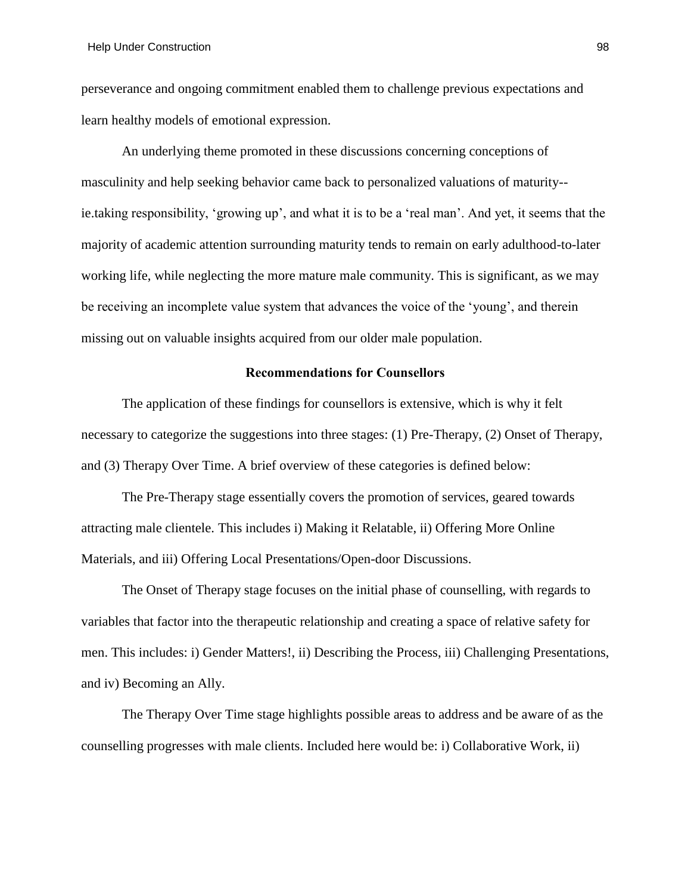perseverance and ongoing commitment enabled them to challenge previous expectations and learn healthy models of emotional expression.

An underlying theme promoted in these discussions concerning conceptions of masculinity and help seeking behavior came back to personalized valuations of maturity--ie.taking responsibility, 'growing up', and what it is to be a 'real man'. And yet, it seems that the majority of academic attention surrounding maturity tends to remain on early adulthood-to-later working life, while neglecting the more mature male community. This is significant, as we may be receiving an incomplete value system that advances the voice of the 'young', and therein missing out on valuable insights acquired from our older male population.

## Recommendations for Counsellors

The application of these findings for counsellors is extensive, which is why it felt necessary to categorize the suggestions into three stages: (1) Pre-Therapy, (2) Onset of Therapy, and (3) Therapy Over Time. A brief overview of these categories is defined below:

The Pre-Therapy stage essentially covers the promotion of services, geared towards attracting male clientele. This includes i) Making it Relatable, ii) Offering More Online Materials, and iii) Offering Local Presentations/Open-door Discussions.

The Onset of Therapy stage focuses on the initial phase of counselling, with regards to variables that factor into the therapeutic relationship and creating a space of relative safety for men. This includes: i) Gender Matters!, ii) Describing the Process, iii) Challenging Presentations, and iv) Becoming an Ally.

The Therapy Over Time stage highlights possible areas to address and be aware of as the counselling progresses with male clients. Included here would be: i) Collaborative Work, ii)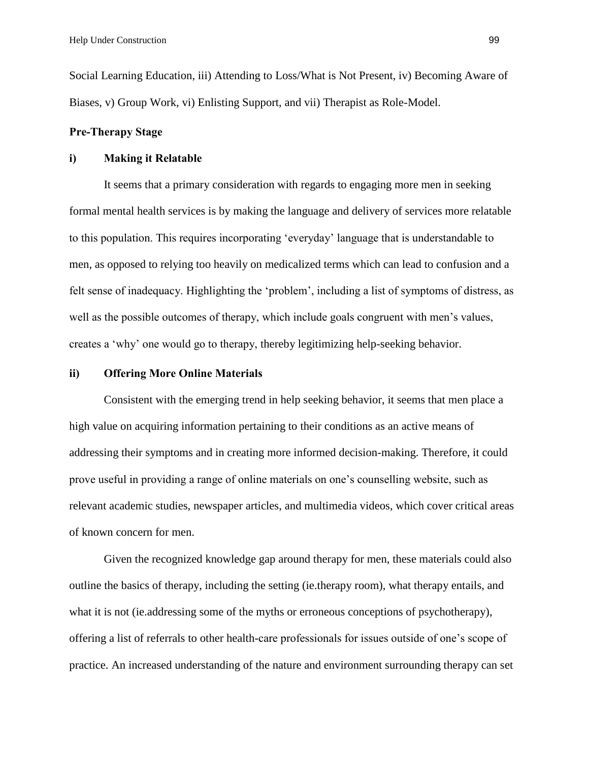Social Learning Education, iii) Attending to Loss/What is Not Present, iv) Becoming Aware of Biases, v) Group Work, vi) Enlisting Support, and vii) Therapist as Role-Model.

**Pre-Therapy Stage**

**i) Making it Relatable**

It seems that a primary consideration with regards to engaging more men in seeking formal mental health services is by making the language and delivery of services more relatable to this population. This requires incorporating 'everyday' language that is understandable to men, as opposed to relying too heavily on medicalized terms which can lead to confusion and a felt sense of inadequacy. Highlighting the 'problem', including a list of symptoms of distress, as well as the possible outcomes of therapy, which include goals congruent with men's values, creates a 'why' one would go to therapy, thereby legitimizing help-seeking behavior.

**ii) Offering More Online Materials**

Consistent with the emerging trend in help seeking behavior, it seems that men place a high value on acquiring information pertaining to their conditions as an active means of addressing their symptoms and in creating more informed decision-making. Therefore, it could prove useful in providing a range of online materials on one's counselling website, such as relevant academic studies, newspaper articles, and multimedia videos, which cover critical areas of known concern for men.

Given the recognized knowledge gap around therapy for men, these materials could also outline the basics of therapy, including the setting (ie.therapy room), what therapy entails, and what it is not (ie.addressing some of the myths or erroneous conceptions of psychotherapy), offering a list of referrals to other health-care professionals for issues outside of one's scope of practice. An increased understanding of the nature and environment surrounding therapy can set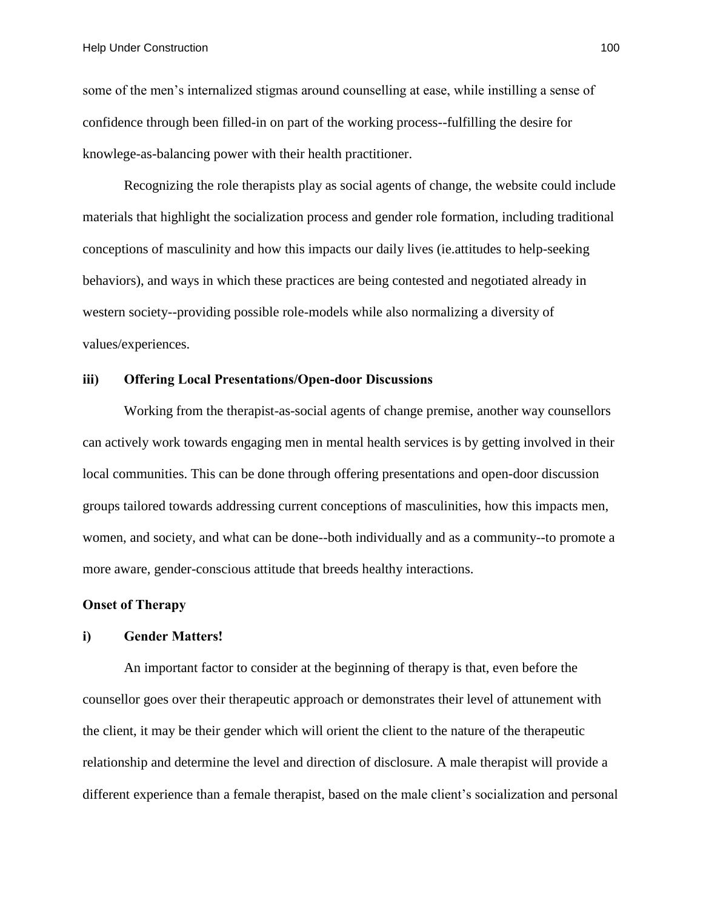some of the men's internalized stigmas around counselling at ease, while instilling a sense of confidence through been filled-in on part of the working process--fulfilling the desire for knowlege-as-balancing power with their health practitioner.

Recognizing the role therapists play as social agents of change, the website could include materials that highlight the socialization process and gender role formation, including traditional conceptions of masculinity and how this impacts our daily lives (ie.attitudes to help-seeking behaviors), and ways in which these practices are being contested and negotiated already in western society--providing possible role-models while also normalizing a diversity of values/experiences.

**iii) Offering Local Presentations/Open-door Discussions**

Working from the therapist-as-social agents of change premise, another way counsellors can actively work towards engaging men in mental health services is by getting involved in their local communities. This can be done through offering presentations and open-door discussion groups tailored towards addressing current conceptions of masculinities, how this impacts men, women, and society, and what can be done--both individually and as a community--to promote a more aware, gender-conscious attitude that breeds healthy interactions.

**Onset of Therapy**

**i) Gender Matters!**

An important factor to consider at the beginning of therapy is that, even before the counsellor goes over their therapeutic approach or demonstrates their level of attunement with the client, it may be their gender which will orient the client to the nature of the therapeutic relationship and determine the level and direction of disclosure. A male therapist will provide a different experience than a female therapist, based on the male client's socialization and personal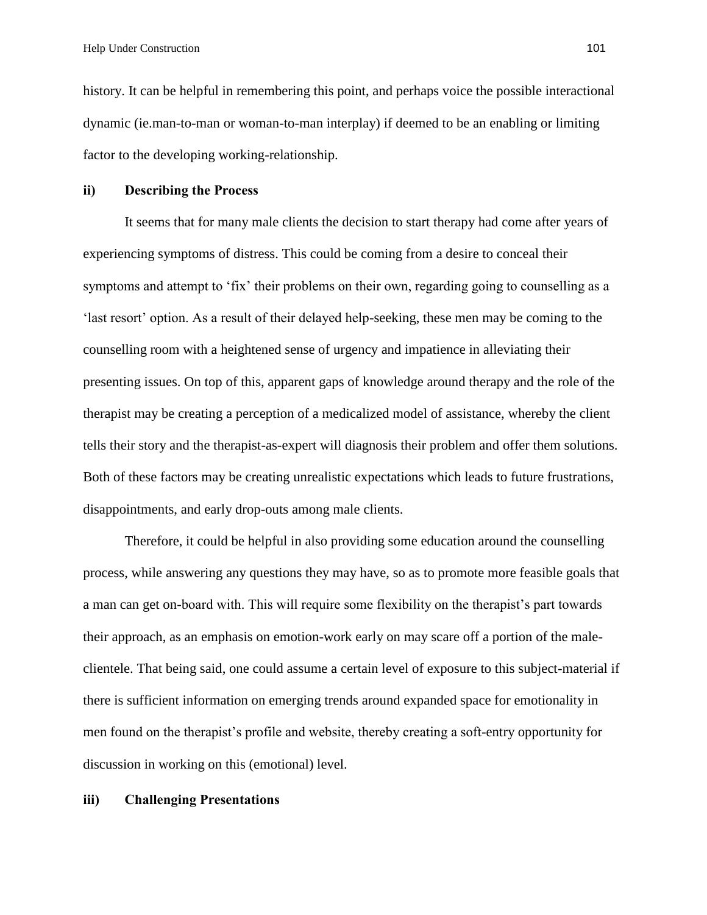history. It can be helpful in remembering this point, and perhaps voice the possible interactional dynamic (ie.man-to-man or woman-to-man interplay) if deemed to be an enabling or limiting factor to the developing working-relationship.

### ii) Describing the Process

It seems that for many male clients the decision to start therapy had come after years of experiencing symptoms of distress. This could be coming from a desire to conceal their symptoms and attempt to 'fix' their problems on their own, regarding going to counselling as a 'last resort' option. As a result of their delayed help-seeking, these men may be coming to the counselling room with a heightened sense of urgency and impatience in alleviating their presenting issues. On top of this, apparent gaps of knowledge around therapy and the role of the therapist may be creating a perception of a medicalized model of assistance, whereby the client tells their story and the therapist-as-expert will diagnosis their problem and offer them solutions. Both of these factors may be creating unrealistic expectations which leads to future frustrations, disappointments, and early drop-outs among male clients.

Therefore, it could be helpful in also providing some education around the counselling process, while answering any questions they may have, so as to promote more feasible goals that a man can get on-board with. This will require some flexibility on the therapist's part towards their approach, as an emphasis on emotion-work early on may scare off a portion of the male-clientele. That being said, one could assume a certain level of exposure to this subject-material if there is sufficient information on emerging trends around expanded space for emotionality in men found on the therapist's profile and website, thereby creating a soft-entry opportunity for discussion in working on this (emotional) level.

### iii) Challenging Presentations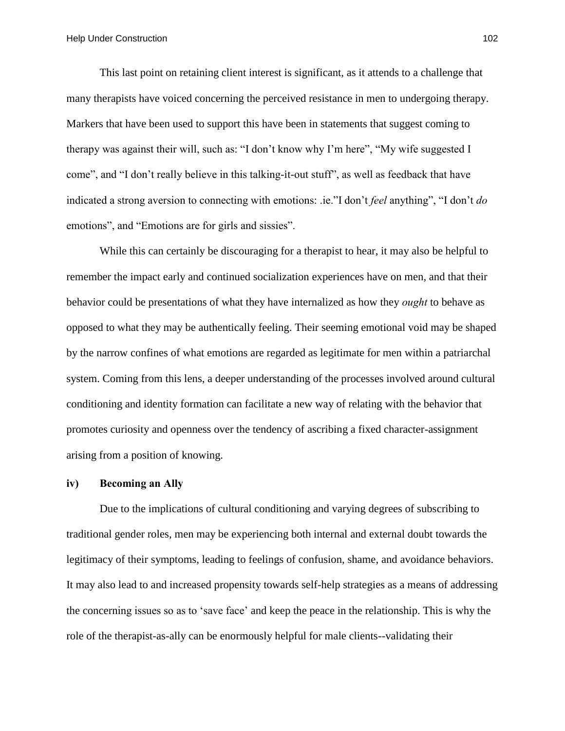This last point on retaining client interest is significant, as it attends to a challenge that many therapists have voiced concerning the perceived resistance in men to undergoing therapy. Markers that have been used to support this have been in statements that suggest coming to therapy was against their will, such as: “I don’t know why I’m here”, “My wife suggested I come”, and “I don’t really believe in this talking-it-out stuff”, as well as feedback that have indicated a strong aversion to connecting with emotions: .ie.”I don’t *feel* anything”, “I don’t *do* emotions”, and “Emotions are for girls and sissies”.

While this can certainly be discouraging for a therapist to hear, it may also be helpful to remember the impact early and continued socialization experiences have on men, and that their behavior could be presentations of what they have internalized as how they *ought* to behave as opposed to what they may be authentically feeling. Their seeming emotional void may be shaped by the narrow confines of what emotions are regarded as legitimate for men within a patriarchal system. Coming from this lens, a deeper understanding of the processes involved around cultural conditioning and identity formation can facilitate a new way of relating with the behavior that promotes curiosity and openness over the tendency of ascribing a fixed character-assignment arising from a position of knowing.

**iv) Becoming an Ally**

Due to the implications of cultural conditioning and varying degrees of subscribing to traditional gender roles, men may be experiencing both internal and external doubt towards the legitimacy of their symptoms, leading to feelings of confusion, shame, and avoidance behaviors. It may also lead to and increased propensity towards self-help strategies as a means of addressing the concerning issues so as to ‘save face’ and keep the peace in the relationship. This is why the role of the therapist-as-ally can be enormously helpful for male clients--validating their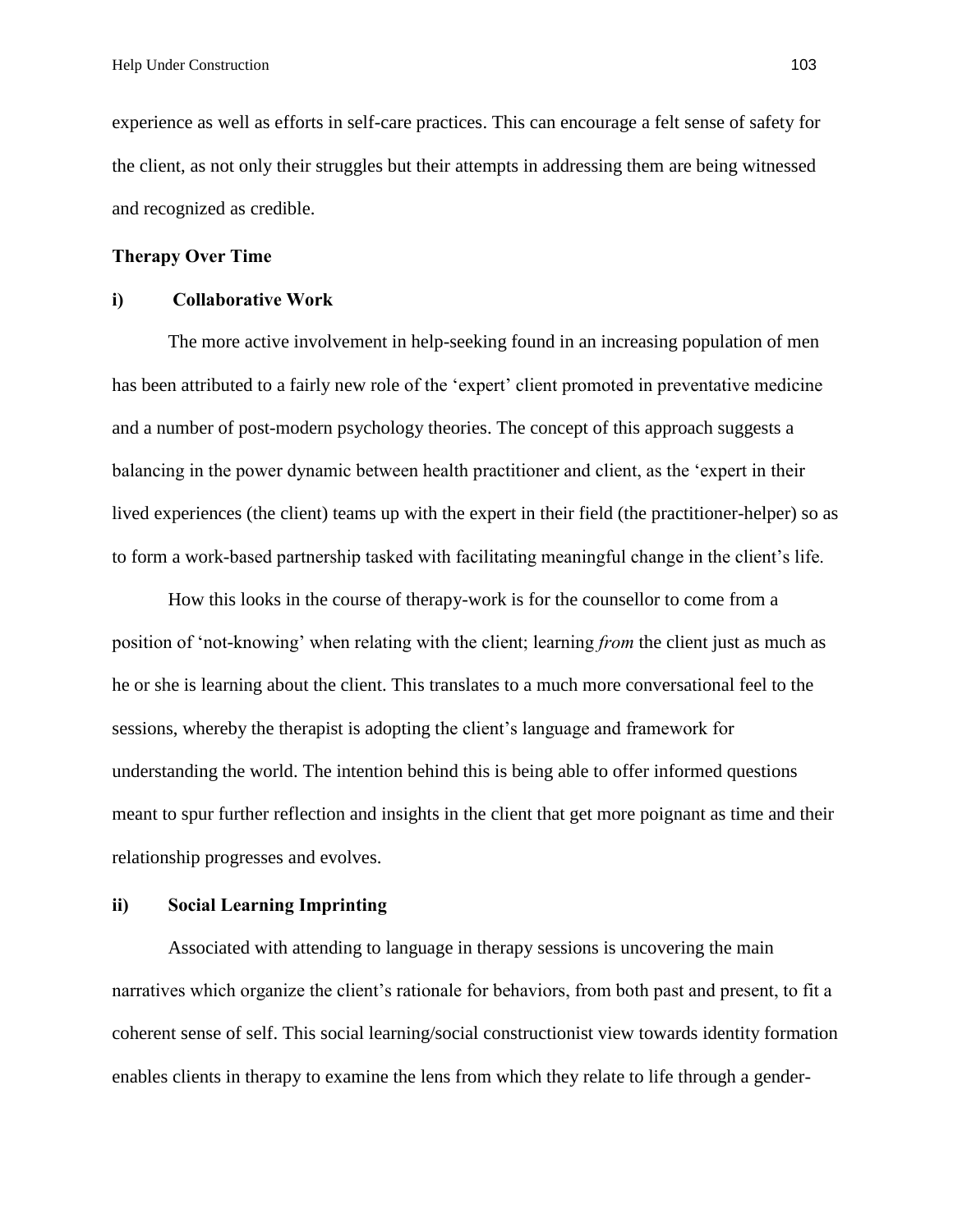experience as well as efforts in self-care practices. This can encourage a felt sense of safety for the client, as not only their struggles but their attempts in addressing them are being witnessed and recognized as credible.

**Therapy Over Time**

**i) Collaborative Work**

The more active involvement in help-seeking found in an increasing population of men has been attributed to a fairly new role of the 'expert' client promoted in preventative medicine and a number of post-modern psychology theories. The concept of this approach suggests a balancing in the power dynamic between health practitioner and client, as the 'expert in their lived experiences (the client) teams up with the expert in their field (the practitioner-helper) so as to form a work-based partnership tasked with facilitating meaningful change in the client's life.

How this looks in the course of therapy-work is for the counsellor to come from a position of 'not-knowing' when relating with the client; learning *from* the client just as much as he or she is learning about the client. This translates to a much more conversational feel to the sessions, whereby the therapist is adopting the client's language and framework for understanding the world. The intention behind this is being able to offer informed questions meant to spur further reflection and insights in the client that get more poignant as time and their relationship progresses and evolves.

**ii) Social Learning Imprinting**

Associated with attending to language in therapy sessions is uncovering the main narratives which organize the client's rationale for behaviors, from both past and present, to fit a coherent sense of self. This social learning/social constructionist view towards identity formation enables clients in therapy to examine the lens from which they relate to life through a gender-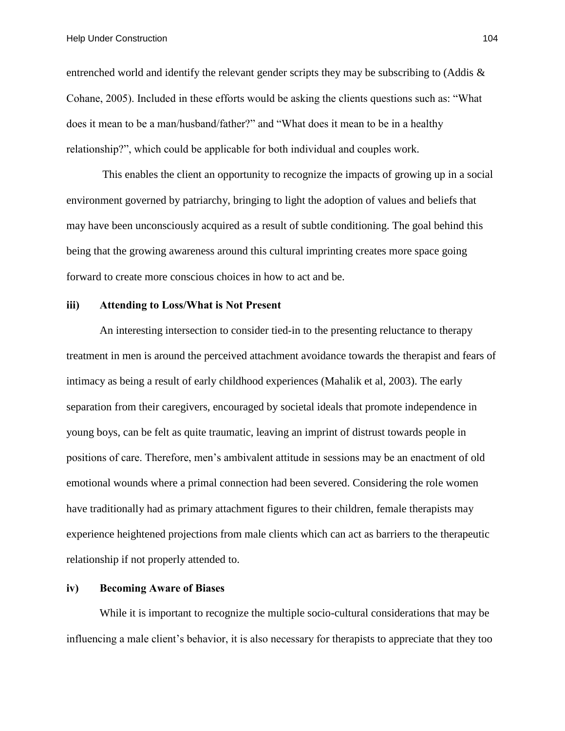entrenched world and identify the relevant gender scripts they may be subscribing to (Addis & Cohane, 2005). Included in these efforts would be asking the clients questions such as: "What does it mean to be a man/husband/father?" and "What does it mean to be in a healthy relationship?", which could be applicable for both individual and couples work.

This enables the client an opportunity to recognize the impacts of growing up in a social environment governed by patriarchy, bringing to light the adoption of values and beliefs that may have been unconsciously acquired as a result of subtle conditioning. The goal behind this being that the growing awareness around this cultural imprinting creates more space going forward to create more conscious choices in how to act and be.

**iii) Attending to Loss/What is Not Present**

An interesting intersection to consider tied-in to the presenting reluctance to therapy treatment in men is around the perceived attachment avoidance towards the therapist and fears of intimacy as being a result of early childhood experiences (Mahalik et al, 2003). The early separation from their caregivers, encouraged by societal ideals that promote independence in young boys, can be felt as quite traumatic, leaving an imprint of distrust towards people in positions of care. Therefore, men's ambivalent attitude in sessions may be an enactment of old emotional wounds where a primal connection had been severed. Considering the role women have traditionally had as primary attachment figures to their children, female therapists may experience heightened projections from male clients which can act as barriers to the therapeutic relationship if not properly attended to.

**iv) Becoming Aware of Biases**

While it is important to recognize the multiple socio-cultural considerations that may be influencing a male client's behavior, it is also necessary for therapists to appreciate that they too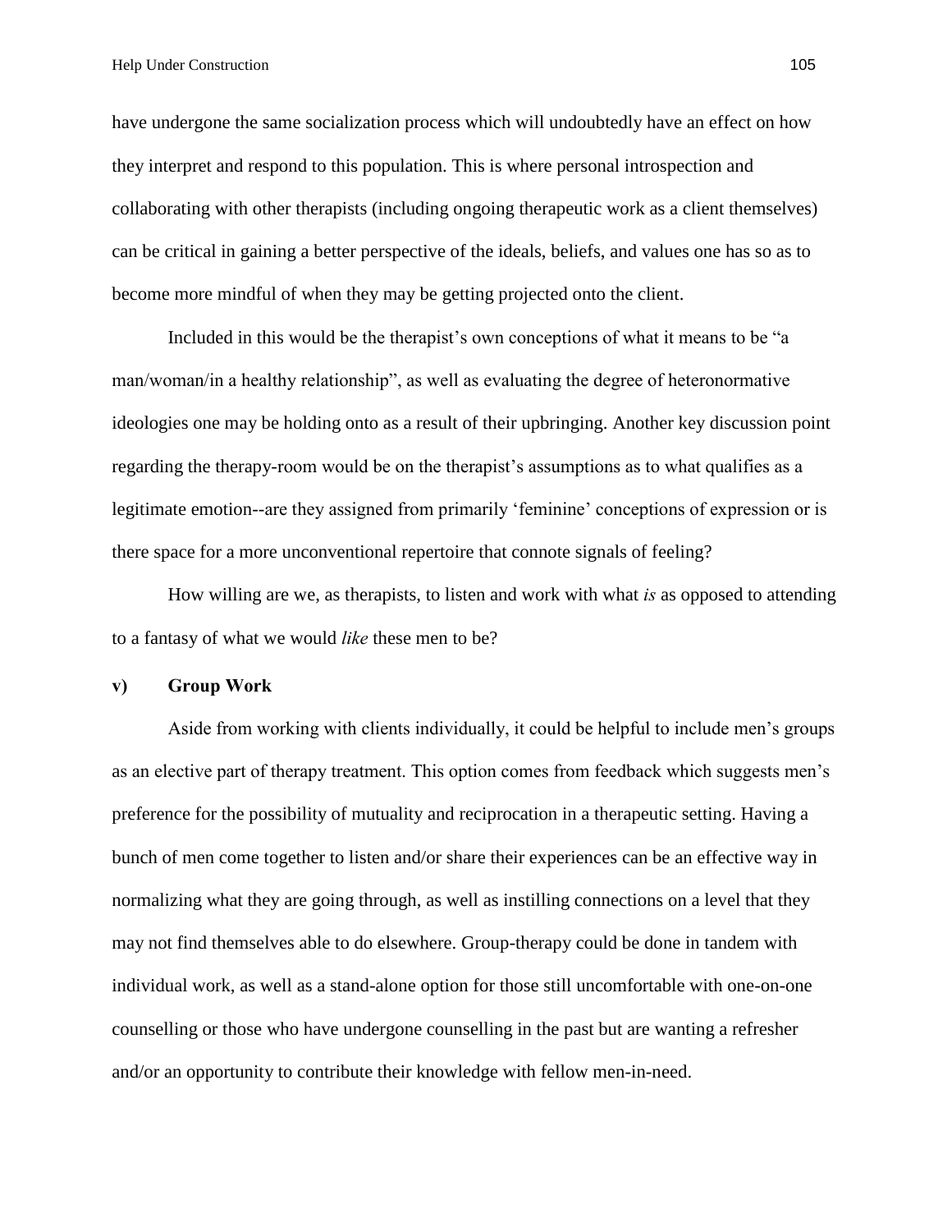have undergone the same socialization process which will undoubtedly have an effect on how they interpret and respond to this population. This is where personal introspection and collaborating with other therapists (including ongoing therapeutic work as a client themselves) can be critical in gaining a better perspective of the ideals, beliefs, and values one has so as to become more mindful of when they may be getting projected onto the client.

Included in this would be the therapist's own conceptions of what it means to be "a man/woman/in a healthy relationship", as well as evaluating the degree of heteronormative ideologies one may be holding onto as a result of their upbringing. Another key discussion point regarding the therapy-room would be on the therapist's assumptions as to what qualifies as a legitimate emotion--are they assigned from primarily 'feminine' conceptions of expression or is there space for a more unconventional repertoire that connote signals of feeling?

How willing are we, as therapists, to listen and work with what *is* as opposed to attending to a fantasy of what we would *like* these men to be?

**v) Group Work**

Aside from working with clients individually, it could be helpful to include men's groups as an elective part of therapy treatment. This option comes from feedback which suggests men's preference for the possibility of mutuality and reciprocation in a therapeutic setting. Having a bunch of men come together to listen and/or share their experiences can be an effective way in normalizing what they are going through, as well as instilling connections on a level that they may not find themselves able to do elsewhere. Group-therapy could be done in tandem with individual work, as well as a stand-alone option for those still uncomfortable with one-on-one counselling or those who have undergone counselling in the past but are wanting a refresher and/or an opportunity to contribute their knowledge with fellow men-in-need.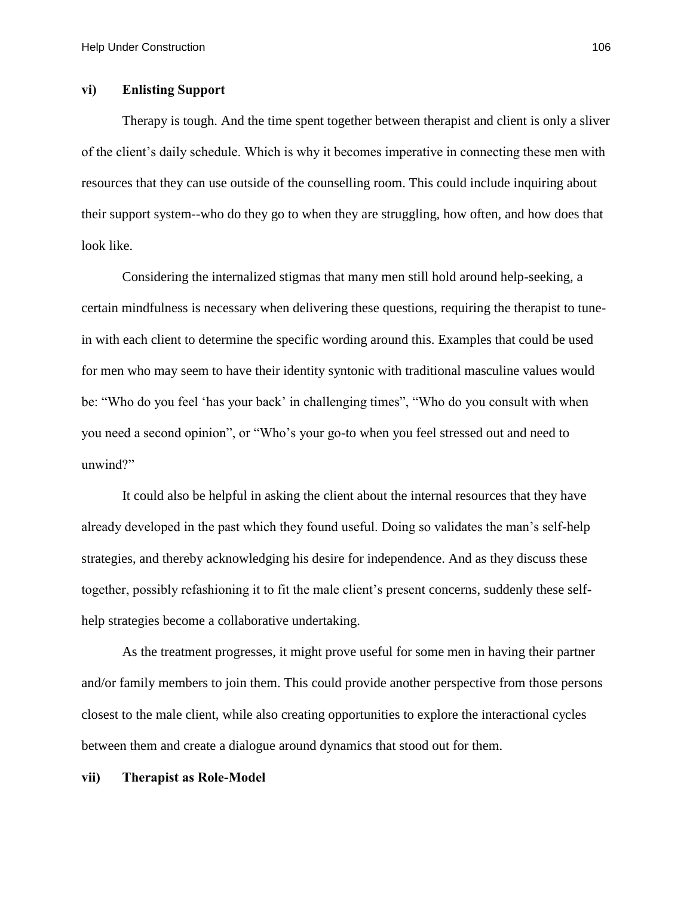### vi) Enlisting Support

Therapy is tough. And the time spent together between therapist and client is only a sliver of the client's daily schedule. Which is why it becomes imperative in connecting these men with resources that they can use outside of the counselling room. This could include inquiring about their support system--who do they go to when they are struggling, how often, and how does that look like.

Considering the internalized stigmas that many men still hold around help-seeking, a certain mindfulness is necessary when delivering these questions, requiring the therapist to tune-in with each client to determine the specific wording around this. Examples that could be used for men who may seem to have their identity syntonic with traditional masculine values would be: "Who do you feel 'has your back' in challenging times", "Who do you consult with when you need a second opinion", or "Who's your go-to when you feel stressed out and need to unwind?"

It could also be helpful in asking the client about the internal resources that they have already developed in the past which they found useful. Doing so validates the man's self-help strategies, and thereby acknowledging his desire for independence. And as they discuss these together, possibly refashioning it to fit the male client's present concerns, suddenly these self-help strategies become a collaborative undertaking.

As the treatment progresses, it might prove useful for some men in having their partner and/or family members to join them. This could provide another perspective from those persons closest to the male client, while also creating opportunities to explore the interactional cycles between them and create a dialogue around dynamics that stood out for them.

### vii) Therapist as Role-Model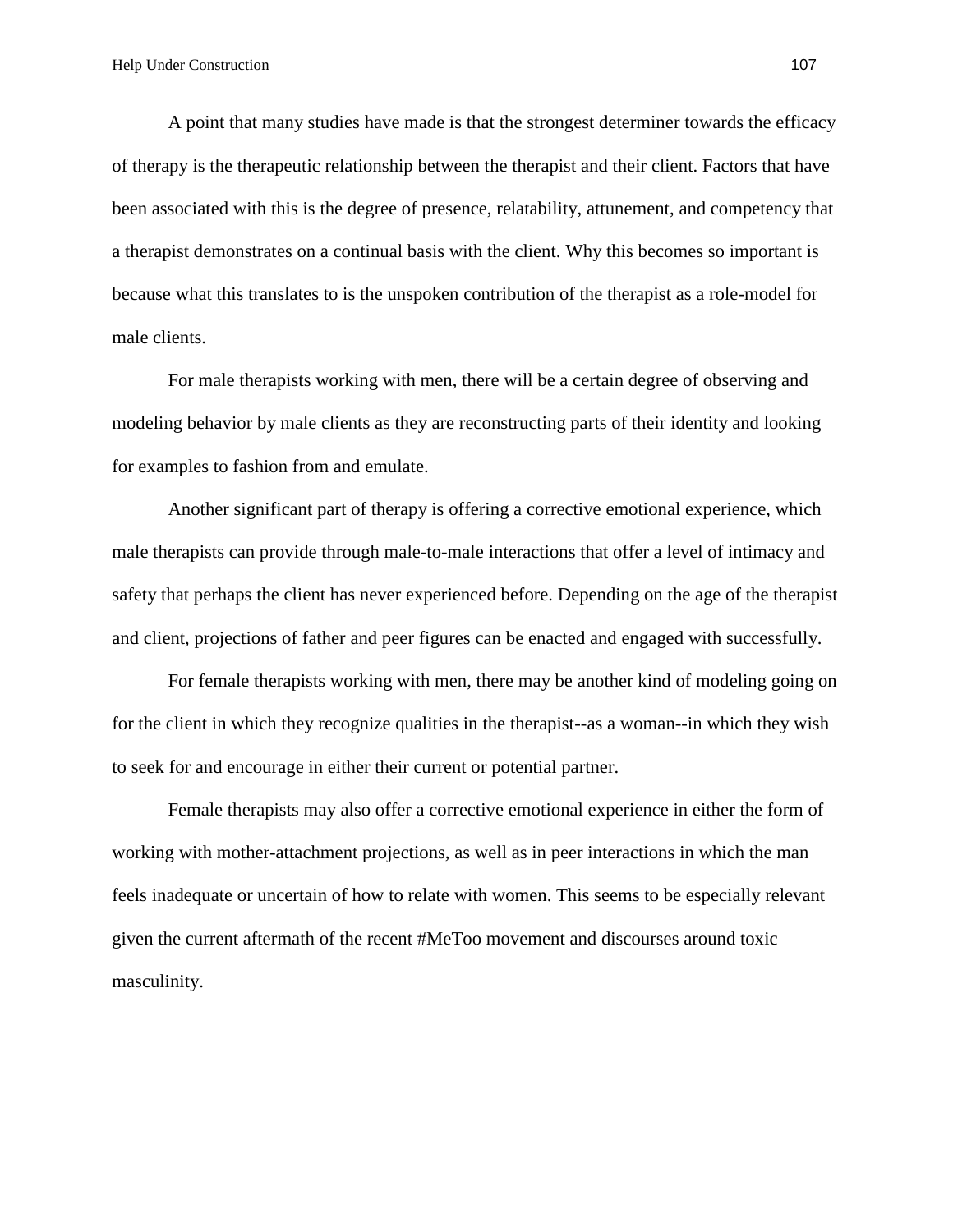A point that many studies have made is that the strongest determiner towards the efficacy of therapy is the therapeutic relationship between the therapist and their client. Factors that have been associated with this is the degree of presence, relatability, attunement, and competency that a therapist demonstrates on a continual basis with the client. Why this becomes so important is because what this translates to is the unspoken contribution of the therapist as a role-model for male clients.

For male therapists working with men, there will be a certain degree of observing and modeling behavior by male clients as they are reconstructing parts of their identity and looking for examples to fashion from and emulate.

Another significant part of therapy is offering a corrective emotional experience, which male therapists can provide through male-to-male interactions that offer a level of intimacy and safety that perhaps the client has never experienced before. Depending on the age of the therapist and client, projections of father and peer figures can be enacted and engaged with successfully.

For female therapists working with men, there may be another kind of modeling going on for the client in which they recognize qualities in the therapist--as a woman--in which they wish to seek for and encourage in either their current or potential partner.

Female therapists may also offer a corrective emotional experience in either the form of working with mother-attachment projections, as well as in peer interactions in which the man feels inadequate or uncertain of how to relate with women. This seems to be especially relevant given the current aftermath of the recent #MeToo movement and discourses around toxic masculinity.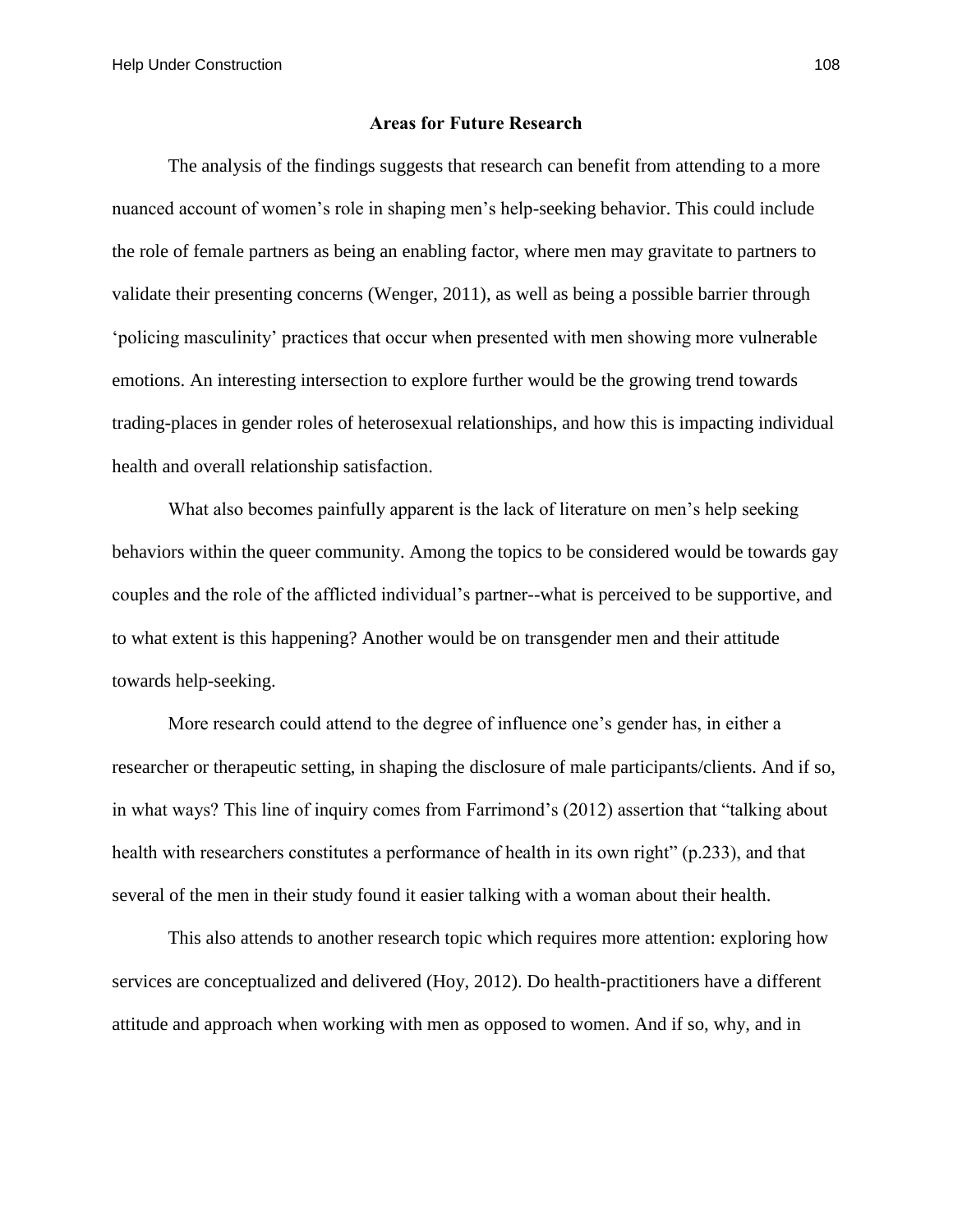## Areas for Future Research

The analysis of the findings suggests that research can benefit from attending to a more nuanced account of women's role in shaping men's help-seeking behavior. This could include the role of female partners as being an enabling factor, where men may gravitate to partners to validate their presenting concerns (Wenger, 2011), as well as being a possible barrier through 'policing masculinity' practices that occur when presented with men showing more vulnerable emotions. An interesting intersection to explore further would be the growing trend towards trading-places in gender roles of heterosexual relationships, and how this is impacting individual health and overall relationship satisfaction.

What also becomes painfully apparent is the lack of literature on men's help seeking behaviors within the queer community. Among the topics to be considered would be towards gay couples and the role of the afflicted individual's partner--what is perceived to be supportive, and to what extent is this happening? Another would be on transgender men and their attitude towards help-seeking.

More research could attend to the degree of influence one's gender has, in either a researcher or therapeutic setting, in shaping the disclosure of male participants/clients. And if so, in what ways? This line of inquiry comes from Farrimond's (2012) assertion that "talking about health with researchers constitutes a performance of health in its own right" (p.233), and that several of the men in their study found it easier talking with a woman about their health.

This also attends to another research topic which requires more attention: exploring how services are conceptualized and delivered (Hoy, 2012). Do health-practitioners have a different attitude and approach when working with men as opposed to women. And if so, why, and in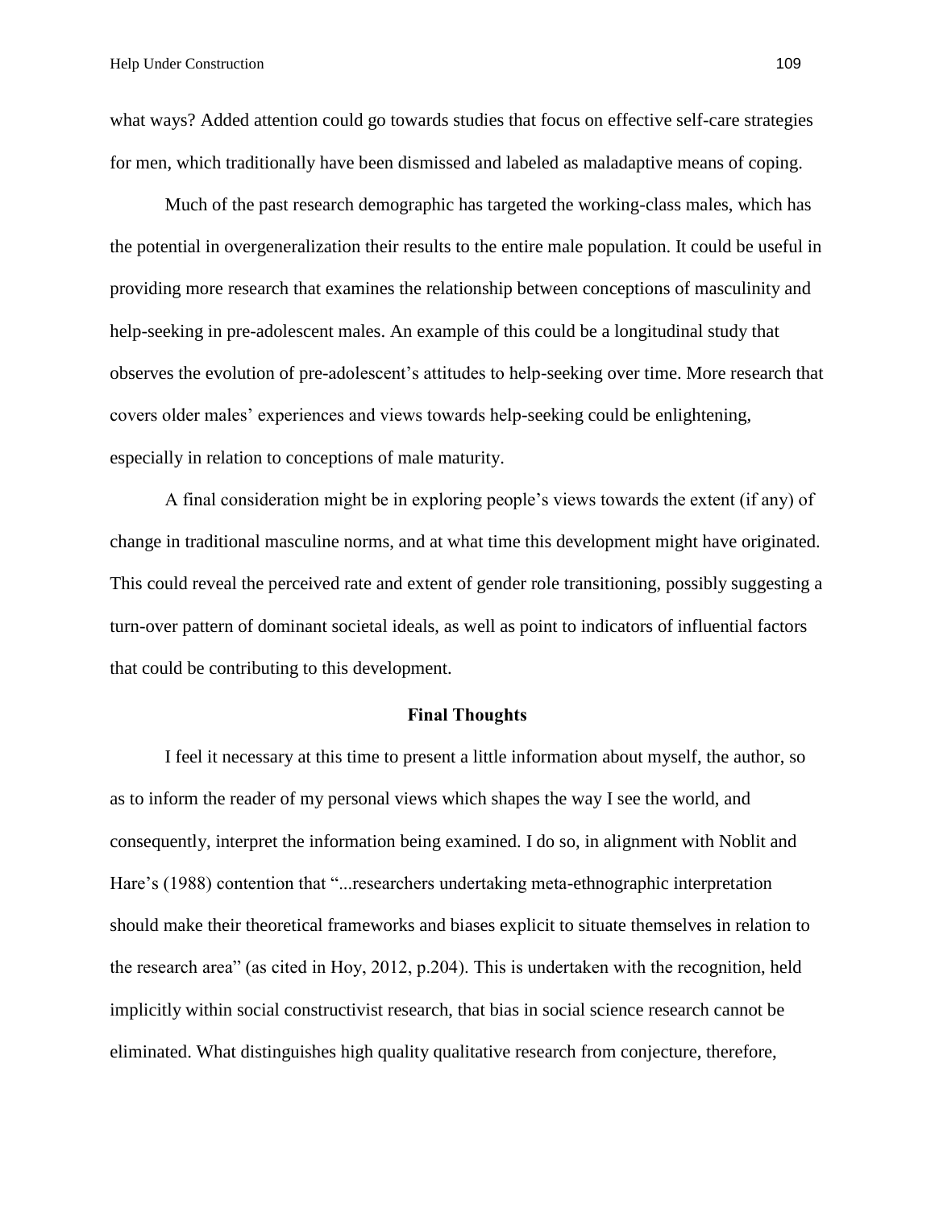what ways? Added attention could go towards studies that focus on effective self-care strategies for men, which traditionally have been dismissed and labeled as maladaptive means of coping.

Much of the past research demographic has targeted the working-class males, which has the potential in overgeneralization their results to the entire male population. It could be useful in providing more research that examines the relationship between conceptions of masculinity and help-seeking in pre-adolescent males. An example of this could be a longitudinal study that observes the evolution of pre-adolescent's attitudes to help-seeking over time. More research that covers older males' experiences and views towards help-seeking could be enlightening, especially in relation to conceptions of male maturity.

A final consideration might be in exploring people's views towards the extent (if any) of change in traditional masculine norms, and at what time this development might have originated. This could reveal the perceived rate and extent of gender role transitioning, possibly suggesting a turn-over pattern of dominant societal ideals, as well as point to indicators of influential factors that could be contributing to this development.

## Final Thoughts

I feel it necessary at this time to present a little information about myself, the author, so as to inform the reader of my personal views which shapes the way I see the world, and consequently, interpret the information being examined. I do so, in alignment with Noblit and Hare's (1988) contention that "...researchers undertaking meta-ethnographic interpretation should make their theoretical frameworks and biases explicit to situate themselves in relation to the research area" (as cited in Hoy, 2012, p.204). This is undertaken with the recognition, held implicitly within social constructivist research, that bias in social science research cannot be eliminated. What distinguishes high quality qualitative research from conjecture, therefore,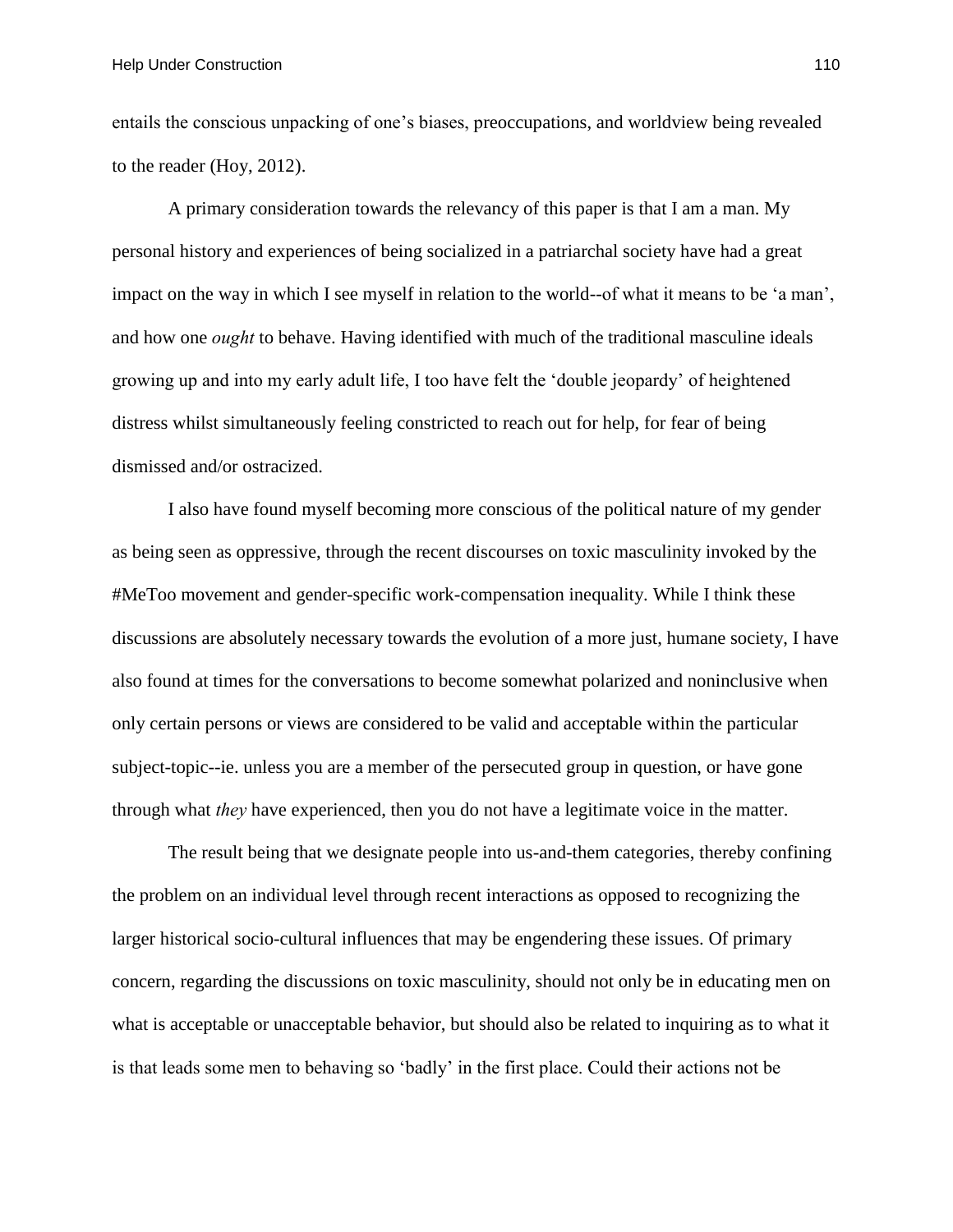entails the conscious unpacking of one's biases, preoccupations, and worldview being revealed to the reader (Hoy, 2012).

A primary consideration towards the relevancy of this paper is that I am a man. My personal history and experiences of being socialized in a patriarchal society have had a great impact on the way in which I see myself in relation to the world--of what it means to be 'a man', and how one *ought* to behave. Having identified with much of the traditional masculine ideals growing up and into my early adult life, I too have felt the 'double jeopardy' of heightened distress whilst simultaneously feeling constricted to reach out for help, for fear of being dismissed and/or ostracized.

I also have found myself becoming more conscious of the political nature of my gender as being seen as oppressive, through the recent discourses on toxic masculinity invoked by the #MeToo movement and gender-specific work-compensation inequality. While I think these discussions are absolutely necessary towards the evolution of a more just, humane society, I have also found at times for the conversations to become somewhat polarized and noninclusive when only certain persons or views are considered to be valid and acceptable within the particular subject-topic--ie. unless you are a member of the persecuted group in question, or have gone through what *they* have experienced, then you do not have a legitimate voice in the matter.

The result being that we designate people into us-and-them categories, thereby confining the problem on an individual level through recent interactions as opposed to recognizing the larger historical socio-cultural influences that may be engendering these issues. Of primary concern, regarding the discussions on toxic masculinity, should not only be in educating men on what is acceptable or unacceptable behavior, but should also be related to inquiring as to what it is that leads some men to behaving so 'badly' in the first place. Could their actions not be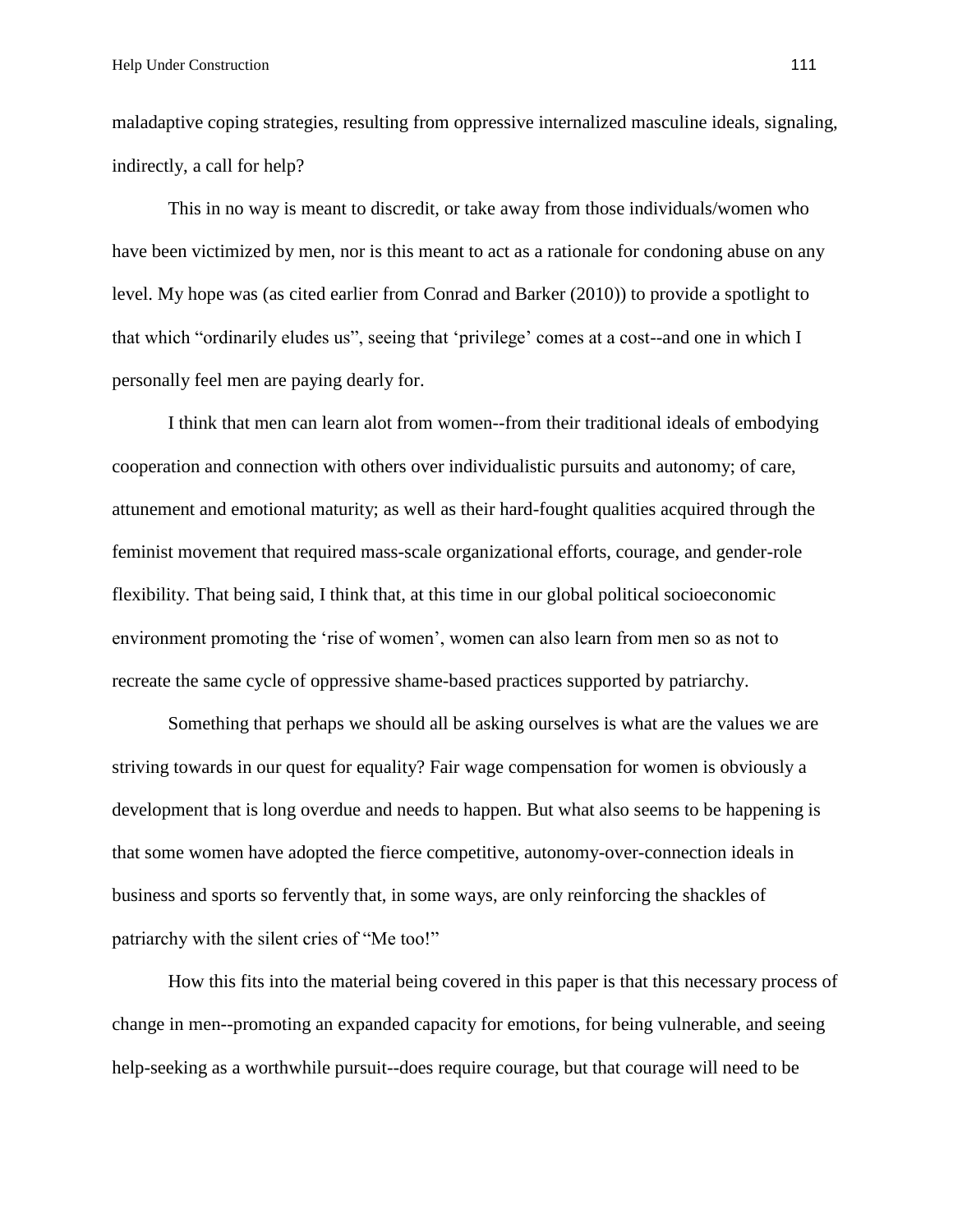maladaptive coping strategies, resulting from oppressive internalized masculine ideals, signaling, indirectly, a call for help?

This in no way is meant to discredit, or take away from those individuals/women who have been victimized by men, nor is this meant to act as a rationale for condoning abuse on any level. My hope was (as cited earlier from Conrad and Barker (2010)) to provide a spotlight to that which "ordinarily eludes us", seeing that 'privilege' comes at a cost--and one in which I personally feel men are paying dearly for.

I think that men can learn alot from women--from their traditional ideals of embodying cooperation and connection with others over individualistic pursuits and autonomy; of care, attunement and emotional maturity; as well as their hard-fought qualities acquired through the feminist movement that required mass-scale organizational efforts, courage, and gender-role flexibility. That being said, I think that, at this time in our global political socioeconomic environment promoting the 'rise of women', women can also learn from men so as not to recreate the same cycle of oppressive shame-based practices supported by patriarchy.

Something that perhaps we should all be asking ourselves is what are the values we are striving towards in our quest for equality? Fair wage compensation for women is obviously a development that is long overdue and needs to happen. But what also seems to be happening is that some women have adopted the fierce competitive, autonomy-over-connection ideals in business and sports so fervently that, in some ways, are only reinforcing the shackles of patriarchy with the silent cries of "Me too!"

How this fits into the material being covered in this paper is that this necessary process of change in men--promoting an expanded capacity for emotions, for being vulnerable, and seeing help-seeking as a worthwhile pursuit--does require courage, but that courage will need to be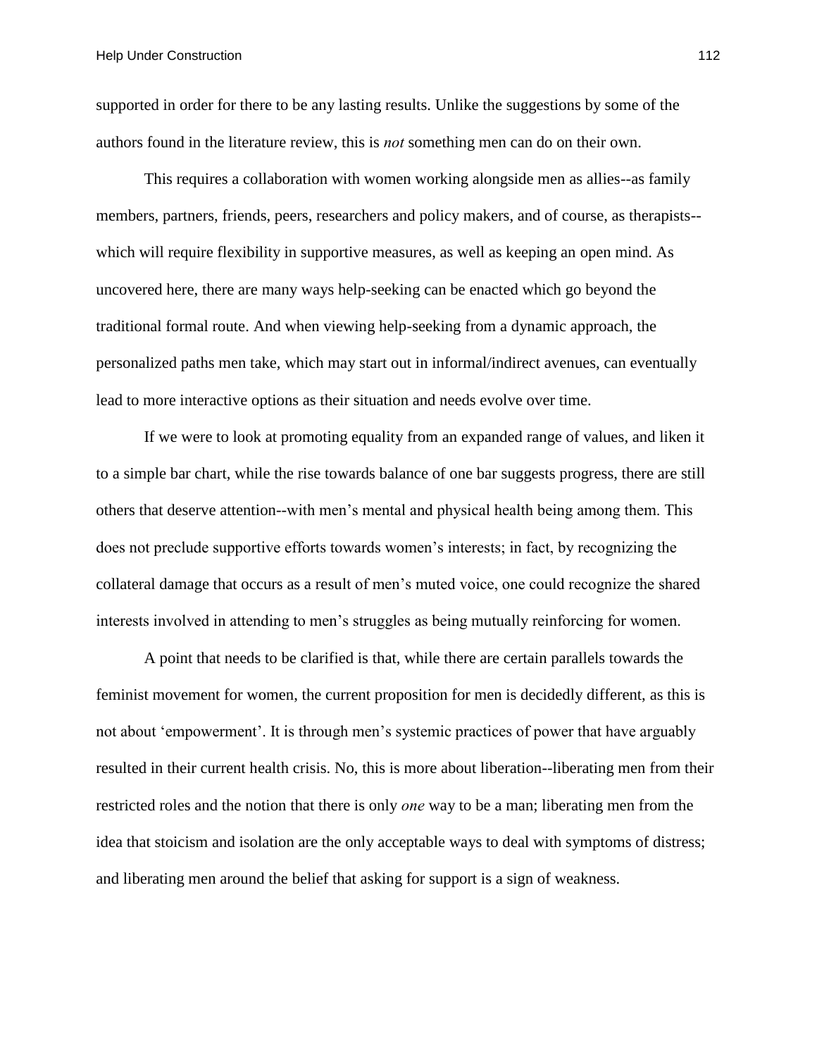supported in order for there to be any lasting results. Unlike the suggestions by some of the authors found in the literature review, this is *not* something men can do on their own.

This requires a collaboration with women working alongside men as allies--as family members, partners, friends, peers, researchers and policy makers, and of course, as therapists--which will require flexibility in supportive measures, as well as keeping an open mind. As uncovered here, there are many ways help-seeking can be enacted which go beyond the traditional formal route. And when viewing help-seeking from a dynamic approach, the personalized paths men take, which may start out in informal/indirect avenues, can eventually lead to more interactive options as their situation and needs evolve over time.

If we were to look at promoting equality from an expanded range of values, and liken it to a simple bar chart, while the rise towards balance of one bar suggests progress, there are still others that deserve attention--with men's mental and physical health being among them. This does not preclude supportive efforts towards women's interests; in fact, by recognizing the collateral damage that occurs as a result of men's muted voice, one could recognize the shared interests involved in attending to men's struggles as being mutually reinforcing for women.

A point that needs to be clarified is that, while there are certain parallels towards the feminist movement for women, the current proposition for men is decidedly different, as this is not about 'empowerment'. It is through men's systemic practices of power that have arguably resulted in their current health crisis. No, this is more about liberation--liberating men from their restricted roles and the notion that there is only *one* way to be a man; liberating men from the idea that stoicism and isolation are the only acceptable ways to deal with symptoms of distress; and liberating men around the belief that asking for support is a sign of weakness.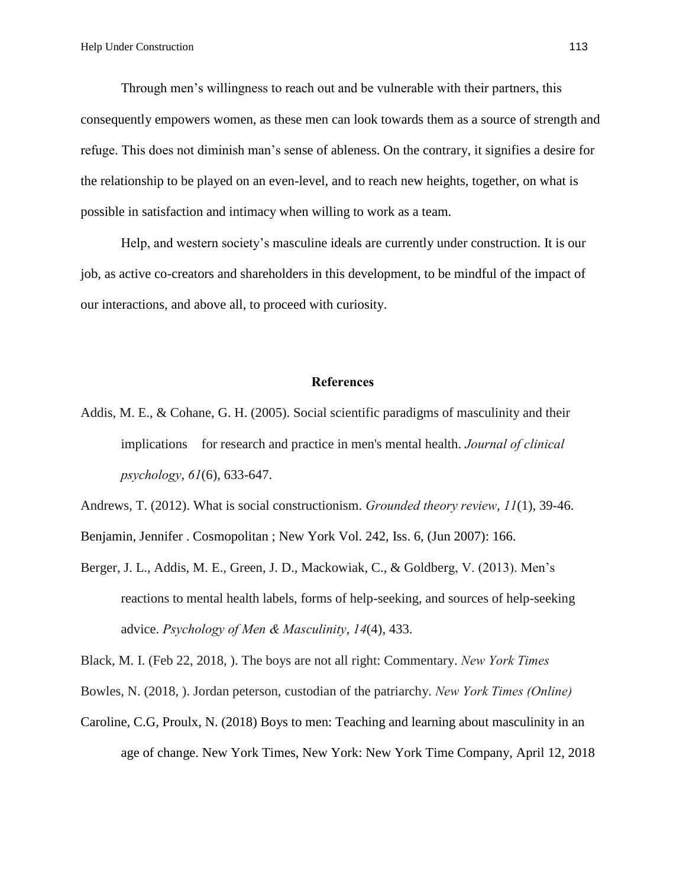Through men's willingness to reach out and be vulnerable with their partners, this consequently empowers women, as these men can look towards them as a source of strength and refuge. This does not diminish man's sense of ableness. On the contrary, it signifies a desire for the relationship to be played on an even-level, and to reach new heights, together, on what is possible in satisfaction and intimacy when willing to work as a team.

Help, and western society's masculine ideals are currently under construction. It is our job, as active co-creators and shareholders in this development, to be mindful of the impact of our interactions, and above all, to proceed with curiosity.

## References

Addis, M. E., & Cohane, G. H. (2005). Social scientific paradigms of masculinity and their implications for research and practice in men's mental health. *Journal of clinical psychology*, *61*(6), 633-647.

Andrews, T. (2012). What is social constructionism. *Grounded theory review*, *11*(1), 39-46.

Benjamin, Jennifer . Cosmopolitan ; New York Vol. 242, Iss. 6, (Jun 2007): 166.

Berger, J. L., Addis, M. E., Green, J. D., Mackowiak, C., & Goldberg, V. (2013). Men's reactions to mental health labels, forms of help-seeking, and sources of help-seeking advice. *Psychology of Men & Masculinity*, *14*(4), 433.

Black, M. I. (Feb 22, 2018, ). The boys are not all right: Commentary. *New York Times*

Bowles, N. (2018, ). Jordan peterson, custodian of the patriarchy. *New York Times (Online)*

Caroline, C.G, Proulx, N. (2018) Boys to men: Teaching and learning about masculinity in an age of change. New York Times, New York: New York Time Company, April 12, 2018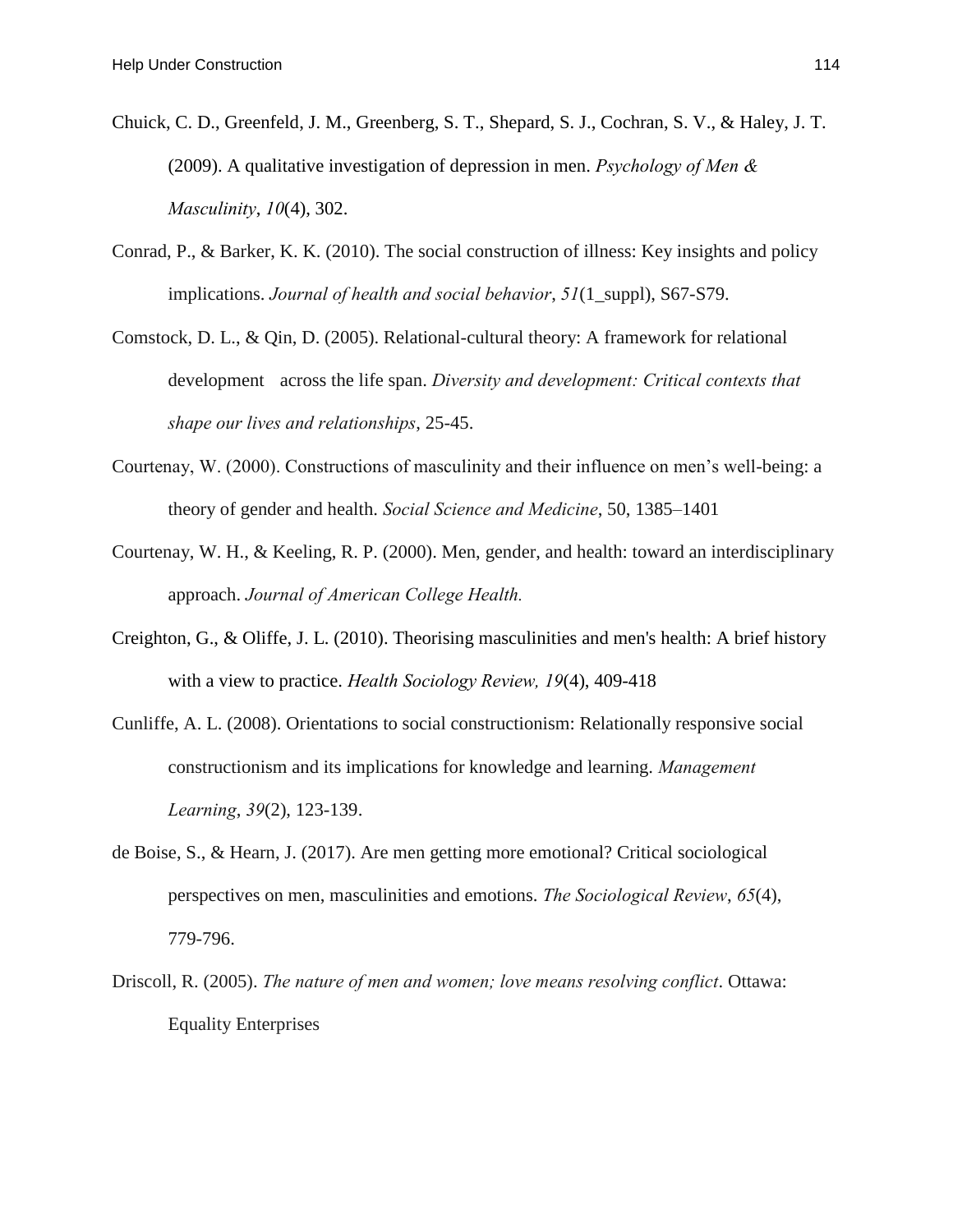Chuick, C. D., Greenfeld, J. M., Greenberg, S. T., Shepard, S. J., Cochran, S. V., & Haley, J. T. (2009). A qualitative investigation of depression in men. *Psychology of Men & Masculinity*, *10*(4), 302.

Conrad, P., & Barker, K. K. (2010). The social construction of illness: Key insights and policy implications. *Journal of health and social behavior*, *51*(1_suppl), S67-S79.

Comstock, D. L., & Qin, D. (2005). Relational-cultural theory: A framework for relational development across the life span. *Diversity and development: Critical contexts that shape our lives and relationships*, 25-45.

Courtenay, W. (2000). Constructions of masculinity and their influence on men's well-being: a theory of gender and health. *Social Science and Medicine*, 50, 1385–1401

Courtenay, W. H., & Keeling, R. P. (2000). Men, gender, and health: toward an interdisciplinary approach. *Journal of American College Health.*

Creighton, G., & Oliffe, J. L. (2010). Theorising masculinities and men's health: A brief history with a view to practice. *Health Sociology Review, 19*(4), 409-418

Cunliffe, A. L. (2008). Orientations to social constructionism: Relationally responsive social constructionism and its implications for knowledge and learning. *Management Learning*, *39*(2), 123-139.

de Boise, S., & Hearn, J. (2017). Are men getting more emotional? Critical sociological perspectives on men, masculinities and emotions. *The Sociological Review*, *65*(4), 779-796.

Driscoll, R. (2005). *The nature of men and women; love means resolving conflict*. Ottawa: Equality Enterprises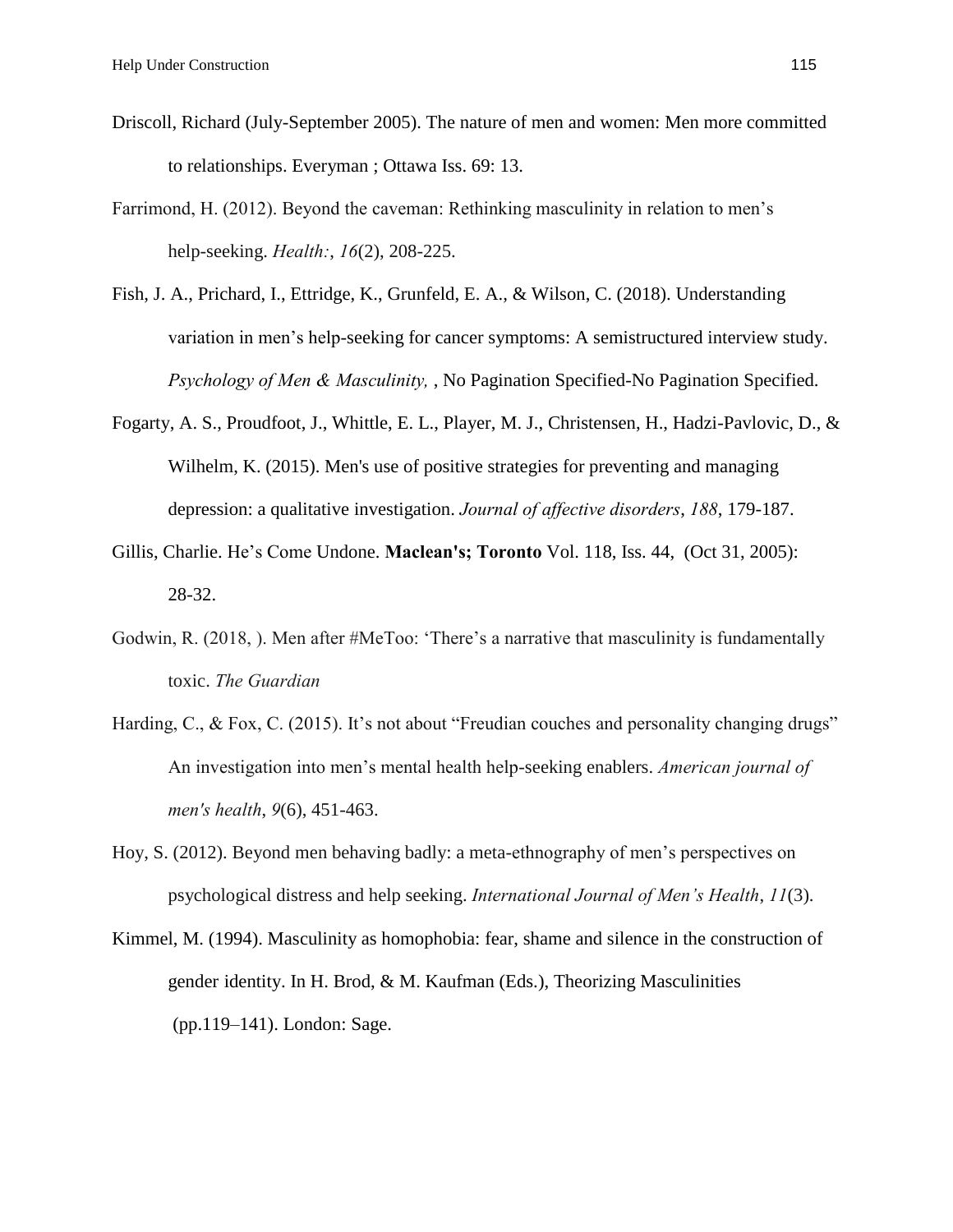Driscoll, Richard (July-September 2005). The nature of men and women: Men more committed to relationships. Everyman ; Ottawa Iss. 69: 13.

Farrimond, H. (2012). Beyond the caveman: Rethinking masculinity in relation to men's help-seeking. *Health:*, *16*(2), 208-225.

Fish, J. A., Prichard, I., Ettridge, K., Grunfeld, E. A., & Wilson, C. (2018). Understanding variation in men's help-seeking for cancer symptoms: A semistructured interview study. *Psychology of Men & Masculinity,* , No Pagination Specified-No Pagination Specified.

Fogarty, A. S., Proudfoot, J., Whittle, E. L., Player, M. J., Christensen, H., Hadzi-Pavlovic, D., & Wilhelm, K. (2015). Men's use of positive strategies for preventing and managing depression: a qualitative investigation. *Journal of affective disorders*, *188*, 179-187.

Gillis, Charlie. He's Come Undone. **Maclean's; Toronto** Vol. 118, Iss. 44, (Oct 31, 2005): 28-32.

Godwin, R. (2018, ). Men after #MeToo: 'There's a narrative that masculinity is fundamentally toxic. *The Guardian*

Harding, C., & Fox, C. (2015). It's not about "Freudian couches and personality changing drugs" An investigation into men's mental health help-seeking enablers. *American journal of men's health*, *9*(6), 451-463.

Hoy, S. (2012). Beyond men behaving badly: a meta-ethnography of men's perspectives on psychological distress and help seeking. *International Journal of Men's Health*, *11*(3).

Kimmel, M. (1994). Masculinity as homophobia: fear, shame and silence in the construction of gender identity. In H. Brod, & M. Kaufman (Eds.), Theorizing Masculinities (pp.119–141). London: Sage.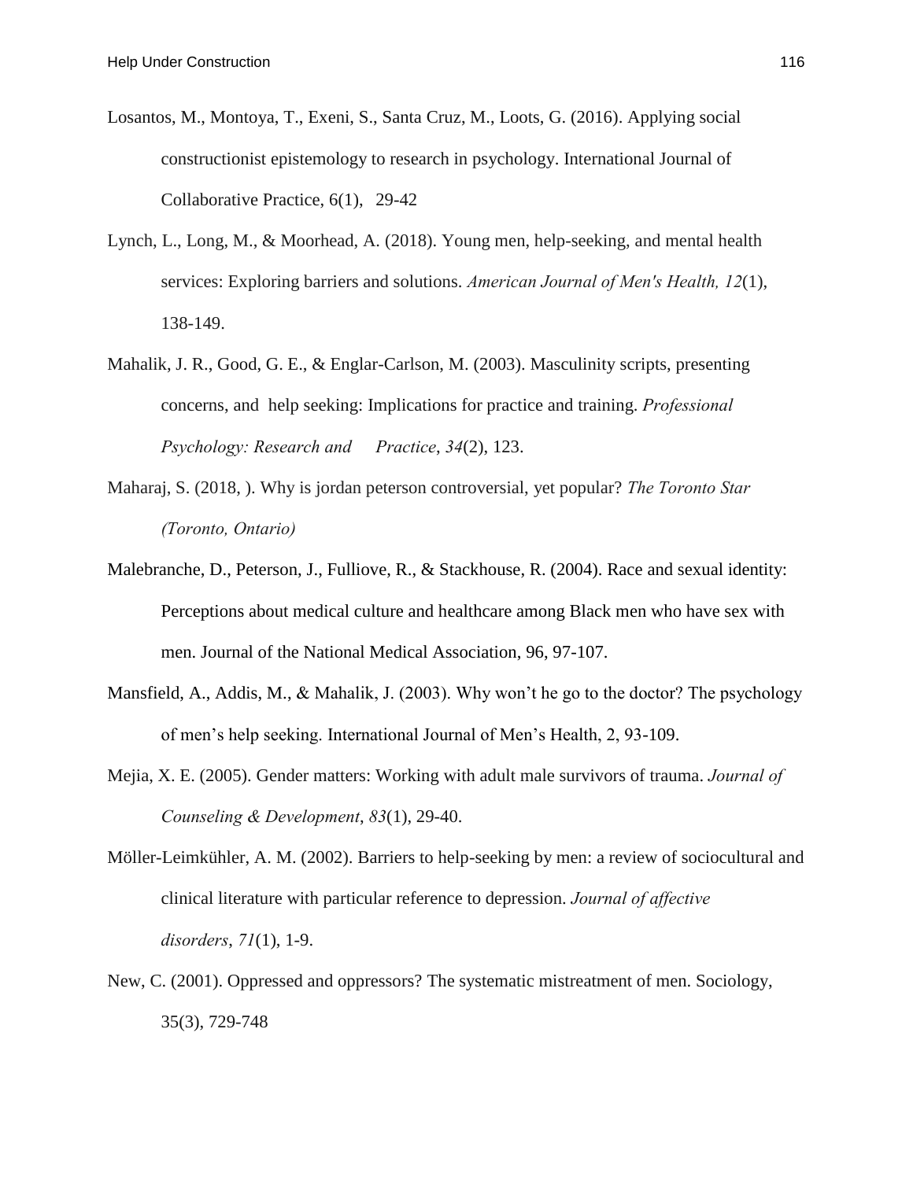Losantos, M., Montoya, T., Exeni, S., Santa Cruz, M., Loots, G. (2016). Applying social constructionist epistemology to research in psychology. International Journal of Collaborative Practice, 6(1), 29-42

Lynch, L., Long, M., & Moorhead, A. (2018). Young men, help-seeking, and mental health services: Exploring barriers and solutions. *American Journal of Men's Health, 12*(1), 138-149.

Mahalik, J. R., Good, G. E., & Englar-Carlson, M. (2003). Masculinity scripts, presenting concerns, and help seeking: Implications for practice and training. *Professional Psychology: Research and Practice*, *34*(2), 123.

Maharaj, S. (2018, ). Why is jordan peterson controversial, yet popular? *The Toronto Star (Toronto, Ontario)*

Malebranche, D., Peterson, J., Fulliove, R., & Stackhouse, R. (2004). Race and sexual identity: Perceptions about medical culture and healthcare among Black men who have sex with men. Journal of the National Medical Association, 96, 97-107.

Mansfield, A., Addis, M., & Mahalik, J. (2003). Why won't he go to the doctor? The psychology of men's help seeking. International Journal of Men's Health, 2, 93-109.

Mejia, X. E. (2005). Gender matters: Working with adult male survivors of trauma. *Journal of Counseling & Development*, *83*(1), 29-40.

Möller-Leimkühler, A. M. (2002). Barriers to help-seeking by men: a review of sociocultural and clinical literature with particular reference to depression. *Journal of affective disorders*, *71*(1), 1-9.

New, C. (2001). Oppressed and oppressors? The systematic mistreatment of men. Sociology, 35(3), 729-748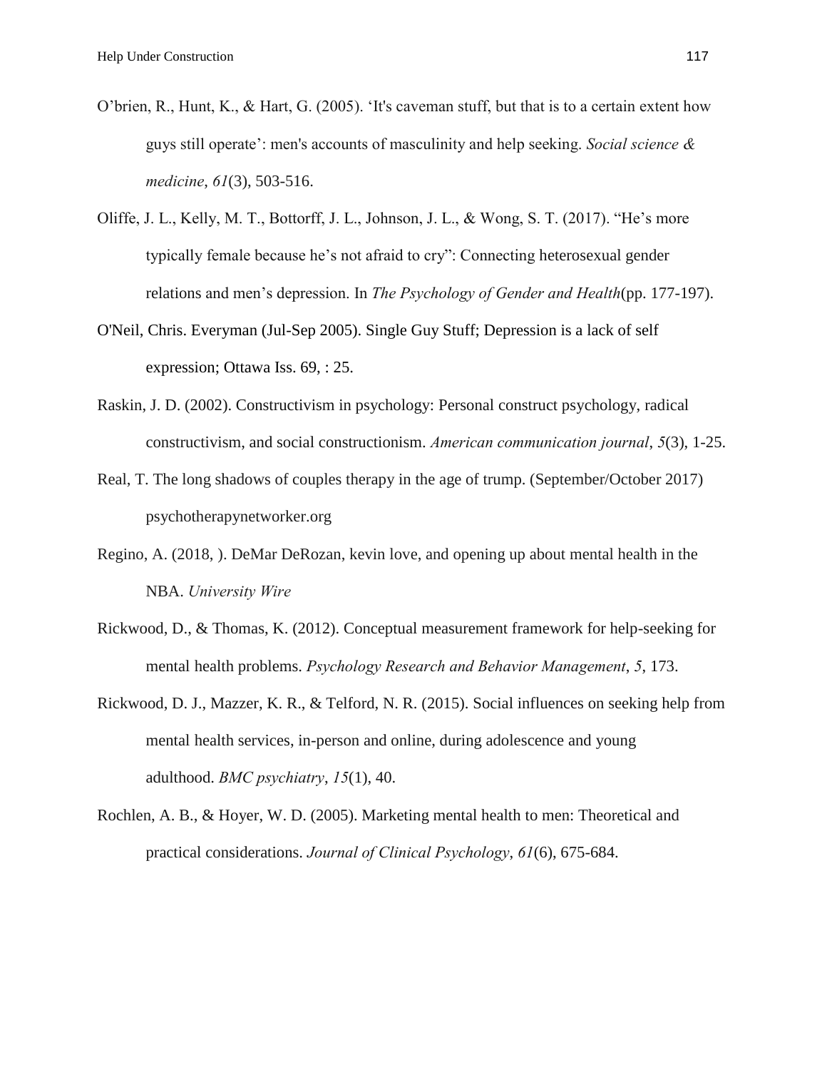O'brien, R., Hunt, K., & Hart, G. (2005). 'It's caveman stuff, but that is to a certain extent how guys still operate': men's accounts of masculinity and help seeking. *Social science & medicine*, *61*(3), 503-516.

Oliffe, J. L., Kelly, M. T., Bottorff, J. L., Johnson, J. L., & Wong, S. T. (2017). "He's more typically female because he's not afraid to cry": Connecting heterosexual gender relations and men's depression. In *The Psychology of Gender and Health*(pp. 177-197).

O'Neil, Chris. Everyman (Jul-Sep 2005). Single Guy Stuff; Depression is a lack of self expression; Ottawa Iss. 69, : 25.

Raskin, J. D. (2002). Constructivism in psychology: Personal construct psychology, radical constructivism, and social constructionism. *American communication journal*, *5*(3), 1-25.

Real, T. The long shadows of couples therapy in the age of trump. (September/October 2017) psychotherapynetworker.org

Regino, A. (2018, ). DeMar DeRozan, kevin love, and opening up about mental health in the NBA. *University Wire*

Rickwood, D., & Thomas, K. (2012). Conceptual measurement framework for help-seeking for mental health problems. *Psychology Research and Behavior Management*, *5*, 173.

Rickwood, D. J., Mazzer, K. R., & Telford, N. R. (2015). Social influences on seeking help from mental health services, in-person and online, during adolescence and young adulthood. *BMC psychiatry*, *15*(1), 40.

Rochlen, A. B., & Hoyer, W. D. (2005). Marketing mental health to men: Theoretical and practical considerations. *Journal of Clinical Psychology*, *61*(6), 675-684.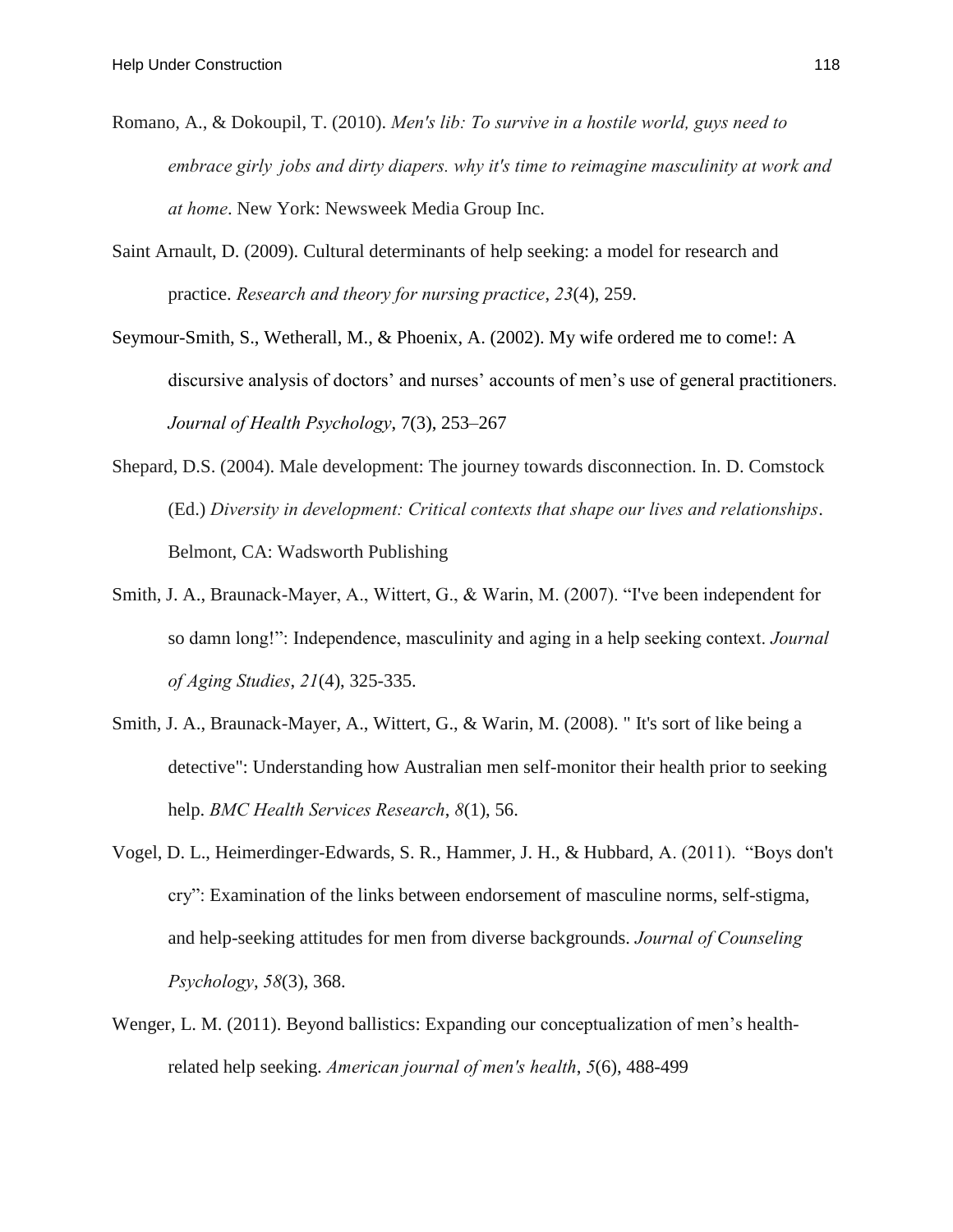Romano, A., & Dokoupil, T. (2010). *Men's lib: To survive in a hostile world, guys need to embrace girly jobs and dirty diapers. why it's time to reimagine masculinity at work and at home*. New York: Newsweek Media Group Inc.

Saint Arnault, D. (2009). Cultural determinants of help seeking: a model for research and practice. *Research and theory for nursing practice*, *23*(4), 259.

Seymour-Smith, S., Wetherall, M., & Phoenix, A. (2002). My wife ordered me to come!: A discursive analysis of doctors' and nurses' accounts of men's use of general practitioners. *Journal of Health Psychology*, 7(3), 253–267

Shepard, D.S. (2004). Male development: The journey towards disconnection. In. D. Comstock (Ed.) *Diversity in development: Critical contexts that shape our lives and relationships*. Belmont, CA: Wadsworth Publishing

Smith, J. A., Braunack-Mayer, A., Wittert, G., & Warin, M. (2007). "I've been independent for so damn long!": Independence, masculinity and aging in a help seeking context. *Journal of Aging Studies*, *21*(4), 325-335.

Smith, J. A., Braunack-Mayer, A., Wittert, G., & Warin, M. (2008). " It's sort of like being a detective": Understanding how Australian men self-monitor their health prior to seeking help. *BMC Health Services Research*, *8*(1), 56.

Vogel, D. L., Heimerdinger-Edwards, S. R., Hammer, J. H., & Hubbard, A. (2011). "Boys don't cry": Examination of the links between endorsement of masculine norms, self-stigma, and help-seeking attitudes for men from diverse backgrounds. *Journal of Counseling Psychology*, *58*(3), 368.

Wenger, L. M. (2011). Beyond ballistics: Expanding our conceptualization of men's health-related help seeking. *American journal of men's health*, *5*(6), 488-499